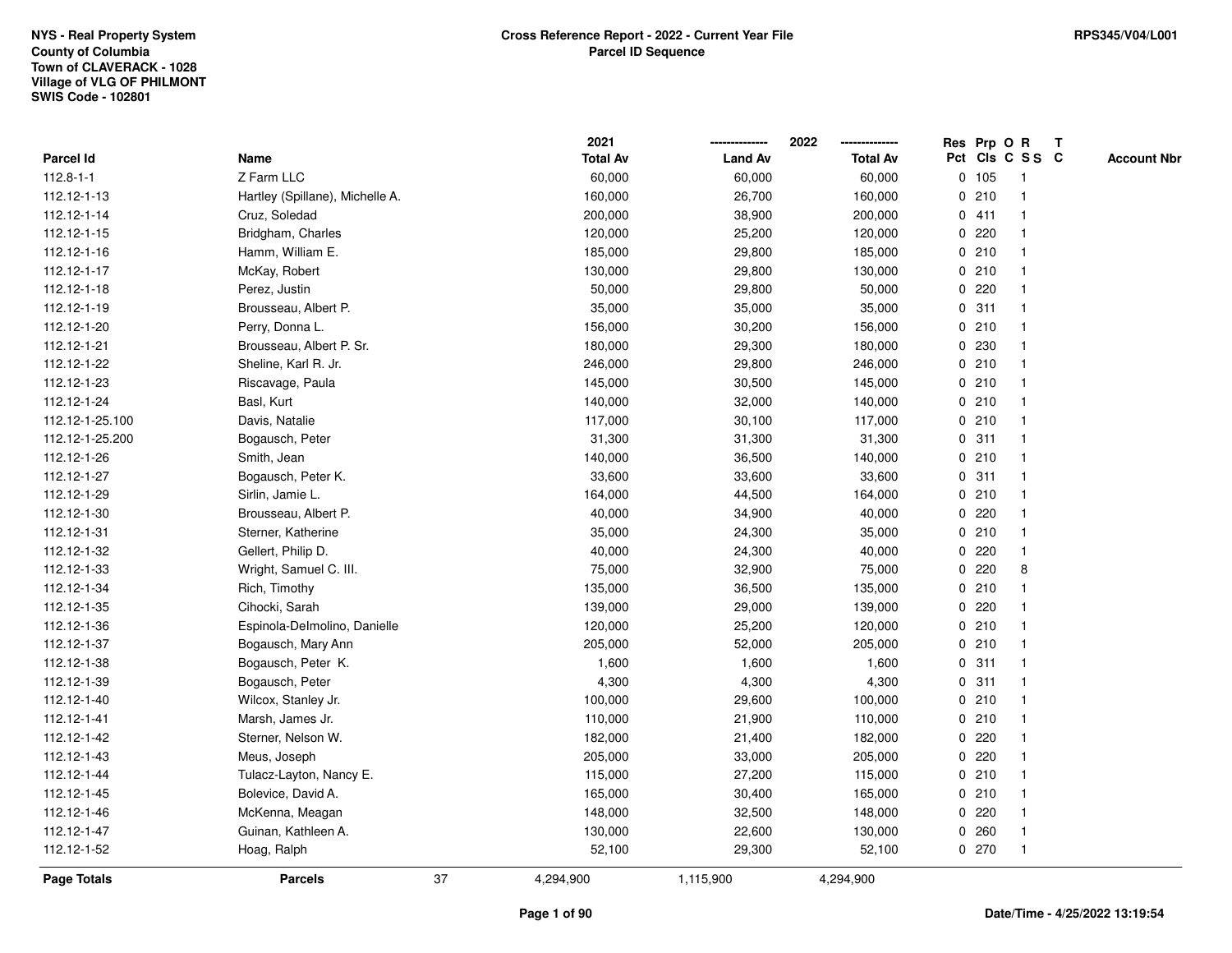NYS - Real Property System
County of Columbia
Town of CLAVERACK - 1028
Village of VLG OF PHILMONT
SWIS Code - 102801

**Cross Reference Report - 2022 - Current Year File**
**Parcel ID Sequence**

RPS345/V04/L001

| Parcel Id | Name | 2021 Total Av | 2022 Land Av | 2022 Total Av | Res Pct | Prp Cls | O C | R S S | T C | Account Nbr |
|---|---|---|---|---|---|---|---|---|---|---|
| 112.8-1-1 | Z Farm LLC | 60,000 | 60,000 | 60,000 | 0 | 105 | | 1 | | |
| 112.12-1-13 | Hartley (Spillane), Michelle A. | 160,000 | 26,700 | 160,000 | 0 | 210 | | 1 | | |
| 112.12-1-14 | Cruz, Soledad | 200,000 | 38,900 | 200,000 | 0 | 411 | | 1 | | |
| 112.12-1-15 | Bridgham, Charles | 120,000 | 25,200 | 120,000 | 0 | 220 | | 1 | | |
| 112.12-1-16 | Hamm, William E. | 185,000 | 29,800 | 185,000 | 0 | 210 | | 1 | | |
| 112.12-1-17 | McKay, Robert | 130,000 | 29,800 | 130,000 | 0 | 210 | | 1 | | |
| 112.12-1-18 | Perez, Justin | 50,000 | 29,800 | 50,000 | 0 | 220 | | 1 | | |
| 112.12-1-19 | Brousseau, Albert P. | 35,000 | 35,000 | 35,000 | 0 | 311 | | 1 | | |
| 112.12-1-20 | Perry, Donna L. | 156,000 | 30,200 | 156,000 | 0 | 210 | | 1 | | |
| 112.12-1-21 | Brousseau, Albert P. Sr. | 180,000 | 29,300 | 180,000 | 0 | 230 | | 1 | | |
| 112.12-1-22 | Sheline, Karl R. Jr. | 246,000 | 29,800 | 246,000 | 0 | 210 | | 1 | | |
| 112.12-1-23 | Riscavage, Paula | 145,000 | 30,500 | 145,000 | 0 | 210 | | 1 | | |
| 112.12-1-24 | Basl, Kurt | 140,000 | 32,000 | 140,000 | 0 | 210 | | 1 | | |
| 112.12-1-25.100 | Davis, Natalie | 117,000 | 30,100 | 117,000 | 0 | 210 | | 1 | | |
| 112.12-1-25.200 | Bogausch, Peter | 31,300 | 31,300 | 31,300 | 0 | 311 | | 1 | | |
| 112.12-1-26 | Smith, Jean | 140,000 | 36,500 | 140,000 | 0 | 210 | | 1 | | |
| 112.12-1-27 | Bogausch, Peter K. | 33,600 | 33,600 | 33,600 | 0 | 311 | | 1 | | |
| 112.12-1-29 | Sirlin, Jamie L. | 164,000 | 44,500 | 164,000 | 0 | 210 | | 1 | | |
| 112.12-1-30 | Brousseau, Albert P. | 40,000 | 34,900 | 40,000 | 0 | 220 | | 1 | | |
| 112.12-1-31 | Sterner, Katherine | 35,000 | 24,300 | 35,000 | 0 | 210 | | 1 | | |
| 112.12-1-32 | Gellert, Philip D. | 40,000 | 24,300 | 40,000 | 0 | 220 | | 1 | | |
| 112.12-1-33 | Wright, Samuel C. III. | 75,000 | 32,900 | 75,000 | 0 | 220 | | 8 | | |
| 112.12-1-34 | Rich, Timothy | 135,000 | 36,500 | 135,000 | 0 | 210 | | 1 | | |
| 112.12-1-35 | Cihocki, Sarah | 139,000 | 29,000 | 139,000 | 0 | 220 | | 1 | | |
| 112.12-1-36 | Espinola-Delmolino, Danielle | 120,000 | 25,200 | 120,000 | 0 | 210 | | 1 | | |
| 112.12-1-37 | Bogausch, Mary Ann | 205,000 | 52,000 | 205,000 | 0 | 210 | | 1 | | |
| 112.12-1-38 | Bogausch, Peter K. | 1,600 | 1,600 | 1,600 | 0 | 311 | | 1 | | |
| 112.12-1-39 | Bogausch, Peter | 4,300 | 4,300 | 4,300 | 0 | 311 | | 1 | | |
| 112.12-1-40 | Wilcox, Stanley Jr. | 100,000 | 29,600 | 100,000 | 0 | 210 | | 1 | | |
| 112.12-1-41 | Marsh, James Jr. | 110,000 | 21,900 | 110,000 | 0 | 210 | | 1 | | |
| 112.12-1-42 | Sterner, Nelson W. | 182,000 | 21,400 | 182,000 | 0 | 220 | | 1 | | |
| 112.12-1-43 | Meus, Joseph | 205,000 | 33,000 | 205,000 | 0 | 220 | | 1 | | |
| 112.12-1-44 | Tulacz-Layton, Nancy E. | 115,000 | 27,200 | 115,000 | 0 | 210 | | 1 | | |
| 112.12-1-45 | Bolevice, David A. | 165,000 | 30,400 | 165,000 | 0 | 210 | | 1 | | |
| 112.12-1-46 | McKenna, Meagan | 148,000 | 32,500 | 148,000 | 0 | 220 | | 1 | | |
| 112.12-1-47 | Guinan, Kathleen A. | 130,000 | 22,600 | 130,000 | 0 | 260 | | 1 | | |
| 112.12-1-52 | Hoag, Ralph | 52,100 | 29,300 | 52,100 | 0 | 270 | | 1 | | |
| **Page Totals** | **Parcels** 37 | 4,294,900 | 1,115,900 | 4,294,900 | | | | | | |

Date/Time - 4/25/2022 13:19:54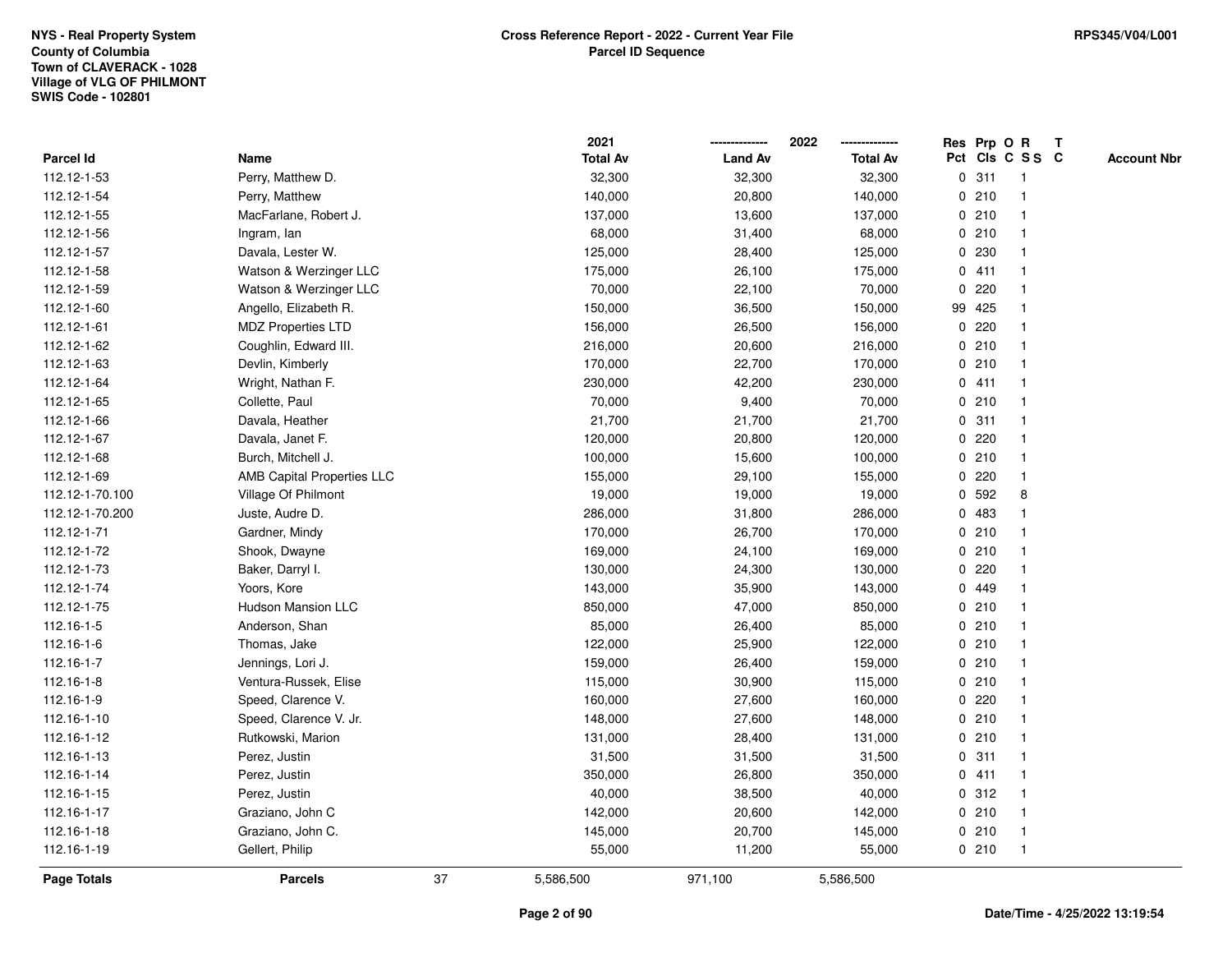NYS - Real Property System
County of Columbia
Town of CLAVERACK - 1028
Village of VLG OF PHILMONT
SWIS Code - 102801

**Cross Reference Report - 2022 - Current Year File**
**Parcel ID Sequence**

RPS345/V04/L001

| Parcel Id | Name | 2021 Total Av | 2022 Land Av | 2022 Total Av | Res Pct | Prp Cls | O C | R S S | T C | Account Nbr |
|---|---|---|---|---|---|---|---|---|---|---|
| 112.12-1-53 | Perry, Matthew D. | 32,300 | 32,300 | 32,300 | 0 | 311 | | 1 | | |
| 112.12-1-54 | Perry, Matthew | 140,000 | 20,800 | 140,000 | 0 | 210 | | 1 | | |
| 112.12-1-55 | MacFarlane, Robert J. | 137,000 | 13,600 | 137,000 | 0 | 210 | | 1 | | |
| 112.12-1-56 | Ingram, Ian | 68,000 | 31,400 | 68,000 | 0 | 210 | | 1 | | |
| 112.12-1-57 | Davala, Lester W. | 125,000 | 28,400 | 125,000 | 0 | 230 | | 1 | | |
| 112.12-1-58 | Watson & Werzinger LLC | 175,000 | 26,100 | 175,000 | 0 | 411 | | 1 | | |
| 112.12-1-59 | Watson & Werzinger LLC | 70,000 | 22,100 | 70,000 | 0 | 220 | | 1 | | |
| 112.12-1-60 | Angello, Elizabeth R. | 150,000 | 36,500 | 150,000 | 99 | 425 | | 1 | | |
| 112.12-1-61 | MDZ Properties LTD | 156,000 | 26,500 | 156,000 | 0 | 220 | | 1 | | |
| 112.12-1-62 | Coughlin, Edward III. | 216,000 | 20,600 | 216,000 | 0 | 210 | | 1 | | |
| 112.12-1-63 | Devlin, Kimberly | 170,000 | 22,700 | 170,000 | 0 | 210 | | 1 | | |
| 112.12-1-64 | Wright, Nathan F. | 230,000 | 42,200 | 230,000 | 0 | 411 | | 1 | | |
| 112.12-1-65 | Collette, Paul | 70,000 | 9,400 | 70,000 | 0 | 210 | | 1 | | |
| 112.12-1-66 | Davala, Heather | 21,700 | 21,700 | 21,700 | 0 | 311 | | 1 | | |
| 112.12-1-67 | Davala, Janet F. | 120,000 | 20,800 | 120,000 | 0 | 220 | | 1 | | |
| 112.12-1-68 | Burch, Mitchell J. | 100,000 | 15,600 | 100,000 | 0 | 210 | | 1 | | |
| 112.12-1-69 | AMB Capital Properties LLC | 155,000 | 29,100 | 155,000 | 0 | 220 | | 1 | | |
| 112.12-1-70.100 | Village Of Philmont | 19,000 | 19,000 | 19,000 | 0 | 592 | | 8 | | |
| 112.12-1-70.200 | Juste, Audre D. | 286,000 | 31,800 | 286,000 | 0 | 483 | | 1 | | |
| 112.12-1-71 | Gardner, Mindy | 170,000 | 26,700 | 170,000 | 0 | 210 | | 1 | | |
| 112.12-1-72 | Shook, Dwayne | 169,000 | 24,100 | 169,000 | 0 | 210 | | 1 | | |
| 112.12-1-73 | Baker, Darryl I. | 130,000 | 24,300 | 130,000 | 0 | 220 | | 1 | | |
| 112.12-1-74 | Yoors, Kore | 143,000 | 35,900 | 143,000 | 0 | 449 | | 1 | | |
| 112.12-1-75 | Hudson Mansion LLC | 850,000 | 47,000 | 850,000 | 0 | 210 | | 1 | | |
| 112.16-1-5 | Anderson, Shan | 85,000 | 26,400 | 85,000 | 0 | 210 | | 1 | | |
| 112.16-1-6 | Thomas, Jake | 122,000 | 25,900 | 122,000 | 0 | 210 | | 1 | | |
| 112.16-1-7 | Jennings, Lori J. | 159,000 | 26,400 | 159,000 | 0 | 210 | | 1 | | |
| 112.16-1-8 | Ventura-Russek, Elise | 115,000 | 30,900 | 115,000 | 0 | 210 | | 1 | | |
| 112.16-1-9 | Speed, Clarence V. | 160,000 | 27,600 | 160,000 | 0 | 220 | | 1 | | |
| 112.16-1-10 | Speed, Clarence V. Jr. | 148,000 | 27,600 | 148,000 | 0 | 210 | | 1 | | |
| 112.16-1-12 | Rutkowski, Marion | 131,000 | 28,400 | 131,000 | 0 | 210 | | 1 | | |
| 112.16-1-13 | Perez, Justin | 31,500 | 31,500 | 31,500 | 0 | 311 | | 1 | | |
| 112.16-1-14 | Perez, Justin | 350,000 | 26,800 | 350,000 | 0 | 411 | | 1 | | |
| 112.16-1-15 | Perez, Justin | 40,000 | 38,500 | 40,000 | 0 | 312 | | 1 | | |
| 112.16-1-17 | Graziano, John C | 142,000 | 20,600 | 142,000 | 0 | 210 | | 1 | | |
| 112.16-1-18 | Graziano, John C. | 145,000 | 20,700 | 145,000 | 0 | 210 | | 1 | | |
| 112.16-1-19 | Gellert, Philip | 55,000 | 11,200 | 55,000 | 0 | 210 | | 1 | | |
| **Page Totals** | **Parcels** 37 | 5,586,500 | 971,100 | 5,586,500 | | | | | | |

Date/Time - 4/25/2022 13:19:54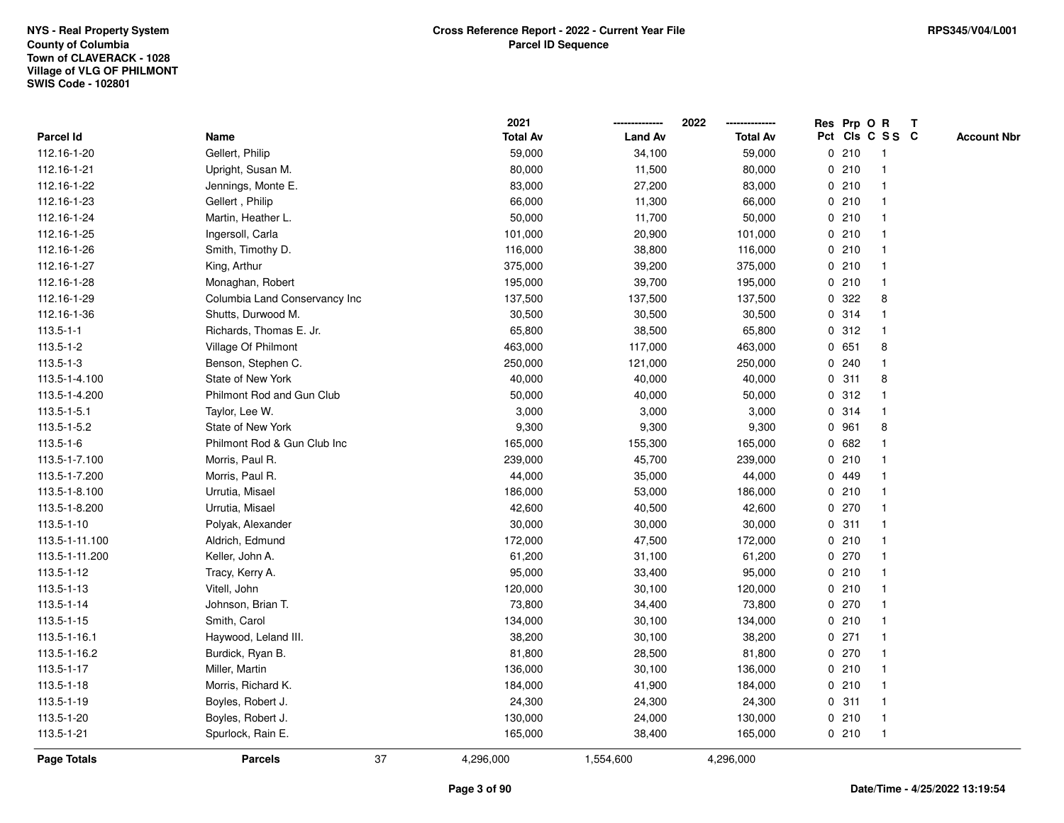NYS - Real Property System
County of Columbia
Town of CLAVERACK - 1028
Village of VLG OF PHILMONT
SWIS Code - 102801

**Cross Reference Report - 2022 - Current Year File**
**Parcel ID Sequence**

RPS345/V04/L001

| Parcel Id | Name | 2021 Total Av | 2022 Land Av | 2022 Total Av | Res Pct | Prp Cls | O C | R SS | T C | Account Nbr |
|---|---|---|---|---|---|---|---|---|---|---|
| 112.16-1-20 | Gellert, Philip | 59,000 | 34,100 | 59,000 | 0 | 210 | | 1 | | |
| 112.16-1-21 | Upright, Susan M. | 80,000 | 11,500 | 80,000 | 0 | 210 | | 1 | | |
| 112.16-1-22 | Jennings, Monte E. | 83,000 | 27,200 | 83,000 | 0 | 210 | | 1 | | |
| 112.16-1-23 | Gellert , Philip | 66,000 | 11,300 | 66,000 | 0 | 210 | | 1 | | |
| 112.16-1-24 | Martin, Heather L. | 50,000 | 11,700 | 50,000 | 0 | 210 | | 1 | | |
| 112.16-1-25 | Ingersoll, Carla | 101,000 | 20,900 | 101,000 | 0 | 210 | | 1 | | |
| 112.16-1-26 | Smith, Timothy D. | 116,000 | 38,800 | 116,000 | 0 | 210 | | 1 | | |
| 112.16-1-27 | King, Arthur | 375,000 | 39,200 | 375,000 | 0 | 210 | | 1 | | |
| 112.16-1-28 | Monaghan, Robert | 195,000 | 39,700 | 195,000 | 0 | 210 | | 1 | | |
| 112.16-1-29 | Columbia Land Conservancy Inc | 137,500 | 137,500 | 137,500 | 0 | 322 | | 8 | | |
| 112.16-1-36 | Shutts, Durwood M. | 30,500 | 30,500 | 30,500 | 0 | 314 | | 1 | | |
| 113.5-1-1 | Richards, Thomas E. Jr. | 65,800 | 38,500 | 65,800 | 0 | 312 | | 1 | | |
| 113.5-1-2 | Village Of Philmont | 463,000 | 117,000 | 463,000 | 0 | 651 | | 8 | | |
| 113.5-1-3 | Benson, Stephen C. | 250,000 | 121,000 | 250,000 | 0 | 240 | | 1 | | |
| 113.5-1-4.100 | State of New York | 40,000 | 40,000 | 40,000 | 0 | 311 | | 8 | | |
| 113.5-1-4.200 | Philmont Rod and Gun Club | 50,000 | 40,000 | 50,000 | 0 | 312 | | 1 | | |
| 113.5-1-5.1 | Taylor, Lee W. | 3,000 | 3,000 | 3,000 | 0 | 314 | | 1 | | |
| 113.5-1-5.2 | State of New York | 9,300 | 9,300 | 9,300 | 0 | 961 | | 8 | | |
| 113.5-1-6 | Philmont Rod & Gun Club Inc | 165,000 | 155,300 | 165,000 | 0 | 682 | | 1 | | |
| 113.5-1-7.100 | Morris, Paul R. | 239,000 | 45,700 | 239,000 | 0 | 210 | | 1 | | |
| 113.5-1-7.200 | Morris, Paul R. | 44,000 | 35,000 | 44,000 | 0 | 449 | | 1 | | |
| 113.5-1-8.100 | Urrutia, Misael | 186,000 | 53,000 | 186,000 | 0 | 210 | | 1 | | |
| 113.5-1-8.200 | Urrutia, Misael | 42,600 | 40,500 | 42,600 | 0 | 270 | | 1 | | |
| 113.5-1-10 | Polyak, Alexander | 30,000 | 30,000 | 30,000 | 0 | 311 | | 1 | | |
| 113.5-1-11.100 | Aldrich, Edmund | 172,000 | 47,500 | 172,000 | 0 | 210 | | 1 | | |
| 113.5-1-11.200 | Keller, John A. | 61,200 | 31,100 | 61,200 | 0 | 270 | | 1 | | |
| 113.5-1-12 | Tracy, Kerry A. | 95,000 | 33,400 | 95,000 | 0 | 210 | | 1 | | |
| 113.5-1-13 | Vitell, John | 120,000 | 30,100 | 120,000 | 0 | 210 | | 1 | | |
| 113.5-1-14 | Johnson, Brian T. | 73,800 | 34,400 | 73,800 | 0 | 270 | | 1 | | |
| 113.5-1-15 | Smith, Carol | 134,000 | 30,100 | 134,000 | 0 | 210 | | 1 | | |
| 113.5-1-16.1 | Haywood, Leland III. | 38,200 | 30,100 | 38,200 | 0 | 271 | | 1 | | |
| 113.5-1-16.2 | Burdick, Ryan B. | 81,800 | 28,500 | 81,800 | 0 | 270 | | 1 | | |
| 113.5-1-17 | Miller, Martin | 136,000 | 30,100 | 136,000 | 0 | 210 | | 1 | | |
| 113.5-1-18 | Morris, Richard K. | 184,000 | 41,900 | 184,000 | 0 | 210 | | 1 | | |
| 113.5-1-19 | Boyles, Robert J. | 24,300 | 24,300 | 24,300 | 0 | 311 | | 1 | | |
| 113.5-1-20 | Boyles, Robert J. | 130,000 | 24,000 | 130,000 | 0 | 210 | | 1 | | |
| 113.5-1-21 | Spurlock, Rain E. | 165,000 | 38,400 | 165,000 | 0 | 210 | | 1 | | |
| **Page Totals** | **Parcels** 37 | 4,296,000 | 1,554,600 | 4,296,000 | | | | | | |

Date/Time - 4/25/2022 13:19:54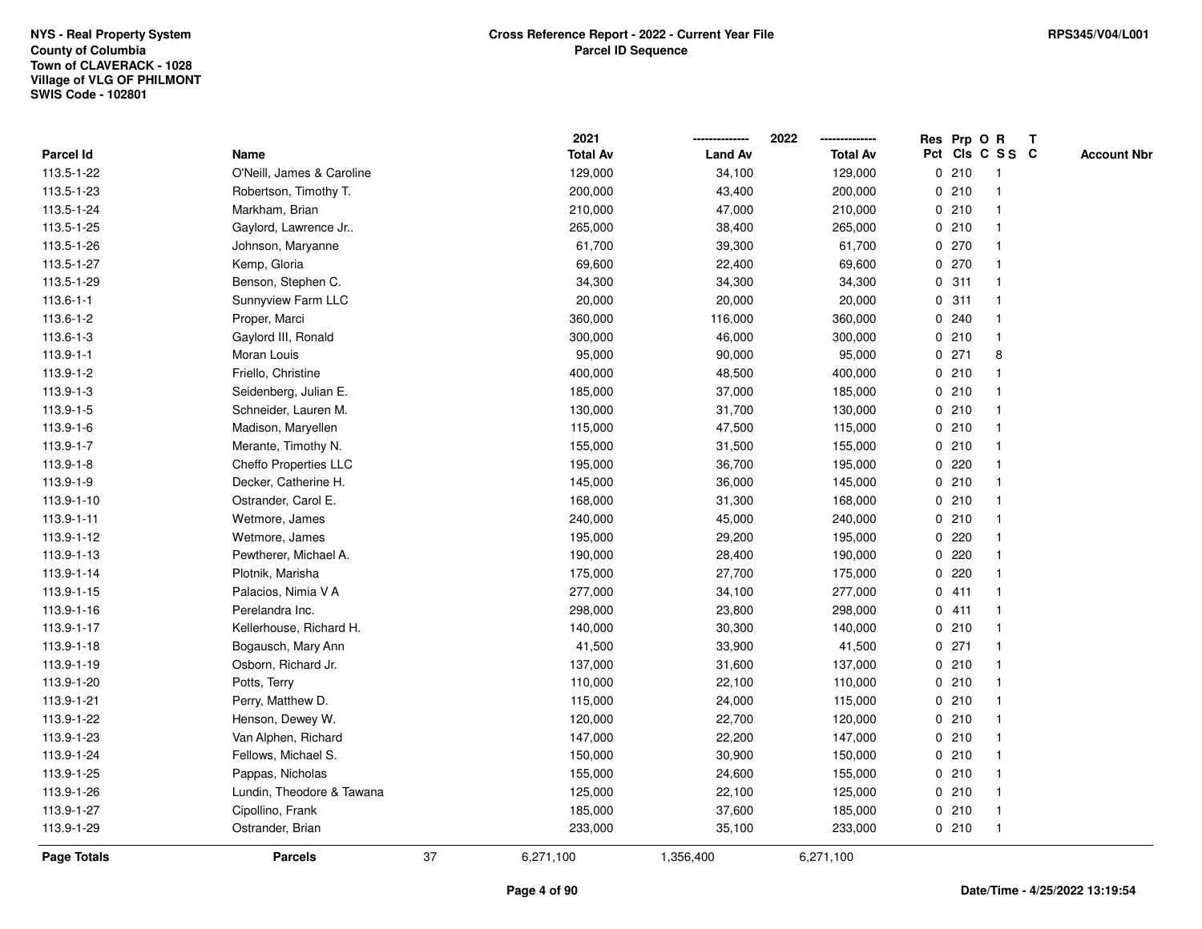NYS - Real Property System
County of Columbia
Town of CLAVERACK - 1028
Village of VLG OF PHILMONT
SWIS Code - 102801

**Cross Reference Report - 2022 - Current Year File**
**Parcel ID Sequence**

RPS345/V04/L001

| Parcel Id | Name | 2021 Total Av | 2022 Land Av | 2022 Total Av | Res Pct | Prp Cls | O C | R SS | T C | Account Nbr |
|---|---|---|---|---|---|---|---|---|---|---|
| 113.5-1-22 | O'Neill, James & Caroline | 129,000 | 34,100 | 129,000 | 0 | 210 | | 1 | | |
| 113.5-1-23 | Robertson, Timothy T. | 200,000 | 43,400 | 200,000 | 0 | 210 | | 1 | | |
| 113.5-1-24 | Markham, Brian | 210,000 | 47,000 | 210,000 | 0 | 210 | | 1 | | |
| 113.5-1-25 | Gaylord, Lawrence Jr.. | 265,000 | 38,400 | 265,000 | 0 | 210 | | 1 | | |
| 113.5-1-26 | Johnson, Maryanne | 61,700 | 39,300 | 61,700 | 0 | 270 | | 1 | | |
| 113.5-1-27 | Kemp, Gloria | 69,600 | 22,400 | 69,600 | 0 | 270 | | 1 | | |
| 113.5-1-29 | Benson, Stephen C. | 34,300 | 34,300 | 34,300 | 0 | 311 | | 1 | | |
| 113.6-1-1 | Sunnyview Farm LLC | 20,000 | 20,000 | 20,000 | 0 | 311 | | 1 | | |
| 113.6-1-2 | Proper, Marci | 360,000 | 116,000 | 360,000 | 0 | 240 | | 1 | | |
| 113.6-1-3 | Gaylord III, Ronald | 300,000 | 46,000 | 300,000 | 0 | 210 | | 1 | | |
| 113.9-1-1 | Moran Louis | 95,000 | 90,000 | 95,000 | 0 | 271 | | 8 | | |
| 113.9-1-2 | Friello, Christine | 400,000 | 48,500 | 400,000 | 0 | 210 | | 1 | | |
| 113.9-1-3 | Seidenberg, Julian E. | 185,000 | 37,000 | 185,000 | 0 | 210 | | 1 | | |
| 113.9-1-5 | Schneider, Lauren M. | 130,000 | 31,700 | 130,000 | 0 | 210 | | 1 | | |
| 113.9-1-6 | Madison, Maryellen | 115,000 | 47,500 | 115,000 | 0 | 210 | | 1 | | |
| 113.9-1-7 | Merante, Timothy N. | 155,000 | 31,500 | 155,000 | 0 | 210 | | 1 | | |
| 113.9-1-8 | Cheffo Properties LLC | 195,000 | 36,700 | 195,000 | 0 | 220 | | 1 | | |
| 113.9-1-9 | Decker, Catherine H. | 145,000 | 36,000 | 145,000 | 0 | 210 | | 1 | | |
| 113.9-1-10 | Ostrander, Carol E. | 168,000 | 31,300 | 168,000 | 0 | 210 | | 1 | | |
| 113.9-1-11 | Wetmore, James | 240,000 | 45,000 | 240,000 | 0 | 210 | | 1 | | |
| 113.9-1-12 | Wetmore, James | 195,000 | 29,200 | 195,000 | 0 | 220 | | 1 | | |
| 113.9-1-13 | Pewtherer, Michael A. | 190,000 | 28,400 | 190,000 | 0 | 220 | | 1 | | |
| 113.9-1-14 | Plotnik, Marisha | 175,000 | 27,700 | 175,000 | 0 | 220 | | 1 | | |
| 113.9-1-15 | Palacios, Nimia V A | 277,000 | 34,100 | 277,000 | 0 | 411 | | 1 | | |
| 113.9-1-16 | Perelandra Inc. | 298,000 | 23,800 | 298,000 | 0 | 411 | | 1 | | |
| 113.9-1-17 | Kellerhouse, Richard H. | 140,000 | 30,300 | 140,000 | 0 | 210 | | 1 | | |
| 113.9-1-18 | Bogausch, Mary Ann | 41,500 | 33,900 | 41,500 | 0 | 271 | | 1 | | |
| 113.9-1-19 | Osborn, Richard Jr. | 137,000 | 31,600 | 137,000 | 0 | 210 | | 1 | | |
| 113.9-1-20 | Potts, Terry | 110,000 | 22,100 | 110,000 | 0 | 210 | | 1 | | |
| 113.9-1-21 | Perry, Matthew D. | 115,000 | 24,000 | 115,000 | 0 | 210 | | 1 | | |
| 113.9-1-22 | Henson, Dewey W. | 120,000 | 22,700 | 120,000 | 0 | 210 | | 1 | | |
| 113.9-1-23 | Van Alphen, Richard | 147,000 | 22,200 | 147,000 | 0 | 210 | | 1 | | |
| 113.9-1-24 | Fellows, Michael S. | 150,000 | 30,900 | 150,000 | 0 | 210 | | 1 | | |
| 113.9-1-25 | Pappas, Nicholas | 155,000 | 24,600 | 155,000 | 0 | 210 | | 1 | | |
| 113.9-1-26 | Lundin, Theodore & Tawana | 125,000 | 22,100 | 125,000 | 0 | 210 | | 1 | | |
| 113.9-1-27 | Cipollino, Frank | 185,000 | 37,600 | 185,000 | 0 | 210 | | 1 | | |
| 113.9-1-29 | Ostrander, Brian | 233,000 | 35,100 | 233,000 | 0 | 210 | | 1 | | |
| **Page Totals** | **Parcels** 37 | 6,271,100 | 1,356,400 | 6,271,100 | | | | | | |

Date/Time - 4/25/2022 13:19:54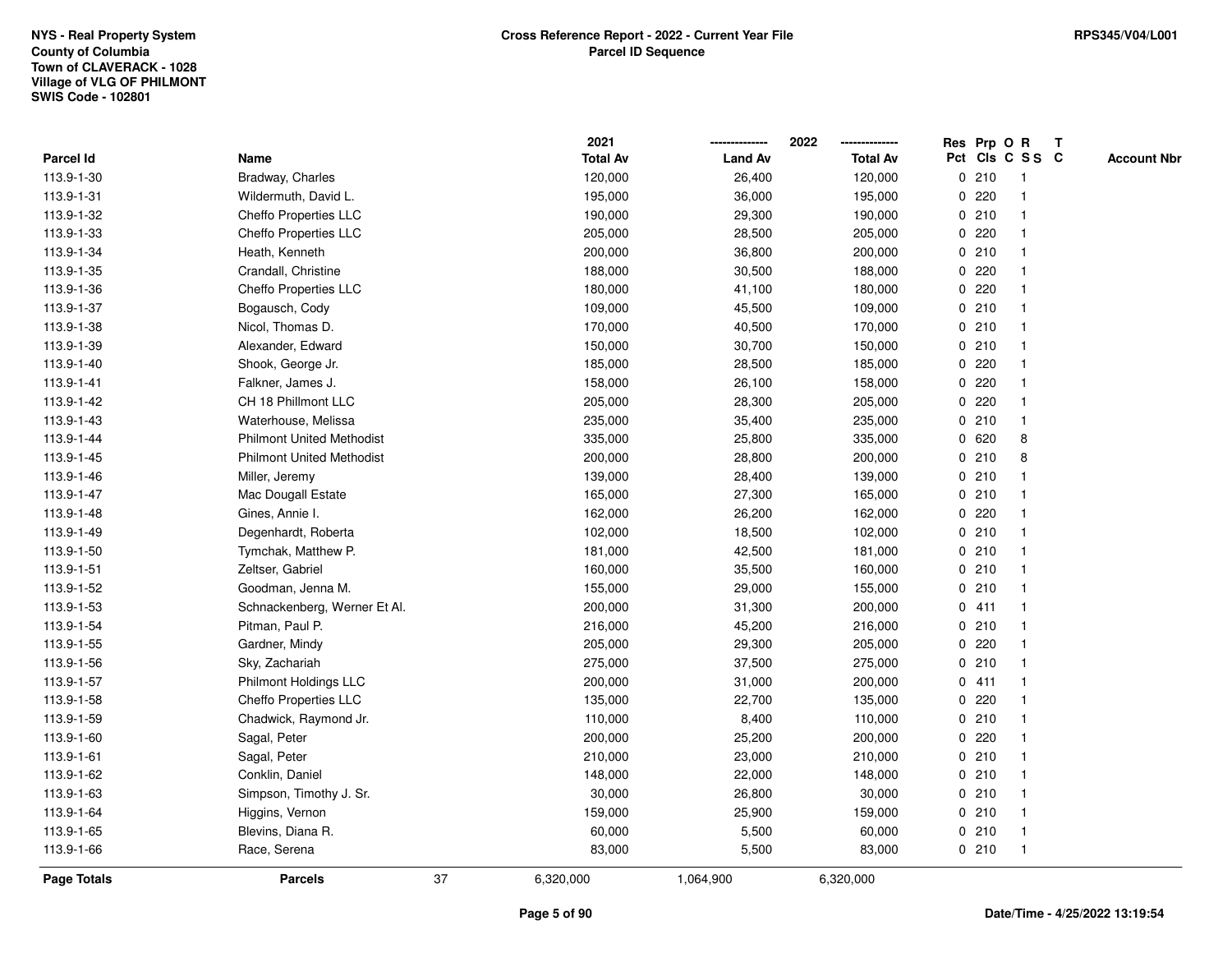NYS - Real Property System
County of Columbia
Town of CLAVERACK - 1028
Village of VLG OF PHILMONT
SWIS Code - 102801

**Cross Reference Report - 2022 - Current Year File**
**Parcel ID Sequence**

RPS345/V04/L001

| Parcel Id | Name | 2021 Total Av | 2022 Land Av | 2022 Total Av | Res Pct | Prp Cls | O C | R SS | T C | Account Nbr |
|---|---|---|---|---|---|---|---|---|---|---|
| 113.9-1-30 | Bradway, Charles | 120,000 | 26,400 | 120,000 | 0 | 210 | | 1 | | |
| 113.9-1-31 | Wildermuth, David L. | 195,000 | 36,000 | 195,000 | 0 | 220 | | 1 | | |
| 113.9-1-32 | Cheffo Properties LLC | 190,000 | 29,300 | 190,000 | 0 | 210 | | 1 | | |
| 113.9-1-33 | Cheffo Properties LLC | 205,000 | 28,500 | 205,000 | 0 | 220 | | 1 | | |
| 113.9-1-34 | Heath, Kenneth | 200,000 | 36,800 | 200,000 | 0 | 210 | | 1 | | |
| 113.9-1-35 | Crandall, Christine | 188,000 | 30,500 | 188,000 | 0 | 220 | | 1 | | |
| 113.9-1-36 | Cheffo Properties LLC | 180,000 | 41,100 | 180,000 | 0 | 220 | | 1 | | |
| 113.9-1-37 | Bogausch, Cody | 109,000 | 45,500 | 109,000 | 0 | 210 | | 1 | | |
| 113.9-1-38 | Nicol, Thomas D. | 170,000 | 40,500 | 170,000 | 0 | 210 | | 1 | | |
| 113.9-1-39 | Alexander, Edward | 150,000 | 30,700 | 150,000 | 0 | 210 | | 1 | | |
| 113.9-1-40 | Shook, George Jr. | 185,000 | 28,500 | 185,000 | 0 | 220 | | 1 | | |
| 113.9-1-41 | Falkner, James J. | 158,000 | 26,100 | 158,000 | 0 | 220 | | 1 | | |
| 113.9-1-42 | CH 18 Phillmont LLC | 205,000 | 28,300 | 205,000 | 0 | 220 | | 1 | | |
| 113.9-1-43 | Waterhouse, Melissa | 235,000 | 35,400 | 235,000 | 0 | 210 | | 1 | | |
| 113.9-1-44 | Philmont United Methodist | 335,000 | 25,800 | 335,000 | 0 | 620 | | 8 | | |
| 113.9-1-45 | Philmont United Methodist | 200,000 | 28,800 | 200,000 | 0 | 210 | | 8 | | |
| 113.9-1-46 | Miller, Jeremy | 139,000 | 28,400 | 139,000 | 0 | 210 | | 1 | | |
| 113.9-1-47 | Mac Dougall Estate | 165,000 | 27,300 | 165,000 | 0 | 210 | | 1 | | |
| 113.9-1-48 | Gines, Annie I. | 162,000 | 26,200 | 162,000 | 0 | 220 | | 1 | | |
| 113.9-1-49 | Degenhardt, Roberta | 102,000 | 18,500 | 102,000 | 0 | 210 | | 1 | | |
| 113.9-1-50 | Tymchak, Matthew P. | 181,000 | 42,500 | 181,000 | 0 | 210 | | 1 | | |
| 113.9-1-51 | Zeltser, Gabriel | 160,000 | 35,500 | 160,000 | 0 | 210 | | 1 | | |
| 113.9-1-52 | Goodman, Jenna M. | 155,000 | 29,000 | 155,000 | 0 | 210 | | 1 | | |
| 113.9-1-53 | Schnackenberg, Werner Et Al. | 200,000 | 31,300 | 200,000 | 0 | 411 | | 1 | | |
| 113.9-1-54 | Pitman, Paul P. | 216,000 | 45,200 | 216,000 | 0 | 210 | | 1 | | |
| 113.9-1-55 | Gardner, Mindy | 205,000 | 29,300 | 205,000 | 0 | 220 | | 1 | | |
| 113.9-1-56 | Sky, Zachariah | 275,000 | 37,500 | 275,000 | 0 | 210 | | 1 | | |
| 113.9-1-57 | Philmont Holdings LLC | 200,000 | 31,000 | 200,000 | 0 | 411 | | 1 | | |
| 113.9-1-58 | Cheffo Properties LLC | 135,000 | 22,700 | 135,000 | 0 | 220 | | 1 | | |
| 113.9-1-59 | Chadwick, Raymond Jr. | 110,000 | 8,400 | 110,000 | 0 | 210 | | 1 | | |
| 113.9-1-60 | Sagal, Peter | 200,000 | 25,200 | 200,000 | 0 | 220 | | 1 | | |
| 113.9-1-61 | Sagal, Peter | 210,000 | 23,000 | 210,000 | 0 | 210 | | 1 | | |
| 113.9-1-62 | Conklin, Daniel | 148,000 | 22,000 | 148,000 | 0 | 210 | | 1 | | |
| 113.9-1-63 | Simpson, Timothy J. Sr. | 30,000 | 26,800 | 30,000 | 0 | 210 | | 1 | | |
| 113.9-1-64 | Higgins, Vernon | 159,000 | 25,900 | 159,000 | 0 | 210 | | 1 | | |
| 113.9-1-65 | Blevins, Diana R. | 60,000 | 5,500 | 60,000 | 0 | 210 | | 1 | | |
| 113.9-1-66 | Race, Serena | 83,000 | 5,500 | 83,000 | 0 | 210 | | 1 | | |
| **Page Totals** | **Parcels** 37 | 6,320,000 | 1,064,900 | 6,320,000 | | | | | | |

Date/Time - 4/25/2022 13:19:54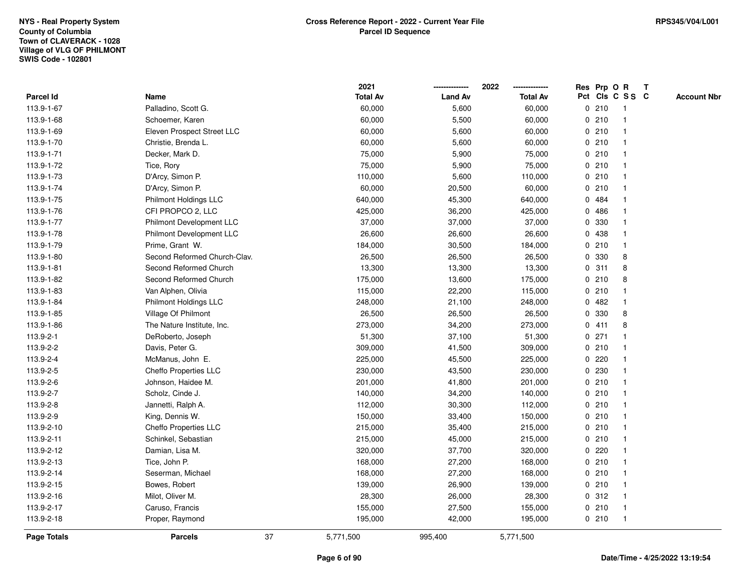NYS - Real Property System
County of Columbia
Town of CLAVERACK - 1028
Village of VLG OF PHILMONT
SWIS Code - 102801

**Cross Reference Report - 2022 - Current Year File**
**Parcel ID Sequence**

RPS345/V04/L001

| Parcel Id | Name | 2021 Total Av | 2022 Land Av | 2022 Total Av | Res Pct | Prp Cls | O C | R S S | T C | Account Nbr |
|---|---|---|---|---|---|---|---|---|---|---|
| 113.9-1-67 | Palladino, Scott G. | 60,000 | 5,600 | 60,000 | 0 | 210 | | 1 | | |
| 113.9-1-68 | Schoemer, Karen | 60,000 | 5,500 | 60,000 | 0 | 210 | | 1 | | |
| 113.9-1-69 | Eleven Prospect Street LLC | 60,000 | 5,600 | 60,000 | 0 | 210 | | 1 | | |
| 113.9-1-70 | Christie, Brenda L. | 60,000 | 5,600 | 60,000 | 0 | 210 | | 1 | | |
| 113.9-1-71 | Decker, Mark D. | 75,000 | 5,900 | 75,000 | 0 | 210 | | 1 | | |
| 113.9-1-72 | Tice, Rory | 75,000 | 5,900 | 75,000 | 0 | 210 | | 1 | | |
| 113.9-1-73 | D'Arcy, Simon P. | 110,000 | 5,600 | 110,000 | 0 | 210 | | 1 | | |
| 113.9-1-74 | D'Arcy, Simon P. | 60,000 | 20,500 | 60,000 | 0 | 210 | | 1 | | |
| 113.9-1-75 | Philmont Holdings LLC | 640,000 | 45,300 | 640,000 | 0 | 484 | | 1 | | |
| 113.9-1-76 | CFI PROPCO 2, LLC | 425,000 | 36,200 | 425,000 | 0 | 486 | | 1 | | |
| 113.9-1-77 | Philmont Development LLC | 37,000 | 37,000 | 37,000 | 0 | 330 | | 1 | | |
| 113.9-1-78 | Philmont Development LLC | 26,600 | 26,600 | 26,600 | 0 | 438 | | 1 | | |
| 113.9-1-79 | Prime, Grant W. | 184,000 | 30,500 | 184,000 | 0 | 210 | | 1 | | |
| 113.9-1-80 | Second Reformed Church-Clav. | 26,500 | 26,500 | 26,500 | 0 | 330 | | 8 | | |
| 113.9-1-81 | Second Reformed Church | 13,300 | 13,300 | 13,300 | 0 | 311 | | 8 | | |
| 113.9-1-82 | Second Reformed Church | 175,000 | 13,600 | 175,000 | 0 | 210 | | 8 | | |
| 113.9-1-83 | Van Alphen, Olivia | 115,000 | 22,200 | 115,000 | 0 | 210 | | 1 | | |
| 113.9-1-84 | Philmont Holdings LLC | 248,000 | 21,100 | 248,000 | 0 | 482 | | 1 | | |
| 113.9-1-85 | Village Of Philmont | 26,500 | 26,500 | 26,500 | 0 | 330 | | 8 | | |
| 113.9-1-86 | The Nature Institute, Inc. | 273,000 | 34,200 | 273,000 | 0 | 411 | | 8 | | |
| 113.9-2-1 | DeRoberto, Joseph | 51,300 | 37,100 | 51,300 | 0 | 271 | | 1 | | |
| 113.9-2-2 | Davis, Peter G. | 309,000 | 41,500 | 309,000 | 0 | 210 | | 1 | | |
| 113.9-2-4 | McManus, John E. | 225,000 | 45,500 | 225,000 | 0 | 220 | | 1 | | |
| 113.9-2-5 | Cheffo Properties LLC | 230,000 | 43,500 | 230,000 | 0 | 230 | | 1 | | |
| 113.9-2-6 | Johnson, Haidee M. | 201,000 | 41,800 | 201,000 | 0 | 210 | | 1 | | |
| 113.9-2-7 | Scholz, Cinde J. | 140,000 | 34,200 | 140,000 | 0 | 210 | | 1 | | |
| 113.9-2-8 | Jannetti, Ralph A. | 112,000 | 30,300 | 112,000 | 0 | 210 | | 1 | | |
| 113.9-2-9 | King, Dennis W. | 150,000 | 33,400 | 150,000 | 0 | 210 | | 1 | | |
| 113.9-2-10 | Cheffo Properties LLC | 215,000 | 35,400 | 215,000 | 0 | 210 | | 1 | | |
| 113.9-2-11 | Schinkel, Sebastian | 215,000 | 45,000 | 215,000 | 0 | 210 | | 1 | | |
| 113.9-2-12 | Damian, Lisa M. | 320,000 | 37,700 | 320,000 | 0 | 220 | | 1 | | |
| 113.9-2-13 | Tice, John P. | 168,000 | 27,200 | 168,000 | 0 | 210 | | 1 | | |
| 113.9-2-14 | Seserman, Michael | 168,000 | 27,200 | 168,000 | 0 | 210 | | 1 | | |
| 113.9-2-15 | Bowes, Robert | 139,000 | 26,900 | 139,000 | 0 | 210 | | 1 | | |
| 113.9-2-16 | Milot, Oliver M. | 28,300 | 26,000 | 28,300 | 0 | 312 | | 1 | | |
| 113.9-2-17 | Caruso, Francis | 155,000 | 27,500 | 155,000 | 0 | 210 | | 1 | | |
| 113.9-2-18 | Proper, Raymond | 195,000 | 42,000 | 195,000 | 0 | 210 | | 1 | | |
| **Page Totals** | **Parcels** 37 | 5,771,500 | 995,400 | 5,771,500 | | | | | | |

Date/Time - 4/25/2022 13:19:54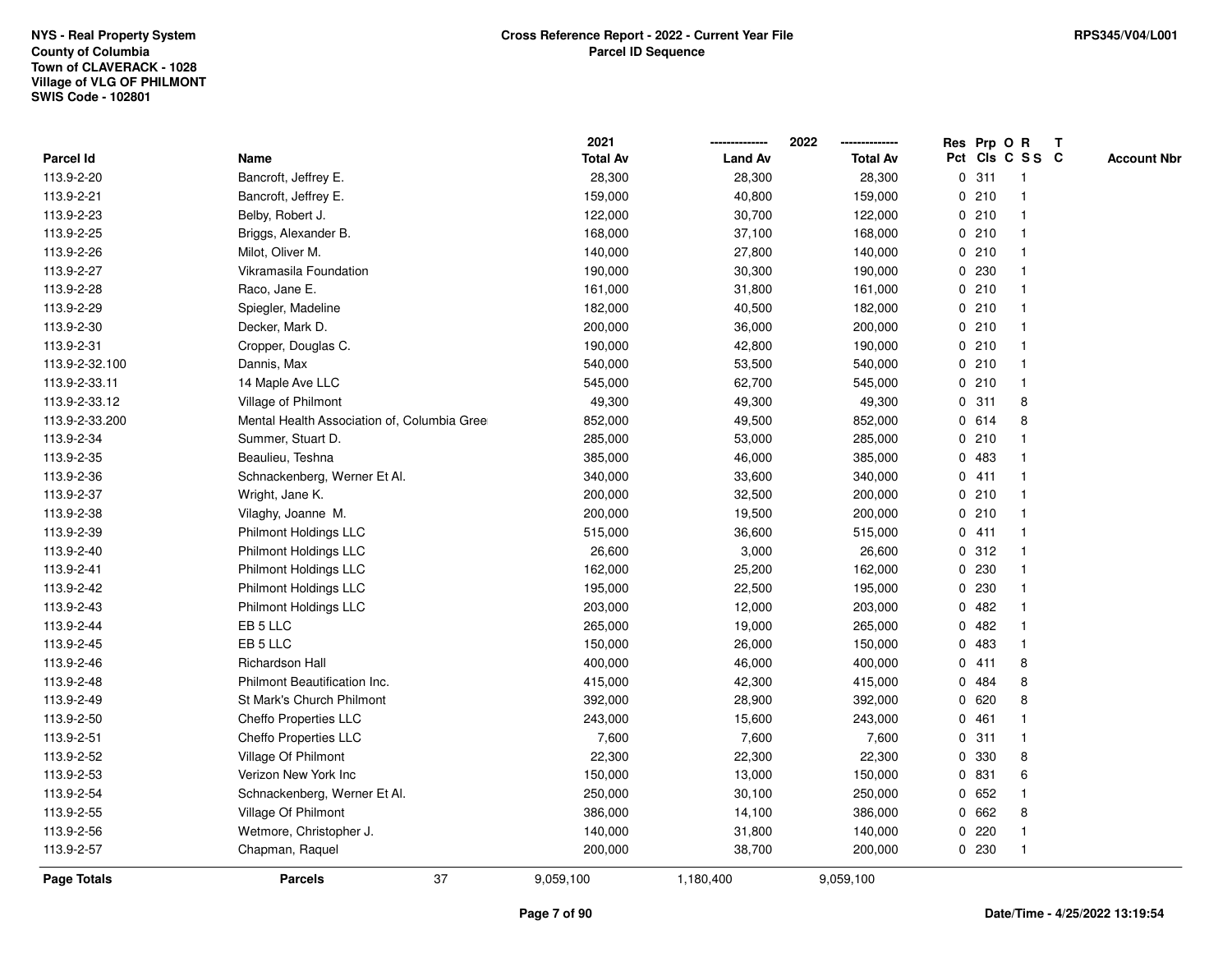NYS - Real Property System
County of Columbia
Town of CLAVERACK - 1028
Village of VLG OF PHILMONT
SWIS Code - 102801

**Cross Reference Report - 2022 - Current Year File**
**Parcel ID Sequence**

RPS345/V04/L001

| Parcel Id | Name | 2021 Total Av | 2022 Land Av | 2022 Total Av | Res Pct | Prp Cls | O C | R S S | T C | Account Nbr |
|---|---|---|---|---|---|---|---|---|---|---|
| 113.9-2-20 | Bancroft, Jeffrey E. | 28,300 | 28,300 | 28,300 | 0 | 311 | | 1 | | |
| 113.9-2-21 | Bancroft, Jeffrey E. | 159,000 | 40,800 | 159,000 | 0 | 210 | | 1 | | |
| 113.9-2-23 | Belby, Robert J. | 122,000 | 30,700 | 122,000 | 0 | 210 | | 1 | | |
| 113.9-2-25 | Briggs, Alexander B. | 168,000 | 37,100 | 168,000 | 0 | 210 | | 1 | | |
| 113.9-2-26 | Milot, Oliver M. | 140,000 | 27,800 | 140,000 | 0 | 210 | | 1 | | |
| 113.9-2-27 | Vikramasila Foundation | 190,000 | 30,300 | 190,000 | 0 | 230 | | 1 | | |
| 113.9-2-28 | Raco, Jane E. | 161,000 | 31,800 | 161,000 | 0 | 210 | | 1 | | |
| 113.9-2-29 | Spiegler, Madeline | 182,000 | 40,500 | 182,000 | 0 | 210 | | 1 | | |
| 113.9-2-30 | Decker, Mark D. | 200,000 | 36,000 | 200,000 | 0 | 210 | | 1 | | |
| 113.9-2-31 | Cropper, Douglas C. | 190,000 | 42,800 | 190,000 | 0 | 210 | | 1 | | |
| 113.9-2-32.100 | Dannis, Max | 540,000 | 53,500 | 540,000 | 0 | 210 | | 1 | | |
| 113.9-2-33.11 | 14 Maple Ave LLC | 545,000 | 62,700 | 545,000 | 0 | 210 | | 1 | | |
| 113.9-2-33.12 | Village of Philmont | 49,300 | 49,300 | 49,300 | 0 | 311 | | 8 | | |
| 113.9-2-33.200 | Mental Health Association of, Columbia Gree | 852,000 | 49,500 | 852,000 | 0 | 614 | | 8 | | |
| 113.9-2-34 | Summer, Stuart D. | 285,000 | 53,000 | 285,000 | 0 | 210 | | 1 | | |
| 113.9-2-35 | Beaulieu, Teshna | 385,000 | 46,000 | 385,000 | 0 | 483 | | 1 | | |
| 113.9-2-36 | Schnackenberg, Werner Et Al. | 340,000 | 33,600 | 340,000 | 0 | 411 | | 1 | | |
| 113.9-2-37 | Wright, Jane K. | 200,000 | 32,500 | 200,000 | 0 | 210 | | 1 | | |
| 113.9-2-38 | Vilaghy, Joanne M. | 200,000 | 19,500 | 200,000 | 0 | 210 | | 1 | | |
| 113.9-2-39 | Philmont Holdings LLC | 515,000 | 36,600 | 515,000 | 0 | 411 | | 1 | | |
| 113.9-2-40 | Philmont Holdings LLC | 26,600 | 3,000 | 26,600 | 0 | 312 | | 1 | | |
| 113.9-2-41 | Philmont Holdings LLC | 162,000 | 25,200 | 162,000 | 0 | 230 | | 1 | | |
| 113.9-2-42 | Philmont Holdings LLC | 195,000 | 22,500 | 195,000 | 0 | 230 | | 1 | | |
| 113.9-2-43 | Philmont Holdings LLC | 203,000 | 12,000 | 203,000 | 0 | 482 | | 1 | | |
| 113.9-2-44 | EB 5 LLC | 265,000 | 19,000 | 265,000 | 0 | 482 | | 1 | | |
| 113.9-2-45 | EB 5 LLC | 150,000 | 26,000 | 150,000 | 0 | 483 | | 1 | | |
| 113.9-2-46 | Richardson Hall | 400,000 | 46,000 | 400,000 | 0 | 411 | | 8 | | |
| 113.9-2-48 | Philmont Beautification Inc. | 415,000 | 42,300 | 415,000 | 0 | 484 | | 8 | | |
| 113.9-2-49 | St Mark's Church Philmont | 392,000 | 28,900 | 392,000 | 0 | 620 | | 8 | | |
| 113.9-2-50 | Cheffo Properties LLC | 243,000 | 15,600 | 243,000 | 0 | 461 | | 1 | | |
| 113.9-2-51 | Cheffo Properties LLC | 7,600 | 7,600 | 7,600 | 0 | 311 | | 1 | | |
| 113.9-2-52 | Village Of Philmont | 22,300 | 22,300 | 22,300 | 0 | 330 | | 8 | | |
| 113.9-2-53 | Verizon New York Inc | 150,000 | 13,000 | 150,000 | 0 | 831 | | 6 | | |
| 113.9-2-54 | Schnackenberg, Werner Et Al. | 250,000 | 30,100 | 250,000 | 0 | 652 | | 1 | | |
| 113.9-2-55 | Village Of Philmont | 386,000 | 14,100 | 386,000 | 0 | 662 | | 8 | | |
| 113.9-2-56 | Wetmore, Christopher J. | 140,000 | 31,800 | 140,000 | 0 | 220 | | 1 | | |
| 113.9-2-57 | Chapman, Raquel | 200,000 | 38,700 | 200,000 | 0 | 230 | | 1 | | |
| **Page Totals** | **Parcels** 37 | 9,059,100 | 1,180,400 | 9,059,100 | | | | | | |

Date/Time - 4/25/2022 13:19:54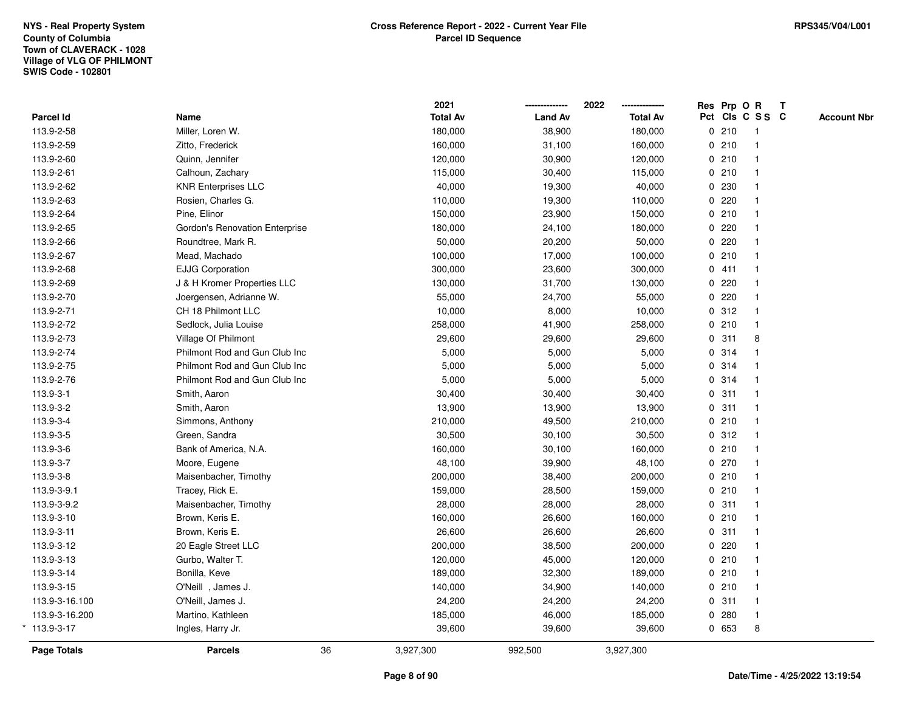NYS - Real Property System
County of Columbia
Town of CLAVERACK - 1028
Village of VLG OF PHILMONT
SWIS Code - 102801

**Cross Reference Report - 2022 - Current Year File**
**Parcel ID Sequence**

RPS345/V04/L001

| Parcel Id | Name | 2021 Total Av | 2022 Land Av | 2022 Total Av | Res Pct | Prp Cls | O C | R S S | T C | Account Nbr |
|---|---|---|---|---|---|---|---|---|---|---|
| 113.9-2-58 | Miller, Loren W. | 180,000 | 38,900 | 180,000 | 0 | 210 | | 1 | | |
| 113.9-2-59 | Zitto, Frederick | 160,000 | 31,100 | 160,000 | 0 | 210 | | 1 | | |
| 113.9-2-60 | Quinn, Jennifer | 120,000 | 30,900 | 120,000 | 0 | 210 | | 1 | | |
| 113.9-2-61 | Calhoun, Zachary | 115,000 | 30,400 | 115,000 | 0 | 210 | | 1 | | |
| 113.9-2-62 | KNR Enterprises LLC | 40,000 | 19,300 | 40,000 | 0 | 230 | | 1 | | |
| 113.9-2-63 | Rosien, Charles G. | 110,000 | 19,300 | 110,000 | 0 | 220 | | 1 | | |
| 113.9-2-64 | Pine, Elinor | 150,000 | 23,900 | 150,000 | 0 | 210 | | 1 | | |
| 113.9-2-65 | Gordon's Renovation Enterprise | 180,000 | 24,100 | 180,000 | 0 | 220 | | 1 | | |
| 113.9-2-66 | Roundtree, Mark R. | 50,000 | 20,200 | 50,000 | 0 | 220 | | 1 | | |
| 113.9-2-67 | Mead, Machado | 100,000 | 17,000 | 100,000 | 0 | 210 | | 1 | | |
| 113.9-2-68 | EJJG Corporation | 300,000 | 23,600 | 300,000 | 0 | 411 | | 1 | | |
| 113.9-2-69 | J & H Kromer Properties LLC | 130,000 | 31,700 | 130,000 | 0 | 220 | | 1 | | |
| 113.9-2-70 | Joergensen, Adrianne W. | 55,000 | 24,700 | 55,000 | 0 | 220 | | 1 | | |
| 113.9-2-71 | CH 18 Philmont LLC | 10,000 | 8,000 | 10,000 | 0 | 312 | | 1 | | |
| 113.9-2-72 | Sedlock, Julia Louise | 258,000 | 41,900 | 258,000 | 0 | 210 | | 1 | | |
| 113.9-2-73 | Village Of Philmont | 29,600 | 29,600 | 29,600 | 0 | 311 | | 8 | | |
| 113.9-2-74 | Philmont Rod and Gun Club Inc | 5,000 | 5,000 | 5,000 | 0 | 314 | | 1 | | |
| 113.9-2-75 | Philmont Rod and Gun Club Inc | 5,000 | 5,000 | 5,000 | 0 | 314 | | 1 | | |
| 113.9-2-76 | Philmont Rod and Gun Club Inc | 5,000 | 5,000 | 5,000 | 0 | 314 | | 1 | | |
| 113.9-3-1 | Smith, Aaron | 30,400 | 30,400 | 30,400 | 0 | 311 | | 1 | | |
| 113.9-3-2 | Smith, Aaron | 13,900 | 13,900 | 13,900 | 0 | 311 | | 1 | | |
| 113.9-3-4 | Simmons, Anthony | 210,000 | 49,500 | 210,000 | 0 | 210 | | 1 | | |
| 113.9-3-5 | Green, Sandra | 30,500 | 30,100 | 30,500 | 0 | 312 | | 1 | | |
| 113.9-3-6 | Bank of America, N.A. | 160,000 | 30,100 | 160,000 | 0 | 210 | | 1 | | |
| 113.9-3-7 | Moore, Eugene | 48,100 | 39,900 | 48,100 | 0 | 270 | | 1 | | |
| 113.9-3-8 | Maisenbacher, Timothy | 200,000 | 38,400 | 200,000 | 0 | 210 | | 1 | | |
| 113.9-3-9.1 | Tracey, Rick E. | 159,000 | 28,500 | 159,000 | 0 | 210 | | 1 | | |
| 113.9-3-9.2 | Maisenbacher, Timothy | 28,000 | 28,000 | 28,000 | 0 | 311 | | 1 | | |
| 113.9-3-10 | Brown, Keris E. | 160,000 | 26,600 | 160,000 | 0 | 210 | | 1 | | |
| 113.9-3-11 | Brown, Keris E. | 26,600 | 26,600 | 26,600 | 0 | 311 | | 1 | | |
| 113.9-3-12 | 20 Eagle Street LLC | 200,000 | 38,500 | 200,000 | 0 | 220 | | 1 | | |
| 113.9-3-13 | Gurbo, Walter T. | 120,000 | 45,000 | 120,000 | 0 | 210 | | 1 | | |
| 113.9-3-14 | Bonilla, Keve | 189,000 | 32,300 | 189,000 | 0 | 210 | | 1 | | |
| 113.9-3-15 | O'Neill , James J. | 140,000 | 34,900 | 140,000 | 0 | 210 | | 1 | | |
| 113.9-3-16.100 | O'Neill, James J. | 24,200 | 24,200 | 24,200 | 0 | 311 | | 1 | | |
| 113.9-3-16.200 | Martino, Kathleen | 185,000 | 46,000 | 185,000 | 0 | 280 | | 1 | | |
| * 113.9-3-17 | Ingles, Harry Jr. | 39,600 | 39,600 | 39,600 | 0 | 653 | | 8 | | |
| **Page Totals** | **Parcels** 36 | 3,927,300 | 992,500 | 3,927,300 | | | | | | |

**Date/Time - 4/25/2022 13:19:54**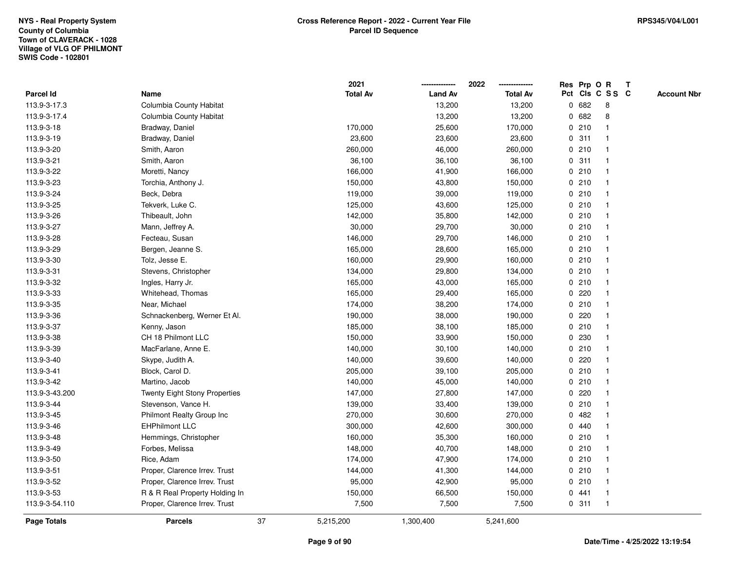NYS - Real Property System
County of Columbia
Town of CLAVERACK - 1028
Village of VLG OF PHILMONT
SWIS Code - 102801

# Cross Reference Report - 2022 - Current Year File
## Parcel ID Sequence

RPS345/V04/L001

| Parcel Id | Name | 2021 Total Av | 2022 Land Av | 2022 Total Av | Res Pct | Prp Cls | O C | R S S | T C | Account Nbr |
|---|---|---|---|---|---|---|---|---|---|---|
| 113.9-3-17.3 | Columbia County Habitat | | 13,200 | 13,200 | 0 | 682 | | 8 | | |
| 113.9-3-17.4 | Columbia County Habitat | | 13,200 | 13,200 | 0 | 682 | | 8 | | |
| 113.9-3-18 | Bradway, Daniel | 170,000 | 25,600 | 170,000 | 0 | 210 | | 1 | | |
| 113.9-3-19 | Bradway, Daniel | 23,600 | 23,600 | 23,600 | 0 | 311 | | 1 | | |
| 113.9-3-20 | Smith, Aaron | 260,000 | 46,000 | 260,000 | 0 | 210 | | 1 | | |
| 113.9-3-21 | Smith, Aaron | 36,100 | 36,100 | 36,100 | 0 | 311 | | 1 | | |
| 113.9-3-22 | Moretti, Nancy | 166,000 | 41,900 | 166,000 | 0 | 210 | | 1 | | |
| 113.9-3-23 | Torchia, Anthony J. | 150,000 | 43,800 | 150,000 | 0 | 210 | | 1 | | |
| 113.9-3-24 | Beck, Debra | 119,000 | 39,000 | 119,000 | 0 | 210 | | 1 | | |
| 113.9-3-25 | Tekverk, Luke C. | 125,000 | 43,600 | 125,000 | 0 | 210 | | 1 | | |
| 113.9-3-26 | Thibeault, John | 142,000 | 35,800 | 142,000 | 0 | 210 | | 1 | | |
| 113.9-3-27 | Mann, Jeffrey A. | 30,000 | 29,700 | 30,000 | 0 | 210 | | 1 | | |
| 113.9-3-28 | Fecteau, Susan | 146,000 | 29,700 | 146,000 | 0 | 210 | | 1 | | |
| 113.9-3-29 | Bergen, Jeanne S. | 165,000 | 28,600 | 165,000 | 0 | 210 | | 1 | | |
| 113.9-3-30 | Tolz, Jesse E. | 160,000 | 29,900 | 160,000 | 0 | 210 | | 1 | | |
| 113.9-3-31 | Stevens, Christopher | 134,000 | 29,800 | 134,000 | 0 | 210 | | 1 | | |
| 113.9-3-32 | Ingles, Harry Jr. | 165,000 | 43,000 | 165,000 | 0 | 210 | | 1 | | |
| 113.9-3-33 | Whitehead, Thomas | 165,000 | 29,400 | 165,000 | 0 | 220 | | 1 | | |
| 113.9-3-35 | Near, Michael | 174,000 | 38,200 | 174,000 | 0 | 210 | | 1 | | |
| 113.9-3-36 | Schnackenberg, Werner Et Al. | 190,000 | 38,000 | 190,000 | 0 | 220 | | 1 | | |
| 113.9-3-37 | Kenny, Jason | 185,000 | 38,100 | 185,000 | 0 | 210 | | 1 | | |
| 113.9-3-38 | CH 18 Philmont LLC | 150,000 | 33,900 | 150,000 | 0 | 230 | | 1 | | |
| 113.9-3-39 | MacFarlane, Anne E. | 140,000 | 30,100 | 140,000 | 0 | 210 | | 1 | | |
| 113.9-3-40 | Skype, Judith A. | 140,000 | 39,600 | 140,000 | 0 | 220 | | 1 | | |
| 113.9-3-41 | Block, Carol D. | 205,000 | 39,100 | 205,000 | 0 | 210 | | 1 | | |
| 113.9-3-42 | Martino, Jacob | 140,000 | 45,000 | 140,000 | 0 | 210 | | 1 | | |
| 113.9-3-43.200 | Twenty Eight Stony Properties | 147,000 | 27,800 | 147,000 | 0 | 220 | | 1 | | |
| 113.9-3-44 | Stevenson, Vance H. | 139,000 | 33,400 | 139,000 | 0 | 210 | | 1 | | |
| 113.9-3-45 | Philmont Realty Group Inc | 270,000 | 30,600 | 270,000 | 0 | 482 | | 1 | | |
| 113.9-3-46 | EHPhilmont LLC | 300,000 | 42,600 | 300,000 | 0 | 440 | | 1 | | |
| 113.9-3-48 | Hemmings, Christopher | 160,000 | 35,300 | 160,000 | 0 | 210 | | 1 | | |
| 113.9-3-49 | Forbes, Melissa | 148,000 | 40,700 | 148,000 | 0 | 210 | | 1 | | |
| 113.9-3-50 | Rice, Adam | 174,000 | 47,900 | 174,000 | 0 | 210 | | 1 | | |
| 113.9-3-51 | Proper, Clarence Irrev. Trust | 144,000 | 41,300 | 144,000 | 0 | 210 | | 1 | | |
| 113.9-3-52 | Proper, Clarence Irrev. Trust | 95,000 | 42,900 | 95,000 | 0 | 210 | | 1 | | |
| 113.9-3-53 | R & R Real Property Holding In | 150,000 | 66,500 | 150,000 | 0 | 441 | | 1 | | |
| 113.9-3-54.110 | Proper, Clarence Irrev. Trust | 7,500 | 7,500 | 7,500 | 0 | 311 | | 1 | | |
| **Page Totals** | **Parcels** 37 | 5,215,200 | 1,300,400 | 5,241,600 | | | | | | |

Date/Time - 4/25/2022 13:19:54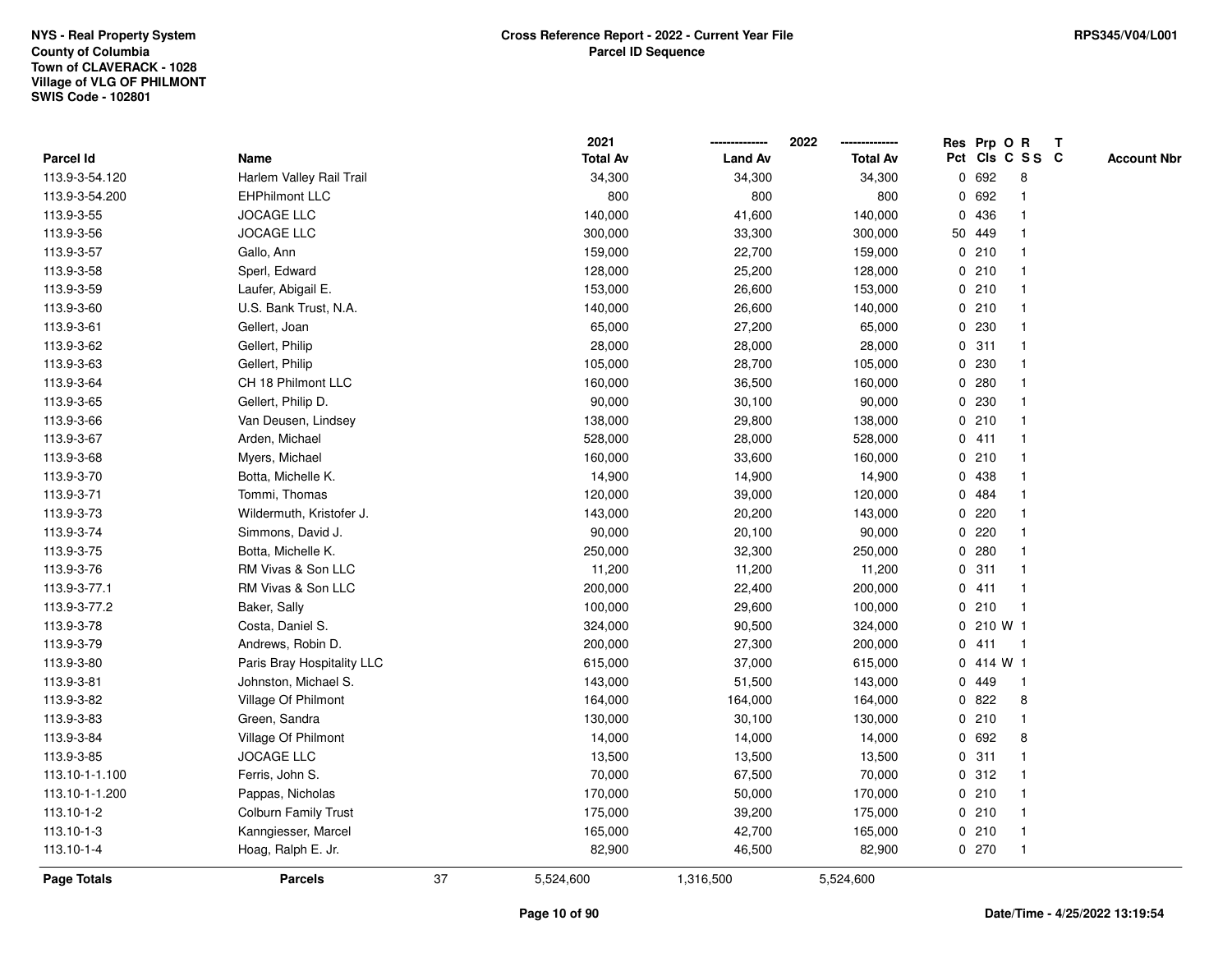NYS - Real Property System
County of Columbia
Town of CLAVERACK - 1028
Village of VLG OF PHILMONT
SWIS Code - 102801

**Cross Reference Report - 2022 - Current Year File**
**Parcel ID Sequence**

RPS345/V04/L001

| Parcel Id | Name | 2021 Total Av | 2022 Land Av | 2022 Total Av | Res Pct | Prp Cls | O C | R SS | T C | Account Nbr |
|---|---|---|---|---|---|---|---|---|---|---|
| 113.9-3-54.120 | Harlem Valley Rail Trail | 34,300 | 34,300 | 34,300 | 0 | 692 | | 8 | | |
| 113.9-3-54.200 | EHPhilmont LLC | 800 | 800 | 800 | 0 | 692 | | 1 | | |
| 113.9-3-55 | JOCAGE LLC | 140,000 | 41,600 | 140,000 | 0 | 436 | | 1 | | |
| 113.9-3-56 | JOCAGE LLC | 300,000 | 33,300 | 300,000 | 50 | 449 | | 1 | | |
| 113.9-3-57 | Gallo, Ann | 159,000 | 22,700 | 159,000 | 0 | 210 | | 1 | | |
| 113.9-3-58 | Sperl, Edward | 128,000 | 25,200 | 128,000 | 0 | 210 | | 1 | | |
| 113.9-3-59 | Laufer, Abigail E. | 153,000 | 26,600 | 153,000 | 0 | 210 | | 1 | | |
| 113.9-3-60 | U.S. Bank Trust, N.A. | 140,000 | 26,600 | 140,000 | 0 | 210 | | 1 | | |
| 113.9-3-61 | Gellert, Joan | 65,000 | 27,200 | 65,000 | 0 | 230 | | 1 | | |
| 113.9-3-62 | Gellert, Philip | 28,000 | 28,000 | 28,000 | 0 | 311 | | 1 | | |
| 113.9-3-63 | Gellert, Philip | 105,000 | 28,700 | 105,000 | 0 | 230 | | 1 | | |
| 113.9-3-64 | CH 18 Philmont LLC | 160,000 | 36,500 | 160,000 | 0 | 280 | | 1 | | |
| 113.9-3-65 | Gellert, Philip D. | 90,000 | 30,100 | 90,000 | 0 | 230 | | 1 | | |
| 113.9-3-66 | Van Deusen, Lindsey | 138,000 | 29,800 | 138,000 | 0 | 210 | | 1 | | |
| 113.9-3-67 | Arden, Michael | 528,000 | 28,000 | 528,000 | 0 | 411 | | 1 | | |
| 113.9-3-68 | Myers, Michael | 160,000 | 33,600 | 160,000 | 0 | 210 | | 1 | | |
| 113.9-3-70 | Botta, Michelle K. | 14,900 | 14,900 | 14,900 | 0 | 438 | | 1 | | |
| 113.9-3-71 | Tommi, Thomas | 120,000 | 39,000 | 120,000 | 0 | 484 | | 1 | | |
| 113.9-3-73 | Wildermuth, Kristofer J. | 143,000 | 20,200 | 143,000 | 0 | 220 | | 1 | | |
| 113.9-3-74 | Simmons, David J. | 90,000 | 20,100 | 90,000 | 0 | 220 | | 1 | | |
| 113.9-3-75 | Botta, Michelle K. | 250,000 | 32,300 | 250,000 | 0 | 280 | | 1 | | |
| 113.9-3-76 | RM Vivas & Son LLC | 11,200 | 11,200 | 11,200 | 0 | 311 | | 1 | | |
| 113.9-3-77.1 | RM Vivas & Son LLC | 200,000 | 22,400 | 200,000 | 0 | 411 | | 1 | | |
| 113.9-3-77.2 | Baker, Sally | 100,000 | 29,600 | 100,000 | 0 | 210 | | 1 | | |
| 113.9-3-78 | Costa, Daniel S. | 324,000 | 90,500 | 324,000 | 0 | 210 | W | 1 | | |
| 113.9-3-79 | Andrews, Robin D. | 200,000 | 27,300 | 200,000 | 0 | 411 | | 1 | | |
| 113.9-3-80 | Paris Bray Hospitality LLC | 615,000 | 37,000 | 615,000 | 0 | 414 | W | 1 | | |
| 113.9-3-81 | Johnston, Michael S. | 143,000 | 51,500 | 143,000 | 0 | 449 | | 1 | | |
| 113.9-3-82 | Village Of Philmont | 164,000 | 164,000 | 164,000 | 0 | 822 | | 8 | | |
| 113.9-3-83 | Green, Sandra | 130,000 | 30,100 | 130,000 | 0 | 210 | | 1 | | |
| 113.9-3-84 | Village Of Philmont | 14,000 | 14,000 | 14,000 | 0 | 692 | | 8 | | |
| 113.9-3-85 | JOCAGE LLC | 13,500 | 13,500 | 13,500 | 0 | 311 | | 1 | | |
| 113.10-1-1.100 | Ferris, John S. | 70,000 | 67,500 | 70,000 | 0 | 312 | | 1 | | |
| 113.10-1-1.200 | Pappas, Nicholas | 170,000 | 50,000 | 170,000 | 0 | 210 | | 1 | | |
| 113.10-1-2 | Colburn Family Trust | 175,000 | 39,200 | 175,000 | 0 | 210 | | 1 | | |
| 113.10-1-3 | Kanngiesser, Marcel | 165,000 | 42,700 | 165,000 | 0 | 210 | | 1 | | |
| 113.10-1-4 | Hoag, Ralph E. Jr. | 82,900 | 46,500 | 82,900 | 0 | 270 | | 1 | | |
| **Page Totals** | **Parcels** 37 | 5,524,600 | 1,316,500 | 5,524,600 | | | | | | |

Date/Time - 4/25/2022 13:19:54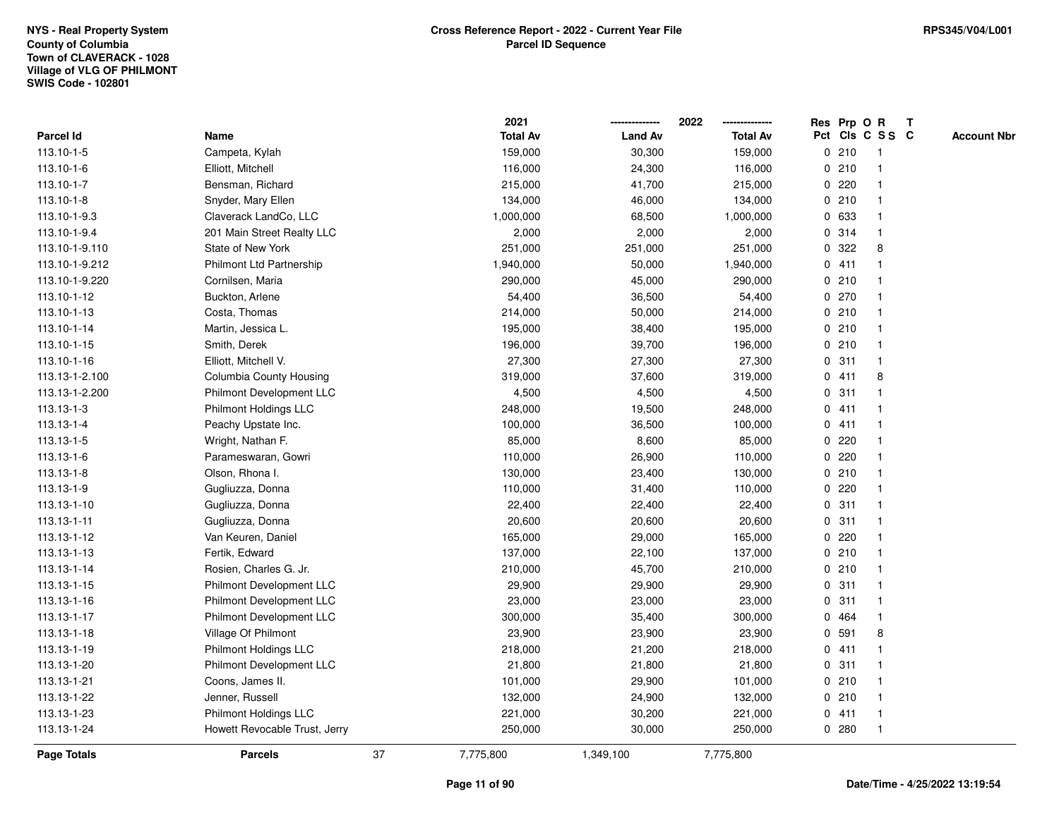NYS - Real Property System
County of Columbia
Town of CLAVERACK - 1028
Village of VLG OF PHILMONT
SWIS Code - 102801

**Cross Reference Report - 2022 - Current Year File**
**Parcel ID Sequence**

RPS345/V04/L001

| Parcel Id | Name | 2021 Total Av | 2022 Land Av | 2022 Total Av | Res Pct | Prp Cls | O C | R SS | T C | Account Nbr |
|---|---|---|---|---|---|---|---|---|---|---|
| 113.10-1-5 | Campeta, Kylah | 159,000 | 30,300 | 159,000 | 0 | 210 | | 1 | | |
| 113.10-1-6 | Elliott, Mitchell | 116,000 | 24,300 | 116,000 | 0 | 210 | | 1 | | |
| 113.10-1-7 | Bensman, Richard | 215,000 | 41,700 | 215,000 | 0 | 220 | | 1 | | |
| 113.10-1-8 | Snyder, Mary Ellen | 134,000 | 46,000 | 134,000 | 0 | 210 | | 1 | | |
| 113.10-1-9.3 | Claverack LandCo, LLC | 1,000,000 | 68,500 | 1,000,000 | 0 | 633 | | 1 | | |
| 113.10-1-9.4 | 201 Main Street Realty LLC | 2,000 | 2,000 | 2,000 | 0 | 314 | | 1 | | |
| 113.10-1-9.110 | State of New York | 251,000 | 251,000 | 251,000 | 0 | 322 | | 8 | | |
| 113.10-1-9.212 | Philmont Ltd Partnership | 1,940,000 | 50,000 | 1,940,000 | 0 | 411 | | 1 | | |
| 113.10-1-9.220 | Cornilsen, Maria | 290,000 | 45,000 | 290,000 | 0 | 210 | | 1 | | |
| 113.10-1-12 | Buckton, Arlene | 54,400 | 36,500 | 54,400 | 0 | 270 | | 1 | | |
| 113.10-1-13 | Costa, Thomas | 214,000 | 50,000 | 214,000 | 0 | 210 | | 1 | | |
| 113.10-1-14 | Martin, Jessica L. | 195,000 | 38,400 | 195,000 | 0 | 210 | | 1 | | |
| 113.10-1-15 | Smith, Derek | 196,000 | 39,700 | 196,000 | 0 | 210 | | 1 | | |
| 113.10-1-16 | Elliott, Mitchell V. | 27,300 | 27,300 | 27,300 | 0 | 311 | | 1 | | |
| 113.13-1-2.100 | Columbia County Housing | 319,000 | 37,600 | 319,000 | 0 | 411 | | 8 | | |
| 113.13-1-2.200 | Philmont Development LLC | 4,500 | 4,500 | 4,500 | 0 | 311 | | 1 | | |
| 113.13-1-3 | Philmont Holdings LLC | 248,000 | 19,500 | 248,000 | 0 | 411 | | 1 | | |
| 113.13-1-4 | Peachy Upstate Inc. | 100,000 | 36,500 | 100,000 | 0 | 411 | | 1 | | |
| 113.13-1-5 | Wright, Nathan F. | 85,000 | 8,600 | 85,000 | 0 | 220 | | 1 | | |
| 113.13-1-6 | Parameswaran, Gowri | 110,000 | 26,900 | 110,000 | 0 | 220 | | 1 | | |
| 113.13-1-8 | Olson, Rhona I. | 130,000 | 23,400 | 130,000 | 0 | 210 | | 1 | | |
| 113.13-1-9 | Gugliuzza, Donna | 110,000 | 31,400 | 110,000 | 0 | 220 | | 1 | | |
| 113.13-1-10 | Gugliuzza, Donna | 22,400 | 22,400 | 22,400 | 0 | 311 | | 1 | | |
| 113.13-1-11 | Gugliuzza, Donna | 20,600 | 20,600 | 20,600 | 0 | 311 | | 1 | | |
| 113.13-1-12 | Van Keuren, Daniel | 165,000 | 29,000 | 165,000 | 0 | 220 | | 1 | | |
| 113.13-1-13 | Fertik, Edward | 137,000 | 22,100 | 137,000 | 0 | 210 | | 1 | | |
| 113.13-1-14 | Rosien, Charles G. Jr. | 210,000 | 45,700 | 210,000 | 0 | 210 | | 1 | | |
| 113.13-1-15 | Philmont Development LLC | 29,900 | 29,900 | 29,900 | 0 | 311 | | 1 | | |
| 113.13-1-16 | Philmont Development LLC | 23,000 | 23,000 | 23,000 | 0 | 311 | | 1 | | |
| 113.13-1-17 | Philmont Development LLC | 300,000 | 35,400 | 300,000 | 0 | 464 | | 1 | | |
| 113.13-1-18 | Village Of Philmont | 23,900 | 23,900 | 23,900 | 0 | 591 | | 8 | | |
| 113.13-1-19 | Philmont Holdings LLC | 218,000 | 21,200 | 218,000 | 0 | 411 | | 1 | | |
| 113.13-1-20 | Philmont Development LLC | 21,800 | 21,800 | 21,800 | 0 | 311 | | 1 | | |
| 113.13-1-21 | Coons, James II. | 101,000 | 29,900 | 101,000 | 0 | 210 | | 1 | | |
| 113.13-1-22 | Jenner, Russell | 132,000 | 24,900 | 132,000 | 0 | 210 | | 1 | | |
| 113.13-1-23 | Philmont Holdings LLC | 221,000 | 30,200 | 221,000 | 0 | 411 | | 1 | | |
| 113.13-1-24 | Howett Revocable Trust, Jerry | 250,000 | 30,000 | 250,000 | 0 | 280 | | 1 | | |
| **Page Totals** | **Parcels** 37 | 7,775,800 | 1,349,100 | 7,775,800 | | | | | | |

Date/Time - 4/25/2022 13:19:54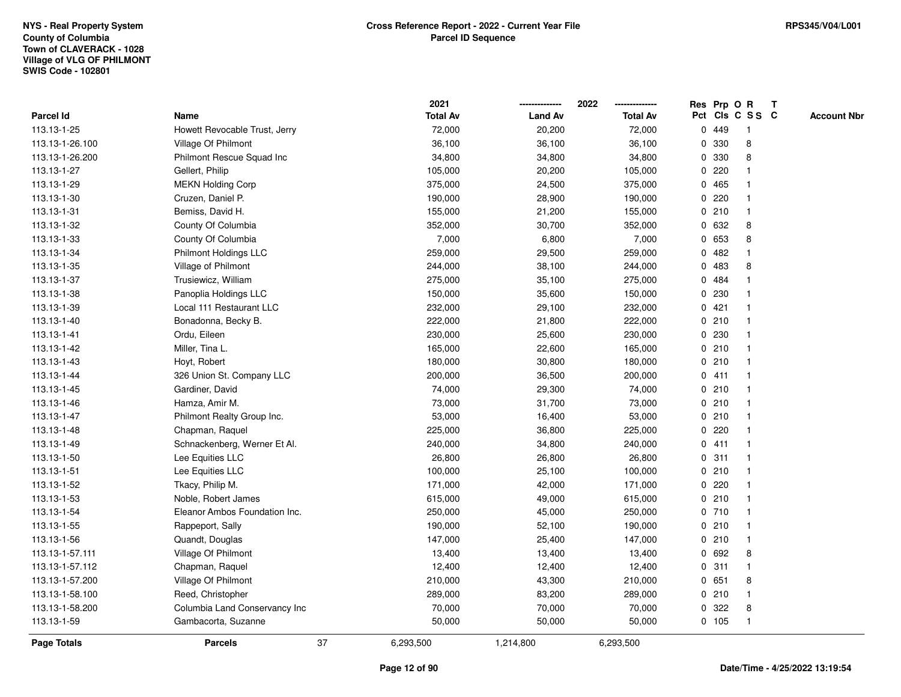NYS - Real Property System
County of Columbia
Town of CLAVERACK - 1028
Village of VLG OF PHILMONT
SWIS Code - 102801

**Cross Reference Report - 2022 - Current Year File**
**Parcel ID Sequence**

RPS345/V04/L001

| Parcel Id | Name | 2021 Total Av | 2022 Land Av | 2022 Total Av | Res Pct | Prp Cls | O C | R S S | T C | Account Nbr |
|---|---|---|---|---|---|---|---|---|---|---|
| 113.13-1-25 | Howett Revocable Trust, Jerry | 72,000 | 20,200 | 72,000 | 0 | 449 | | 1 | | |
| 113.13-1-26.100 | Village Of Philmont | 36,100 | 36,100 | 36,100 | 0 | 330 | | 8 | | |
| 113.13-1-26.200 | Philmont Rescue Squad Inc | 34,800 | 34,800 | 34,800 | 0 | 330 | | 8 | | |
| 113.13-1-27 | Gellert, Philip | 105,000 | 20,200 | 105,000 | 0 | 220 | | 1 | | |
| 113.13-1-29 | MEKN Holding Corp | 375,000 | 24,500 | 375,000 | 0 | 465 | | 1 | | |
| 113.13-1-30 | Cruzen, Daniel P. | 190,000 | 28,900 | 190,000 | 0 | 220 | | 1 | | |
| 113.13-1-31 | Bemiss, David H. | 155,000 | 21,200 | 155,000 | 0 | 210 | | 1 | | |
| 113.13-1-32 | County Of Columbia | 352,000 | 30,700 | 352,000 | 0 | 632 | | 8 | | |
| 113.13-1-33 | County Of Columbia | 7,000 | 6,800 | 7,000 | 0 | 653 | | 8 | | |
| 113.13-1-34 | Philmont Holdings LLC | 259,000 | 29,500 | 259,000 | 0 | 482 | | 1 | | |
| 113.13-1-35 | Village of Philmont | 244,000 | 38,100 | 244,000 | 0 | 483 | | 8 | | |
| 113.13-1-37 | Trusiewicz, William | 275,000 | 35,100 | 275,000 | 0 | 484 | | 1 | | |
| 113.13-1-38 | Panoplia Holdings LLC | 150,000 | 35,600 | 150,000 | 0 | 230 | | 1 | | |
| 113.13-1-39 | Local 111 Restaurant LLC | 232,000 | 29,100 | 232,000 | 0 | 421 | | 1 | | |
| 113.13-1-40 | Bonadonna, Becky B. | 222,000 | 21,800 | 222,000 | 0 | 210 | | 1 | | |
| 113.13-1-41 | Ordu, Eileen | 230,000 | 25,600 | 230,000 | 0 | 230 | | 1 | | |
| 113.13-1-42 | Miller, Tina L. | 165,000 | 22,600 | 165,000 | 0 | 210 | | 1 | | |
| 113.13-1-43 | Hoyt, Robert | 180,000 | 30,800 | 180,000 | 0 | 210 | | 1 | | |
| 113.13-1-44 | 326 Union St. Company LLC | 200,000 | 36,500 | 200,000 | 0 | 411 | | 1 | | |
| 113.13-1-45 | Gardiner, David | 74,000 | 29,300 | 74,000 | 0 | 210 | | 1 | | |
| 113.13-1-46 | Hamza, Amir M. | 73,000 | 31,700 | 73,000 | 0 | 210 | | 1 | | |
| 113.13-1-47 | Philmont Realty Group Inc. | 53,000 | 16,400 | 53,000 | 0 | 210 | | 1 | | |
| 113.13-1-48 | Chapman, Raquel | 225,000 | 36,800 | 225,000 | 0 | 220 | | 1 | | |
| 113.13-1-49 | Schnackenberg, Werner Et Al. | 240,000 | 34,800 | 240,000 | 0 | 411 | | 1 | | |
| 113.13-1-50 | Lee Equities LLC | 26,800 | 26,800 | 26,800 | 0 | 311 | | 1 | | |
| 113.13-1-51 | Lee Equities LLC | 100,000 | 25,100 | 100,000 | 0 | 210 | | 1 | | |
| 113.13-1-52 | Tkacy, Philip M. | 171,000 | 42,000 | 171,000 | 0 | 220 | | 1 | | |
| 113.13-1-53 | Noble, Robert James | 615,000 | 49,000 | 615,000 | 0 | 210 | | 1 | | |
| 113.13-1-54 | Eleanor Ambos Foundation Inc. | 250,000 | 45,000 | 250,000 | 0 | 710 | | 1 | | |
| 113.13-1-55 | Rappeport, Sally | 190,000 | 52,100 | 190,000 | 0 | 210 | | 1 | | |
| 113.13-1-56 | Quandt, Douglas | 147,000 | 25,400 | 147,000 | 0 | 210 | | 1 | | |
| 113.13-1-57.111 | Village Of Philmont | 13,400 | 13,400 | 13,400 | 0 | 692 | | 8 | | |
| 113.13-1-57.112 | Chapman, Raquel | 12,400 | 12,400 | 12,400 | 0 | 311 | | 1 | | |
| 113.13-1-57.200 | Village Of Philmont | 210,000 | 43,300 | 210,000 | 0 | 651 | | 8 | | |
| 113.13-1-58.100 | Reed, Christopher | 289,000 | 83,200 | 289,000 | 0 | 210 | | 1 | | |
| 113.13-1-58.200 | Columbia Land Conservancy Inc | 70,000 | 70,000 | 70,000 | 0 | 322 | | 8 | | |
| 113.13-1-59 | Gambacorta, Suzanne | 50,000 | 50,000 | 50,000 | 0 | 105 | | 1 | | |
| **Page Totals** | **Parcels** 37 | 6,293,500 | 1,214,800 | 6,293,500 | | | | | | |

Date/Time - 4/25/2022 13:19:54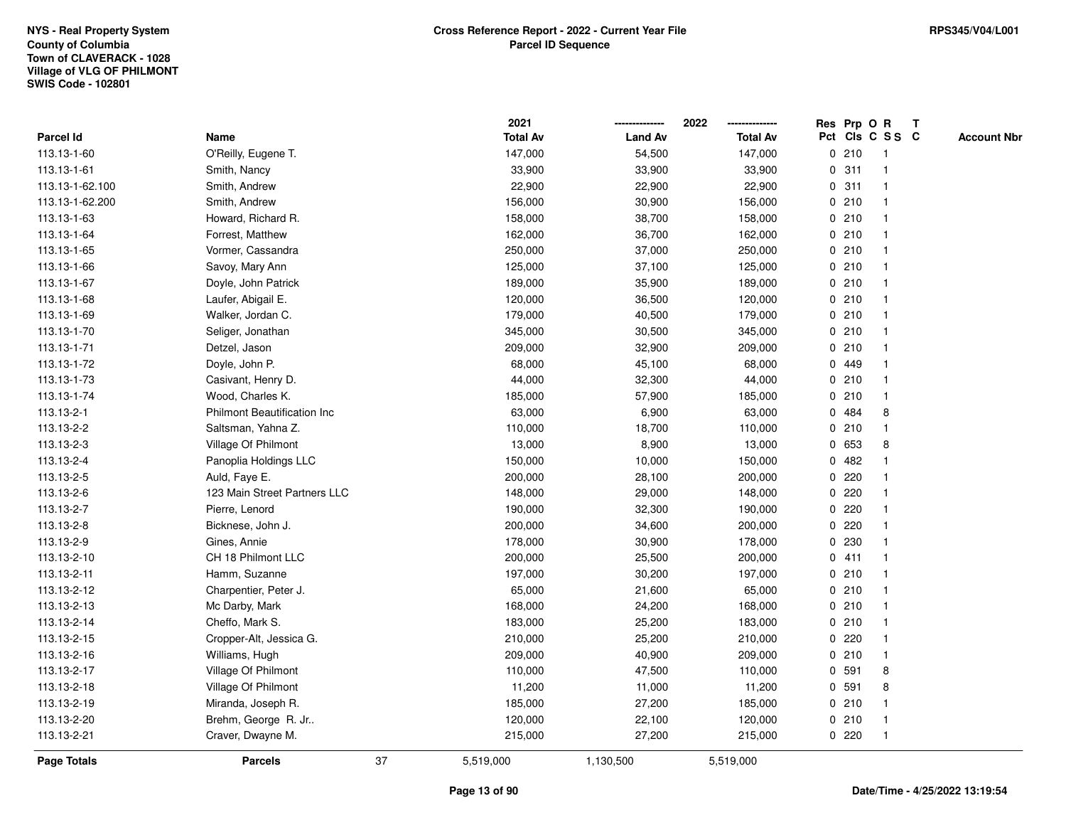NYS - Real Property System
County of Columbia
Town of CLAVERACK - 1028
Village of VLG OF PHILMONT
SWIS Code - 102801

**Cross Reference Report - 2022 - Current Year File**
**Parcel ID Sequence**

RPS345/V04/L001

| Parcel Id | Name | 2021 Total Av | 2022 Land Av | 2022 Total Av | Res Pct | Prp Cls | O C | R SS | T C | Account Nbr |
|---|---|---|---|---|---|---|---|---|---|---|
| 113.13-1-60 | O'Reilly, Eugene T. | 147,000 | 54,500 | 147,000 | 0 | 210 | | 1 | | |
| 113.13-1-61 | Smith, Nancy | 33,900 | 33,900 | 33,900 | 0 | 311 | | 1 | | |
| 113.13-1-62.100 | Smith, Andrew | 22,900 | 22,900 | 22,900 | 0 | 311 | | 1 | | |
| 113.13-1-62.200 | Smith, Andrew | 156,000 | 30,900 | 156,000 | 0 | 210 | | 1 | | |
| 113.13-1-63 | Howard, Richard R. | 158,000 | 38,700 | 158,000 | 0 | 210 | | 1 | | |
| 113.13-1-64 | Forrest, Matthew | 162,000 | 36,700 | 162,000 | 0 | 210 | | 1 | | |
| 113.13-1-65 | Vormer, Cassandra | 250,000 | 37,000 | 250,000 | 0 | 210 | | 1 | | |
| 113.13-1-66 | Savoy, Mary Ann | 125,000 | 37,100 | 125,000 | 0 | 210 | | 1 | | |
| 113.13-1-67 | Doyle, John Patrick | 189,000 | 35,900 | 189,000 | 0 | 210 | | 1 | | |
| 113.13-1-68 | Laufer, Abigail E. | 120,000 | 36,500 | 120,000 | 0 | 210 | | 1 | | |
| 113.13-1-69 | Walker, Jordan C. | 179,000 | 40,500 | 179,000 | 0 | 210 | | 1 | | |
| 113.13-1-70 | Seliger, Jonathan | 345,000 | 30,500 | 345,000 | 0 | 210 | | 1 | | |
| 113.13-1-71 | Detzel, Jason | 209,000 | 32,900 | 209,000 | 0 | 210 | | 1 | | |
| 113.13-1-72 | Doyle, John P. | 68,000 | 45,100 | 68,000 | 0 | 449 | | 1 | | |
| 113.13-1-73 | Casivant, Henry D. | 44,000 | 32,300 | 44,000 | 0 | 210 | | 1 | | |
| 113.13-1-74 | Wood, Charles K. | 185,000 | 57,900 | 185,000 | 0 | 210 | | 1 | | |
| 113.13-2-1 | Philmont Beautification Inc | 63,000 | 6,900 | 63,000 | 0 | 484 | | 8 | | |
| 113.13-2-2 | Saltsman, Yahna Z. | 110,000 | 18,700 | 110,000 | 0 | 210 | | 1 | | |
| 113.13-2-3 | Village Of Philmont | 13,000 | 8,900 | 13,000 | 0 | 653 | | 8 | | |
| 113.13-2-4 | Panoplia Holdings LLC | 150,000 | 10,000 | 150,000 | 0 | 482 | | 1 | | |
| 113.13-2-5 | Auld, Faye E. | 200,000 | 28,100 | 200,000 | 0 | 220 | | 1 | | |
| 113.13-2-6 | 123 Main Street Partners LLC | 148,000 | 29,000 | 148,000 | 0 | 220 | | 1 | | |
| 113.13-2-7 | Pierre, Lenord | 190,000 | 32,300 | 190,000 | 0 | 220 | | 1 | | |
| 113.13-2-8 | Bicknese, John J. | 200,000 | 34,600 | 200,000 | 0 | 220 | | 1 | | |
| 113.13-2-9 | Gines, Annie | 178,000 | 30,900 | 178,000 | 0 | 230 | | 1 | | |
| 113.13-2-10 | CH 18 Philmont LLC | 200,000 | 25,500 | 200,000 | 0 | 411 | | 1 | | |
| 113.13-2-11 | Hamm, Suzanne | 197,000 | 30,200 | 197,000 | 0 | 210 | | 1 | | |
| 113.13-2-12 | Charpentier, Peter J. | 65,000 | 21,600 | 65,000 | 0 | 210 | | 1 | | |
| 113.13-2-13 | Mc Darby, Mark | 168,000 | 24,200 | 168,000 | 0 | 210 | | 1 | | |
| 113.13-2-14 | Cheffo, Mark S. | 183,000 | 25,200 | 183,000 | 0 | 210 | | 1 | | |
| 113.13-2-15 | Cropper-Alt, Jessica G. | 210,000 | 25,200 | 210,000 | 0 | 220 | | 1 | | |
| 113.13-2-16 | Williams, Hugh | 209,000 | 40,900 | 209,000 | 0 | 210 | | 1 | | |
| 113.13-2-17 | Village Of Philmont | 110,000 | 47,500 | 110,000 | 0 | 591 | | 8 | | |
| 113.13-2-18 | Village Of Philmont | 11,200 | 11,000 | 11,200 | 0 | 591 | | 8 | | |
| 113.13-2-19 | Miranda, Joseph R. | 185,000 | 27,200 | 185,000 | 0 | 210 | | 1 | | |
| 113.13-2-20 | Brehm, George R. Jr.. | 120,000 | 22,100 | 120,000 | 0 | 210 | | 1 | | |
| 113.13-2-21 | Craver, Dwayne M. | 215,000 | 27,200 | 215,000 | 0 | 220 | | 1 | | |
| **Page Totals** | **Parcels** 37 | 5,519,000 | 1,130,500 | 5,519,000 | | | | | | |

Date/Time - 4/25/2022 13:19:54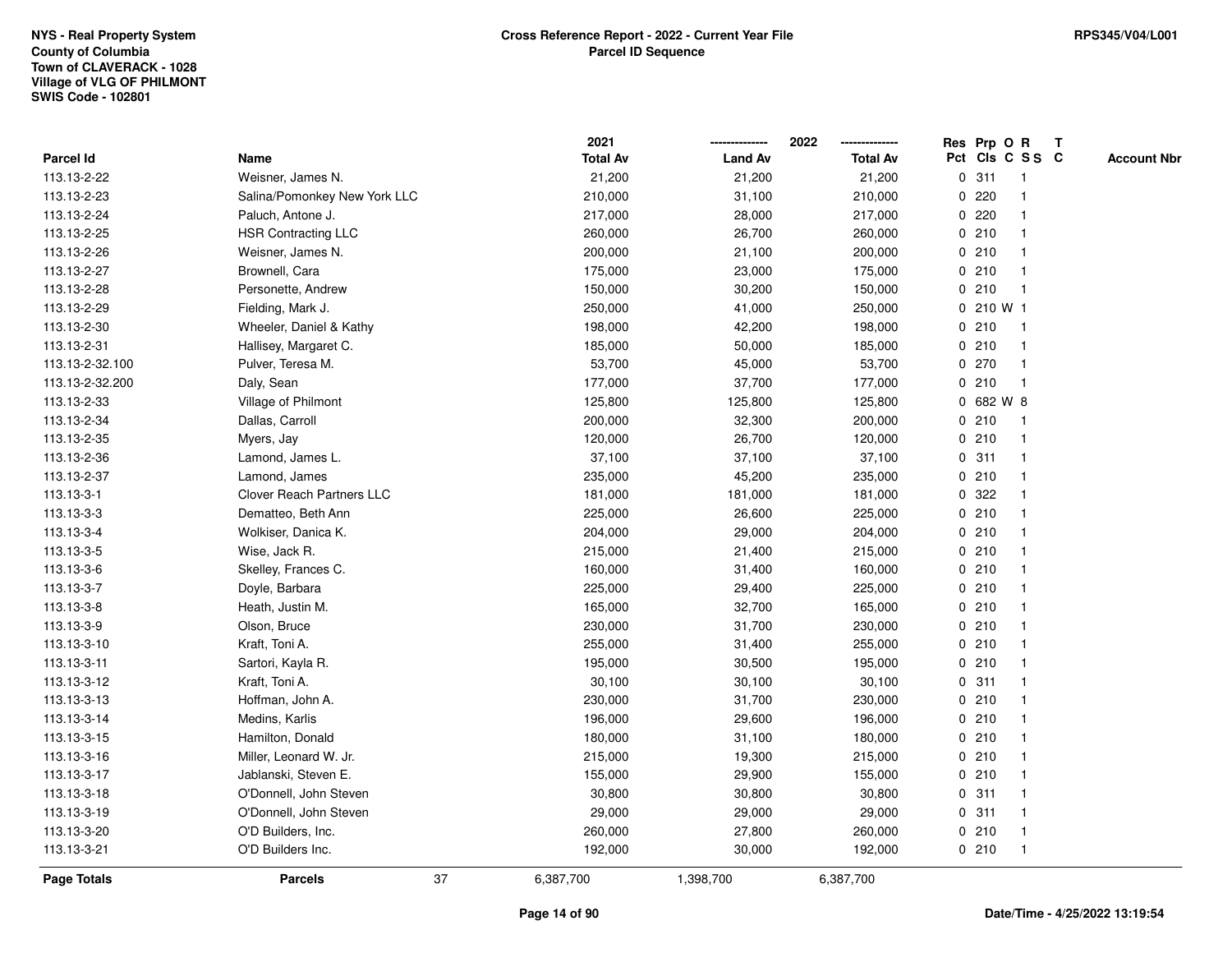NYS - Real Property System
County of Columbia
Town of CLAVERACK - 1028
Village of VLG OF PHILMONT
SWIS Code - 102801

**Cross Reference Report - 2022 - Current Year File**
**Parcel ID Sequence**

RPS345/V04/L001

| Parcel Id | Name | 2021 Total Av | 2022 Land Av | 2022 Total Av | Res Pct | Prp Cls | O C | R SS | T C | Account Nbr |
|---|---|---|---|---|---|---|---|---|---|---|
| 113.13-2-22 | Weisner, James N. | 21,200 | 21,200 | 21,200 | 0 | 311 | | 1 | | |
| 113.13-2-23 | Salina/Pomonkey New York LLC | 210,000 | 31,100 | 210,000 | 0 | 220 | | 1 | | |
| 113.13-2-24 | Paluch, Antone J. | 217,000 | 28,000 | 217,000 | 0 | 220 | | 1 | | |
| 113.13-2-25 | HSR Contracting LLC | 260,000 | 26,700 | 260,000 | 0 | 210 | | 1 | | |
| 113.13-2-26 | Weisner, James N. | 200,000 | 21,100 | 200,000 | 0 | 210 | | 1 | | |
| 113.13-2-27 | Brownell, Cara | 175,000 | 23,000 | 175,000 | 0 | 210 | | 1 | | |
| 113.13-2-28 | Personette, Andrew | 150,000 | 30,200 | 150,000 | 0 | 210 | | 1 | | |
| 113.13-2-29 | Fielding, Mark J. | 250,000 | 41,000 | 250,000 | 0 | 210 | W | 1 | | |
| 113.13-2-30 | Wheeler, Daniel & Kathy | 198,000 | 42,200 | 198,000 | 0 | 210 | | 1 | | |
| 113.13-2-31 | Hallisey, Margaret C. | 185,000 | 50,000 | 185,000 | 0 | 210 | | 1 | | |
| 113.13-2-32.100 | Pulver, Teresa M. | 53,700 | 45,000 | 53,700 | 0 | 270 | | 1 | | |
| 113.13-2-32.200 | Daly, Sean | 177,000 | 37,700 | 177,000 | 0 | 210 | | 1 | | |
| 113.13-2-33 | Village of Philmont | 125,800 | 125,800 | 125,800 | 0 | 682 | W | 8 | | |
| 113.13-2-34 | Dallas, Carroll | 200,000 | 32,300 | 200,000 | 0 | 210 | | 1 | | |
| 113.13-2-35 | Myers, Jay | 120,000 | 26,700 | 120,000 | 0 | 210 | | 1 | | |
| 113.13-2-36 | Lamond, James L. | 37,100 | 37,100 | 37,100 | 0 | 311 | | 1 | | |
| 113.13-2-37 | Lamond, James | 235,000 | 45,200 | 235,000 | 0 | 210 | | 1 | | |
| 113.13-3-1 | Clover Reach Partners LLC | 181,000 | 181,000 | 181,000 | 0 | 322 | | 1 | | |
| 113.13-3-3 | Dematteo, Beth Ann | 225,000 | 26,600 | 225,000 | 0 | 210 | | 1 | | |
| 113.13-3-4 | Wolkiser, Danica K. | 204,000 | 29,000 | 204,000 | 0 | 210 | | 1 | | |
| 113.13-3-5 | Wise, Jack R. | 215,000 | 21,400 | 215,000 | 0 | 210 | | 1 | | |
| 113.13-3-6 | Skelley, Frances C. | 160,000 | 31,400 | 160,000 | 0 | 210 | | 1 | | |
| 113.13-3-7 | Doyle, Barbara | 225,000 | 29,400 | 225,000 | 0 | 210 | | 1 | | |
| 113.13-3-8 | Heath, Justin M. | 165,000 | 32,700 | 165,000 | 0 | 210 | | 1 | | |
| 113.13-3-9 | Olson, Bruce | 230,000 | 31,700 | 230,000 | 0 | 210 | | 1 | | |
| 113.13-3-10 | Kraft, Toni A. | 255,000 | 31,400 | 255,000 | 0 | 210 | | 1 | | |
| 113.13-3-11 | Sartori, Kayla R. | 195,000 | 30,500 | 195,000 | 0 | 210 | | 1 | | |
| 113.13-3-12 | Kraft, Toni A. | 30,100 | 30,100 | 30,100 | 0 | 311 | | 1 | | |
| 113.13-3-13 | Hoffman, John A. | 230,000 | 31,700 | 230,000 | 0 | 210 | | 1 | | |
| 113.13-3-14 | Medins, Karlis | 196,000 | 29,600 | 196,000 | 0 | 210 | | 1 | | |
| 113.13-3-15 | Hamilton, Donald | 180,000 | 31,100 | 180,000 | 0 | 210 | | 1 | | |
| 113.13-3-16 | Miller, Leonard W. Jr. | 215,000 | 19,300 | 215,000 | 0 | 210 | | 1 | | |
| 113.13-3-17 | Jablanski, Steven E. | 155,000 | 29,900 | 155,000 | 0 | 210 | | 1 | | |
| 113.13-3-18 | O'Donnell, John Steven | 30,800 | 30,800 | 30,800 | 0 | 311 | | 1 | | |
| 113.13-3-19 | O'Donnell, John Steven | 29,000 | 29,000 | 29,000 | 0 | 311 | | 1 | | |
| 113.13-3-20 | O'D Builders, Inc. | 260,000 | 27,800 | 260,000 | 0 | 210 | | 1 | | |
| 113.13-3-21 | O'D Builders Inc. | 192,000 | 30,000 | 192,000 | 0 | 210 | | 1 | | |
| **Page Totals** | **Parcels** 37 | 6,387,700 | 1,398,700 | 6,387,700 | | | | | | |

Date/Time - 4/25/2022 13:19:54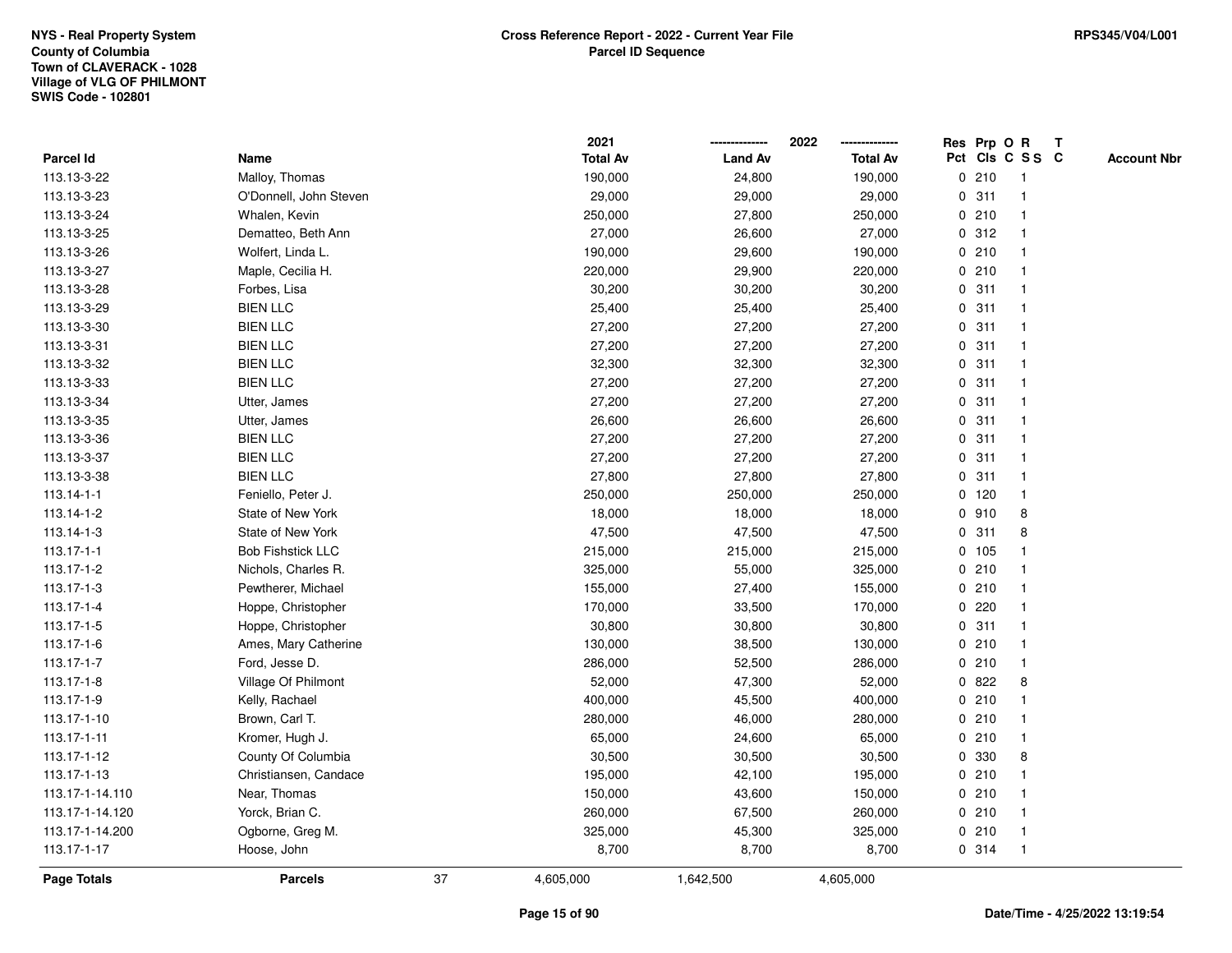NYS - Real Property System
County of Columbia
Town of CLAVERACK - 1028
Village of VLG OF PHILMONT
SWIS Code - 102801

**Cross Reference Report - 2022 - Current Year File**
**Parcel ID Sequence**

RPS345/V04/L001

| Parcel Id | Name | 2021 Total Av | 2022 Land Av | 2022 Total Av | Res Pct | Prp Cls | O C | R SS | T C | Account Nbr |
|---|---|---|---|---|---|---|---|---|---|---|
| 113.13-3-22 | Malloy, Thomas | 190,000 | 24,800 | 190,000 | 0 | 210 | | 1 | | |
| 113.13-3-23 | O'Donnell, John Steven | 29,000 | 29,000 | 29,000 | 0 | 311 | | 1 | | |
| 113.13-3-24 | Whalen, Kevin | 250,000 | 27,800 | 250,000 | 0 | 210 | | 1 | | |
| 113.13-3-25 | Dematteo, Beth Ann | 27,000 | 26,600 | 27,000 | 0 | 312 | | 1 | | |
| 113.13-3-26 | Wolfert, Linda L. | 190,000 | 29,600 | 190,000 | 0 | 210 | | 1 | | |
| 113.13-3-27 | Maple, Cecilia H. | 220,000 | 29,900 | 220,000 | 0 | 210 | | 1 | | |
| 113.13-3-28 | Forbes, Lisa | 30,200 | 30,200 | 30,200 | 0 | 311 | | 1 | | |
| 113.13-3-29 | BIEN LLC | 25,400 | 25,400 | 25,400 | 0 | 311 | | 1 | | |
| 113.13-3-30 | BIEN LLC | 27,200 | 27,200 | 27,200 | 0 | 311 | | 1 | | |
| 113.13-3-31 | BIEN LLC | 27,200 | 27,200 | 27,200 | 0 | 311 | | 1 | | |
| 113.13-3-32 | BIEN LLC | 32,300 | 32,300 | 32,300 | 0 | 311 | | 1 | | |
| 113.13-3-33 | BIEN LLC | 27,200 | 27,200 | 27,200 | 0 | 311 | | 1 | | |
| 113.13-3-34 | Utter, James | 27,200 | 27,200 | 27,200 | 0 | 311 | | 1 | | |
| 113.13-3-35 | Utter, James | 26,600 | 26,600 | 26,600 | 0 | 311 | | 1 | | |
| 113.13-3-36 | BIEN LLC | 27,200 | 27,200 | 27,200 | 0 | 311 | | 1 | | |
| 113.13-3-37 | BIEN LLC | 27,200 | 27,200 | 27,200 | 0 | 311 | | 1 | | |
| 113.13-3-38 | BIEN LLC | 27,800 | 27,800 | 27,800 | 0 | 311 | | 1 | | |
| 113.14-1-1 | Feniello, Peter J. | 250,000 | 250,000 | 250,000 | 0 | 120 | | 1 | | |
| 113.14-1-2 | State of New York | 18,000 | 18,000 | 18,000 | 0 | 910 | | 8 | | |
| 113.14-1-3 | State of New York | 47,500 | 47,500 | 47,500 | 0 | 311 | | 8 | | |
| 113.17-1-1 | Bob Fishstick LLC | 215,000 | 215,000 | 215,000 | 0 | 105 | | 1 | | |
| 113.17-1-2 | Nichols, Charles R. | 325,000 | 55,000 | 325,000 | 0 | 210 | | 1 | | |
| 113.17-1-3 | Pewtherer, Michael | 155,000 | 27,400 | 155,000 | 0 | 210 | | 1 | | |
| 113.17-1-4 | Hoppe, Christopher | 170,000 | 33,500 | 170,000 | 0 | 220 | | 1 | | |
| 113.17-1-5 | Hoppe, Christopher | 30,800 | 30,800 | 30,800 | 0 | 311 | | 1 | | |
| 113.17-1-6 | Ames, Mary Catherine | 130,000 | 38,500 | 130,000 | 0 | 210 | | 1 | | |
| 113.17-1-7 | Ford, Jesse D. | 286,000 | 52,500 | 286,000 | 0 | 210 | | 1 | | |
| 113.17-1-8 | Village Of Philmont | 52,000 | 47,300 | 52,000 | 0 | 822 | | 8 | | |
| 113.17-1-9 | Kelly, Rachael | 400,000 | 45,500 | 400,000 | 0 | 210 | | 1 | | |
| 113.17-1-10 | Brown, Carl T. | 280,000 | 46,000 | 280,000 | 0 | 210 | | 1 | | |
| 113.17-1-11 | Kromer, Hugh J. | 65,000 | 24,600 | 65,000 | 0 | 210 | | 1 | | |
| 113.17-1-12 | County Of Columbia | 30,500 | 30,500 | 30,500 | 0 | 330 | | 8 | | |
| 113.17-1-13 | Christiansen, Candace | 195,000 | 42,100 | 195,000 | 0 | 210 | | 1 | | |
| 113.17-1-14.110 | Near, Thomas | 150,000 | 43,600 | 150,000 | 0 | 210 | | 1 | | |
| 113.17-1-14.120 | Yorck, Brian C. | 260,000 | 67,500 | 260,000 | 0 | 210 | | 1 | | |
| 113.17-1-14.200 | Ogborne, Greg M. | 325,000 | 45,300 | 325,000 | 0 | 210 | | 1 | | |
| 113.17-1-17 | Hoose, John | 8,700 | 8,700 | 8,700 | 0 | 314 | | 1 | | |
| **Page Totals** | **Parcels** 37 | 4,605,000 | 1,642,500 | 4,605,000 | | | | | | |

Date/Time - 4/25/2022 13:19:54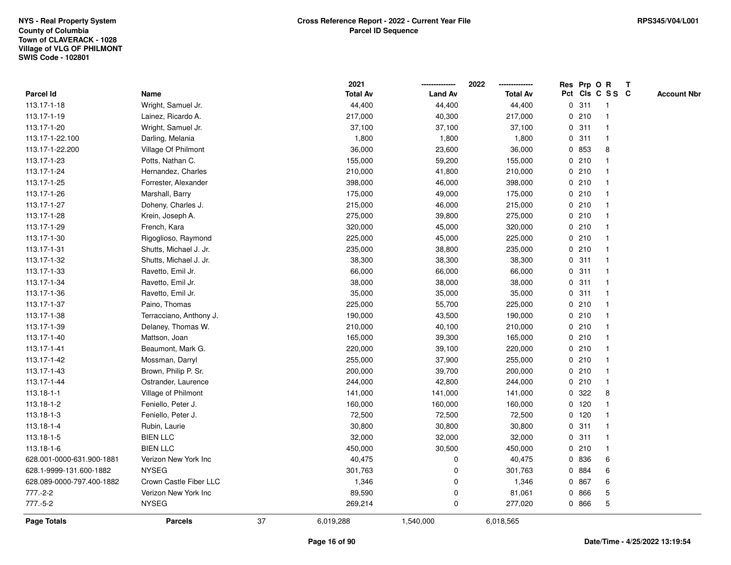NYS - Real Property System
County of Columbia
Town of CLAVERACK - 1028
Village of VLG OF PHILMONT
SWIS Code - 102801

**Cross Reference Report - 2022 - Current Year File**
**Parcel ID Sequence**

RPS345/V04/L001

| Parcel Id | Name | 2021 Total Av | 2022 Land Av | 2022 Total Av | Res Pct | Prp Cls | O C | R S S | T C | Account Nbr |
|---|---|---|---|---|---|---|---|---|---|---|
| 113.17-1-18 | Wright, Samuel Jr. | 44,400 | 44,400 | 44,400 | 0 | 311 | | 1 | | |
| 113.17-1-19 | Lainez, Ricardo A. | 217,000 | 40,300 | 217,000 | 0 | 210 | | 1 | | |
| 113.17-1-20 | Wright, Samuel Jr. | 37,100 | 37,100 | 37,100 | 0 | 311 | | 1 | | |
| 113.17-1-22.100 | Darling, Melania | 1,800 | 1,800 | 1,800 | 0 | 311 | | 1 | | |
| 113.17-1-22.200 | Village Of Philmont | 36,000 | 23,600 | 36,000 | 0 | 853 | | 8 | | |
| 113.17-1-23 | Potts, Nathan C. | 155,000 | 59,200 | 155,000 | 0 | 210 | | 1 | | |
| 113.17-1-24 | Hernandez, Charles | 210,000 | 41,800 | 210,000 | 0 | 210 | | 1 | | |
| 113.17-1-25 | Forrester, Alexander | 398,000 | 46,000 | 398,000 | 0 | 210 | | 1 | | |
| 113.17-1-26 | Marshall, Barry | 175,000 | 49,000 | 175,000 | 0 | 210 | | 1 | | |
| 113.17-1-27 | Doheny, Charles J. | 215,000 | 46,000 | 215,000 | 0 | 210 | | 1 | | |
| 113.17-1-28 | Krein, Joseph A. | 275,000 | 39,800 | 275,000 | 0 | 210 | | 1 | | |
| 113.17-1-29 | French, Kara | 320,000 | 45,000 | 320,000 | 0 | 210 | | 1 | | |
| 113.17-1-30 | Rigoglioso, Raymond | 225,000 | 45,000 | 225,000 | 0 | 210 | | 1 | | |
| 113.17-1-31 | Shutts, Michael J. Jr. | 235,000 | 38,800 | 235,000 | 0 | 210 | | 1 | | |
| 113.17-1-32 | Shutts, Michael J. Jr. | 38,300 | 38,300 | 38,300 | 0 | 311 | | 1 | | |
| 113.17-1-33 | Ravetto, Emil Jr. | 66,000 | 66,000 | 66,000 | 0 | 311 | | 1 | | |
| 113.17-1-34 | Ravetto, Emil Jr. | 38,000 | 38,000 | 38,000 | 0 | 311 | | 1 | | |
| 113.17-1-36 | Ravetto, Emil Jr. | 35,000 | 35,000 | 35,000 | 0 | 311 | | 1 | | |
| 113.17-1-37 | Paino, Thomas | 225,000 | 55,700 | 225,000 | 0 | 210 | | 1 | | |
| 113.17-1-38 | Terracciano, Anthony J. | 190,000 | 43,500 | 190,000 | 0 | 210 | | 1 | | |
| 113.17-1-39 | Delaney, Thomas W. | 210,000 | 40,100 | 210,000 | 0 | 210 | | 1 | | |
| 113.17-1-40 | Mattson, Joan | 165,000 | 39,300 | 165,000 | 0 | 210 | | 1 | | |
| 113.17-1-41 | Beaumont, Mark G. | 220,000 | 39,100 | 220,000 | 0 | 210 | | 1 | | |
| 113.17-1-42 | Mossman, Darryl | 255,000 | 37,900 | 255,000 | 0 | 210 | | 1 | | |
| 113.17-1-43 | Brown, Philip P. Sr. | 200,000 | 39,700 | 200,000 | 0 | 210 | | 1 | | |
| 113.17-1-44 | Ostrander, Laurence | 244,000 | 42,800 | 244,000 | 0 | 210 | | 1 | | |
| 113.18-1-1 | Village of Philmont | 141,000 | 141,000 | 141,000 | 0 | 322 | | 8 | | |
| 113.18-1-2 | Feniello, Peter J. | 160,000 | 160,000 | 160,000 | 0 | 120 | | 1 | | |
| 113.18-1-3 | Feniello, Peter J. | 72,500 | 72,500 | 72,500 | 0 | 120 | | 1 | | |
| 113.18-1-4 | Rubin, Laurie | 30,800 | 30,800 | 30,800 | 0 | 311 | | 1 | | |
| 113.18-1-5 | BIEN LLC | 32,000 | 32,000 | 32,000 | 0 | 311 | | 1 | | |
| 113.18-1-6 | BIEN LLC | 450,000 | 30,500 | 450,000 | 0 | 210 | | 1 | | |
| 628.001-0000-631.900-1881 | Verizon New York Inc | 40,475 | 0 | 40,475 | 0 | 836 | | 6 | | |
| 628.1-9999-131.600-1882 | NYSEG | 301,763 | 0 | 301,763 | 0 | 884 | | 6 | | |
| 628.089-0000-797.400-1882 | Crown Castle Fiber LLC | 1,346 | 0 | 1,346 | 0 | 867 | | 6 | | |
| 777.-2-2 | Verizon New York Inc | 89,590 | 0 | 81,061 | 0 | 866 | | 5 | | |
| 777.-5-2 | NYSEG | 269,214 | 0 | 277,020 | 0 | 866 | | 5 | | |
| **Page Totals** | **Parcels** 37 | 6,019,288 | 1,540,000 | 6,018,565 | | | | | | |

Date/Time - 4/25/2022 13:19:54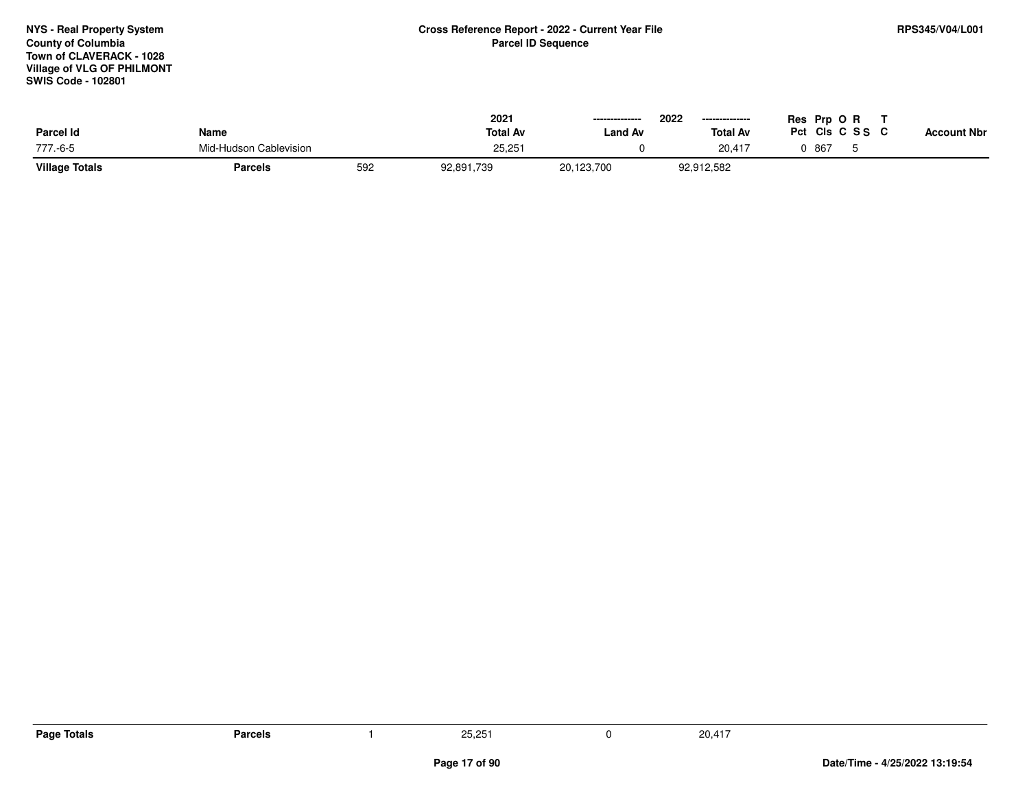| Parcel Id | Name | | 2021 Total Av | 2022 Land Av | 2022 Total Av | Res Pct | Prp Cls | O C | R S S | T C | Account Nbr |
|---|---|---|---|---|---|---|---|---|---|---|---|
| 777.-6-5 | Mid-Hudson Cablevision | | 25,251 | 0 | 20,417 | 0 | 867 | | 5 | | |
| **Village Totals** | **Parcels** | 592 | 92,891,739 | 20,123,700 | 92,912,582 | | | | | | |

| **Page Totals** | **Parcels** | 1 | 25,251 | 0 | 20,417 |
|---|---|---|---|---|---|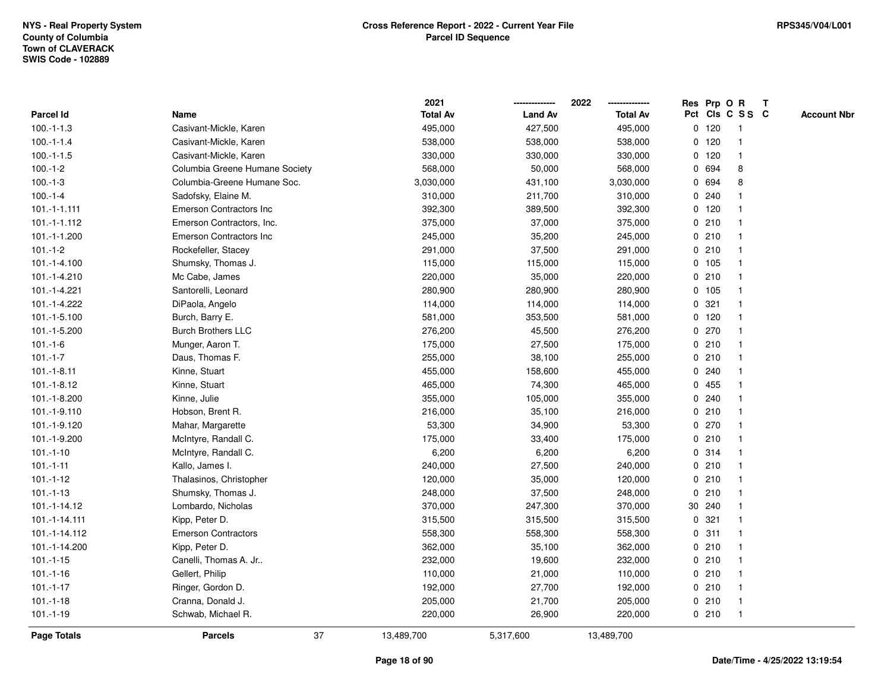NYS - Real Property System
County of Columbia
Town of CLAVERACK
SWIS Code - 102889

**Cross Reference Report - 2022 - Current Year File**
**Parcel ID Sequence**

RPS345/V04/L001

| Parcel Id | Name | 2021 Total Av | 2022 Land Av | 2022 Total Av | Res Pct | Prp Cls | O C | R S S | T C | Account Nbr |
|---|---|---|---|---|---|---|---|---|---|---|
| 100.-1-1.3 | Casivant-Mickle, Karen | 495,000 | 427,500 | 495,000 | 0 | 120 | | 1 | | |
| 100.-1-1.4 | Casivant-Mickle, Karen | 538,000 | 538,000 | 538,000 | 0 | 120 | | 1 | | |
| 100.-1-1.5 | Casivant-Mickle, Karen | 330,000 | 330,000 | 330,000 | 0 | 120 | | 1 | | |
| 100.-1-2 | Columbia Greene Humane Society | 568,000 | 50,000 | 568,000 | 0 | 694 | | 8 | | |
| 100.-1-3 | Columbia-Greene Humane Soc. | 3,030,000 | 431,100 | 3,030,000 | 0 | 694 | | 8 | | |
| 100.-1-4 | Sadofsky, Elaine M. | 310,000 | 211,700 | 310,000 | 0 | 240 | | 1 | | |
| 101.-1-1.111 | Emerson Contractors Inc | 392,300 | 389,500 | 392,300 | 0 | 120 | | 1 | | |
| 101.-1-1.112 | Emerson Contractors, Inc. | 375,000 | 37,000 | 375,000 | 0 | 210 | | 1 | | |
| 101.-1-1.200 | Emerson Contractors Inc | 245,000 | 35,200 | 245,000 | 0 | 210 | | 1 | | |
| 101.-1-2 | Rockefeller, Stacey | 291,000 | 37,500 | 291,000 | 0 | 210 | | 1 | | |
| 101.-1-4.100 | Shumsky, Thomas J. | 115,000 | 115,000 | 115,000 | 0 | 105 | | 1 | | |
| 101.-1-4.210 | Mc Cabe, James | 220,000 | 35,000 | 220,000 | 0 | 210 | | 1 | | |
| 101.-1-4.221 | Santorelli, Leonard | 280,900 | 280,900 | 280,900 | 0 | 105 | | 1 | | |
| 101.-1-4.222 | DiPaola, Angelo | 114,000 | 114,000 | 114,000 | 0 | 321 | | 1 | | |
| 101.-1-5.100 | Burch, Barry E. | 581,000 | 353,500 | 581,000 | 0 | 120 | | 1 | | |
| 101.-1-5.200 | Burch Brothers LLC | 276,200 | 45,500 | 276,200 | 0 | 270 | | 1 | | |
| 101.-1-6 | Munger, Aaron T. | 175,000 | 27,500 | 175,000 | 0 | 210 | | 1 | | |
| 101.-1-7 | Daus, Thomas F. | 255,000 | 38,100 | 255,000 | 0 | 210 | | 1 | | |
| 101.-1-8.11 | Kinne, Stuart | 455,000 | 158,600 | 455,000 | 0 | 240 | | 1 | | |
| 101.-1-8.12 | Kinne, Stuart | 465,000 | 74,300 | 465,000 | 0 | 455 | | 1 | | |
| 101.-1-8.200 | Kinne, Julie | 355,000 | 105,000 | 355,000 | 0 | 240 | | 1 | | |
| 101.-1-9.110 | Hobson, Brent R. | 216,000 | 35,100 | 216,000 | 0 | 210 | | 1 | | |
| 101.-1-9.120 | Mahar, Margarette | 53,300 | 34,900 | 53,300 | 0 | 270 | | 1 | | |
| 101.-1-9.200 | McIntyre, Randall C. | 175,000 | 33,400 | 175,000 | 0 | 210 | | 1 | | |
| 101.-1-10 | McIntyre, Randall C. | 6,200 | 6,200 | 6,200 | 0 | 314 | | 1 | | |
| 101.-1-11 | Kallo, James I. | 240,000 | 27,500 | 240,000 | 0 | 210 | | 1 | | |
| 101.-1-12 | Thalasinos, Christopher | 120,000 | 35,000 | 120,000 | 0 | 210 | | 1 | | |
| 101.-1-13 | Shumsky, Thomas J. | 248,000 | 37,500 | 248,000 | 0 | 210 | | 1 | | |
| 101.-1-14.12 | Lombardo, Nicholas | 370,000 | 247,300 | 370,000 | 30 | 240 | | 1 | | |
| 101.-1-14.111 | Kipp, Peter D. | 315,500 | 315,500 | 315,500 | 0 | 321 | | 1 | | |
| 101.-1-14.112 | Emerson Contractors | 558,300 | 558,300 | 558,300 | 0 | 311 | | 1 | | |
| 101.-1-14.200 | Kipp, Peter D. | 362,000 | 35,100 | 362,000 | 0 | 210 | | 1 | | |
| 101.-1-15 | Canelli, Thomas A. Jr.. | 232,000 | 19,600 | 232,000 | 0 | 210 | | 1 | | |
| 101.-1-16 | Gellert, Philip | 110,000 | 21,000 | 110,000 | 0 | 210 | | 1 | | |
| 101.-1-17 | Ringer, Gordon D. | 192,000 | 27,700 | 192,000 | 0 | 210 | | 1 | | |
| 101.-1-18 | Cranna, Donald J. | 205,000 | 21,700 | 205,000 | 0 | 210 | | 1 | | |
| 101.-1-19 | Schwab, Michael R. | 220,000 | 26,900 | 220,000 | 0 | 210 | | 1 | | |
| **Page Totals** | **Parcels** 37 | 13,489,700 | 5,317,600 | 13,489,700 | | | | | | |

Date/Time - 4/25/2022 13:19:54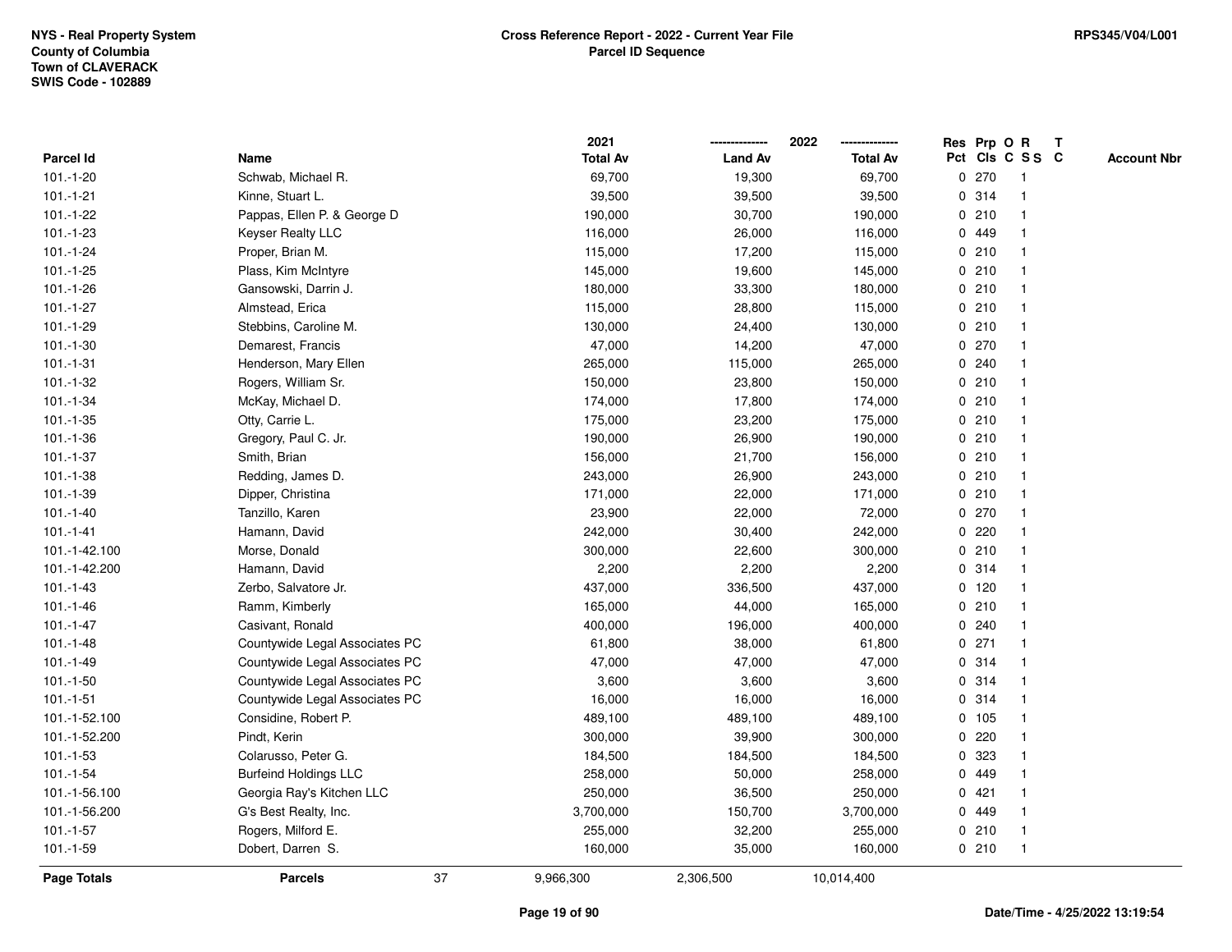NYS - Real Property System
County of Columbia
Town of CLAVERACK
SWIS Code - 102889

**Cross Reference Report - 2022 - Current Year File**
**Parcel ID Sequence**

RPS345/V04/L001

| Parcel Id | Name | 2021 Total Av | 2022 Land Av | 2022 Total Av | Res Pct | Prp Cls | O C | R S S | T C | Account Nbr |
|---|---|---|---|---|---|---|---|---|---|---|
| 101.-1-20 | Schwab, Michael R. | 69,700 | 19,300 | 69,700 | 0 | 270 | | 1 | | |
| 101.-1-21 | Kinne, Stuart L. | 39,500 | 39,500 | 39,500 | 0 | 314 | | 1 | | |
| 101.-1-22 | Pappas, Ellen P. & George D | 190,000 | 30,700 | 190,000 | 0 | 210 | | 1 | | |
| 101.-1-23 | Keyser Realty LLC | 116,000 | 26,000 | 116,000 | 0 | 449 | | 1 | | |
| 101.-1-24 | Proper, Brian M. | 115,000 | 17,200 | 115,000 | 0 | 210 | | 1 | | |
| 101.-1-25 | Plass, Kim McIntyre | 145,000 | 19,600 | 145,000 | 0 | 210 | | 1 | | |
| 101.-1-26 | Gansowski, Darrin J. | 180,000 | 33,300 | 180,000 | 0 | 210 | | 1 | | |
| 101.-1-27 | Almstead, Erica | 115,000 | 28,800 | 115,000 | 0 | 210 | | 1 | | |
| 101.-1-29 | Stebbins, Caroline M. | 130,000 | 24,400 | 130,000 | 0 | 210 | | 1 | | |
| 101.-1-30 | Demarest, Francis | 47,000 | 14,200 | 47,000 | 0 | 270 | | 1 | | |
| 101.-1-31 | Henderson, Mary Ellen | 265,000 | 115,000 | 265,000 | 0 | 240 | | 1 | | |
| 101.-1-32 | Rogers, William Sr. | 150,000 | 23,800 | 150,000 | 0 | 210 | | 1 | | |
| 101.-1-34 | McKay, Michael D. | 174,000 | 17,800 | 174,000 | 0 | 210 | | 1 | | |
| 101.-1-35 | Otty, Carrie L. | 175,000 | 23,200 | 175,000 | 0 | 210 | | 1 | | |
| 101.-1-36 | Gregory, Paul C. Jr. | 190,000 | 26,900 | 190,000 | 0 | 210 | | 1 | | |
| 101.-1-37 | Smith, Brian | 156,000 | 21,700 | 156,000 | 0 | 210 | | 1 | | |
| 101.-1-38 | Redding, James D. | 243,000 | 26,900 | 243,000 | 0 | 210 | | 1 | | |
| 101.-1-39 | Dipper, Christina | 171,000 | 22,000 | 171,000 | 0 | 210 | | 1 | | |
| 101.-1-40 | Tanzillo, Karen | 23,900 | 22,000 | 72,000 | 0 | 270 | | 1 | | |
| 101.-1-41 | Hamann, David | 242,000 | 30,400 | 242,000 | 0 | 220 | | 1 | | |
| 101.-1-42.100 | Morse, Donald | 300,000 | 22,600 | 300,000 | 0 | 210 | | 1 | | |
| 101.-1-42.200 | Hamann, David | 2,200 | 2,200 | 2,200 | 0 | 314 | | 1 | | |
| 101.-1-43 | Zerbo, Salvatore Jr. | 437,000 | 336,500 | 437,000 | 0 | 120 | | 1 | | |
| 101.-1-46 | Ramm, Kimberly | 165,000 | 44,000 | 165,000 | 0 | 210 | | 1 | | |
| 101.-1-47 | Casivant, Ronald | 400,000 | 196,000 | 400,000 | 0 | 240 | | 1 | | |
| 101.-1-48 | Countywide Legal Associates PC | 61,800 | 38,000 | 61,800 | 0 | 271 | | 1 | | |
| 101.-1-49 | Countywide Legal Associates PC | 47,000 | 47,000 | 47,000 | 0 | 314 | | 1 | | |
| 101.-1-50 | Countywide Legal Associates PC | 3,600 | 3,600 | 3,600 | 0 | 314 | | 1 | | |
| 101.-1-51 | Countywide Legal Associates PC | 16,000 | 16,000 | 16,000 | 0 | 314 | | 1 | | |
| 101.-1-52.100 | Considine, Robert P. | 489,100 | 489,100 | 489,100 | 0 | 105 | | 1 | | |
| 101.-1-52.200 | Pindt, Kerin | 300,000 | 39,900 | 300,000 | 0 | 220 | | 1 | | |
| 101.-1-53 | Colarusso, Peter G. | 184,500 | 184,500 | 184,500 | 0 | 323 | | 1 | | |
| 101.-1-54 | Burfeind Holdings LLC | 258,000 | 50,000 | 258,000 | 0 | 449 | | 1 | | |
| 101.-1-56.100 | Georgia Ray's Kitchen LLC | 250,000 | 36,500 | 250,000 | 0 | 421 | | 1 | | |
| 101.-1-56.200 | G's Best Realty, Inc. | 3,700,000 | 150,700 | 3,700,000 | 0 | 449 | | 1 | | |
| 101.-1-57 | Rogers, Milford E. | 255,000 | 32,200 | 255,000 | 0 | 210 | | 1 | | |
| 101.-1-59 | Dobert, Darren S. | 160,000 | 35,000 | 160,000 | 0 | 210 | | 1 | | |
| **Page Totals** | **Parcels** 37 | 9,966,300 | 2,306,500 | 10,014,400 | | | | | | |

Date/Time - 4/25/2022 13:19:54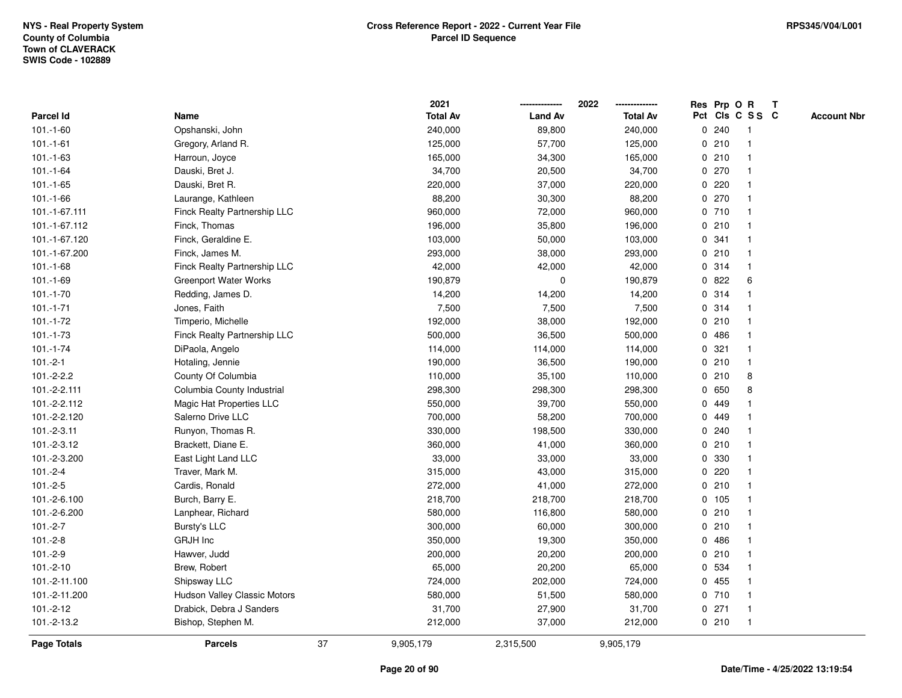NYS - Real Property System
County of Columbia
Town of CLAVERACK
SWIS Code - 102889

**Cross Reference Report - 2022 - Current Year File**
**Parcel ID Sequence**

RPS345/V04/L001

| Parcel Id | Name | 2021 Total Av | 2022 Land Av | 2022 Total Av | Res Pct | Prp Cls | O C | R S S | T C | Account Nbr |
|---|---|---|---|---|---|---|---|---|---|---|
| 101.-1-60 | Opshanski, John | 240,000 | 89,800 | 240,000 | 0 | 240 | | 1 | | |
| 101.-1-61 | Gregory, Arland R. | 125,000 | 57,700 | 125,000 | 0 | 210 | | 1 | | |
| 101.-1-63 | Harroun, Joyce | 165,000 | 34,300 | 165,000 | 0 | 210 | | 1 | | |
| 101.-1-64 | Dauski, Bret J. | 34,700 | 20,500 | 34,700 | 0 | 270 | | 1 | | |
| 101.-1-65 | Dauski, Bret R. | 220,000 | 37,000 | 220,000 | 0 | 220 | | 1 | | |
| 101.-1-66 | Laurange, Kathleen | 88,200 | 30,300 | 88,200 | 0 | 270 | | 1 | | |
| 101.-1-67.111 | Finck Realty Partnership LLC | 960,000 | 72,000 | 960,000 | 0 | 710 | | 1 | | |
| 101.-1-67.112 | Finck, Thomas | 196,000 | 35,800 | 196,000 | 0 | 210 | | 1 | | |
| 101.-1-67.120 | Finck, Geraldine E. | 103,000 | 50,000 | 103,000 | 0 | 341 | | 1 | | |
| 101.-1-67.200 | Finck, James M. | 293,000 | 38,000 | 293,000 | 0 | 210 | | 1 | | |
| 101.-1-68 | Finck Realty Partnership LLC | 42,000 | 42,000 | 42,000 | 0 | 314 | | 1 | | |
| 101.-1-69 | Greenport Water Works | 190,879 | 0 | 190,879 | 0 | 822 | | 6 | | |
| 101.-1-70 | Redding, James D. | 14,200 | 14,200 | 14,200 | 0 | 314 | | 1 | | |
| 101.-1-71 | Jones, Faith | 7,500 | 7,500 | 7,500 | 0 | 314 | | 1 | | |
| 101.-1-72 | Timperio, Michelle | 192,000 | 38,000 | 192,000 | 0 | 210 | | 1 | | |
| 101.-1-73 | Finck Realty Partnership LLC | 500,000 | 36,500 | 500,000 | 0 | 486 | | 1 | | |
| 101.-1-74 | DiPaola, Angelo | 114,000 | 114,000 | 114,000 | 0 | 321 | | 1 | | |
| 101.-2-1 | Hotaling, Jennie | 190,000 | 36,500 | 190,000 | 0 | 210 | | 1 | | |
| 101.-2-2.2 | County Of Columbia | 110,000 | 35,100 | 110,000 | 0 | 210 | | 8 | | |
| 101.-2-2.111 | Columbia County Industrial | 298,300 | 298,300 | 298,300 | 0 | 650 | | 8 | | |
| 101.-2-2.112 | Magic Hat Properties LLC | 550,000 | 39,700 | 550,000 | 0 | 449 | | 1 | | |
| 101.-2-2.120 | Salerno Drive LLC | 700,000 | 58,200 | 700,000 | 0 | 449 | | 1 | | |
| 101.-2-3.11 | Runyon, Thomas R. | 330,000 | 198,500 | 330,000 | 0 | 240 | | 1 | | |
| 101.-2-3.12 | Brackett, Diane E. | 360,000 | 41,000 | 360,000 | 0 | 210 | | 1 | | |
| 101.-2-3.200 | East Light Land LLC | 33,000 | 33,000 | 33,000 | 0 | 330 | | 1 | | |
| 101.-2-4 | Traver, Mark M. | 315,000 | 43,000 | 315,000 | 0 | 220 | | 1 | | |
| 101.-2-5 | Cardis, Ronald | 272,000 | 41,000 | 272,000 | 0 | 210 | | 1 | | |
| 101.-2-6.100 | Burch, Barry E. | 218,700 | 218,700 | 218,700 | 0 | 105 | | 1 | | |
| 101.-2-6.200 | Lanphear, Richard | 580,000 | 116,800 | 580,000 | 0 | 210 | | 1 | | |
| 101.-2-7 | Bursty's LLC | 300,000 | 60,000 | 300,000 | 0 | 210 | | 1 | | |
| 101.-2-8 | GRJH Inc | 350,000 | 19,300 | 350,000 | 0 | 486 | | 1 | | |
| 101.-2-9 | Hawver, Judd | 200,000 | 20,200 | 200,000 | 0 | 210 | | 1 | | |
| 101.-2-10 | Brew, Robert | 65,000 | 20,200 | 65,000 | 0 | 534 | | 1 | | |
| 101.-2-11.100 | Shipsway LLC | 724,000 | 202,000 | 724,000 | 0 | 455 | | 1 | | |
| 101.-2-11.200 | Hudson Valley Classic Motors | 580,000 | 51,500 | 580,000 | 0 | 710 | | 1 | | |
| 101.-2-12 | Drabick, Debra J Sanders | 31,700 | 27,900 | 31,700 | 0 | 271 | | 1 | | |
| 101.-2-13.2 | Bishop, Stephen M. | 212,000 | 37,000 | 212,000 | 0 | 210 | | 1 | | |
| **Page Totals** | **Parcels** 37 | 9,905,179 | 2,315,500 | 9,905,179 | | | | | | |

Date/Time - 4/25/2022 13:19:54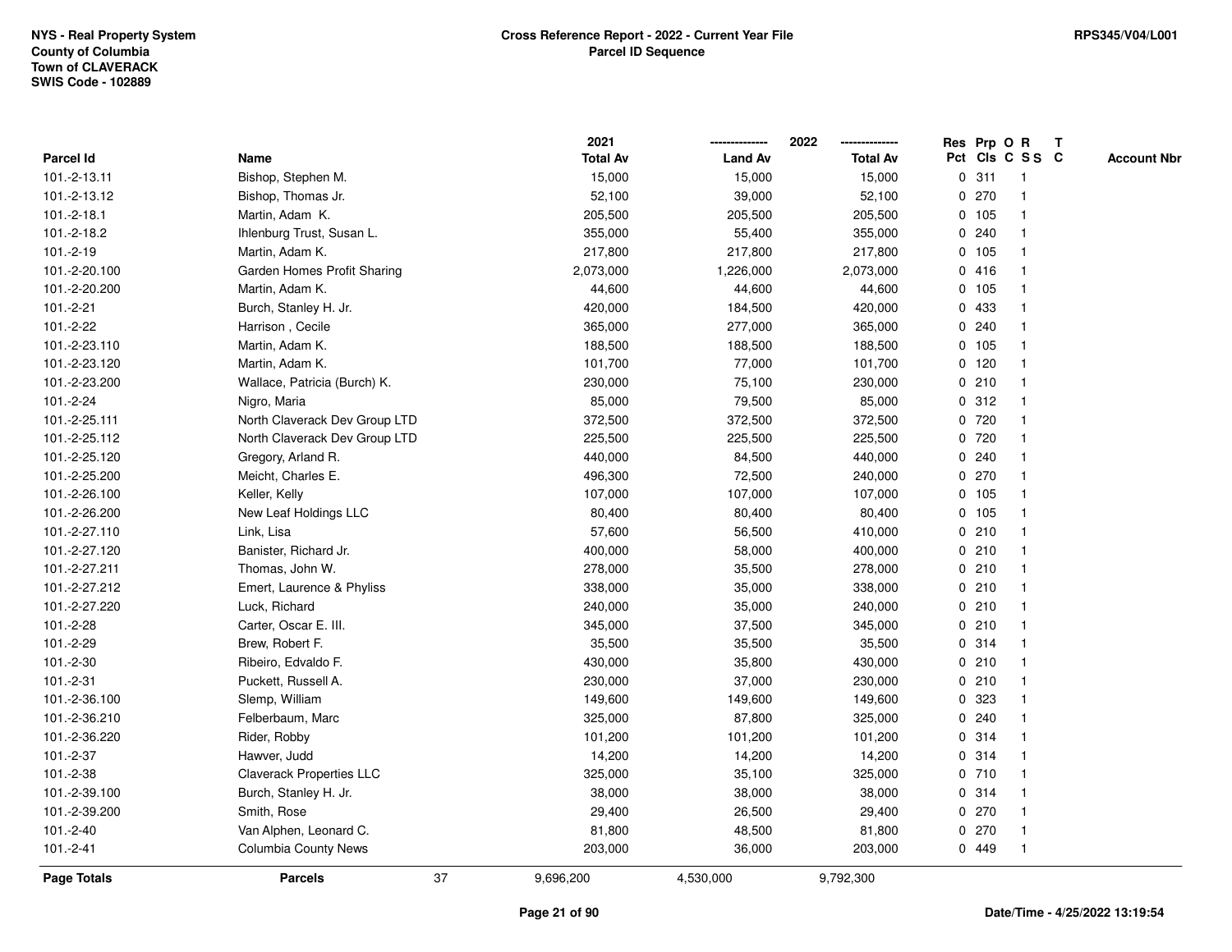NYS - Real Property System
County of Columbia
Town of CLAVERACK
SWIS Code - 102889

**Cross Reference Report - 2022 - Current Year File**
**Parcel ID Sequence**

RPS345/V04/L001

| Parcel Id | Name | 2021 Total Av | 2022 Land Av | 2022 Total Av | Res Pct | Prp Cls | O C | R S S | T C | Account Nbr |
|---|---|---|---|---|---|---|---|---|---|---|
| 101.-2-13.11 | Bishop, Stephen M. | 15,000 | 15,000 | 15,000 | 0 | 311 | | 1 | | |
| 101.-2-13.12 | Bishop, Thomas Jr. | 52,100 | 39,000 | 52,100 | 0 | 270 | | 1 | | |
| 101.-2-18.1 | Martin, Adam K. | 205,500 | 205,500 | 205,500 | 0 | 105 | | 1 | | |
| 101.-2-18.2 | Ihlenburg Trust, Susan L. | 355,000 | 55,400 | 355,000 | 0 | 240 | | 1 | | |
| 101.-2-19 | Martin, Adam K. | 217,800 | 217,800 | 217,800 | 0 | 105 | | 1 | | |
| 101.-2-20.100 | Garden Homes Profit Sharing | 2,073,000 | 1,226,000 | 2,073,000 | 0 | 416 | | 1 | | |
| 101.-2-20.200 | Martin, Adam K. | 44,600 | 44,600 | 44,600 | 0 | 105 | | 1 | | |
| 101.-2-21 | Burch, Stanley H. Jr. | 420,000 | 184,500 | 420,000 | 0 | 433 | | 1 | | |
| 101.-2-22 | Harrison , Cecile | 365,000 | 277,000 | 365,000 | 0 | 240 | | 1 | | |
| 101.-2-23.110 | Martin, Adam K. | 188,500 | 188,500 | 188,500 | 0 | 105 | | 1 | | |
| 101.-2-23.120 | Martin, Adam K. | 101,700 | 77,000 | 101,700 | 0 | 120 | | 1 | | |
| 101.-2-23.200 | Wallace, Patricia (Burch) K. | 230,000 | 75,100 | 230,000 | 0 | 210 | | 1 | | |
| 101.-2-24 | Nigro, Maria | 85,000 | 79,500 | 85,000 | 0 | 312 | | 1 | | |
| 101.-2-25.111 | North Claverack Dev Group LTD | 372,500 | 372,500 | 372,500 | 0 | 720 | | 1 | | |
| 101.-2-25.112 | North Claverack Dev Group LTD | 225,500 | 225,500 | 225,500 | 0 | 720 | | 1 | | |
| 101.-2-25.120 | Gregory, Arland R. | 440,000 | 84,500 | 440,000 | 0 | 240 | | 1 | | |
| 101.-2-25.200 | Meicht, Charles E. | 496,300 | 72,500 | 240,000 | 0 | 270 | | 1 | | |
| 101.-2-26.100 | Keller, Kelly | 107,000 | 107,000 | 107,000 | 0 | 105 | | 1 | | |
| 101.-2-26.200 | New Leaf Holdings LLC | 80,400 | 80,400 | 80,400 | 0 | 105 | | 1 | | |
| 101.-2-27.110 | Link, Lisa | 57,600 | 56,500 | 410,000 | 0 | 210 | | 1 | | |
| 101.-2-27.120 | Banister, Richard Jr. | 400,000 | 58,000 | 400,000 | 0 | 210 | | 1 | | |
| 101.-2-27.211 | Thomas, John W. | 278,000 | 35,500 | 278,000 | 0 | 210 | | 1 | | |
| 101.-2-27.212 | Emert, Laurence & Phyliss | 338,000 | 35,000 | 338,000 | 0 | 210 | | 1 | | |
| 101.-2-27.220 | Luck, Richard | 240,000 | 35,000 | 240,000 | 0 | 210 | | 1 | | |
| 101.-2-28 | Carter, Oscar E. III. | 345,000 | 37,500 | 345,000 | 0 | 210 | | 1 | | |
| 101.-2-29 | Brew, Robert F. | 35,500 | 35,500 | 35,500 | 0 | 314 | | 1 | | |
| 101.-2-30 | Ribeiro, Edvaldo F. | 430,000 | 35,800 | 430,000 | 0 | 210 | | 1 | | |
| 101.-2-31 | Puckett, Russell A. | 230,000 | 37,000 | 230,000 | 0 | 210 | | 1 | | |
| 101.-2-36.100 | Slemp, William | 149,600 | 149,600 | 149,600 | 0 | 323 | | 1 | | |
| 101.-2-36.210 | Felberbaum, Marc | 325,000 | 87,800 | 325,000 | 0 | 240 | | 1 | | |
| 101.-2-36.220 | Rider, Robby | 101,200 | 101,200 | 101,200 | 0 | 314 | | 1 | | |
| 101.-2-37 | Hawver, Judd | 14,200 | 14,200 | 14,200 | 0 | 314 | | 1 | | |
| 101.-2-38 | Claverack Properties LLC | 325,000 | 35,100 | 325,000 | 0 | 710 | | 1 | | |
| 101.-2-39.100 | Burch, Stanley H. Jr. | 38,000 | 38,000 | 38,000 | 0 | 314 | | 1 | | |
| 101.-2-39.200 | Smith, Rose | 29,400 | 26,500 | 29,400 | 0 | 270 | | 1 | | |
| 101.-2-40 | Van Alphen, Leonard C. | 81,800 | 48,500 | 81,800 | 0 | 270 | | 1 | | |
| 101.-2-41 | Columbia County News | 203,000 | 36,000 | 203,000 | 0 | 449 | | 1 | | |
| **Page Totals** | **Parcels** 37 | 9,696,200 | 4,530,000 | 9,792,300 | | | | | | |

Date/Time - 4/25/2022 13:19:54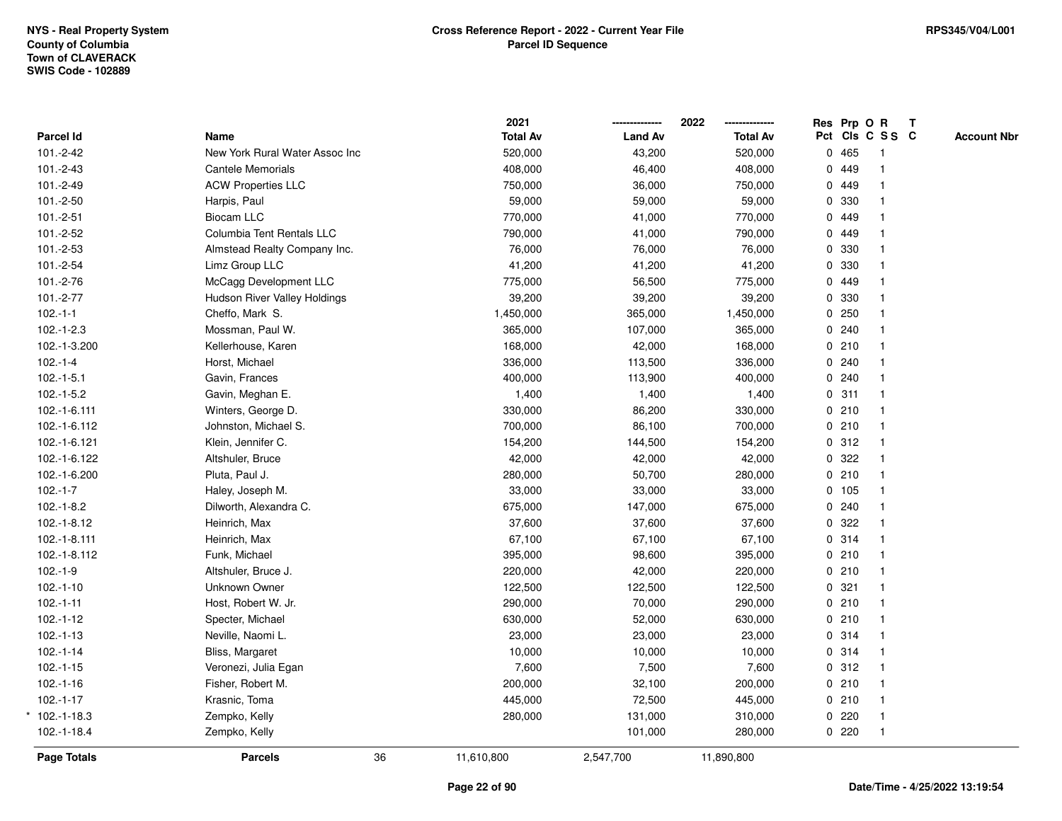NYS - Real Property System
County of Columbia
Town of CLAVERACK
SWIS Code - 102889

**Cross Reference Report - 2022 - Current Year File**
**Parcel ID Sequence**

RPS345/V04/L001

| Parcel Id | Name | 2021 Total Av | 2022 Land Av | 2022 Total Av | Res Pct | Prp Cls | O C | R S S | T C | Account Nbr |
|---|---|---|---|---|---|---|---|---|---|---|
| 101.-2-42 | New York Rural Water Assoc Inc | 520,000 | 43,200 | 520,000 | 0 | 465 | | 1 | | |
| 101.-2-43 | Cantele Memorials | 408,000 | 46,400 | 408,000 | 0 | 449 | | 1 | | |
| 101.-2-49 | ACW Properties LLC | 750,000 | 36,000 | 750,000 | 0 | 449 | | 1 | | |
| 101.-2-50 | Harpis, Paul | 59,000 | 59,000 | 59,000 | 0 | 330 | | 1 | | |
| 101.-2-51 | Biocam LLC | 770,000 | 41,000 | 770,000 | 0 | 449 | | 1 | | |
| 101.-2-52 | Columbia Tent Rentals LLC | 790,000 | 41,000 | 790,000 | 0 | 449 | | 1 | | |
| 101.-2-53 | Almstead Realty Company Inc. | 76,000 | 76,000 | 76,000 | 0 | 330 | | 1 | | |
| 101.-2-54 | Limz Group LLC | 41,200 | 41,200 | 41,200 | 0 | 330 | | 1 | | |
| 101.-2-76 | McCagg Development LLC | 775,000 | 56,500 | 775,000 | 0 | 449 | | 1 | | |
| 101.-2-77 | Hudson River Valley Holdings | 39,200 | 39,200 | 39,200 | 0 | 330 | | 1 | | |
| 102.-1-1 | Cheffo, Mark S. | 1,450,000 | 365,000 | 1,450,000 | 0 | 250 | | 1 | | |
| 102.-1-2.3 | Mossman, Paul W. | 365,000 | 107,000 | 365,000 | 0 | 240 | | 1 | | |
| 102.-1-3.200 | Kellerhouse, Karen | 168,000 | 42,000 | 168,000 | 0 | 210 | | 1 | | |
| 102.-1-4 | Horst, Michael | 336,000 | 113,500 | 336,000 | 0 | 240 | | 1 | | |
| 102.-1-5.1 | Gavin, Frances | 400,000 | 113,900 | 400,000 | 0 | 240 | | 1 | | |
| 102.-1-5.2 | Gavin, Meghan E. | 1,400 | 1,400 | 1,400 | 0 | 311 | | 1 | | |
| 102.-1-6.111 | Winters, George D. | 330,000 | 86,200 | 330,000 | 0 | 210 | | 1 | | |
| 102.-1-6.112 | Johnston, Michael S. | 700,000 | 86,100 | 700,000 | 0 | 210 | | 1 | | |
| 102.-1-6.121 | Klein, Jennifer C. | 154,200 | 144,500 | 154,200 | 0 | 312 | | 1 | | |
| 102.-1-6.122 | Altshuler, Bruce | 42,000 | 42,000 | 42,000 | 0 | 322 | | 1 | | |
| 102.-1-6.200 | Pluta, Paul J. | 280,000 | 50,700 | 280,000 | 0 | 210 | | 1 | | |
| 102.-1-7 | Haley, Joseph M. | 33,000 | 33,000 | 33,000 | 0 | 105 | | 1 | | |
| 102.-1-8.2 | Dilworth, Alexandra C. | 675,000 | 147,000 | 675,000 | 0 | 240 | | 1 | | |
| 102.-1-8.12 | Heinrich, Max | 37,600 | 37,600 | 37,600 | 0 | 322 | | 1 | | |
| 102.-1-8.111 | Heinrich, Max | 67,100 | 67,100 | 67,100 | 0 | 314 | | 1 | | |
| 102.-1-8.112 | Funk, Michael | 395,000 | 98,600 | 395,000 | 0 | 210 | | 1 | | |
| 102.-1-9 | Altshuler, Bruce J. | 220,000 | 42,000 | 220,000 | 0 | 210 | | 1 | | |
| 102.-1-10 | Unknown Owner | 122,500 | 122,500 | 122,500 | 0 | 321 | | 1 | | |
| 102.-1-11 | Host, Robert W. Jr. | 290,000 | 70,000 | 290,000 | 0 | 210 | | 1 | | |
| 102.-1-12 | Specter, Michael | 630,000 | 52,000 | 630,000 | 0 | 210 | | 1 | | |
| 102.-1-13 | Neville, Naomi L. | 23,000 | 23,000 | 23,000 | 0 | 314 | | 1 | | |
| 102.-1-14 | Bliss, Margaret | 10,000 | 10,000 | 10,000 | 0 | 314 | | 1 | | |
| 102.-1-15 | Veronezi, Julia Egan | 7,600 | 7,500 | 7,600 | 0 | 312 | | 1 | | |
| 102.-1-16 | Fisher, Robert M. | 200,000 | 32,100 | 200,000 | 0 | 210 | | 1 | | |
| 102.-1-17 | Krasnic, Toma | 445,000 | 72,500 | 445,000 | 0 | 210 | | 1 | | |
| * 102.-1-18.3 | Zempko, Kelly | 280,000 | 131,000 | 310,000 | 0 | 220 | | 1 | | |
| 102.-1-18.4 | Zempko, Kelly | | 101,000 | 280,000 | 0 | 220 | | 1 | | |
| **Page Totals** | **Parcels** 36 | 11,610,800 | 2,547,700 | 11,890,800 | | | | | | |

Date/Time - 4/25/2022 13:19:54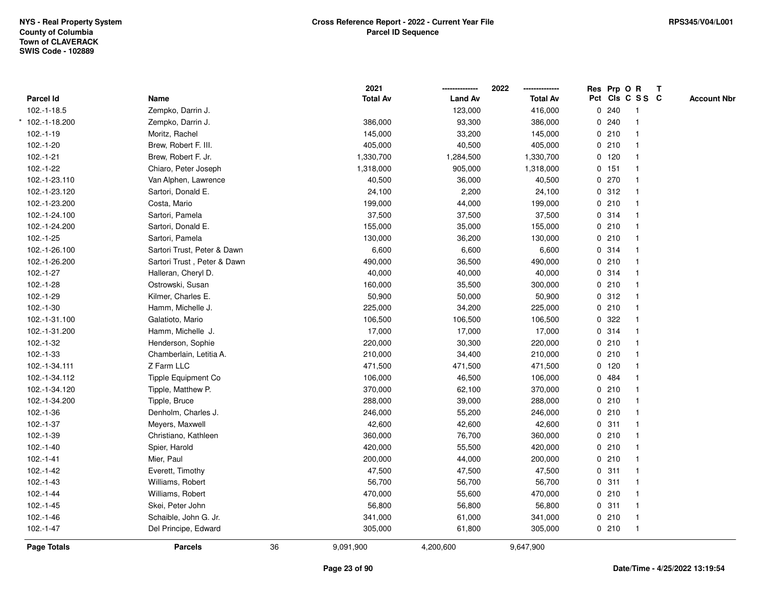NYS - Real Property System
County of Columbia
Town of CLAVERACK
SWIS Code - 102889

**Cross Reference Report - 2022 - Current Year File**
**Parcel ID Sequence**

RPS345/V04/L001

| Parcel Id | Name | 2021 Total Av | 2022 Land Av | 2022 Total Av | Res Pct | Prp Cls | O C | R S S | T C | Account Nbr |
|---|---|---|---|---|---|---|---|---|---|---|
| 102.-1-18.5 | Zempko, Darrin J. | | 123,000 | 416,000 | 0 | 240 | | 1 | | |
| * 102.-1-18.200 | Zempko, Darrin J. | 386,000 | 93,300 | 386,000 | 0 | 240 | | 1 | | |
| 102.-1-19 | Moritz, Rachel | 145,000 | 33,200 | 145,000 | 0 | 210 | | 1 | | |
| 102.-1-20 | Brew, Robert F. III. | 405,000 | 40,500 | 405,000 | 0 | 210 | | 1 | | |
| 102.-1-21 | Brew, Robert F. Jr. | 1,330,700 | 1,284,500 | 1,330,700 | 0 | 120 | | 1 | | |
| 102.-1-22 | Chiaro, Peter Joseph | 1,318,000 | 905,000 | 1,318,000 | 0 | 151 | | 1 | | |
| 102.-1-23.110 | Van Alphen, Lawrence | 40,500 | 36,000 | 40,500 | 0 | 270 | | 1 | | |
| 102.-1-23.120 | Sartori, Donald E. | 24,100 | 2,200 | 24,100 | 0 | 312 | | 1 | | |
| 102.-1-23.200 | Costa, Mario | 199,000 | 44,000 | 199,000 | 0 | 210 | | 1 | | |
| 102.-1-24.100 | Sartori, Pamela | 37,500 | 37,500 | 37,500 | 0 | 314 | | 1 | | |
| 102.-1-24.200 | Sartori, Donald E. | 155,000 | 35,000 | 155,000 | 0 | 210 | | 1 | | |
| 102.-1-25 | Sartori, Pamela | 130,000 | 36,200 | 130,000 | 0 | 210 | | 1 | | |
| 102.-1-26.100 | Sartori Trust, Peter & Dawn | 6,600 | 6,600 | 6,600 | 0 | 314 | | 1 | | |
| 102.-1-26.200 | Sartori Trust , Peter & Dawn | 490,000 | 36,500 | 490,000 | 0 | 210 | | 1 | | |
| 102.-1-27 | Halleran, Cheryl D. | 40,000 | 40,000 | 40,000 | 0 | 314 | | 1 | | |
| 102.-1-28 | Ostrowski, Susan | 160,000 | 35,500 | 300,000 | 0 | 210 | | 1 | | |
| 102.-1-29 | Kilmer, Charles E. | 50,900 | 50,000 | 50,900 | 0 | 312 | | 1 | | |
| 102.-1-30 | Hamm, Michelle J. | 225,000 | 34,200 | 225,000 | 0 | 210 | | 1 | | |
| 102.-1-31.100 | Galatioto, Mario | 106,500 | 106,500 | 106,500 | 0 | 322 | | 1 | | |
| 102.-1-31.200 | Hamm, Michelle J. | 17,000 | 17,000 | 17,000 | 0 | 314 | | 1 | | |
| 102.-1-32 | Henderson, Sophie | 220,000 | 30,300 | 220,000 | 0 | 210 | | 1 | | |
| 102.-1-33 | Chamberlain, Letitia A. | 210,000 | 34,400 | 210,000 | 0 | 210 | | 1 | | |
| 102.-1-34.111 | Z Farm LLC | 471,500 | 471,500 | 471,500 | 0 | 120 | | 1 | | |
| 102.-1-34.112 | Tipple Equipment Co | 106,000 | 46,500 | 106,000 | 0 | 484 | | 1 | | |
| 102.-1-34.120 | Tipple, Matthew P. | 370,000 | 62,100 | 370,000 | 0 | 210 | | 1 | | |
| 102.-1-34.200 | Tipple, Bruce | 288,000 | 39,000 | 288,000 | 0 | 210 | | 1 | | |
| 102.-1-36 | Denholm, Charles J. | 246,000 | 55,200 | 246,000 | 0 | 210 | | 1 | | |
| 102.-1-37 | Meyers, Maxwell | 42,600 | 42,600 | 42,600 | 0 | 311 | | 1 | | |
| 102.-1-39 | Christiano, Kathleen | 360,000 | 76,700 | 360,000 | 0 | 210 | | 1 | | |
| 102.-1-40 | Spier, Harold | 420,000 | 55,500 | 420,000 | 0 | 210 | | 1 | | |
| 102.-1-41 | Mier, Paul | 200,000 | 44,000 | 200,000 | 0 | 210 | | 1 | | |
| 102.-1-42 | Everett, Timothy | 47,500 | 47,500 | 47,500 | 0 | 311 | | 1 | | |
| 102.-1-43 | Williams, Robert | 56,700 | 56,700 | 56,700 | 0 | 311 | | 1 | | |
| 102.-1-44 | Williams, Robert | 470,000 | 55,600 | 470,000 | 0 | 210 | | 1 | | |
| 102.-1-45 | Skei, Peter John | 56,800 | 56,800 | 56,800 | 0 | 311 | | 1 | | |
| 102.-1-46 | Schaible, John G. Jr. | 341,000 | 61,000 | 341,000 | 0 | 210 | | 1 | | |
| 102.-1-47 | Del Principe, Edward | 305,000 | 61,800 | 305,000 | 0 | 210 | | 1 | | |
| **Page Totals** | **Parcels** 36 | 9,091,900 | 4,200,600 | 9,647,900 | | | | | | |

Date/Time - 4/25/2022 13:19:54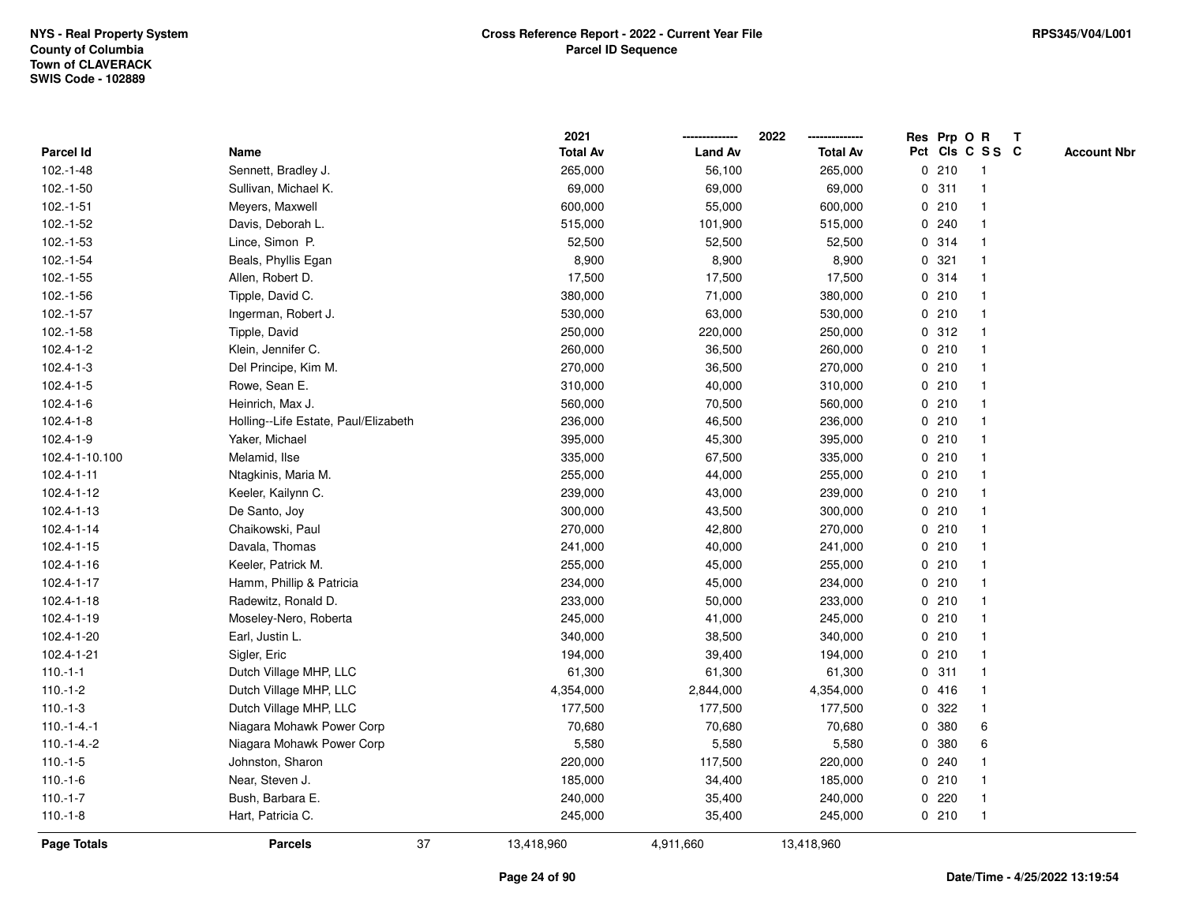NYS - Real Property System
County of Columbia
Town of CLAVERACK
SWIS Code - 102889

**Cross Reference Report - 2022 - Current Year File**
**Parcel ID Sequence**

RPS345/V04/L001

| Parcel Id | Name | 2021 Total Av | 2022 Land Av | 2022 Total Av | Res Pct | Prp Cls | O C | R SS | T C | Account Nbr |
|---|---|---|---|---|---|---|---|---|---|---|
| 102.-1-48 | Sennett, Bradley J. | 265,000 | 56,100 | 265,000 | 0 | 210 | | 1 | | |
| 102.-1-50 | Sullivan, Michael K. | 69,000 | 69,000 | 69,000 | 0 | 311 | | 1 | | |
| 102.-1-51 | Meyers, Maxwell | 600,000 | 55,000 | 600,000 | 0 | 210 | | 1 | | |
| 102.-1-52 | Davis, Deborah L. | 515,000 | 101,900 | 515,000 | 0 | 240 | | 1 | | |
| 102.-1-53 | Lince, Simon P. | 52,500 | 52,500 | 52,500 | 0 | 314 | | 1 | | |
| 102.-1-54 | Beals, Phyllis Egan | 8,900 | 8,900 | 8,900 | 0 | 321 | | 1 | | |
| 102.-1-55 | Allen, Robert D. | 17,500 | 17,500 | 17,500 | 0 | 314 | | 1 | | |
| 102.-1-56 | Tipple, David C. | 380,000 | 71,000 | 380,000 | 0 | 210 | | 1 | | |
| 102.-1-57 | Ingerman, Robert J. | 530,000 | 63,000 | 530,000 | 0 | 210 | | 1 | | |
| 102.-1-58 | Tipple, David | 250,000 | 220,000 | 250,000 | 0 | 312 | | 1 | | |
| 102.4-1-2 | Klein, Jennifer C. | 260,000 | 36,500 | 260,000 | 0 | 210 | | 1 | | |
| 102.4-1-3 | Del Principe, Kim M. | 270,000 | 36,500 | 270,000 | 0 | 210 | | 1 | | |
| 102.4-1-5 | Rowe, Sean E. | 310,000 | 40,000 | 310,000 | 0 | 210 | | 1 | | |
| 102.4-1-6 | Heinrich, Max J. | 560,000 | 70,500 | 560,000 | 0 | 210 | | 1 | | |
| 102.4-1-8 | Holling--Life Estate, Paul/Elizabeth | 236,000 | 46,500 | 236,000 | 0 | 210 | | 1 | | |
| 102.4-1-9 | Yaker, Michael | 395,000 | 45,300 | 395,000 | 0 | 210 | | 1 | | |
| 102.4-1-10.100 | Melamid, Ilse | 335,000 | 67,500 | 335,000 | 0 | 210 | | 1 | | |
| 102.4-1-11 | Ntagkinis, Maria M. | 255,000 | 44,000 | 255,000 | 0 | 210 | | 1 | | |
| 102.4-1-12 | Keeler, Kailynn C. | 239,000 | 43,000 | 239,000 | 0 | 210 | | 1 | | |
| 102.4-1-13 | De Santo, Joy | 300,000 | 43,500 | 300,000 | 0 | 210 | | 1 | | |
| 102.4-1-14 | Chaikowski, Paul | 270,000 | 42,800 | 270,000 | 0 | 210 | | 1 | | |
| 102.4-1-15 | Davala, Thomas | 241,000 | 40,000 | 241,000 | 0 | 210 | | 1 | | |
| 102.4-1-16 | Keeler, Patrick M. | 255,000 | 45,000 | 255,000 | 0 | 210 | | 1 | | |
| 102.4-1-17 | Hamm, Phillip & Patricia | 234,000 | 45,000 | 234,000 | 0 | 210 | | 1 | | |
| 102.4-1-18 | Radewitz, Ronald D. | 233,000 | 50,000 | 233,000 | 0 | 210 | | 1 | | |
| 102.4-1-19 | Moseley-Nero, Roberta | 245,000 | 41,000 | 245,000 | 0 | 210 | | 1 | | |
| 102.4-1-20 | Earl, Justin L. | 340,000 | 38,500 | 340,000 | 0 | 210 | | 1 | | |
| 102.4-1-21 | Sigler, Eric | 194,000 | 39,400 | 194,000 | 0 | 210 | | 1 | | |
| 110.-1-1 | Dutch Village MHP, LLC | 61,300 | 61,300 | 61,300 | 0 | 311 | | 1 | | |
| 110.-1-2 | Dutch Village MHP, LLC | 4,354,000 | 2,844,000 | 4,354,000 | 0 | 416 | | 1 | | |
| 110.-1-3 | Dutch Village MHP, LLC | 177,500 | 177,500 | 177,500 | 0 | 322 | | 1 | | |
| 110.-1-4.-1 | Niagara Mohawk Power Corp | 70,680 | 70,680 | 70,680 | 0 | 380 | | 6 | | |
| 110.-1-4.-2 | Niagara Mohawk Power Corp | 5,580 | 5,580 | 5,580 | 0 | 380 | | 6 | | |
| 110.-1-5 | Johnston, Sharon | 220,000 | 117,500 | 220,000 | 0 | 240 | | 1 | | |
| 110.-1-6 | Near, Steven J. | 185,000 | 34,400 | 185,000 | 0 | 210 | | 1 | | |
| 110.-1-7 | Bush, Barbara E. | 240,000 | 35,400 | 240,000 | 0 | 220 | | 1 | | |
| 110.-1-8 | Hart, Patricia C. | 245,000 | 35,400 | 245,000 | 0 | 210 | | 1 | | |
| **Page Totals** | **Parcels** 37 | 13,418,960 | 4,911,660 | 13,418,960 | | | | | | |

Date/Time - 4/25/2022 13:19:54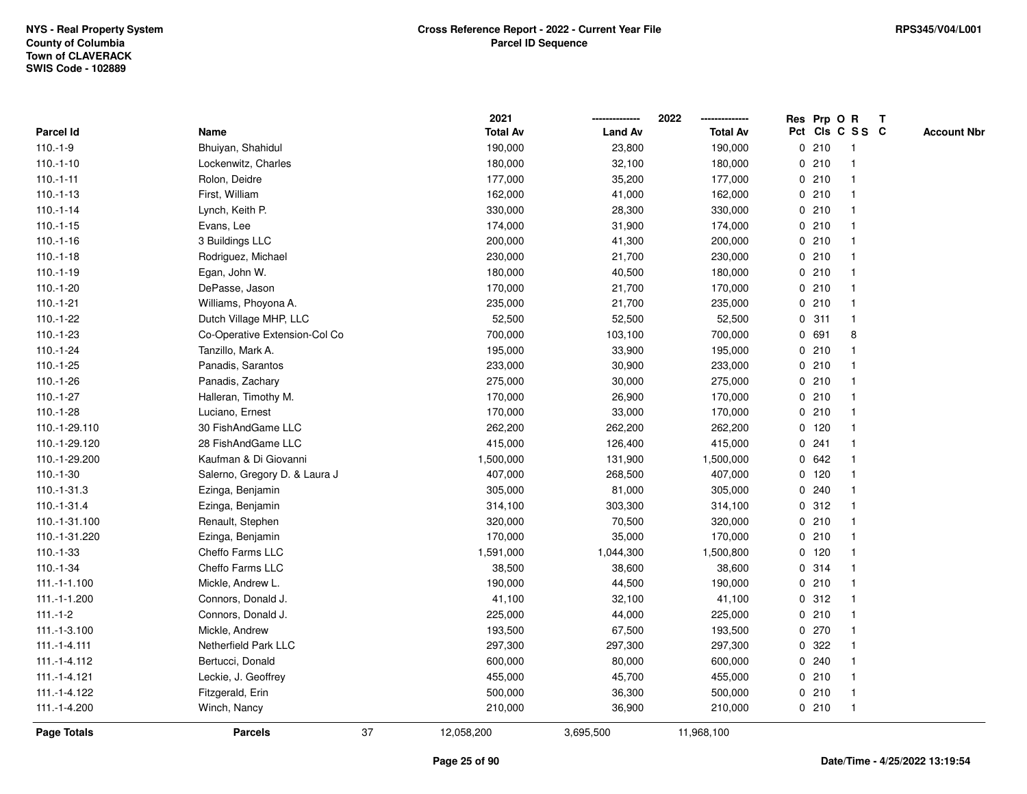NYS - Real Property System
County of Columbia
Town of CLAVERACK
SWIS Code - 102889

**Cross Reference Report - 2022 - Current Year File**
**Parcel ID Sequence**

RPS345/V04/L001

| Parcel Id | Name | 2021 Total Av | 2022 Land Av | 2022 Total Av | Res Pct | Prp Cls | O C | R SS | T C | Account Nbr |
|---|---|---|---|---|---|---|---|---|---|---|
| 110.-1-9 | Bhuiyan, Shahidul | 190,000 | 23,800 | 190,000 | 0 | 210 | | 1 | | |
| 110.-1-10 | Lockenwitz, Charles | 180,000 | 32,100 | 180,000 | 0 | 210 | | 1 | | |
| 110.-1-11 | Rolon, Deidre | 177,000 | 35,200 | 177,000 | 0 | 210 | | 1 | | |
| 110.-1-13 | First, William | 162,000 | 41,000 | 162,000 | 0 | 210 | | 1 | | |
| 110.-1-14 | Lynch, Keith P. | 330,000 | 28,300 | 330,000 | 0 | 210 | | 1 | | |
| 110.-1-15 | Evans, Lee | 174,000 | 31,900 | 174,000 | 0 | 210 | | 1 | | |
| 110.-1-16 | 3 Buildings LLC | 200,000 | 41,300 | 200,000 | 0 | 210 | | 1 | | |
| 110.-1-18 | Rodriguez, Michael | 230,000 | 21,700 | 230,000 | 0 | 210 | | 1 | | |
| 110.-1-19 | Egan, John W. | 180,000 | 40,500 | 180,000 | 0 | 210 | | 1 | | |
| 110.-1-20 | DePasse, Jason | 170,000 | 21,700 | 170,000 | 0 | 210 | | 1 | | |
| 110.-1-21 | Williams, Phoyona A. | 235,000 | 21,700 | 235,000 | 0 | 210 | | 1 | | |
| 110.-1-22 | Dutch Village MHP, LLC | 52,500 | 52,500 | 52,500 | 0 | 311 | | 1 | | |
| 110.-1-23 | Co-Operative Extension-Col Co | 700,000 | 103,100 | 700,000 | 0 | 691 | | 8 | | |
| 110.-1-24 | Tanzillo, Mark A. | 195,000 | 33,900 | 195,000 | 0 | 210 | | 1 | | |
| 110.-1-25 | Panadis, Sarantos | 233,000 | 30,900 | 233,000 | 0 | 210 | | 1 | | |
| 110.-1-26 | Panadis, Zachary | 275,000 | 30,000 | 275,000 | 0 | 210 | | 1 | | |
| 110.-1-27 | Halleran, Timothy M. | 170,000 | 26,900 | 170,000 | 0 | 210 | | 1 | | |
| 110.-1-28 | Luciano, Ernest | 170,000 | 33,000 | 170,000 | 0 | 210 | | 1 | | |
| 110.-1-29.110 | 30 FishAndGame LLC | 262,200 | 262,200 | 262,200 | 0 | 120 | | 1 | | |
| 110.-1-29.120 | 28 FishAndGame LLC | 415,000 | 126,400 | 415,000 | 0 | 241 | | 1 | | |
| 110.-1-29.200 | Kaufman & Di Giovanni | 1,500,000 | 131,900 | 1,500,000 | 0 | 642 | | 1 | | |
| 110.-1-30 | Salerno, Gregory D. & Laura J | 407,000 | 268,500 | 407,000 | 0 | 120 | | 1 | | |
| 110.-1-31.3 | Ezinga, Benjamin | 305,000 | 81,000 | 305,000 | 0 | 240 | | 1 | | |
| 110.-1-31.4 | Ezinga, Benjamin | 314,100 | 303,300 | 314,100 | 0 | 312 | | 1 | | |
| 110.-1-31.100 | Renault, Stephen | 320,000 | 70,500 | 320,000 | 0 | 210 | | 1 | | |
| 110.-1-31.220 | Ezinga, Benjamin | 170,000 | 35,000 | 170,000 | 0 | 210 | | 1 | | |
| 110.-1-33 | Cheffo Farms LLC | 1,591,000 | 1,044,300 | 1,500,800 | 0 | 120 | | 1 | | |
| 110.-1-34 | Cheffo Farms LLC | 38,500 | 38,600 | 38,600 | 0 | 314 | | 1 | | |
| 111.-1-1.100 | Mickle, Andrew L. | 190,000 | 44,500 | 190,000 | 0 | 210 | | 1 | | |
| 111.-1-1.200 | Connors, Donald J. | 41,100 | 32,100 | 41,100 | 0 | 312 | | 1 | | |
| 111.-1-2 | Connors, Donald J. | 225,000 | 44,000 | 225,000 | 0 | 210 | | 1 | | |
| 111.-1-3.100 | Mickle, Andrew | 193,500 | 67,500 | 193,500 | 0 | 270 | | 1 | | |
| 111.-1-4.111 | Netherfield Park LLC | 297,300 | 297,300 | 297,300 | 0 | 322 | | 1 | | |
| 111.-1-4.112 | Bertucci, Donald | 600,000 | 80,000 | 600,000 | 0 | 240 | | 1 | | |
| 111.-1-4.121 | Leckie, J. Geoffrey | 455,000 | 45,700 | 455,000 | 0 | 210 | | 1 | | |
| 111.-1-4.122 | Fitzgerald, Erin | 500,000 | 36,300 | 500,000 | 0 | 210 | | 1 | | |
| 111.-1-4.200 | Winch, Nancy | 210,000 | 36,900 | 210,000 | 0 | 210 | | 1 | | |
| **Page Totals** | **Parcels** 37 | 12,058,200 | 3,695,500 | 11,968,100 | | | | | | |

Date/Time - 4/25/2022 13:19:54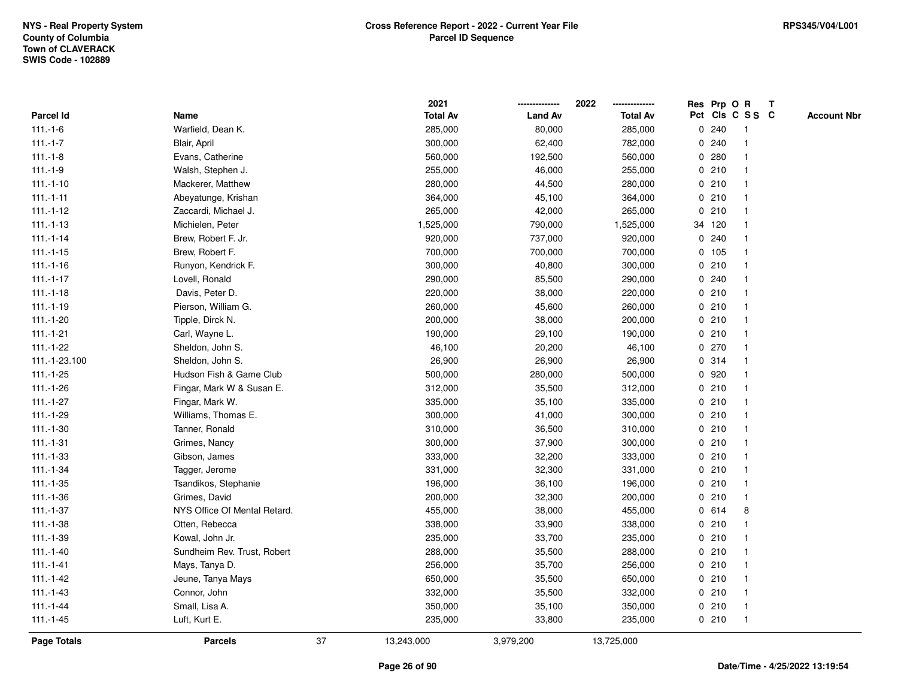NYS - Real Property System
County of Columbia
Town of CLAVERACK
SWIS Code - 102889

**Cross Reference Report - 2022 - Current Year File**
**Parcel ID Sequence**

RPS345/V04/L001

| Parcel Id | Name | 2021 Total Av | 2022 Land Av | 2022 Total Av | Res Pct | Prp Cls | O C | R SS | T C | Account Nbr |
|---|---|---|---|---|---|---|---|---|---|---|
| 111.-1-6 | Warfield, Dean K. | 285,000 | 80,000 | 285,000 | 0 | 240 | | 1 | | |
| 111.-1-7 | Blair, April | 300,000 | 62,400 | 782,000 | 0 | 240 | | 1 | | |
| 111.-1-8 | Evans, Catherine | 560,000 | 192,500 | 560,000 | 0 | 280 | | 1 | | |
| 111.-1-9 | Walsh, Stephen J. | 255,000 | 46,000 | 255,000 | 0 | 210 | | 1 | | |
| 111.-1-10 | Mackerer, Matthew | 280,000 | 44,500 | 280,000 | 0 | 210 | | 1 | | |
| 111.-1-11 | Abeyatunge, Krishan | 364,000 | 45,100 | 364,000 | 0 | 210 | | 1 | | |
| 111.-1-12 | Zaccardi, Michael J. | 265,000 | 42,000 | 265,000 | 0 | 210 | | 1 | | |
| 111.-1-13 | Michielen, Peter | 1,525,000 | 790,000 | 1,525,000 | 34 | 120 | | 1 | | |
| 111.-1-14 | Brew, Robert F. Jr. | 920,000 | 737,000 | 920,000 | 0 | 240 | | 1 | | |
| 111.-1-15 | Brew, Robert F. | 700,000 | 700,000 | 700,000 | 0 | 105 | | 1 | | |
| 111.-1-16 | Runyon, Kendrick F. | 300,000 | 40,800 | 300,000 | 0 | 210 | | 1 | | |
| 111.-1-17 | Lovell, Ronald | 290,000 | 85,500 | 290,000 | 0 | 240 | | 1 | | |
| 111.-1-18 | Davis, Peter D. | 220,000 | 38,000 | 220,000 | 0 | 210 | | 1 | | |
| 111.-1-19 | Pierson, William G. | 260,000 | 45,600 | 260,000 | 0 | 210 | | 1 | | |
| 111.-1-20 | Tipple, Dirck N. | 200,000 | 38,000 | 200,000 | 0 | 210 | | 1 | | |
| 111.-1-21 | Carl, Wayne L. | 190,000 | 29,100 | 190,000 | 0 | 210 | | 1 | | |
| 111.-1-22 | Sheldon, John S. | 46,100 | 20,200 | 46,100 | 0 | 270 | | 1 | | |
| 111.-1-23.100 | Sheldon, John S. | 26,900 | 26,900 | 26,900 | 0 | 314 | | 1 | | |
| 111.-1-25 | Hudson Fish & Game Club | 500,000 | 280,000 | 500,000 | 0 | 920 | | 1 | | |
| 111.-1-26 | Fingar, Mark W & Susan E. | 312,000 | 35,500 | 312,000 | 0 | 210 | | 1 | | |
| 111.-1-27 | Fingar, Mark W. | 335,000 | 35,100 | 335,000 | 0 | 210 | | 1 | | |
| 111.-1-29 | Williams, Thomas E. | 300,000 | 41,000 | 300,000 | 0 | 210 | | 1 | | |
| 111.-1-30 | Tanner, Ronald | 310,000 | 36,500 | 310,000 | 0 | 210 | | 1 | | |
| 111.-1-31 | Grimes, Nancy | 300,000 | 37,900 | 300,000 | 0 | 210 | | 1 | | |
| 111.-1-33 | Gibson, James | 333,000 | 32,200 | 333,000 | 0 | 210 | | 1 | | |
| 111.-1-34 | Tagger, Jerome | 331,000 | 32,300 | 331,000 | 0 | 210 | | 1 | | |
| 111.-1-35 | Tsandikos, Stephanie | 196,000 | 36,100 | 196,000 | 0 | 210 | | 1 | | |
| 111.-1-36 | Grimes, David | 200,000 | 32,300 | 200,000 | 0 | 210 | | 1 | | |
| 111.-1-37 | NYS Office Of Mental Retard. | 455,000 | 38,000 | 455,000 | 0 | 614 | | 8 | | |
| 111.-1-38 | Otten, Rebecca | 338,000 | 33,900 | 338,000 | 0 | 210 | | 1 | | |
| 111.-1-39 | Kowal, John Jr. | 235,000 | 33,700 | 235,000 | 0 | 210 | | 1 | | |
| 111.-1-40 | Sundheim Rev. Trust, Robert | 288,000 | 35,500 | 288,000 | 0 | 210 | | 1 | | |
| 111.-1-41 | Mays, Tanya D. | 256,000 | 35,700 | 256,000 | 0 | 210 | | 1 | | |
| 111.-1-42 | Jeune, Tanya Mays | 650,000 | 35,500 | 650,000 | 0 | 210 | | 1 | | |
| 111.-1-43 | Connor, John | 332,000 | 35,500 | 332,000 | 0 | 210 | | 1 | | |
| 111.-1-44 | Small, Lisa A. | 350,000 | 35,100 | 350,000 | 0 | 210 | | 1 | | |
| 111.-1-45 | Luft, Kurt E. | 235,000 | 33,800 | 235,000 | 0 | 210 | | 1 | | |
| **Page Totals** | **Parcels** 37 | 13,243,000 | 3,979,200 | 13,725,000 | | | | | | |

Date/Time - 4/25/2022 13:19:54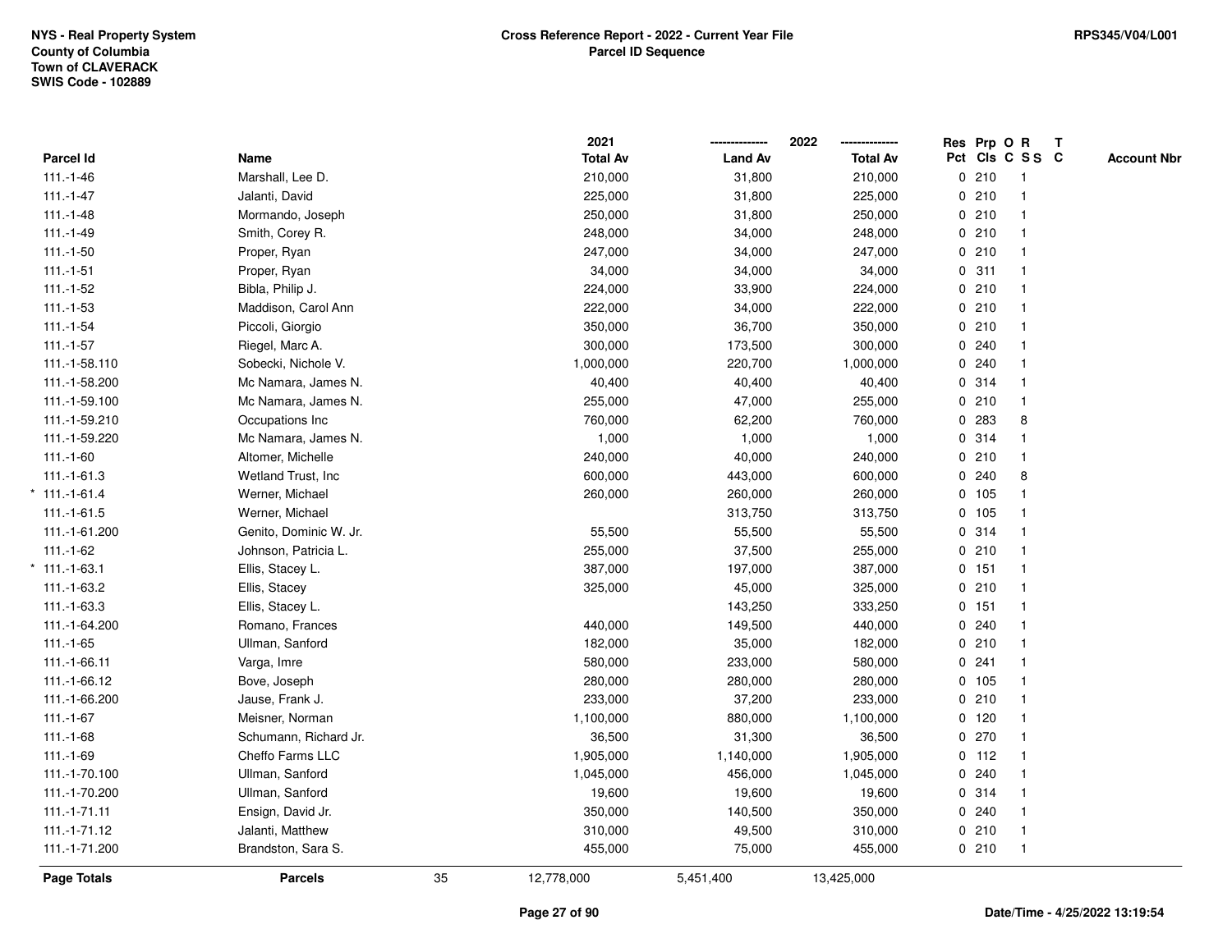NYS - Real Property System
County of Columbia
Town of CLAVERACK
SWIS Code - 102889

**Cross Reference Report - 2022 - Current Year File**
**Parcel ID Sequence**

RPS345/V04/L001

| Parcel Id | Name | 2021 Total Av | 2022 Land Av | 2022 Total Av | Res Pct | Prp Cls | O C | R SS | T C | Account Nbr |
|---|---|---|---|---|---|---|---|---|---|---|
| 111.-1-46 | Marshall, Lee D. | 210,000 | 31,800 | 210,000 | 0 | 210 | | 1 | | |
| 111.-1-47 | Jalanti, David | 225,000 | 31,800 | 225,000 | 0 | 210 | | 1 | | |
| 111.-1-48 | Mormando, Joseph | 250,000 | 31,800 | 250,000 | 0 | 210 | | 1 | | |
| 111.-1-49 | Smith, Corey R. | 248,000 | 34,000 | 248,000 | 0 | 210 | | 1 | | |
| 111.-1-50 | Proper, Ryan | 247,000 | 34,000 | 247,000 | 0 | 210 | | 1 | | |
| 111.-1-51 | Proper, Ryan | 34,000 | 34,000 | 34,000 | 0 | 311 | | 1 | | |
| 111.-1-52 | Bibla, Philip J. | 224,000 | 33,900 | 224,000 | 0 | 210 | | 1 | | |
| 111.-1-53 | Maddison, Carol Ann | 222,000 | 34,000 | 222,000 | 0 | 210 | | 1 | | |
| 111.-1-54 | Piccoli, Giorgio | 350,000 | 36,700 | 350,000 | 0 | 210 | | 1 | | |
| 111.-1-57 | Riegel, Marc A. | 300,000 | 173,500 | 300,000 | 0 | 240 | | 1 | | |
| 111.-1-58.110 | Sobecki, Nichole V. | 1,000,000 | 220,700 | 1,000,000 | 0 | 240 | | 1 | | |
| 111.-1-58.200 | Mc Namara, James N. | 40,400 | 40,400 | 40,400 | 0 | 314 | | 1 | | |
| 111.-1-59.100 | Mc Namara, James N. | 255,000 | 47,000 | 255,000 | 0 | 210 | | 1 | | |
| 111.-1-59.210 | Occupations Inc | 760,000 | 62,200 | 760,000 | 0 | 283 | | 8 | | |
| 111.-1-59.220 | Mc Namara, James N. | 1,000 | 1,000 | 1,000 | 0 | 314 | | 1 | | |
| 111.-1-60 | Altomer, Michelle | 240,000 | 40,000 | 240,000 | 0 | 210 | | 1 | | |
| 111.-1-61.3 | Wetland Trust, Inc | 600,000 | 443,000 | 600,000 | 0 | 240 | | 8 | | |
| * 111.-1-61.4 | Werner, Michael | 260,000 | 260,000 | 260,000 | 0 | 105 | | 1 | | |
| 111.-1-61.5 | Werner, Michael | | 313,750 | 313,750 | 0 | 105 | | 1 | | |
| 111.-1-61.200 | Genito, Dominic W. Jr. | 55,500 | 55,500 | 55,500 | 0 | 314 | | 1 | | |
| 111.-1-62 | Johnson, Patricia L. | 255,000 | 37,500 | 255,000 | 0 | 210 | | 1 | | |
| * 111.-1-63.1 | Ellis, Stacey L. | 387,000 | 197,000 | 387,000 | 0 | 151 | | 1 | | |
| 111.-1-63.2 | Ellis, Stacey | 325,000 | 45,000 | 325,000 | 0 | 210 | | 1 | | |
| 111.-1-63.3 | Ellis, Stacey L. | | 143,250 | 333,250 | 0 | 151 | | 1 | | |
| 111.-1-64.200 | Romano, Frances | 440,000 | 149,500 | 440,000 | 0 | 240 | | 1 | | |
| 111.-1-65 | Ullman, Sanford | 182,000 | 35,000 | 182,000 | 0 | 210 | | 1 | | |
| 111.-1-66.11 | Varga, Imre | 580,000 | 233,000 | 580,000 | 0 | 241 | | 1 | | |
| 111.-1-66.12 | Bove, Joseph | 280,000 | 280,000 | 280,000 | 0 | 105 | | 1 | | |
| 111.-1-66.200 | Jause, Frank J. | 233,000 | 37,200 | 233,000 | 0 | 210 | | 1 | | |
| 111.-1-67 | Meisner, Norman | 1,100,000 | 880,000 | 1,100,000 | 0 | 120 | | 1 | | |
| 111.-1-68 | Schumann, Richard Jr. | 36,500 | 31,300 | 36,500 | 0 | 270 | | 1 | | |
| 111.-1-69 | Cheffo Farms LLC | 1,905,000 | 1,140,000 | 1,905,000 | 0 | 112 | | 1 | | |
| 111.-1-70.100 | Ullman, Sanford | 1,045,000 | 456,000 | 1,045,000 | 0 | 240 | | 1 | | |
| 111.-1-70.200 | Ullman, Sanford | 19,600 | 19,600 | 19,600 | 0 | 314 | | 1 | | |
| 111.-1-71.11 | Ensign, David Jr. | 350,000 | 140,500 | 350,000 | 0 | 240 | | 1 | | |
| 111.-1-71.12 | Jalanti, Matthew | 310,000 | 49,500 | 310,000 | 0 | 210 | | 1 | | |
| 111.-1-71.200 | Brandston, Sara S. | 455,000 | 75,000 | 455,000 | 0 | 210 | | 1 | | |
| **Page Totals** | **Parcels** 35 | 12,778,000 | 5,451,400 | 13,425,000 | | | | | | |

Date/Time - 4/25/2022 13:19:54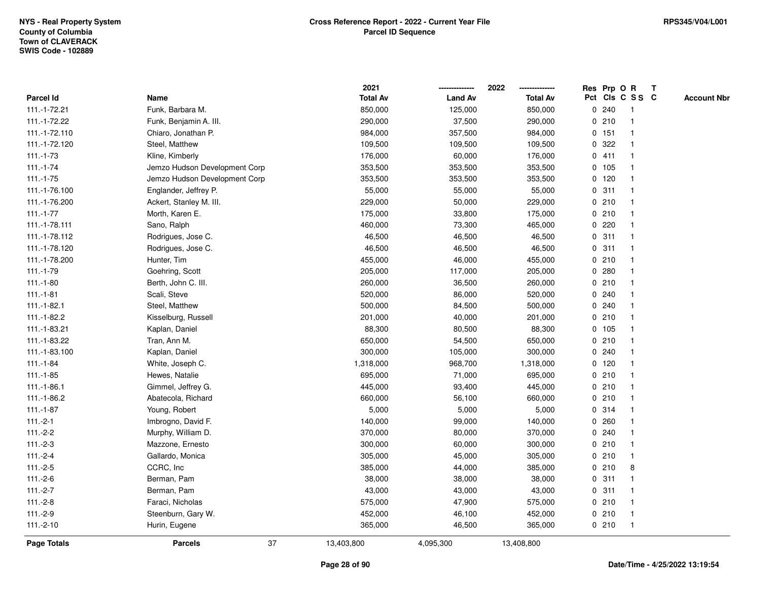NYS - Real Property System
County of Columbia
Town of CLAVERACK
SWIS Code - 102889

**Cross Reference Report - 2022 - Current Year File**
**Parcel ID Sequence**

RPS345/V04/L001

| Parcel Id | Name | 2021 Total Av | 2022 Land Av | 2022 Total Av | Res Pct | Prp Cls | O C | R S S | T C | Account Nbr |
|---|---|---|---|---|---|---|---|---|---|---|
| 111.-1-72.21 | Funk, Barbara M. | 850,000 | 125,000 | 850,000 | 0 | 240 | | 1 | | |
| 111.-1-72.22 | Funk, Benjamin A. III. | 290,000 | 37,500 | 290,000 | 0 | 210 | | 1 | | |
| 111.-1-72.110 | Chiaro, Jonathan P. | 984,000 | 357,500 | 984,000 | 0 | 151 | | 1 | | |
| 111.-1-72.120 | Steel, Matthew | 109,500 | 109,500 | 109,500 | 0 | 322 | | 1 | | |
| 111.-1-73 | Kline, Kimberly | 176,000 | 60,000 | 176,000 | 0 | 411 | | 1 | | |
| 111.-1-74 | Jemzo Hudson Development Corp | 353,500 | 353,500 | 353,500 | 0 | 105 | | 1 | | |
| 111.-1-75 | Jemzo Hudson Development Corp | 353,500 | 353,500 | 353,500 | 0 | 120 | | 1 | | |
| 111.-1-76.100 | Englander, Jeffrey P. | 55,000 | 55,000 | 55,000 | 0 | 311 | | 1 | | |
| 111.-1-76.200 | Ackert, Stanley M. III. | 229,000 | 50,000 | 229,000 | 0 | 210 | | 1 | | |
| 111.-1-77 | Morth, Karen E. | 175,000 | 33,800 | 175,000 | 0 | 210 | | 1 | | |
| 111.-1-78.111 | Sano, Ralph | 460,000 | 73,300 | 465,000 | 0 | 220 | | 1 | | |
| 111.-1-78.112 | Rodrigues, Jose C. | 46,500 | 46,500 | 46,500 | 0 | 311 | | 1 | | |
| 111.-1-78.120 | Rodrigues, Jose C. | 46,500 | 46,500 | 46,500 | 0 | 311 | | 1 | | |
| 111.-1-78.200 | Hunter, Tim | 455,000 | 46,000 | 455,000 | 0 | 210 | | 1 | | |
| 111.-1-79 | Goehring, Scott | 205,000 | 117,000 | 205,000 | 0 | 280 | | 1 | | |
| 111.-1-80 | Berth, John C. III. | 260,000 | 36,500 | 260,000 | 0 | 210 | | 1 | | |
| 111.-1-81 | Scali, Steve | 520,000 | 86,000 | 520,000 | 0 | 240 | | 1 | | |
| 111.-1-82.1 | Steel, Matthew | 500,000 | 84,500 | 500,000 | 0 | 240 | | 1 | | |
| 111.-1-82.2 | Kisselburg, Russell | 201,000 | 40,000 | 201,000 | 0 | 210 | | 1 | | |
| 111.-1-83.21 | Kaplan, Daniel | 88,300 | 80,500 | 88,300 | 0 | 105 | | 1 | | |
| 111.-1-83.22 | Tran, Ann M. | 650,000 | 54,500 | 650,000 | 0 | 210 | | 1 | | |
| 111.-1-83.100 | Kaplan, Daniel | 300,000 | 105,000 | 300,000 | 0 | 240 | | 1 | | |
| 111.-1-84 | White, Joseph C. | 1,318,000 | 968,700 | 1,318,000 | 0 | 120 | | 1 | | |
| 111.-1-85 | Hewes, Natalie | 695,000 | 71,000 | 695,000 | 0 | 210 | | 1 | | |
| 111.-1-86.1 | Gimmel, Jeffrey G. | 445,000 | 93,400 | 445,000 | 0 | 210 | | 1 | | |
| 111.-1-86.2 | Abatecola, Richard | 660,000 | 56,100 | 660,000 | 0 | 210 | | 1 | | |
| 111.-1-87 | Young, Robert | 5,000 | 5,000 | 5,000 | 0 | 314 | | 1 | | |
| 111.-2-1 | Imbrogno, David F. | 140,000 | 99,000 | 140,000 | 0 | 260 | | 1 | | |
| 111.-2-2 | Murphy, William D. | 370,000 | 80,000 | 370,000 | 0 | 240 | | 1 | | |
| 111.-2-3 | Mazzone, Ernesto | 300,000 | 60,000 | 300,000 | 0 | 210 | | 1 | | |
| 111.-2-4 | Gallardo, Monica | 305,000 | 45,000 | 305,000 | 0 | 210 | | 1 | | |
| 111.-2-5 | CCRC, Inc | 385,000 | 44,000 | 385,000 | 0 | 210 | | 8 | | |
| 111.-2-6 | Berman, Pam | 38,000 | 38,000 | 38,000 | 0 | 311 | | 1 | | |
| 111.-2-7 | Berman, Pam | 43,000 | 43,000 | 43,000 | 0 | 311 | | 1 | | |
| 111.-2-8 | Faraci, Nicholas | 575,000 | 47,900 | 575,000 | 0 | 210 | | 1 | | |
| 111.-2-9 | Steenburn, Gary W. | 452,000 | 46,100 | 452,000 | 0 | 210 | | 1 | | |
| 111.-2-10 | Hurin, Eugene | 365,000 | 46,500 | 365,000 | 0 | 210 | | 1 | | |
| **Page Totals** | **Parcels** 37 | 13,403,800 | 4,095,300 | 13,408,800 | | | | | | |

**Date/Time - 4/25/2022 13:19:54**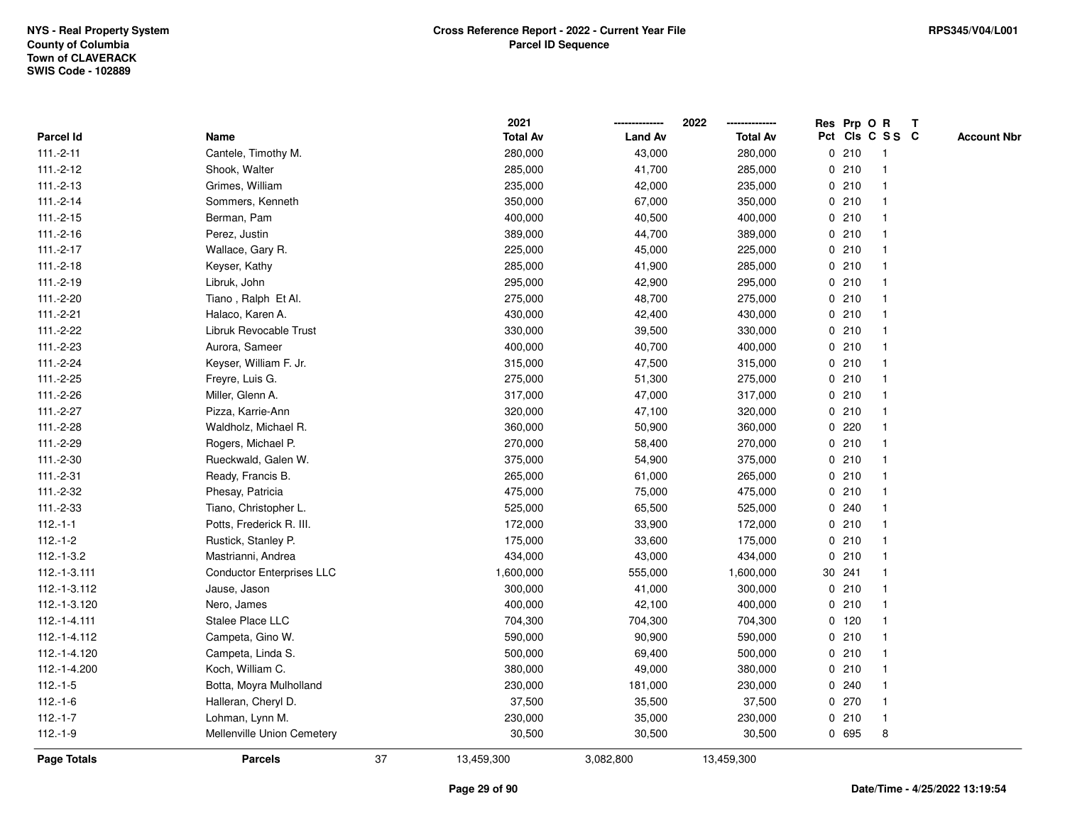NYS - Real Property System
County of Columbia
Town of CLAVERACK
SWIS Code - 102889

**Cross Reference Report - 2022 - Current Year File**
**Parcel ID Sequence**

RPS345/V04/L001

| Parcel Id | Name | 2021 Total Av | 2022 Land Av | 2022 Total Av | Res Pct | Prp Cls | O C | R S S | T C | Account Nbr |
|---|---|---|---|---|---|---|---|---|---|---|
| 111.-2-11 | Cantele, Timothy M. | 280,000 | 43,000 | 280,000 | 0 | 210 | | 1 | | |
| 111.-2-12 | Shook, Walter | 285,000 | 41,700 | 285,000 | 0 | 210 | | 1 | | |
| 111.-2-13 | Grimes, William | 235,000 | 42,000 | 235,000 | 0 | 210 | | 1 | | |
| 111.-2-14 | Sommers, Kenneth | 350,000 | 67,000 | 350,000 | 0 | 210 | | 1 | | |
| 111.-2-15 | Berman, Pam | 400,000 | 40,500 | 400,000 | 0 | 210 | | 1 | | |
| 111.-2-16 | Perez, Justin | 389,000 | 44,700 | 389,000 | 0 | 210 | | 1 | | |
| 111.-2-17 | Wallace, Gary R. | 225,000 | 45,000 | 225,000 | 0 | 210 | | 1 | | |
| 111.-2-18 | Keyser, Kathy | 285,000 | 41,900 | 285,000 | 0 | 210 | | 1 | | |
| 111.-2-19 | Libruk, John | 295,000 | 42,900 | 295,000 | 0 | 210 | | 1 | | |
| 111.-2-20 | Tiano , Ralph Et Al. | 275,000 | 48,700 | 275,000 | 0 | 210 | | 1 | | |
| 111.-2-21 | Halaco, Karen A. | 430,000 | 42,400 | 430,000 | 0 | 210 | | 1 | | |
| 111.-2-22 | Libruk Revocable Trust | 330,000 | 39,500 | 330,000 | 0 | 210 | | 1 | | |
| 111.-2-23 | Aurora, Sameer | 400,000 | 40,700 | 400,000 | 0 | 210 | | 1 | | |
| 111.-2-24 | Keyser, William F. Jr. | 315,000 | 47,500 | 315,000 | 0 | 210 | | 1 | | |
| 111.-2-25 | Freyre, Luis G. | 275,000 | 51,300 | 275,000 | 0 | 210 | | 1 | | |
| 111.-2-26 | Miller, Glenn A. | 317,000 | 47,000 | 317,000 | 0 | 210 | | 1 | | |
| 111.-2-27 | Pizza, Karrie-Ann | 320,000 | 47,100 | 320,000 | 0 | 210 | | 1 | | |
| 111.-2-28 | Waldholz, Michael R. | 360,000 | 50,900 | 360,000 | 0 | 220 | | 1 | | |
| 111.-2-29 | Rogers, Michael P. | 270,000 | 58,400 | 270,000 | 0 | 210 | | 1 | | |
| 111.-2-30 | Rueckwald, Galen W. | 375,000 | 54,900 | 375,000 | 0 | 210 | | 1 | | |
| 111.-2-31 | Ready, Francis B. | 265,000 | 61,000 | 265,000 | 0 | 210 | | 1 | | |
| 111.-2-32 | Phesay, Patricia | 475,000 | 75,000 | 475,000 | 0 | 210 | | 1 | | |
| 111.-2-33 | Tiano, Christopher L. | 525,000 | 65,500 | 525,000 | 0 | 240 | | 1 | | |
| 112.-1-1 | Potts, Frederick R. III. | 172,000 | 33,900 | 172,000 | 0 | 210 | | 1 | | |
| 112.-1-2 | Rustick, Stanley P. | 175,000 | 33,600 | 175,000 | 0 | 210 | | 1 | | |
| 112.-1-3.2 | Mastrianni, Andrea | 434,000 | 43,000 | 434,000 | 0 | 210 | | 1 | | |
| 112.-1-3.111 | Conductor Enterprises LLC | 1,600,000 | 555,000 | 1,600,000 | 30 | 241 | | 1 | | |
| 112.-1-3.112 | Jause, Jason | 300,000 | 41,000 | 300,000 | 0 | 210 | | 1 | | |
| 112.-1-3.120 | Nero, James | 400,000 | 42,100 | 400,000 | 0 | 210 | | 1 | | |
| 112.-1-4.111 | Stalee Place LLC | 704,300 | 704,300 | 704,300 | 0 | 120 | | 1 | | |
| 112.-1-4.112 | Campeta, Gino W. | 590,000 | 90,900 | 590,000 | 0 | 210 | | 1 | | |
| 112.-1-4.120 | Campeta, Linda S. | 500,000 | 69,400 | 500,000 | 0 | 210 | | 1 | | |
| 112.-1-4.200 | Koch, William C. | 380,000 | 49,000 | 380,000 | 0 | 210 | | 1 | | |
| 112.-1-5 | Botta, Moyra Mulholland | 230,000 | 181,000 | 230,000 | 0 | 240 | | 1 | | |
| 112.-1-6 | Halleran, Cheryl D. | 37,500 | 35,500 | 37,500 | 0 | 270 | | 1 | | |
| 112.-1-7 | Lohman, Lynn M. | 230,000 | 35,000 | 230,000 | 0 | 210 | | 1 | | |
| 112.-1-9 | Mellenville Union Cemetery | 30,500 | 30,500 | 30,500 | 0 | 695 | | 8 | | |
| **Page Totals** | **Parcels** 37 | 13,459,300 | 3,082,800 | 13,459,300 | | | | | | |

Date/Time - 4/25/2022 13:19:54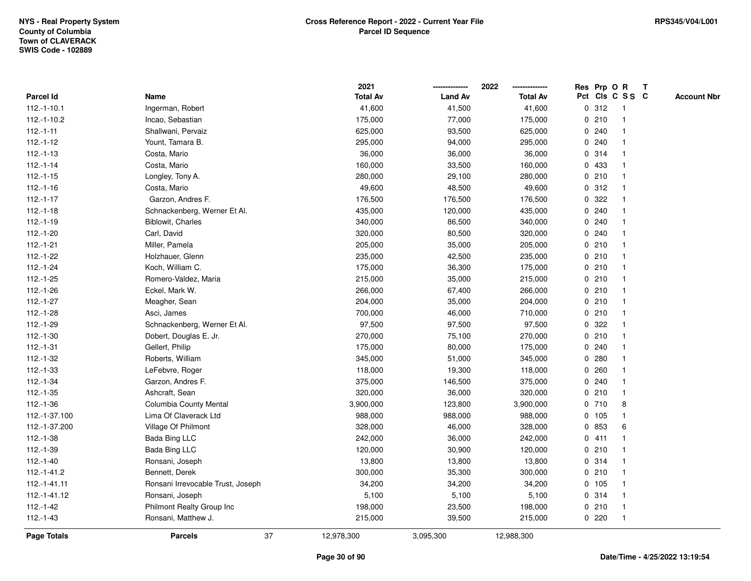**NYS - Real Property System**
**County of Columbia**
**Town of CLAVERACK**
**SWIS Code - 102889**

**Cross Reference Report - 2022 - Current Year File**
**Parcel ID Sequence**

**RPS345/V04/L001**

| Parcel Id | Name | 2021 Total Av | 2022 Land Av | 2022 Total Av | Res Pct | Prp Cls | O C | R S S | T C | Account Nbr |
|---|---|---|---|---|---|---|---|---|---|---|
| 112.-1-10.1 | Ingerman, Robert | 41,600 | 41,500 | 41,600 | 0 | 312 | | 1 | | |
| 112.-1-10.2 | Incao, Sebastian | 175,000 | 77,000 | 175,000 | 0 | 210 | | 1 | | |
| 112.-1-11 | Shallwani, Pervaiz | 625,000 | 93,500 | 625,000 | 0 | 240 | | 1 | | |
| 112.-1-12 | Yount, Tamara B. | 295,000 | 94,000 | 295,000 | 0 | 240 | | 1 | | |
| 112.-1-13 | Costa, Mario | 36,000 | 36,000 | 36,000 | 0 | 314 | | 1 | | |
| 112.-1-14 | Costa, Mario | 160,000 | 33,500 | 160,000 | 0 | 433 | | 1 | | |
| 112.-1-15 | Longley, Tony A. | 280,000 | 29,100 | 280,000 | 0 | 210 | | 1 | | |
| 112.-1-16 | Costa, Mario | 49,600 | 48,500 | 49,600 | 0 | 312 | | 1 | | |
| 112.-1-17 | Garzon, Andres F. | 176,500 | 176,500 | 176,500 | 0 | 322 | | 1 | | |
| 112.-1-18 | Schnackenberg, Werner Et Al. | 435,000 | 120,000 | 435,000 | 0 | 240 | | 1 | | |
| 112.-1-19 | Biblowit, Charles | 340,000 | 86,500 | 340,000 | 0 | 240 | | 1 | | |
| 112.-1-20 | Carl, David | 320,000 | 80,500 | 320,000 | 0 | 240 | | 1 | | |
| 112.-1-21 | Miller, Pamela | 205,000 | 35,000 | 205,000 | 0 | 210 | | 1 | | |
| 112.-1-22 | Holzhauer, Glenn | 235,000 | 42,500 | 235,000 | 0 | 210 | | 1 | | |
| 112.-1-24 | Koch, William C. | 175,000 | 36,300 | 175,000 | 0 | 210 | | 1 | | |
| 112.-1-25 | Romero-Valdez, Maria | 215,000 | 35,000 | 215,000 | 0 | 210 | | 1 | | |
| 112.-1-26 | Eckel, Mark W. | 266,000 | 67,400 | 266,000 | 0 | 210 | | 1 | | |
| 112.-1-27 | Meagher, Sean | 204,000 | 35,000 | 204,000 | 0 | 210 | | 1 | | |
| 112.-1-28 | Asci, James | 700,000 | 46,000 | 710,000 | 0 | 210 | | 1 | | |
| 112.-1-29 | Schnackenberg, Werner Et Al. | 97,500 | 97,500 | 97,500 | 0 | 322 | | 1 | | |
| 112.-1-30 | Dobert, Douglas E. Jr. | 270,000 | 75,100 | 270,000 | 0 | 210 | | 1 | | |
| 112.-1-31 | Gellert, Philip | 175,000 | 80,000 | 175,000 | 0 | 240 | | 1 | | |
| 112.-1-32 | Roberts, William | 345,000 | 51,000 | 345,000 | 0 | 280 | | 1 | | |
| 112.-1-33 | LeFebvre, Roger | 118,000 | 19,300 | 118,000 | 0 | 260 | | 1 | | |
| 112.-1-34 | Garzon, Andres F. | 375,000 | 146,500 | 375,000 | 0 | 240 | | 1 | | |
| 112.-1-35 | Ashcraft, Sean | 320,000 | 36,000 | 320,000 | 0 | 210 | | 1 | | |
| 112.-1-36 | Columbia County Mental | 3,900,000 | 123,800 | 3,900,000 | 0 | 710 | | 8 | | |
| 112.-1-37.100 | Lima Of Claverack Ltd | 988,000 | 988,000 | 988,000 | 0 | 105 | | 1 | | |
| 112.-1-37.200 | Village Of Philmont | 328,000 | 46,000 | 328,000 | 0 | 853 | | 6 | | |
| 112.-1-38 | Bada Bing LLC | 242,000 | 36,000 | 242,000 | 0 | 411 | | 1 | | |
| 112.-1-39 | Bada Bing LLC | 120,000 | 30,900 | 120,000 | 0 | 210 | | 1 | | |
| 112.-1-40 | Ronsani, Joseph | 13,800 | 13,800 | 13,800 | 0 | 314 | | 1 | | |
| 112.-1-41.2 | Bennett, Derek | 300,000 | 35,300 | 300,000 | 0 | 210 | | 1 | | |
| 112.-1-41.11 | Ronsani Irrevocable Trust, Joseph | 34,200 | 34,200 | 34,200 | 0 | 105 | | 1 | | |
| 112.-1-41.12 | Ronsani, Joseph | 5,100 | 5,100 | 5,100 | 0 | 314 | | 1 | | |
| 112.-1-42 | Philmont Realty Group Inc | 198,000 | 23,500 | 198,000 | 0 | 210 | | 1 | | |
| 112.-1-43 | Ronsani, Matthew J. | 215,000 | 39,500 | 215,000 | 0 | 220 | | 1 | | |
| **Page Totals** | **Parcels** 37 | 12,978,300 | 3,095,300 | 12,988,300 | | | | | | |

**Date/Time - 4/25/2022 13:19:54**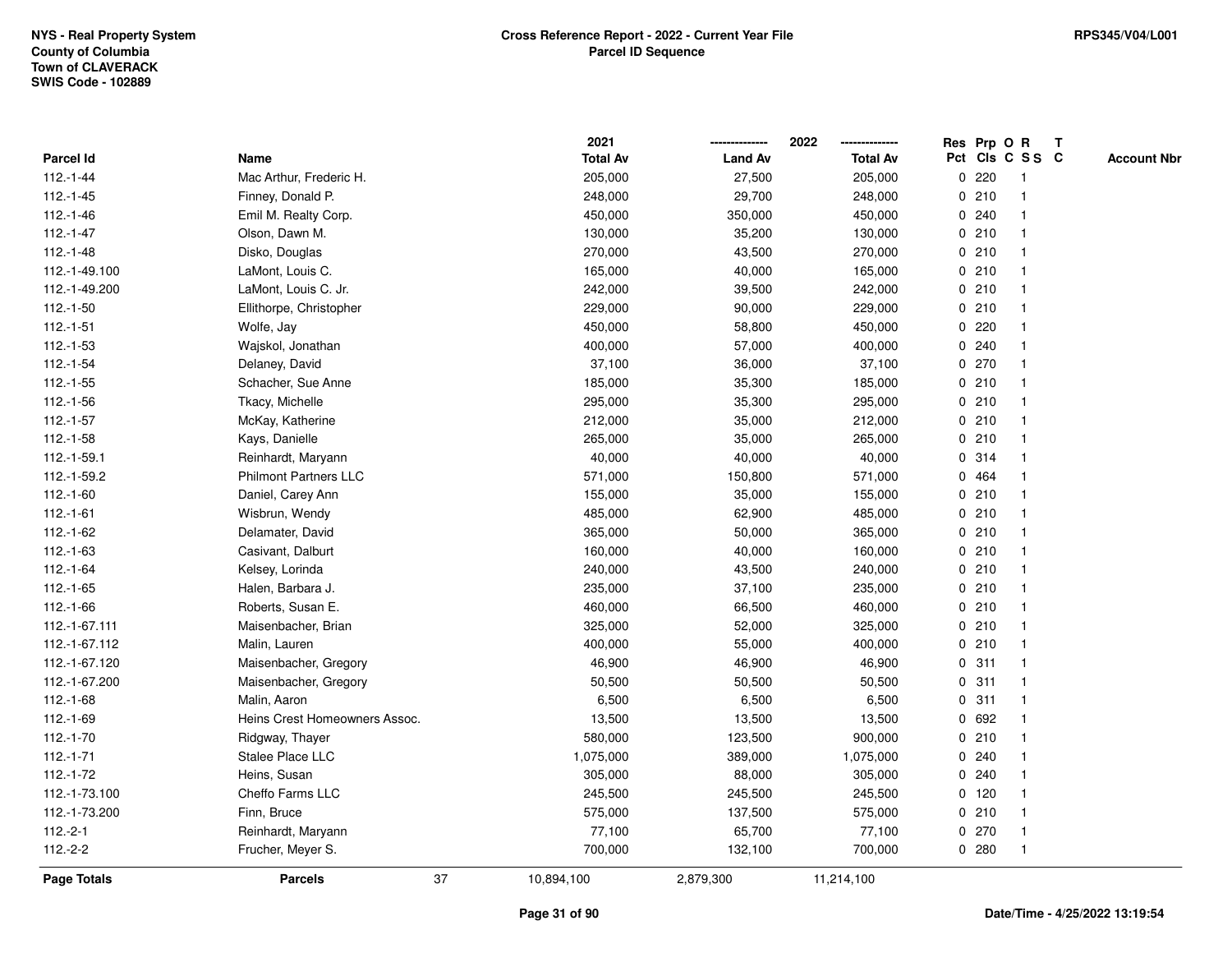NYS - Real Property System
County of Columbia
Town of CLAVERACK
SWIS Code - 102889

**Cross Reference Report - 2022 - Current Year File**
**Parcel ID Sequence**

RPS345/V04/L001

| Parcel Id | Name | 2021 Total Av | 2022 Land Av | 2022 Total Av | Res Pct | Prp Cls | O C | R S S | T C | Account Nbr |
|---|---|---|---|---|---|---|---|---|---|---|
| 112.-1-44 | Mac Arthur, Frederic H. | 205,000 | 27,500 | 205,000 | 0 | 220 | | 1 | | |
| 112.-1-45 | Finney, Donald P. | 248,000 | 29,700 | 248,000 | 0 | 210 | | 1 | | |
| 112.-1-46 | Emil M. Realty Corp. | 450,000 | 350,000 | 450,000 | 0 | 240 | | 1 | | |
| 112.-1-47 | Olson, Dawn M. | 130,000 | 35,200 | 130,000 | 0 | 210 | | 1 | | |
| 112.-1-48 | Disko, Douglas | 270,000 | 43,500 | 270,000 | 0 | 210 | | 1 | | |
| 112.-1-49.100 | LaMont, Louis C. | 165,000 | 40,000 | 165,000 | 0 | 210 | | 1 | | |
| 112.-1-49.200 | LaMont, Louis C. Jr. | 242,000 | 39,500 | 242,000 | 0 | 210 | | 1 | | |
| 112.-1-50 | Ellithorpe, Christopher | 229,000 | 90,000 | 229,000 | 0 | 210 | | 1 | | |
| 112.-1-51 | Wolfe, Jay | 450,000 | 58,800 | 450,000 | 0 | 220 | | 1 | | |
| 112.-1-53 | Wajskol, Jonathan | 400,000 | 57,000 | 400,000 | 0 | 240 | | 1 | | |
| 112.-1-54 | Delaney, David | 37,100 | 36,000 | 37,100 | 0 | 270 | | 1 | | |
| 112.-1-55 | Schacher, Sue Anne | 185,000 | 35,300 | 185,000 | 0 | 210 | | 1 | | |
| 112.-1-56 | Tkacy, Michelle | 295,000 | 35,300 | 295,000 | 0 | 210 | | 1 | | |
| 112.-1-57 | McKay, Katherine | 212,000 | 35,000 | 212,000 | 0 | 210 | | 1 | | |
| 112.-1-58 | Kays, Danielle | 265,000 | 35,000 | 265,000 | 0 | 210 | | 1 | | |
| 112.-1-59.1 | Reinhardt, Maryann | 40,000 | 40,000 | 40,000 | 0 | 314 | | 1 | | |
| 112.-1-59.2 | Philmont Partners LLC | 571,000 | 150,800 | 571,000 | 0 | 464 | | 1 | | |
| 112.-1-60 | Daniel, Carey Ann | 155,000 | 35,000 | 155,000 | 0 | 210 | | 1 | | |
| 112.-1-61 | Wisbrun, Wendy | 485,000 | 62,900 | 485,000 | 0 | 210 | | 1 | | |
| 112.-1-62 | Delamater, David | 365,000 | 50,000 | 365,000 | 0 | 210 | | 1 | | |
| 112.-1-63 | Casivant, Dalburt | 160,000 | 40,000 | 160,000 | 0 | 210 | | 1 | | |
| 112.-1-64 | Kelsey, Lorinda | 240,000 | 43,500 | 240,000 | 0 | 210 | | 1 | | |
| 112.-1-65 | Halen, Barbara J. | 235,000 | 37,100 | 235,000 | 0 | 210 | | 1 | | |
| 112.-1-66 | Roberts, Susan E. | 460,000 | 66,500 | 460,000 | 0 | 210 | | 1 | | |
| 112.-1-67.111 | Maisenbacher, Brian | 325,000 | 52,000 | 325,000 | 0 | 210 | | 1 | | |
| 112.-1-67.112 | Malin, Lauren | 400,000 | 55,000 | 400,000 | 0 | 210 | | 1 | | |
| 112.-1-67.120 | Maisenbacher, Gregory | 46,900 | 46,900 | 46,900 | 0 | 311 | | 1 | | |
| 112.-1-67.200 | Maisenbacher, Gregory | 50,500 | 50,500 | 50,500 | 0 | 311 | | 1 | | |
| 112.-1-68 | Malin, Aaron | 6,500 | 6,500 | 6,500 | 0 | 311 | | 1 | | |
| 112.-1-69 | Heins Crest Homeowners Assoc. | 13,500 | 13,500 | 13,500 | 0 | 692 | | 1 | | |
| 112.-1-70 | Ridgway, Thayer | 580,000 | 123,500 | 900,000 | 0 | 210 | | 1 | | |
| 112.-1-71 | Stalee Place LLC | 1,075,000 | 389,000 | 1,075,000 | 0 | 240 | | 1 | | |
| 112.-1-72 | Heins, Susan | 305,000 | 88,000 | 305,000 | 0 | 240 | | 1 | | |
| 112.-1-73.100 | Cheffo Farms LLC | 245,500 | 245,500 | 245,500 | 0 | 120 | | 1 | | |
| 112.-1-73.200 | Finn, Bruce | 575,000 | 137,500 | 575,000 | 0 | 210 | | 1 | | |
| 112.-2-1 | Reinhardt, Maryann | 77,100 | 65,700 | 77,100 | 0 | 270 | | 1 | | |
| 112.-2-2 | Frucher, Meyer S. | 700,000 | 132,100 | 700,000 | 0 | 280 | | 1 | | |
| **Page Totals** | **Parcels** 37 | 10,894,100 | 2,879,300 | 11,214,100 | | | | | | |

Date/Time - 4/25/2022 13:19:54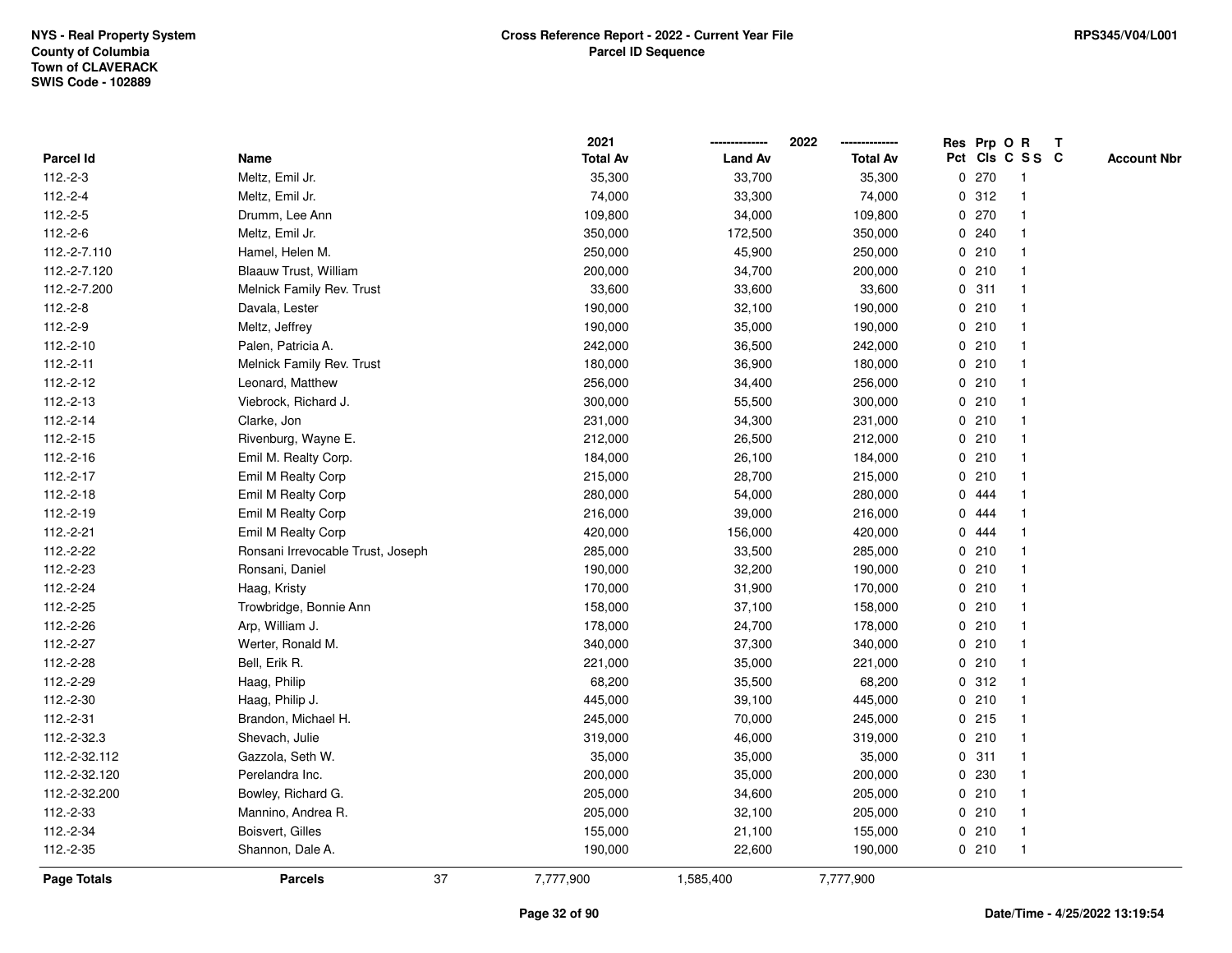NYS - Real Property System
County of Columbia
Town of CLAVERACK
SWIS Code - 102889

**Cross Reference Report - 2022 - Current Year File**
**Parcel ID Sequence**

RPS345/V04/L001

| Parcel Id | Name | 2021 Total Av | 2022 Land Av | 2022 Total Av | Res Pct | Prp Cls | O C | R S S | T C | Account Nbr |
|---|---|---|---|---|---|---|---|---|---|---|
| 112.-2-3 | Meltz, Emil Jr. | 35,300 | 33,700 | 35,300 | 0 | 270 | | 1 | | |
| 112.-2-4 | Meltz, Emil Jr. | 74,000 | 33,300 | 74,000 | 0 | 312 | | 1 | | |
| 112.-2-5 | Drumm, Lee Ann | 109,800 | 34,000 | 109,800 | 0 | 270 | | 1 | | |
| 112.-2-6 | Meltz, Emil Jr. | 350,000 | 172,500 | 350,000 | 0 | 240 | | 1 | | |
| 112.-2-7.110 | Hamel, Helen M. | 250,000 | 45,900 | 250,000 | 0 | 210 | | 1 | | |
| 112.-2-7.120 | Blaauw Trust, William | 200,000 | 34,700 | 200,000 | 0 | 210 | | 1 | | |
| 112.-2-7.200 | Melnick Family Rev. Trust | 33,600 | 33,600 | 33,600 | 0 | 311 | | 1 | | |
| 112.-2-8 | Davala, Lester | 190,000 | 32,100 | 190,000 | 0 | 210 | | 1 | | |
| 112.-2-9 | Meltz, Jeffrey | 190,000 | 35,000 | 190,000 | 0 | 210 | | 1 | | |
| 112.-2-10 | Palen, Patricia A. | 242,000 | 36,500 | 242,000 | 0 | 210 | | 1 | | |
| 112.-2-11 | Melnick Family Rev. Trust | 180,000 | 36,900 | 180,000 | 0 | 210 | | 1 | | |
| 112.-2-12 | Leonard, Matthew | 256,000 | 34,400 | 256,000 | 0 | 210 | | 1 | | |
| 112.-2-13 | Viebrock, Richard J. | 300,000 | 55,500 | 300,000 | 0 | 210 | | 1 | | |
| 112.-2-14 | Clarke, Jon | 231,000 | 34,300 | 231,000 | 0 | 210 | | 1 | | |
| 112.-2-15 | Rivenburg, Wayne E. | 212,000 | 26,500 | 212,000 | 0 | 210 | | 1 | | |
| 112.-2-16 | Emil M. Realty Corp. | 184,000 | 26,100 | 184,000 | 0 | 210 | | 1 | | |
| 112.-2-17 | Emil M Realty Corp | 215,000 | 28,700 | 215,000 | 0 | 210 | | 1 | | |
| 112.-2-18 | Emil M Realty Corp | 280,000 | 54,000 | 280,000 | 0 | 444 | | 1 | | |
| 112.-2-19 | Emil M Realty Corp | 216,000 | 39,000 | 216,000 | 0 | 444 | | 1 | | |
| 112.-2-21 | Emil M Realty Corp | 420,000 | 156,000 | 420,000 | 0 | 444 | | 1 | | |
| 112.-2-22 | Ronsani Irrevocable Trust, Joseph | 285,000 | 33,500 | 285,000 | 0 | 210 | | 1 | | |
| 112.-2-23 | Ronsani, Daniel | 190,000 | 32,200 | 190,000 | 0 | 210 | | 1 | | |
| 112.-2-24 | Haag, Kristy | 170,000 | 31,900 | 170,000 | 0 | 210 | | 1 | | |
| 112.-2-25 | Trowbridge, Bonnie Ann | 158,000 | 37,100 | 158,000 | 0 | 210 | | 1 | | |
| 112.-2-26 | Arp, William J. | 178,000 | 24,700 | 178,000 | 0 | 210 | | 1 | | |
| 112.-2-27 | Werter, Ronald M. | 340,000 | 37,300 | 340,000 | 0 | 210 | | 1 | | |
| 112.-2-28 | Bell, Erik R. | 221,000 | 35,000 | 221,000 | 0 | 210 | | 1 | | |
| 112.-2-29 | Haag, Philip | 68,200 | 35,500 | 68,200 | 0 | 312 | | 1 | | |
| 112.-2-30 | Haag, Philip J. | 445,000 | 39,100 | 445,000 | 0 | 210 | | 1 | | |
| 112.-2-31 | Brandon, Michael H. | 245,000 | 70,000 | 245,000 | 0 | 215 | | 1 | | |
| 112.-2-32.3 | Shevach, Julie | 319,000 | 46,000 | 319,000 | 0 | 210 | | 1 | | |
| 112.-2-32.112 | Gazzola, Seth W. | 35,000 | 35,000 | 35,000 | 0 | 311 | | 1 | | |
| 112.-2-32.120 | Perelandra Inc. | 200,000 | 35,000 | 200,000 | 0 | 230 | | 1 | | |
| 112.-2-32.200 | Bowley, Richard G. | 205,000 | 34,600 | 205,000 | 0 | 210 | | 1 | | |
| 112.-2-33 | Mannino, Andrea R. | 205,000 | 32,100 | 205,000 | 0 | 210 | | 1 | | |
| 112.-2-34 | Boisvert, Gilles | 155,000 | 21,100 | 155,000 | 0 | 210 | | 1 | | |
| 112.-2-35 | Shannon, Dale A. | 190,000 | 22,600 | 190,000 | 0 | 210 | | 1 | | |
| **Page Totals** | **Parcels** 37 | 7,777,900 | 1,585,400 | 7,777,900 | | | | | | |

Date/Time - 4/25/2022 13:19:54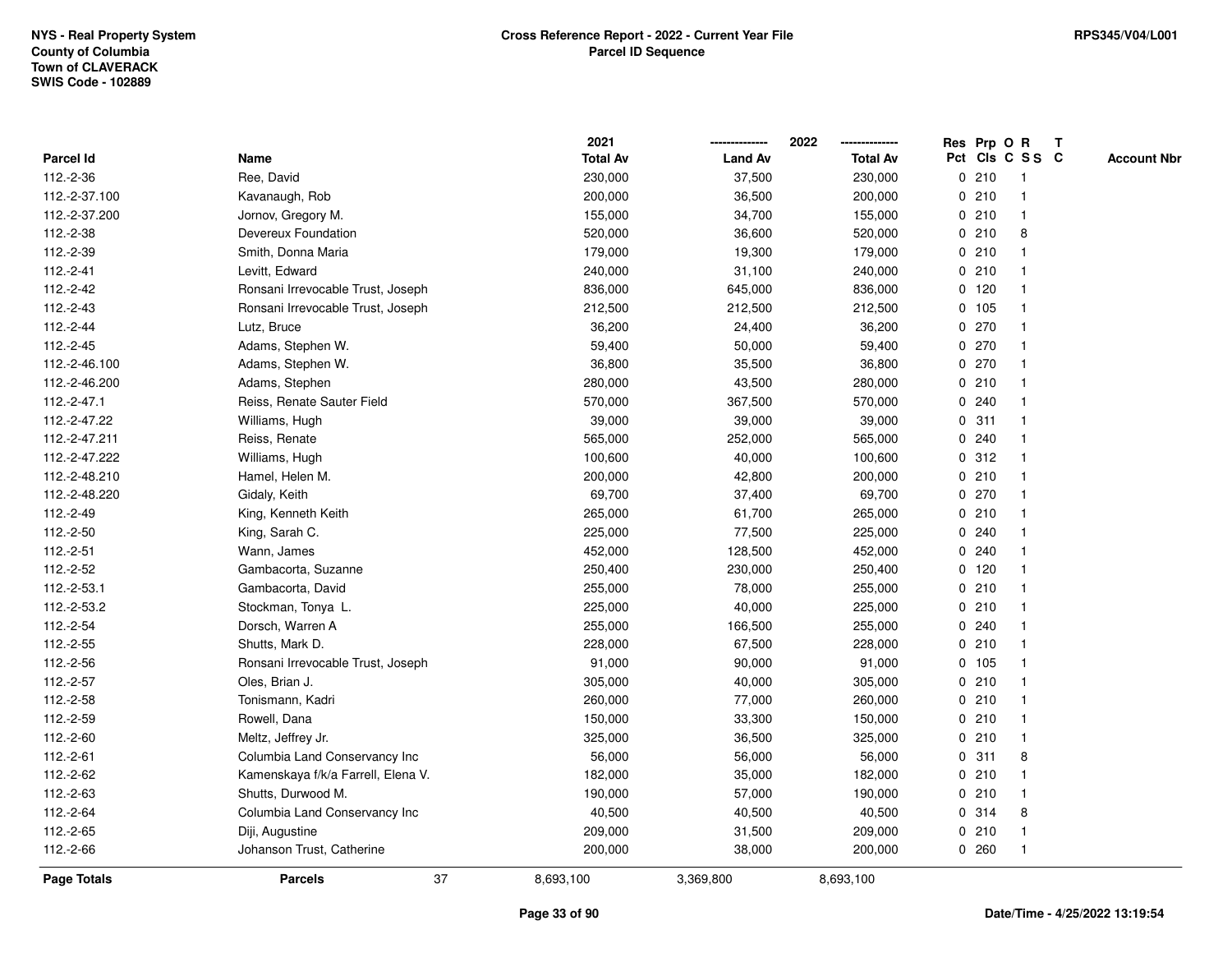NYS - Real Property System
County of Columbia
Town of CLAVERACK
SWIS Code - 102889

**Cross Reference Report - 2022 - Current Year File**
**Parcel ID Sequence**

RPS345/V04/L001

| Parcel Id | Name | 2021 Total Av | 2022 Land Av | 2022 Total Av | Res Pct | Prp Cls | O C | R S S | T C | Account Nbr |
|---|---|---|---|---|---|---|---|---|---|---|
| 112.-2-36 | Ree, David | 230,000 | 37,500 | 230,000 | 0 | 210 | | 1 | | |
| 112.-2-37.100 | Kavanaugh, Rob | 200,000 | 36,500 | 200,000 | 0 | 210 | | 1 | | |
| 112.-2-37.200 | Jornov, Gregory M. | 155,000 | 34,700 | 155,000 | 0 | 210 | | 1 | | |
| 112.-2-38 | Devereux Foundation | 520,000 | 36,600 | 520,000 | 0 | 210 | | 8 | | |
| 112.-2-39 | Smith, Donna Maria | 179,000 | 19,300 | 179,000 | 0 | 210 | | 1 | | |
| 112.-2-41 | Levitt, Edward | 240,000 | 31,100 | 240,000 | 0 | 210 | | 1 | | |
| 112.-2-42 | Ronsani Irrevocable Trust, Joseph | 836,000 | 645,000 | 836,000 | 0 | 120 | | 1 | | |
| 112.-2-43 | Ronsani Irrevocable Trust, Joseph | 212,500 | 212,500 | 212,500 | 0 | 105 | | 1 | | |
| 112.-2-44 | Lutz, Bruce | 36,200 | 24,400 | 36,200 | 0 | 270 | | 1 | | |
| 112.-2-45 | Adams, Stephen W. | 59,400 | 50,000 | 59,400 | 0 | 270 | | 1 | | |
| 112.-2-46.100 | Adams, Stephen W. | 36,800 | 35,500 | 36,800 | 0 | 270 | | 1 | | |
| 112.-2-46.200 | Adams, Stephen | 280,000 | 43,500 | 280,000 | 0 | 210 | | 1 | | |
| 112.-2-47.1 | Reiss, Renate Sauter Field | 570,000 | 367,500 | 570,000 | 0 | 240 | | 1 | | |
| 112.-2-47.22 | Williams, Hugh | 39,000 | 39,000 | 39,000 | 0 | 311 | | 1 | | |
| 112.-2-47.211 | Reiss, Renate | 565,000 | 252,000 | 565,000 | 0 | 240 | | 1 | | |
| 112.-2-47.222 | Williams, Hugh | 100,600 | 40,000 | 100,600 | 0 | 312 | | 1 | | |
| 112.-2-48.210 | Hamel, Helen M. | 200,000 | 42,800 | 200,000 | 0 | 210 | | 1 | | |
| 112.-2-48.220 | Gidaly, Keith | 69,700 | 37,400 | 69,700 | 0 | 270 | | 1 | | |
| 112.-2-49 | King, Kenneth Keith | 265,000 | 61,700 | 265,000 | 0 | 210 | | 1 | | |
| 112.-2-50 | King, Sarah C. | 225,000 | 77,500 | 225,000 | 0 | 240 | | 1 | | |
| 112.-2-51 | Wann, James | 452,000 | 128,500 | 452,000 | 0 | 240 | | 1 | | |
| 112.-2-52 | Gambacorta, Suzanne | 250,400 | 230,000 | 250,400 | 0 | 120 | | 1 | | |
| 112.-2-53.1 | Gambacorta, David | 255,000 | 78,000 | 255,000 | 0 | 210 | | 1 | | |
| 112.-2-53.2 | Stockman, Tonya L. | 225,000 | 40,000 | 225,000 | 0 | 210 | | 1 | | |
| 112.-2-54 | Dorsch, Warren A | 255,000 | 166,500 | 255,000 | 0 | 240 | | 1 | | |
| 112.-2-55 | Shutts, Mark D. | 228,000 | 67,500 | 228,000 | 0 | 210 | | 1 | | |
| 112.-2-56 | Ronsani Irrevocable Trust, Joseph | 91,000 | 90,000 | 91,000 | 0 | 105 | | 1 | | |
| 112.-2-57 | Oles, Brian J. | 305,000 | 40,000 | 305,000 | 0 | 210 | | 1 | | |
| 112.-2-58 | Tonismann, Kadri | 260,000 | 77,000 | 260,000 | 0 | 210 | | 1 | | |
| 112.-2-59 | Rowell, Dana | 150,000 | 33,300 | 150,000 | 0 | 210 | | 1 | | |
| 112.-2-60 | Meltz, Jeffrey Jr. | 325,000 | 36,500 | 325,000 | 0 | 210 | | 1 | | |
| 112.-2-61 | Columbia Land Conservancy Inc | 56,000 | 56,000 | 56,000 | 0 | 311 | | 8 | | |
| 112.-2-62 | Kamenskaya f/k/a Farrell, Elena V. | 182,000 | 35,000 | 182,000 | 0 | 210 | | 1 | | |
| 112.-2-63 | Shutts, Durwood M. | 190,000 | 57,000 | 190,000 | 0 | 210 | | 1 | | |
| 112.-2-64 | Columbia Land Conservancy Inc | 40,500 | 40,500 | 40,500 | 0 | 314 | | 8 | | |
| 112.-2-65 | Diji, Augustine | 209,000 | 31,500 | 209,000 | 0 | 210 | | 1 | | |
| 112.-2-66 | Johanson Trust, Catherine | 200,000 | 38,000 | 200,000 | 0 | 260 | | 1 | | |
| **Page Totals** | **Parcels** 37 | 8,693,100 | 3,369,800 | 8,693,100 | | | | | | |

Date/Time - 4/25/2022 13:19:54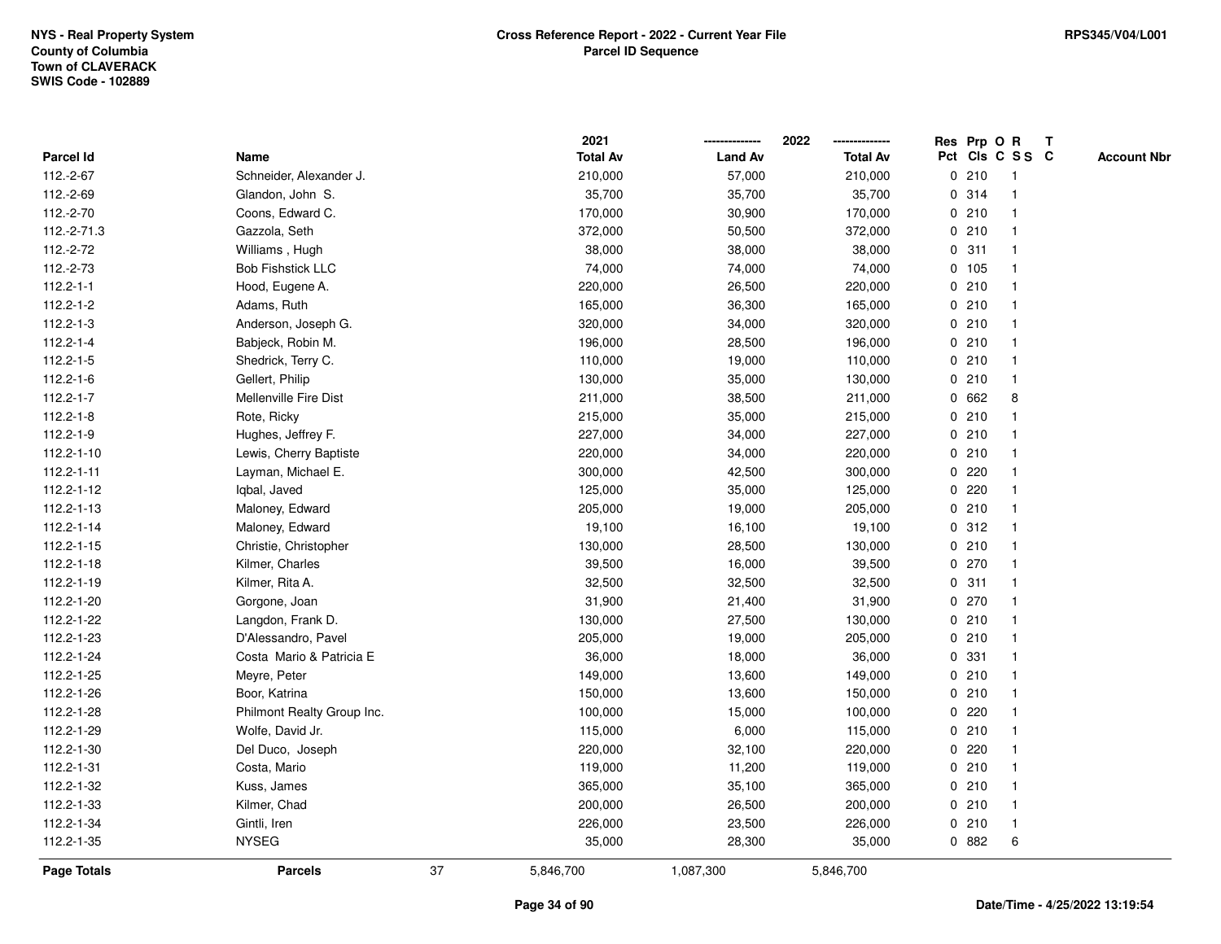NYS - Real Property System
County of Columbia
Town of CLAVERACK
SWIS Code - 102889

**Cross Reference Report - 2022 - Current Year File**
**Parcel ID Sequence**

RPS345/V04/L001

| Parcel Id | Name | 2021 Total Av | 2022 Land Av | 2022 Total Av | Res Pct | Prp Cls | O C | R S S | T C | Account Nbr |
|---|---|---|---|---|---|---|---|---|---|---|
| 112.-2-67 | Schneider, Alexander J. | 210,000 | 57,000 | 210,000 | 0 | 210 | | 1 | | |
| 112.-2-69 | Glandon, John S. | 35,700 | 35,700 | 35,700 | 0 | 314 | | 1 | | |
| 112.-2-70 | Coons, Edward C. | 170,000 | 30,900 | 170,000 | 0 | 210 | | 1 | | |
| 112.-2-71.3 | Gazzola, Seth | 372,000 | 50,500 | 372,000 | 0 | 210 | | 1 | | |
| 112.-2-72 | Williams , Hugh | 38,000 | 38,000 | 38,000 | 0 | 311 | | 1 | | |
| 112.-2-73 | Bob Fishstick LLC | 74,000 | 74,000 | 74,000 | 0 | 105 | | 1 | | |
| 112.2-1-1 | Hood, Eugene A. | 220,000 | 26,500 | 220,000 | 0 | 210 | | 1 | | |
| 112.2-1-2 | Adams, Ruth | 165,000 | 36,300 | 165,000 | 0 | 210 | | 1 | | |
| 112.2-1-3 | Anderson, Joseph G. | 320,000 | 34,000 | 320,000 | 0 | 210 | | 1 | | |
| 112.2-1-4 | Babjeck, Robin M. | 196,000 | 28,500 | 196,000 | 0 | 210 | | 1 | | |
| 112.2-1-5 | Shedrick, Terry C. | 110,000 | 19,000 | 110,000 | 0 | 210 | | 1 | | |
| 112.2-1-6 | Gellert, Philip | 130,000 | 35,000 | 130,000 | 0 | 210 | | 1 | | |
| 112.2-1-7 | Mellenville Fire Dist | 211,000 | 38,500 | 211,000 | 0 | 662 | | 8 | | |
| 112.2-1-8 | Rote, Ricky | 215,000 | 35,000 | 215,000 | 0 | 210 | | 1 | | |
| 112.2-1-9 | Hughes, Jeffrey F. | 227,000 | 34,000 | 227,000 | 0 | 210 | | 1 | | |
| 112.2-1-10 | Lewis, Cherry Baptiste | 220,000 | 34,000 | 220,000 | 0 | 210 | | 1 | | |
| 112.2-1-11 | Layman, Michael E. | 300,000 | 42,500 | 300,000 | 0 | 220 | | 1 | | |
| 112.2-1-12 | Iqbal, Javed | 125,000 | 35,000 | 125,000 | 0 | 220 | | 1 | | |
| 112.2-1-13 | Maloney, Edward | 205,000 | 19,000 | 205,000 | 0 | 210 | | 1 | | |
| 112.2-1-14 | Maloney, Edward | 19,100 | 16,100 | 19,100 | 0 | 312 | | 1 | | |
| 112.2-1-15 | Christie, Christopher | 130,000 | 28,500 | 130,000 | 0 | 210 | | 1 | | |
| 112.2-1-18 | Kilmer, Charles | 39,500 | 16,000 | 39,500 | 0 | 270 | | 1 | | |
| 112.2-1-19 | Kilmer, Rita A. | 32,500 | 32,500 | 32,500 | 0 | 311 | | 1 | | |
| 112.2-1-20 | Gorgone, Joan | 31,900 | 21,400 | 31,900 | 0 | 270 | | 1 | | |
| 112.2-1-22 | Langdon, Frank D. | 130,000 | 27,500 | 130,000 | 0 | 210 | | 1 | | |
| 112.2-1-23 | D'Alessandro, Pavel | 205,000 | 19,000 | 205,000 | 0 | 210 | | 1 | | |
| 112.2-1-24 | Costa Mario & Patricia E | 36,000 | 18,000 | 36,000 | 0 | 331 | | 1 | | |
| 112.2-1-25 | Meyre, Peter | 149,000 | 13,600 | 149,000 | 0 | 210 | | 1 | | |
| 112.2-1-26 | Boor, Katrina | 150,000 | 13,600 | 150,000 | 0 | 210 | | 1 | | |
| 112.2-1-28 | Philmont Realty Group Inc. | 100,000 | 15,000 | 100,000 | 0 | 220 | | 1 | | |
| 112.2-1-29 | Wolfe, David Jr. | 115,000 | 6,000 | 115,000 | 0 | 210 | | 1 | | |
| 112.2-1-30 | Del Duco, Joseph | 220,000 | 32,100 | 220,000 | 0 | 220 | | 1 | | |
| 112.2-1-31 | Costa, Mario | 119,000 | 11,200 | 119,000 | 0 | 210 | | 1 | | |
| 112.2-1-32 | Kuss, James | 365,000 | 35,100 | 365,000 | 0 | 210 | | 1 | | |
| 112.2-1-33 | Kilmer, Chad | 200,000 | 26,500 | 200,000 | 0 | 210 | | 1 | | |
| 112.2-1-34 | Gintli, Iren | 226,000 | 23,500 | 226,000 | 0 | 210 | | 1 | | |
| 112.2-1-35 | NYSEG | 35,000 | 28,300 | 35,000 | 0 | 882 | | 6 | | |
| **Page Totals** | **Parcels** 37 | 5,846,700 | 1,087,300 | 5,846,700 | | | | | | |

Date/Time - 4/25/2022 13:19:54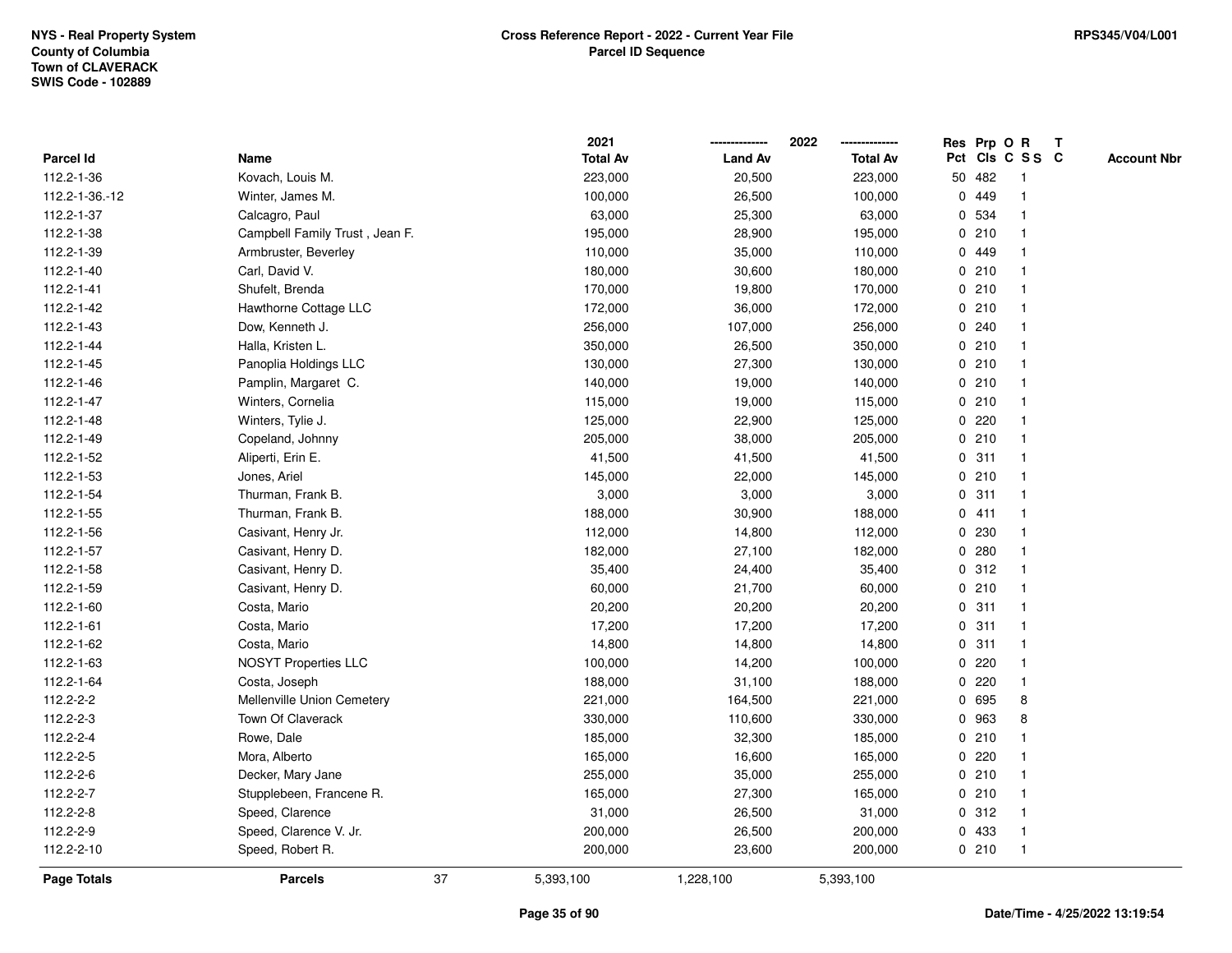NYS - Real Property System
County of Columbia
Town of CLAVERACK
SWIS Code - 102889

**Cross Reference Report - 2022 - Current Year File**
**Parcel ID Sequence**

RPS345/V04/L001

| Parcel Id | Name | 2021 Total Av | 2022 Land Av | 2022 Total Av | Res Pct | Prp Cls | O C | R SS | T C | Account Nbr |
|---|---|---|---|---|---|---|---|---|---|---|
| 112.2-1-36 | Kovach, Louis M. | 223,000 | 20,500 | 223,000 | 50 | 482 | | 1 | | |
| 112.2-1-36.-12 | Winter, James M. | 100,000 | 26,500 | 100,000 | 0 | 449 | | 1 | | |
| 112.2-1-37 | Calcagro, Paul | 63,000 | 25,300 | 63,000 | 0 | 534 | | 1 | | |
| 112.2-1-38 | Campbell Family Trust , Jean F. | 195,000 | 28,900 | 195,000 | 0 | 210 | | 1 | | |
| 112.2-1-39 | Armbruster, Beverley | 110,000 | 35,000 | 110,000 | 0 | 449 | | 1 | | |
| 112.2-1-40 | Carl, David V. | 180,000 | 30,600 | 180,000 | 0 | 210 | | 1 | | |
| 112.2-1-41 | Shufelt, Brenda | 170,000 | 19,800 | 170,000 | 0 | 210 | | 1 | | |
| 112.2-1-42 | Hawthorne Cottage LLC | 172,000 | 36,000 | 172,000 | 0 | 210 | | 1 | | |
| 112.2-1-43 | Dow, Kenneth J. | 256,000 | 107,000 | 256,000 | 0 | 240 | | 1 | | |
| 112.2-1-44 | Halla, Kristen L. | 350,000 | 26,500 | 350,000 | 0 | 210 | | 1 | | |
| 112.2-1-45 | Panoplia Holdings LLC | 130,000 | 27,300 | 130,000 | 0 | 210 | | 1 | | |
| 112.2-1-46 | Pamplin, Margaret C. | 140,000 | 19,000 | 140,000 | 0 | 210 | | 1 | | |
| 112.2-1-47 | Winters, Cornelia | 115,000 | 19,000 | 115,000 | 0 | 210 | | 1 | | |
| 112.2-1-48 | Winters, Tylie J. | 125,000 | 22,900 | 125,000 | 0 | 220 | | 1 | | |
| 112.2-1-49 | Copeland, Johnny | 205,000 | 38,000 | 205,000 | 0 | 210 | | 1 | | |
| 112.2-1-52 | Aliperti, Erin E. | 41,500 | 41,500 | 41,500 | 0 | 311 | | 1 | | |
| 112.2-1-53 | Jones, Ariel | 145,000 | 22,000 | 145,000 | 0 | 210 | | 1 | | |
| 112.2-1-54 | Thurman, Frank B. | 3,000 | 3,000 | 3,000 | 0 | 311 | | 1 | | |
| 112.2-1-55 | Thurman, Frank B. | 188,000 | 30,900 | 188,000 | 0 | 411 | | 1 | | |
| 112.2-1-56 | Casivant, Henry Jr. | 112,000 | 14,800 | 112,000 | 0 | 230 | | 1 | | |
| 112.2-1-57 | Casivant, Henry D. | 182,000 | 27,100 | 182,000 | 0 | 280 | | 1 | | |
| 112.2-1-58 | Casivant, Henry D. | 35,400 | 24,400 | 35,400 | 0 | 312 | | 1 | | |
| 112.2-1-59 | Casivant, Henry D. | 60,000 | 21,700 | 60,000 | 0 | 210 | | 1 | | |
| 112.2-1-60 | Costa, Mario | 20,200 | 20,200 | 20,200 | 0 | 311 | | 1 | | |
| 112.2-1-61 | Costa, Mario | 17,200 | 17,200 | 17,200 | 0 | 311 | | 1 | | |
| 112.2-1-62 | Costa, Mario | 14,800 | 14,800 | 14,800 | 0 | 311 | | 1 | | |
| 112.2-1-63 | NOSYT Properties LLC | 100,000 | 14,200 | 100,000 | 0 | 220 | | 1 | | |
| 112.2-1-64 | Costa, Joseph | 188,000 | 31,100 | 188,000 | 0 | 220 | | 1 | | |
| 112.2-2-2 | Mellenville Union Cemetery | 221,000 | 164,500 | 221,000 | 0 | 695 | | 8 | | |
| 112.2-2-3 | Town Of Claverack | 330,000 | 110,600 | 330,000 | 0 | 963 | | 8 | | |
| 112.2-2-4 | Rowe, Dale | 185,000 | 32,300 | 185,000 | 0 | 210 | | 1 | | |
| 112.2-2-5 | Mora, Alberto | 165,000 | 16,600 | 165,000 | 0 | 220 | | 1 | | |
| 112.2-2-6 | Decker, Mary Jane | 255,000 | 35,000 | 255,000 | 0 | 210 | | 1 | | |
| 112.2-2-7 | Stupplebeen, Francene R. | 165,000 | 27,300 | 165,000 | 0 | 210 | | 1 | | |
| 112.2-2-8 | Speed, Clarence | 31,000 | 26,500 | 31,000 | 0 | 312 | | 1 | | |
| 112.2-2-9 | Speed, Clarence V. Jr. | 200,000 | 26,500 | 200,000 | 0 | 433 | | 1 | | |
| 112.2-2-10 | Speed, Robert R. | 200,000 | 23,600 | 200,000 | 0 | 210 | | 1 | | |
| **Page Totals** | **Parcels** 37 | 5,393,100 | 1,228,100 | 5,393,100 | | | | | | |

**Date/Time - 4/25/2022 13:19:54**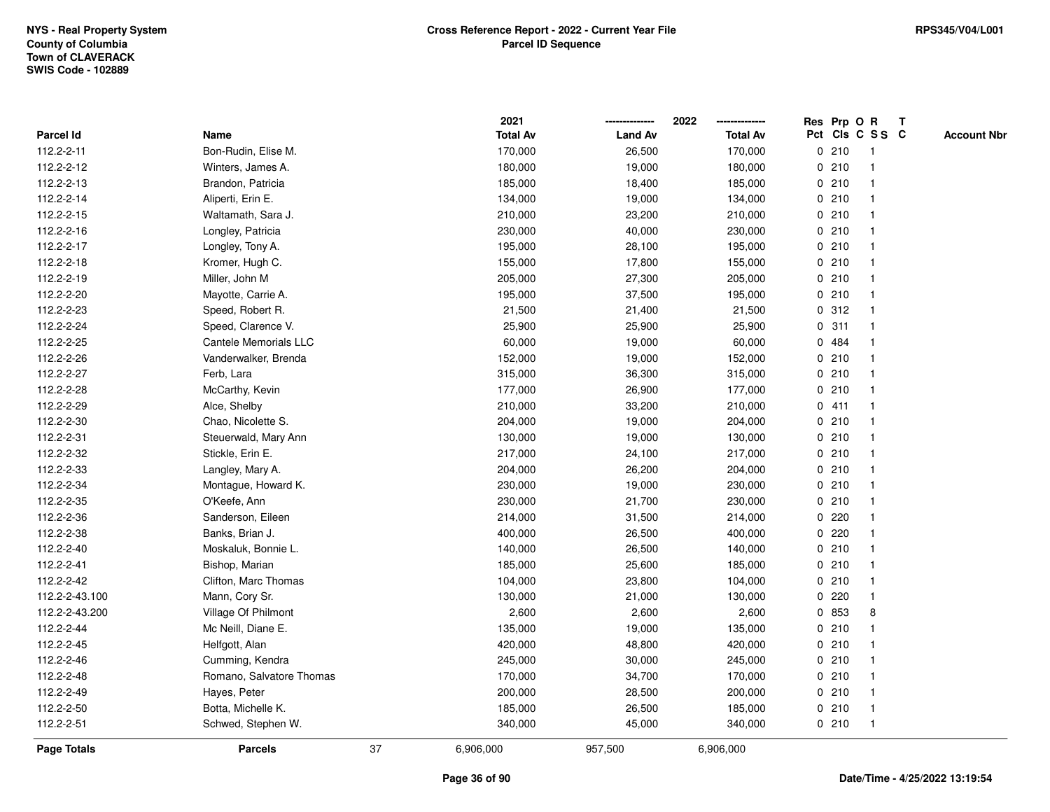NYS - Real Property System
County of Columbia
Town of CLAVERACK
SWIS Code - 102889

**Cross Reference Report - 2022 - Current Year File**
**Parcel ID Sequence**

RPS345/V04/L001

| Parcel Id | Name | | 2021 Total Av | 2022 Land Av | 2022 Total Av | Res Pct | Prp Cls | O C | R S S | T C | Account Nbr |
|---|---|---|---|---|---|---|---|---|---|---|---|
| 112.2-2-11 | Bon-Rudin, Elise M. | | 170,000 | 26,500 | 170,000 | 0 | 210 | | 1 | | |
| 112.2-2-12 | Winters, James A. | | 180,000 | 19,000 | 180,000 | 0 | 210 | | 1 | | |
| 112.2-2-13 | Brandon, Patricia | | 185,000 | 18,400 | 185,000 | 0 | 210 | | 1 | | |
| 112.2-2-14 | Aliperti, Erin E. | | 134,000 | 19,000 | 134,000 | 0 | 210 | | 1 | | |
| 112.2-2-15 | Waltamath, Sara J. | | 210,000 | 23,200 | 210,000 | 0 | 210 | | 1 | | |
| 112.2-2-16 | Longley, Patricia | | 230,000 | 40,000 | 230,000 | 0 | 210 | | 1 | | |
| 112.2-2-17 | Longley, Tony A. | | 195,000 | 28,100 | 195,000 | 0 | 210 | | 1 | | |
| 112.2-2-18 | Kromer, Hugh C. | | 155,000 | 17,800 | 155,000 | 0 | 210 | | 1 | | |
| 112.2-2-19 | Miller, John M | | 205,000 | 27,300 | 205,000 | 0 | 210 | | 1 | | |
| 112.2-2-20 | Mayotte, Carrie A. | | 195,000 | 37,500 | 195,000 | 0 | 210 | | 1 | | |
| 112.2-2-23 | Speed, Robert R. | | 21,500 | 21,400 | 21,500 | 0 | 312 | | 1 | | |
| 112.2-2-24 | Speed, Clarence V. | | 25,900 | 25,900 | 25,900 | 0 | 311 | | 1 | | |
| 112.2-2-25 | Cantele Memorials LLC | | 60,000 | 19,000 | 60,000 | 0 | 484 | | 1 | | |
| 112.2-2-26 | Vanderwalker, Brenda | | 152,000 | 19,000 | 152,000 | 0 | 210 | | 1 | | |
| 112.2-2-27 | Ferb, Lara | | 315,000 | 36,300 | 315,000 | 0 | 210 | | 1 | | |
| 112.2-2-28 | McCarthy, Kevin | | 177,000 | 26,900 | 177,000 | 0 | 210 | | 1 | | |
| 112.2-2-29 | Alce, Shelby | | 210,000 | 33,200 | 210,000 | 0 | 411 | | 1 | | |
| 112.2-2-30 | Chao, Nicolette S. | | 204,000 | 19,000 | 204,000 | 0 | 210 | | 1 | | |
| 112.2-2-31 | Steuerwald, Mary Ann | | 130,000 | 19,000 | 130,000 | 0 | 210 | | 1 | | |
| 112.2-2-32 | Stickle, Erin E. | | 217,000 | 24,100 | 217,000 | 0 | 210 | | 1 | | |
| 112.2-2-33 | Langley, Mary A. | | 204,000 | 26,200 | 204,000 | 0 | 210 | | 1 | | |
| 112.2-2-34 | Montague, Howard K. | | 230,000 | 19,000 | 230,000 | 0 | 210 | | 1 | | |
| 112.2-2-35 | O'Keefe, Ann | | 230,000 | 21,700 | 230,000 | 0 | 210 | | 1 | | |
| 112.2-2-36 | Sanderson, Eileen | | 214,000 | 31,500 | 214,000 | 0 | 220 | | 1 | | |
| 112.2-2-38 | Banks, Brian J. | | 400,000 | 26,500 | 400,000 | 0 | 220 | | 1 | | |
| 112.2-2-40 | Moskaluk, Bonnie L. | | 140,000 | 26,500 | 140,000 | 0 | 210 | | 1 | | |
| 112.2-2-41 | Bishop, Marian | | 185,000 | 25,600 | 185,000 | 0 | 210 | | 1 | | |
| 112.2-2-42 | Clifton, Marc Thomas | | 104,000 | 23,800 | 104,000 | 0 | 210 | | 1 | | |
| 112.2-2-43.100 | Mann, Cory Sr. | | 130,000 | 21,000 | 130,000 | 0 | 220 | | 1 | | |
| 112.2-2-43.200 | Village Of Philmont | | 2,600 | 2,600 | 2,600 | 0 | 853 | | 8 | | |
| 112.2-2-44 | Mc Neill, Diane E. | | 135,000 | 19,000 | 135,000 | 0 | 210 | | 1 | | |
| 112.2-2-45 | Helfgott, Alan | | 420,000 | 48,800 | 420,000 | 0 | 210 | | 1 | | |
| 112.2-2-46 | Cumming, Kendra | | 245,000 | 30,000 | 245,000 | 0 | 210 | | 1 | | |
| 112.2-2-48 | Romano, Salvatore Thomas | | 170,000 | 34,700 | 170,000 | 0 | 210 | | 1 | | |
| 112.2-2-49 | Hayes, Peter | | 200,000 | 28,500 | 200,000 | 0 | 210 | | 1 | | |
| 112.2-2-50 | Botta, Michelle K. | | 185,000 | 26,500 | 185,000 | 0 | 210 | | 1 | | |
| 112.2-2-51 | Schwed, Stephen W. | | 340,000 | 45,000 | 340,000 | 0 | 210 | | 1 | | |
| **Page Totals** | **Parcels** | 37 | 6,906,000 | 957,500 | 6,906,000 | | | | | | |

Date/Time - 4/25/2022 13:19:54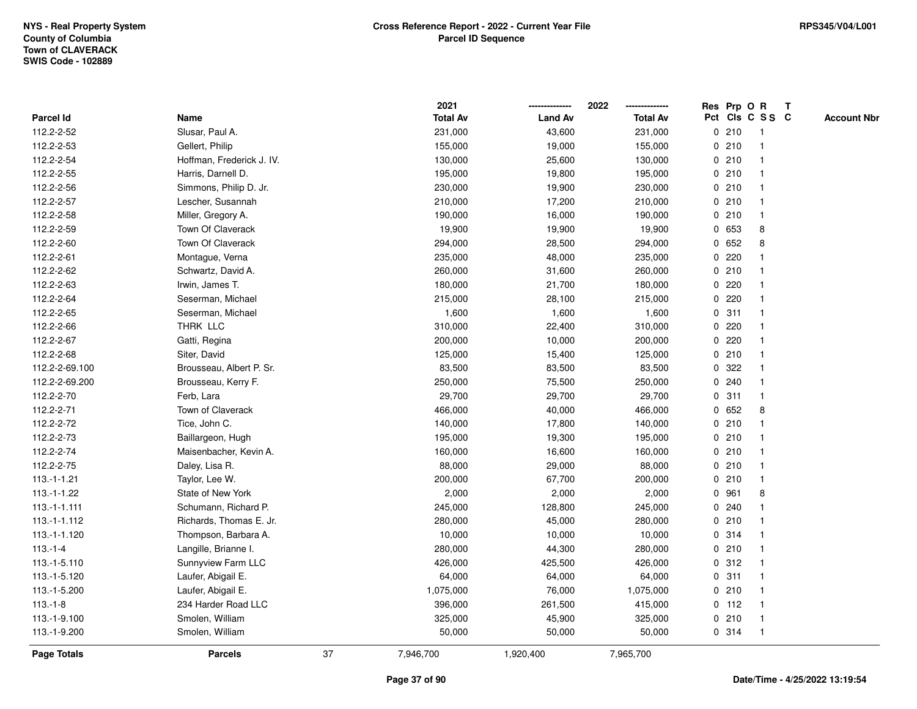NYS - Real Property System
County of Columbia
Town of CLAVERACK
SWIS Code - 102889

**Cross Reference Report - 2022 - Current Year File**
**Parcel ID Sequence**

RPS345/V04/L001

| Parcel Id | Name | 2021 Total Av | 2022 Land Av | 2022 Total Av | Res Pct | Prp Cls | O C | R S S | T C | Account Nbr |
|---|---|---|---|---|---|---|---|---|---|---|
| 112.2-2-52 | Slusar, Paul A. | 231,000 | 43,600 | 231,000 | 0 | 210 | | 1 | | |
| 112.2-2-53 | Gellert, Philip | 155,000 | 19,000 | 155,000 | 0 | 210 | | 1 | | |
| 112.2-2-54 | Hoffman, Frederick J. IV. | 130,000 | 25,600 | 130,000 | 0 | 210 | | 1 | | |
| 112.2-2-55 | Harris, Darnell D. | 195,000 | 19,800 | 195,000 | 0 | 210 | | 1 | | |
| 112.2-2-56 | Simmons, Philip D. Jr. | 230,000 | 19,900 | 230,000 | 0 | 210 | | 1 | | |
| 112.2-2-57 | Lescher, Susannah | 210,000 | 17,200 | 210,000 | 0 | 210 | | 1 | | |
| 112.2-2-58 | Miller, Gregory A. | 190,000 | 16,000 | 190,000 | 0 | 210 | | 1 | | |
| 112.2-2-59 | Town Of Claverack | 19,900 | 19,900 | 19,900 | 0 | 653 | | 8 | | |
| 112.2-2-60 | Town Of Claverack | 294,000 | 28,500 | 294,000 | 0 | 652 | | 8 | | |
| 112.2-2-61 | Montague, Verna | 235,000 | 48,000 | 235,000 | 0 | 220 | | 1 | | |
| 112.2-2-62 | Schwartz, David A. | 260,000 | 31,600 | 260,000 | 0 | 210 | | 1 | | |
| 112.2-2-63 | Irwin, James T. | 180,000 | 21,700 | 180,000 | 0 | 220 | | 1 | | |
| 112.2-2-64 | Seserman, Michael | 215,000 | 28,100 | 215,000 | 0 | 220 | | 1 | | |
| 112.2-2-65 | Seserman, Michael | 1,600 | 1,600 | 1,600 | 0 | 311 | | 1 | | |
| 112.2-2-66 | THRK LLC | 310,000 | 22,400 | 310,000 | 0 | 220 | | 1 | | |
| 112.2-2-67 | Gatti, Regina | 200,000 | 10,000 | 200,000 | 0 | 220 | | 1 | | |
| 112.2-2-68 | Siter, David | 125,000 | 15,400 | 125,000 | 0 | 210 | | 1 | | |
| 112.2-2-69.100 | Brousseau, Albert P. Sr. | 83,500 | 83,500 | 83,500 | 0 | 322 | | 1 | | |
| 112.2-2-69.200 | Brousseau, Kerry F. | 250,000 | 75,500 | 250,000 | 0 | 240 | | 1 | | |
| 112.2-2-70 | Ferb, Lara | 29,700 | 29,700 | 29,700 | 0 | 311 | | 1 | | |
| 112.2-2-71 | Town of Claverack | 466,000 | 40,000 | 466,000 | 0 | 652 | | 8 | | |
| 112.2-2-72 | Tice, John C. | 140,000 | 17,800 | 140,000 | 0 | 210 | | 1 | | |
| 112.2-2-73 | Baillargeon, Hugh | 195,000 | 19,300 | 195,000 | 0 | 210 | | 1 | | |
| 112.2-2-74 | Maisenbacher, Kevin A. | 160,000 | 16,600 | 160,000 | 0 | 210 | | 1 | | |
| 112.2-2-75 | Daley, Lisa R. | 88,000 | 29,000 | 88,000 | 0 | 210 | | 1 | | |
| 113.-1-1.21 | Taylor, Lee W. | 200,000 | 67,700 | 200,000 | 0 | 210 | | 1 | | |
| 113.-1-1.22 | State of New York | 2,000 | 2,000 | 2,000 | 0 | 961 | | 8 | | |
| 113.-1-1.111 | Schumann, Richard P. | 245,000 | 128,800 | 245,000 | 0 | 240 | | 1 | | |
| 113.-1-1.112 | Richards, Thomas E. Jr. | 280,000 | 45,000 | 280,000 | 0 | 210 | | 1 | | |
| 113.-1-1.120 | Thompson, Barbara A. | 10,000 | 10,000 | 10,000 | 0 | 314 | | 1 | | |
| 113.-1-4 | Langille, Brianne I. | 280,000 | 44,300 | 280,000 | 0 | 210 | | 1 | | |
| 113.-1-5.110 | Sunnyview Farm LLC | 426,000 | 425,500 | 426,000 | 0 | 312 | | 1 | | |
| 113.-1-5.120 | Laufer, Abigail E. | 64,000 | 64,000 | 64,000 | 0 | 311 | | 1 | | |
| 113.-1-5.200 | Laufer, Abigail E. | 1,075,000 | 76,000 | 1,075,000 | 0 | 210 | | 1 | | |
| 113.-1-8 | 234 Harder Road LLC | 396,000 | 261,500 | 415,000 | 0 | 112 | | 1 | | |
| 113.-1-9.100 | Smolen, William | 325,000 | 45,900 | 325,000 | 0 | 210 | | 1 | | |
| 113.-1-9.200 | Smolen, William | 50,000 | 50,000 | 50,000 | 0 | 314 | | 1 | | |
| **Page Totals** | **Parcels** 37 | 7,946,700 | 1,920,400 | 7,965,700 | | | | | | |

Date/Time - 4/25/2022 13:19:54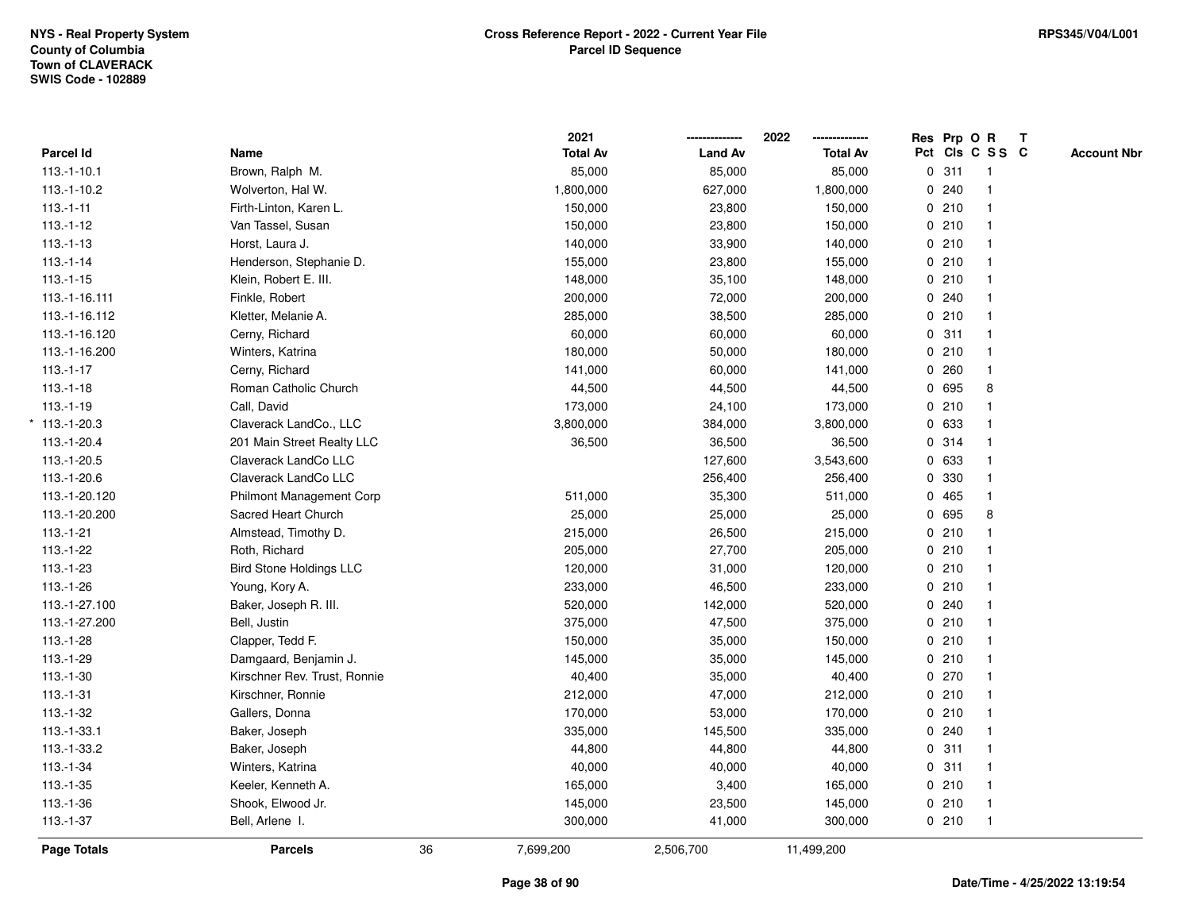NYS - Real Property System
County of Columbia
Town of CLAVERACK
SWIS Code - 102889

**Cross Reference Report - 2022 - Current Year File**
**Parcel ID Sequence**

RPS345/V04/L001

| Parcel Id | Name | 2021 Total Av | 2022 Land Av | 2022 Total Av | Res Pct | Prp Cls | O C | R S S | T C | Account Nbr |
|---|---|---|---|---|---|---|---|---|---|---|
| 113.-1-10.1 | Brown, Ralph M. | 85,000 | 85,000 | 85,000 | 0 | 311 | | 1 | | |
| 113.-1-10.2 | Wolverton, Hal W. | 1,800,000 | 627,000 | 1,800,000 | 0 | 240 | | 1 | | |
| 113.-1-11 | Firth-Linton, Karen L. | 150,000 | 23,800 | 150,000 | 0 | 210 | | 1 | | |
| 113.-1-12 | Van Tassel, Susan | 150,000 | 23,800 | 150,000 | 0 | 210 | | 1 | | |
| 113.-1-13 | Horst, Laura J. | 140,000 | 33,900 | 140,000 | 0 | 210 | | 1 | | |
| 113.-1-14 | Henderson, Stephanie D. | 155,000 | 23,800 | 155,000 | 0 | 210 | | 1 | | |
| 113.-1-15 | Klein, Robert E. III. | 148,000 | 35,100 | 148,000 | 0 | 210 | | 1 | | |
| 113.-1-16.111 | Finkle, Robert | 200,000 | 72,000 | 200,000 | 0 | 240 | | 1 | | |
| 113.-1-16.112 | Kletter, Melanie A. | 285,000 | 38,500 | 285,000 | 0 | 210 | | 1 | | |
| 113.-1-16.120 | Cerny, Richard | 60,000 | 60,000 | 60,000 | 0 | 311 | | 1 | | |
| 113.-1-16.200 | Winters, Katrina | 180,000 | 50,000 | 180,000 | 0 | 210 | | 1 | | |
| 113.-1-17 | Cerny, Richard | 141,000 | 60,000 | 141,000 | 0 | 260 | | 1 | | |
| 113.-1-18 | Roman Catholic Church | 44,500 | 44,500 | 44,500 | 0 | 695 | | 8 | | |
| 113.-1-19 | Call, David | 173,000 | 24,100 | 173,000 | 0 | 210 | | 1 | | |
| * 113.-1-20.3 | Claverack LandCo., LLC | 3,800,000 | 384,000 | 3,800,000 | 0 | 633 | | 1 | | |
| 113.-1-20.4 | 201 Main Street Realty LLC | 36,500 | 36,500 | 36,500 | 0 | 314 | | 1 | | |
| 113.-1-20.5 | Claverack LandCo LLC | | 127,600 | 3,543,600 | 0 | 633 | | 1 | | |
| 113.-1-20.6 | Claverack LandCo LLC | | 256,400 | 256,400 | 0 | 330 | | 1 | | |
| 113.-1-20.120 | Philmont Management Corp | 511,000 | 35,300 | 511,000 | 0 | 465 | | 1 | | |
| 113.-1-20.200 | Sacred Heart Church | 25,000 | 25,000 | 25,000 | 0 | 695 | | 8 | | |
| 113.-1-21 | Almstead, Timothy D. | 215,000 | 26,500 | 215,000 | 0 | 210 | | 1 | | |
| 113.-1-22 | Roth, Richard | 205,000 | 27,700 | 205,000 | 0 | 210 | | 1 | | |
| 113.-1-23 | Bird Stone Holdings LLC | 120,000 | 31,000 | 120,000 | 0 | 210 | | 1 | | |
| 113.-1-26 | Young, Kory A. | 233,000 | 46,500 | 233,000 | 0 | 210 | | 1 | | |
| 113.-1-27.100 | Baker, Joseph R. III. | 520,000 | 142,000 | 520,000 | 0 | 240 | | 1 | | |
| 113.-1-27.200 | Bell, Justin | 375,000 | 47,500 | 375,000 | 0 | 210 | | 1 | | |
| 113.-1-28 | Clapper, Tedd F. | 150,000 | 35,000 | 150,000 | 0 | 210 | | 1 | | |
| 113.-1-29 | Damgaard, Benjamin J. | 145,000 | 35,000 | 145,000 | 0 | 210 | | 1 | | |
| 113.-1-30 | Kirschner Rev. Trust, Ronnie | 40,400 | 35,000 | 40,400 | 0 | 270 | | 1 | | |
| 113.-1-31 | Kirschner, Ronnie | 212,000 | 47,000 | 212,000 | 0 | 210 | | 1 | | |
| 113.-1-32 | Gallers, Donna | 170,000 | 53,000 | 170,000 | 0 | 210 | | 1 | | |
| 113.-1-33.1 | Baker, Joseph | 335,000 | 145,500 | 335,000 | 0 | 240 | | 1 | | |
| 113.-1-33.2 | Baker, Joseph | 44,800 | 44,800 | 44,800 | 0 | 311 | | 1 | | |
| 113.-1-34 | Winters, Katrina | 40,000 | 40,000 | 40,000 | 0 | 311 | | 1 | | |
| 113.-1-35 | Keeler, Kenneth A. | 165,000 | 3,400 | 165,000 | 0 | 210 | | 1 | | |
| 113.-1-36 | Shook, Elwood Jr. | 145,000 | 23,500 | 145,000 | 0 | 210 | | 1 | | |
| 113.-1-37 | Bell, Arlene I. | 300,000 | 41,000 | 300,000 | 0 | 210 | | 1 | | |
| **Page Totals** | **Parcels** 36 | 7,699,200 | 2,506,700 | 11,499,200 | | | | | | |

Date/Time - 4/25/2022 13:19:54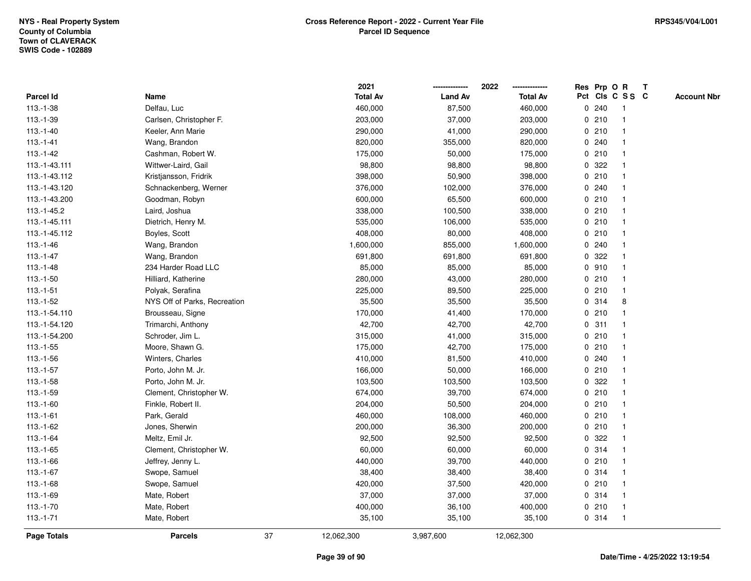NYS - Real Property System
County of Columbia
Town of CLAVERACK
SWIS Code - 102889

# Cross Reference Report - 2022 - Current Year File
## Parcel ID Sequence

RPS345/V04/L001

| Parcel Id | Name | 2021 Total Av | 2022 Land Av | 2022 Total Av | Res Pct | Prp Cls | O C | R S S | T C | Account Nbr |
|---|---|---|---|---|---|---|---|---|---|---|
| 113.-1-38 | Delfau, Luc | 460,000 | 87,500 | 460,000 | 0 | 240 | | 1 | | |
| 113.-1-39 | Carlsen, Christopher F. | 203,000 | 37,000 | 203,000 | 0 | 210 | | 1 | | |
| 113.-1-40 | Keeler, Ann Marie | 290,000 | 41,000 | 290,000 | 0 | 210 | | 1 | | |
| 113.-1-41 | Wang, Brandon | 820,000 | 355,000 | 820,000 | 0 | 240 | | 1 | | |
| 113.-1-42 | Cashman, Robert W. | 175,000 | 50,000 | 175,000 | 0 | 210 | | 1 | | |
| 113.-1-43.111 | Wittwer-Laird, Gail | 98,800 | 98,800 | 98,800 | 0 | 322 | | 1 | | |
| 113.-1-43.112 | Kristjansson, Fridrik | 398,000 | 50,900 | 398,000 | 0 | 210 | | 1 | | |
| 113.-1-43.120 | Schnackenberg, Werner | 376,000 | 102,000 | 376,000 | 0 | 240 | | 1 | | |
| 113.-1-43.200 | Goodman, Robyn | 600,000 | 65,500 | 600,000 | 0 | 210 | | 1 | | |
| 113.-1-45.2 | Laird, Joshua | 338,000 | 100,500 | 338,000 | 0 | 210 | | 1 | | |
| 113.-1-45.111 | Dietrich, Henry M. | 535,000 | 106,000 | 535,000 | 0 | 210 | | 1 | | |
| 113.-1-45.112 | Boyles, Scott | 408,000 | 80,000 | 408,000 | 0 | 210 | | 1 | | |
| 113.-1-46 | Wang, Brandon | 1,600,000 | 855,000 | 1,600,000 | 0 | 240 | | 1 | | |
| 113.-1-47 | Wang, Brandon | 691,800 | 691,800 | 691,800 | 0 | 322 | | 1 | | |
| 113.-1-48 | 234 Harder Road LLC | 85,000 | 85,000 | 85,000 | 0 | 910 | | 1 | | |
| 113.-1-50 | Hilliard, Katherine | 280,000 | 43,000 | 280,000 | 0 | 210 | | 1 | | |
| 113.-1-51 | Polyak, Serafina | 225,000 | 89,500 | 225,000 | 0 | 210 | | 1 | | |
| 113.-1-52 | NYS Off of Parks, Recreation | 35,500 | 35,500 | 35,500 | 0 | 314 | | 8 | | |
| 113.-1-54.110 | Brousseau, Signe | 170,000 | 41,400 | 170,000 | 0 | 210 | | 1 | | |
| 113.-1-54.120 | Trimarchi, Anthony | 42,700 | 42,700 | 42,700 | 0 | 311 | | 1 | | |
| 113.-1-54.200 | Schroder, Jim L. | 315,000 | 41,000 | 315,000 | 0 | 210 | | 1 | | |
| 113.-1-55 | Moore, Shawn G. | 175,000 | 42,700 | 175,000 | 0 | 210 | | 1 | | |
| 113.-1-56 | Winters, Charles | 410,000 | 81,500 | 410,000 | 0 | 240 | | 1 | | |
| 113.-1-57 | Porto, John M. Jr. | 166,000 | 50,000 | 166,000 | 0 | 210 | | 1 | | |
| 113.-1-58 | Porto, John M. Jr. | 103,500 | 103,500 | 103,500 | 0 | 322 | | 1 | | |
| 113.-1-59 | Clement, Christopher W. | 674,000 | 39,700 | 674,000 | 0 | 210 | | 1 | | |
| 113.-1-60 | Finkle, Robert II. | 204,000 | 50,500 | 204,000 | 0 | 210 | | 1 | | |
| 113.-1-61 | Park, Gerald | 460,000 | 108,000 | 460,000 | 0 | 210 | | 1 | | |
| 113.-1-62 | Jones, Sherwin | 200,000 | 36,300 | 200,000 | 0 | 210 | | 1 | | |
| 113.-1-64 | Meltz, Emil Jr. | 92,500 | 92,500 | 92,500 | 0 | 322 | | 1 | | |
| 113.-1-65 | Clement, Christopher W. | 60,000 | 60,000 | 60,000 | 0 | 314 | | 1 | | |
| 113.-1-66 | Jeffrey, Jenny L. | 440,000 | 39,700 | 440,000 | 0 | 210 | | 1 | | |
| 113.-1-67 | Swope, Samuel | 38,400 | 38,400 | 38,400 | 0 | 314 | | 1 | | |
| 113.-1-68 | Swope, Samuel | 420,000 | 37,500 | 420,000 | 0 | 210 | | 1 | | |
| 113.-1-69 | Mate, Robert | 37,000 | 37,000 | 37,000 | 0 | 314 | | 1 | | |
| 113.-1-70 | Mate, Robert | 400,000 | 36,100 | 400,000 | 0 | 210 | | 1 | | |
| 113.-1-71 | Mate, Robert | 35,100 | 35,100 | 35,100 | 0 | 314 | | 1 | | |
| **Page Totals** | **Parcels** 37 | 12,062,300 | 3,987,600 | 12,062,300 | | | | | | |

Date/Time - 4/25/2022 13:19:54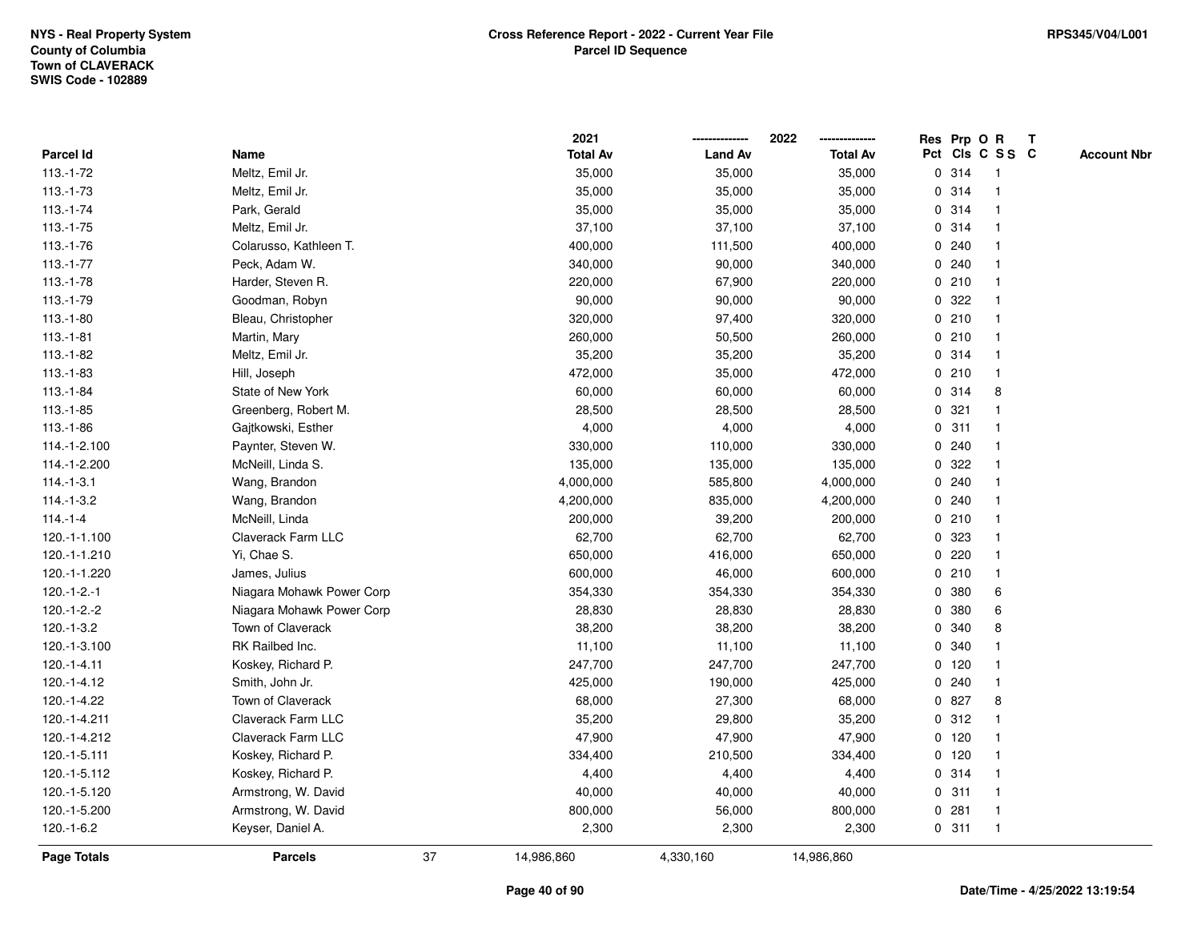NYS - Real Property System
County of Columbia
Town of CLAVERACK
SWIS Code - 102889

**Cross Reference Report - 2022 - Current Year File**
**Parcel ID Sequence**

RPS345/V04/L001

| Parcel Id | Name | 2021 Total Av | 2022 Land Av | 2022 Total Av | Res Pct | Prp Cls | O C | R SS | T C | Account Nbr |
|---|---|---|---|---|---|---|---|---|---|---|
| 113.-1-72 | Meltz, Emil Jr. | 35,000 | 35,000 | 35,000 | 0 | 314 | | 1 | | |
| 113.-1-73 | Meltz, Emil Jr. | 35,000 | 35,000 | 35,000 | 0 | 314 | | 1 | | |
| 113.-1-74 | Park, Gerald | 35,000 | 35,000 | 35,000 | 0 | 314 | | 1 | | |
| 113.-1-75 | Meltz, Emil Jr. | 37,100 | 37,100 | 37,100 | 0 | 314 | | 1 | | |
| 113.-1-76 | Colarusso, Kathleen T. | 400,000 | 111,500 | 400,000 | 0 | 240 | | 1 | | |
| 113.-1-77 | Peck, Adam W. | 340,000 | 90,000 | 340,000 | 0 | 240 | | 1 | | |
| 113.-1-78 | Harder, Steven R. | 220,000 | 67,900 | 220,000 | 0 | 210 | | 1 | | |
| 113.-1-79 | Goodman, Robyn | 90,000 | 90,000 | 90,000 | 0 | 322 | | 1 | | |
| 113.-1-80 | Bleau, Christopher | 320,000 | 97,400 | 320,000 | 0 | 210 | | 1 | | |
| 113.-1-81 | Martin, Mary | 260,000 | 50,500 | 260,000 | 0 | 210 | | 1 | | |
| 113.-1-82 | Meltz, Emil Jr. | 35,200 | 35,200 | 35,200 | 0 | 314 | | 1 | | |
| 113.-1-83 | Hill, Joseph | 472,000 | 35,000 | 472,000 | 0 | 210 | | 1 | | |
| 113.-1-84 | State of New York | 60,000 | 60,000 | 60,000 | 0 | 314 | | 8 | | |
| 113.-1-85 | Greenberg, Robert M. | 28,500 | 28,500 | 28,500 | 0 | 321 | | 1 | | |
| 113.-1-86 | Gajtkowski, Esther | 4,000 | 4,000 | 4,000 | 0 | 311 | | 1 | | |
| 114.-1-2.100 | Paynter, Steven W. | 330,000 | 110,000 | 330,000 | 0 | 240 | | 1 | | |
| 114.-1-2.200 | McNeill, Linda S. | 135,000 | 135,000 | 135,000 | 0 | 322 | | 1 | | |
| 114.-1-3.1 | Wang, Brandon | 4,000,000 | 585,800 | 4,000,000 | 0 | 240 | | 1 | | |
| 114.-1-3.2 | Wang, Brandon | 4,200,000 | 835,000 | 4,200,000 | 0 | 240 | | 1 | | |
| 114.-1-4 | McNeill, Linda | 200,000 | 39,200 | 200,000 | 0 | 210 | | 1 | | |
| 120.-1-1.100 | Claverack Farm LLC | 62,700 | 62,700 | 62,700 | 0 | 323 | | 1 | | |
| 120.-1-1.210 | Yi, Chae S. | 650,000 | 416,000 | 650,000 | 0 | 220 | | 1 | | |
| 120.-1-1.220 | James, Julius | 600,000 | 46,000 | 600,000 | 0 | 210 | | 1 | | |
| 120.-1-2.-1 | Niagara Mohawk Power Corp | 354,330 | 354,330 | 354,330 | 0 | 380 | | 6 | | |
| 120.-1-2.-2 | Niagara Mohawk Power Corp | 28,830 | 28,830 | 28,830 | 0 | 380 | | 6 | | |
| 120.-1-3.2 | Town of Claverack | 38,200 | 38,200 | 38,200 | 0 | 340 | | 8 | | |
| 120.-1-3.100 | RK Railbed Inc. | 11,100 | 11,100 | 11,100 | 0 | 340 | | 1 | | |
| 120.-1-4.11 | Koskey, Richard P. | 247,700 | 247,700 | 247,700 | 0 | 120 | | 1 | | |
| 120.-1-4.12 | Smith, John Jr. | 425,000 | 190,000 | 425,000 | 0 | 240 | | 1 | | |
| 120.-1-4.22 | Town of Claverack | 68,000 | 27,300 | 68,000 | 0 | 827 | | 8 | | |
| 120.-1-4.211 | Claverack Farm LLC | 35,200 | 29,800 | 35,200 | 0 | 312 | | 1 | | |
| 120.-1-4.212 | Claverack Farm LLC | 47,900 | 47,900 | 47,900 | 0 | 120 | | 1 | | |
| 120.-1-5.111 | Koskey, Richard P. | 334,400 | 210,500 | 334,400 | 0 | 120 | | 1 | | |
| 120.-1-5.112 | Koskey, Richard P. | 4,400 | 4,400 | 4,400 | 0 | 314 | | 1 | | |
| 120.-1-5.120 | Armstrong, W. David | 40,000 | 40,000 | 40,000 | 0 | 311 | | 1 | | |
| 120.-1-5.200 | Armstrong, W. David | 800,000 | 56,000 | 800,000 | 0 | 281 | | 1 | | |
| 120.-1-6.2 | Keyser, Daniel A. | 2,300 | 2,300 | 2,300 | 0 | 311 | | 1 | | |
| **Page Totals** | **Parcels** 37 | 14,986,860 | 4,330,160 | 14,986,860 | | | | | | |

Date/Time - 4/25/2022 13:19:54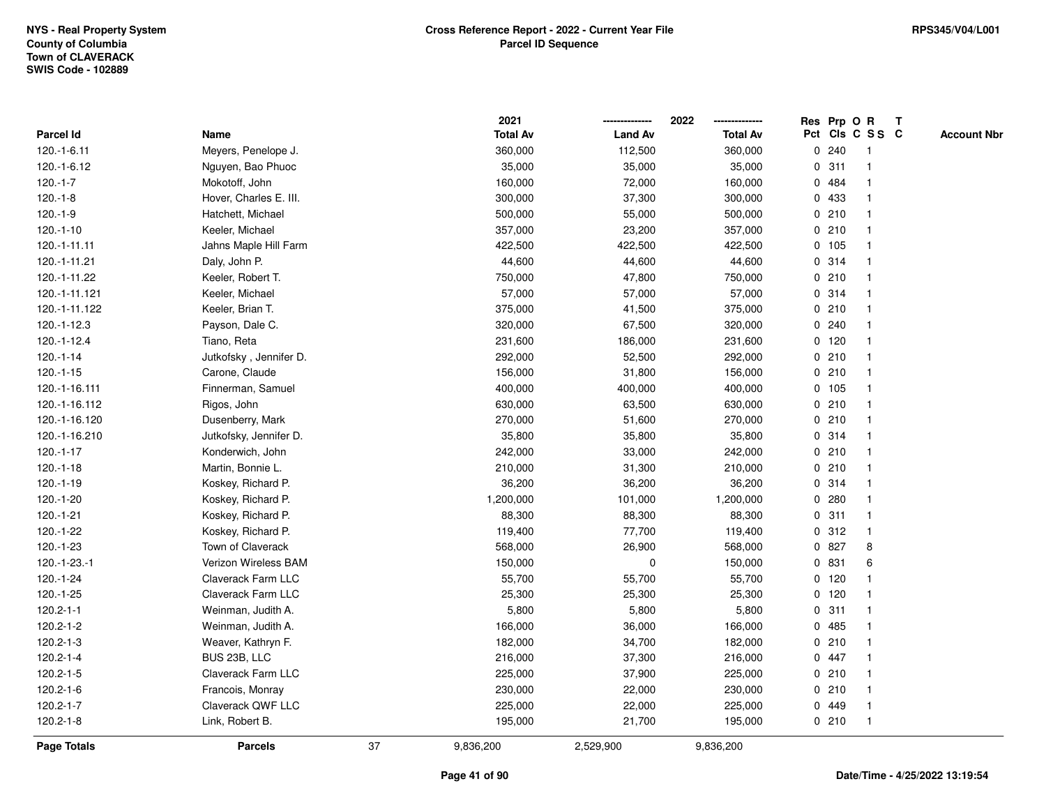NYS - Real Property System
County of Columbia
Town of CLAVERACK
SWIS Code - 102889

**Cross Reference Report - 2022 - Current Year File**
**Parcel ID Sequence**

RPS345/V04/L001

| Parcel Id | Name | 2021 Total Av | 2022 Land Av | 2022 Total Av | Res Pct | Prp Cls | O C | R S S | T C | Account Nbr |
|---|---|---|---|---|---|---|---|---|---|---|
| 120.-1-6.11 | Meyers, Penelope J. | 360,000 | 112,500 | 360,000 | 0 | 240 | | 1 | | |
| 120.-1-6.12 | Nguyen, Bao Phuoc | 35,000 | 35,000 | 35,000 | 0 | 311 | | 1 | | |
| 120.-1-7 | Mokotoff, John | 160,000 | 72,000 | 160,000 | 0 | 484 | | 1 | | |
| 120.-1-8 | Hover, Charles E. III. | 300,000 | 37,300 | 300,000 | 0 | 433 | | 1 | | |
| 120.-1-9 | Hatchett, Michael | 500,000 | 55,000 | 500,000 | 0 | 210 | | 1 | | |
| 120.-1-10 | Keeler, Michael | 357,000 | 23,200 | 357,000 | 0 | 210 | | 1 | | |
| 120.-1-11.11 | Jahns Maple Hill Farm | 422,500 | 422,500 | 422,500 | 0 | 105 | | 1 | | |
| 120.-1-11.21 | Daly, John P. | 44,600 | 44,600 | 44,600 | 0 | 314 | | 1 | | |
| 120.-1-11.22 | Keeler, Robert T. | 750,000 | 47,800 | 750,000 | 0 | 210 | | 1 | | |
| 120.-1-11.121 | Keeler, Michael | 57,000 | 57,000 | 57,000 | 0 | 314 | | 1 | | |
| 120.-1-11.122 | Keeler, Brian T. | 375,000 | 41,500 | 375,000 | 0 | 210 | | 1 | | |
| 120.-1-12.3 | Payson, Dale C. | 320,000 | 67,500 | 320,000 | 0 | 240 | | 1 | | |
| 120.-1-12.4 | Tiano, Reta | 231,600 | 186,000 | 231,600 | 0 | 120 | | 1 | | |
| 120.-1-14 | Jutkofsky , Jennifer D. | 292,000 | 52,500 | 292,000 | 0 | 210 | | 1 | | |
| 120.-1-15 | Carone, Claude | 156,000 | 31,800 | 156,000 | 0 | 210 | | 1 | | |
| 120.-1-16.111 | Finnerman, Samuel | 400,000 | 400,000 | 400,000 | 0 | 105 | | 1 | | |
| 120.-1-16.112 | Rigos, John | 630,000 | 63,500 | 630,000 | 0 | 210 | | 1 | | |
| 120.-1-16.120 | Dusenberry, Mark | 270,000 | 51,600 | 270,000 | 0 | 210 | | 1 | | |
| 120.-1-16.210 | Jutkofsky, Jennifer D. | 35,800 | 35,800 | 35,800 | 0 | 314 | | 1 | | |
| 120.-1-17 | Konderwich, John | 242,000 | 33,000 | 242,000 | 0 | 210 | | 1 | | |
| 120.-1-18 | Martin, Bonnie L. | 210,000 | 31,300 | 210,000 | 0 | 210 | | 1 | | |
| 120.-1-19 | Koskey, Richard P. | 36,200 | 36,200 | 36,200 | 0 | 314 | | 1 | | |
| 120.-1-20 | Koskey, Richard P. | 1,200,000 | 101,000 | 1,200,000 | 0 | 280 | | 1 | | |
| 120.-1-21 | Koskey, Richard P. | 88,300 | 88,300 | 88,300 | 0 | 311 | | 1 | | |
| 120.-1-22 | Koskey, Richard P. | 119,400 | 77,700 | 119,400 | 0 | 312 | | 1 | | |
| 120.-1-23 | Town of Claverack | 568,000 | 26,900 | 568,000 | 0 | 827 | | 8 | | |
| 120.-1-23.-1 | Verizon Wireless BAM | 150,000 | 0 | 150,000 | 0 | 831 | | 6 | | |
| 120.-1-24 | Claverack Farm LLC | 55,700 | 55,700 | 55,700 | 0 | 120 | | 1 | | |
| 120.-1-25 | Claverack Farm LLC | 25,300 | 25,300 | 25,300 | 0 | 120 | | 1 | | |
| 120.2-1-1 | Weinman, Judith A. | 5,800 | 5,800 | 5,800 | 0 | 311 | | 1 | | |
| 120.2-1-2 | Weinman, Judith A. | 166,000 | 36,000 | 166,000 | 0 | 485 | | 1 | | |
| 120.2-1-3 | Weaver, Kathryn F. | 182,000 | 34,700 | 182,000 | 0 | 210 | | 1 | | |
| 120.2-1-4 | BUS 23B, LLC | 216,000 | 37,300 | 216,000 | 0 | 447 | | 1 | | |
| 120.2-1-5 | Claverack Farm LLC | 225,000 | 37,900 | 225,000 | 0 | 210 | | 1 | | |
| 120.2-1-6 | Francois, Monray | 230,000 | 22,000 | 230,000 | 0 | 210 | | 1 | | |
| 120.2-1-7 | Claverack QWF LLC | 225,000 | 22,000 | 225,000 | 0 | 449 | | 1 | | |
| 120.2-1-8 | Link, Robert B. | 195,000 | 21,700 | 195,000 | 0 | 210 | | 1 | | |
| **Page Totals** | **Parcels** 37 | 9,836,200 | 2,529,900 | 9,836,200 | | | | | | |

Date/Time - 4/25/2022 13:19:54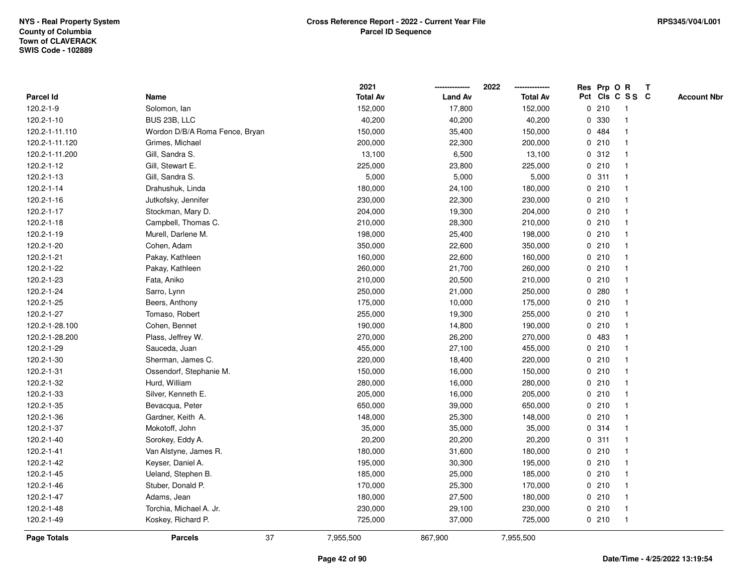NYS - Real Property System
County of Columbia
Town of CLAVERACK
SWIS Code - 102889

**Cross Reference Report - 2022 - Current Year File**
**Parcel ID Sequence**

| Parcel Id | Name | 2021 Total Av | 2022 Land Av | 2022 Total Av | Res Pct | Prp Cls | O C | R S S | T C | Account Nbr |
|---|---|---|---|---|---|---|---|---|---|---|
| 120.2-1-9 | Solomon, Ian | 152,000 | 17,800 | 152,000 | 0 | 210 | | 1 | | |
| 120.2-1-10 | BUS 23B, LLC | 40,200 | 40,200 | 40,200 | 0 | 330 | | 1 | | |
| 120.2-1-11.110 | Wordon D/B/A Roma Fence, Bryan | 150,000 | 35,400 | 150,000 | 0 | 484 | | 1 | | |
| 120.2-1-11.120 | Grimes, Michael | 200,000 | 22,300 | 200,000 | 0 | 210 | | 1 | | |
| 120.2-1-11.200 | Gill, Sandra S. | 13,100 | 6,500 | 13,100 | 0 | 312 | | 1 | | |
| 120.2-1-12 | Gill, Stewart E. | 225,000 | 23,800 | 225,000 | 0 | 210 | | 1 | | |
| 120.2-1-13 | Gill, Sandra S. | 5,000 | 5,000 | 5,000 | 0 | 311 | | 1 | | |
| 120.2-1-14 | Drahushuk, Linda | 180,000 | 24,100 | 180,000 | 0 | 210 | | 1 | | |
| 120.2-1-16 | Jutkofsky, Jennifer | 230,000 | 22,300 | 230,000 | 0 | 210 | | 1 | | |
| 120.2-1-17 | Stockman, Mary D. | 204,000 | 19,300 | 204,000 | 0 | 210 | | 1 | | |
| 120.2-1-18 | Campbell, Thomas C. | 210,000 | 28,300 | 210,000 | 0 | 210 | | 1 | | |
| 120.2-1-19 | Murell, Darlene M. | 198,000 | 25,400 | 198,000 | 0 | 210 | | 1 | | |
| 120.2-1-20 | Cohen, Adam | 350,000 | 22,600 | 350,000 | 0 | 210 | | 1 | | |
| 120.2-1-21 | Pakay, Kathleen | 160,000 | 22,600 | 160,000 | 0 | 210 | | 1 | | |
| 120.2-1-22 | Pakay, Kathleen | 260,000 | 21,700 | 260,000 | 0 | 210 | | 1 | | |
| 120.2-1-23 | Fata, Aniko | 210,000 | 20,500 | 210,000 | 0 | 210 | | 1 | | |
| 120.2-1-24 | Sarro, Lynn | 250,000 | 21,000 | 250,000 | 0 | 280 | | 1 | | |
| 120.2-1-25 | Beers, Anthony | 175,000 | 10,000 | 175,000 | 0 | 210 | | 1 | | |
| 120.2-1-27 | Tomaso, Robert | 255,000 | 19,300 | 255,000 | 0 | 210 | | 1 | | |
| 120.2-1-28.100 | Cohen, Bennet | 190,000 | 14,800 | 190,000 | 0 | 210 | | 1 | | |
| 120.2-1-28.200 | Plass, Jeffrey W. | 270,000 | 26,200 | 270,000 | 0 | 483 | | 1 | | |
| 120.2-1-29 | Sauceda, Juan | 455,000 | 27,100 | 455,000 | 0 | 210 | | 1 | | |
| 120.2-1-30 | Sherman, James C. | 220,000 | 18,400 | 220,000 | 0 | 210 | | 1 | | |
| 120.2-1-31 | Ossendorf, Stephanie M. | 150,000 | 16,000 | 150,000 | 0 | 210 | | 1 | | |
| 120.2-1-32 | Hurd, William | 280,000 | 16,000 | 280,000 | 0 | 210 | | 1 | | |
| 120.2-1-33 | Silver, Kenneth E. | 205,000 | 16,000 | 205,000 | 0 | 210 | | 1 | | |
| 120.2-1-35 | Bevacqua, Peter | 650,000 | 39,000 | 650,000 | 0 | 210 | | 1 | | |
| 120.2-1-36 | Gardner, Keith A. | 148,000 | 25,300 | 148,000 | 0 | 210 | | 1 | | |
| 120.2-1-37 | Mokotoff, John | 35,000 | 35,000 | 35,000 | 0 | 314 | | 1 | | |
| 120.2-1-40 | Sorokey, Eddy A. | 20,200 | 20,200 | 20,200 | 0 | 311 | | 1 | | |
| 120.2-1-41 | Van Alstyne, James R. | 180,000 | 31,600 | 180,000 | 0 | 210 | | 1 | | |
| 120.2-1-42 | Keyser, Daniel A. | 195,000 | 30,300 | 195,000 | 0 | 210 | | 1 | | |
| 120.2-1-45 | Ueland, Stephen B. | 185,000 | 25,000 | 185,000 | 0 | 210 | | 1 | | |
| 120.2-1-46 | Stuber, Donald P. | 170,000 | 25,300 | 170,000 | 0 | 210 | | 1 | | |
| 120.2-1-47 | Adams, Jean | 180,000 | 27,500 | 180,000 | 0 | 210 | | 1 | | |
| 120.2-1-48 | Torchia, Michael A. Jr. | 230,000 | 29,100 | 230,000 | 0 | 210 | | 1 | | |
| 120.2-1-49 | Koskey, Richard P. | 725,000 | 37,000 | 725,000 | 0 | 210 | | 1 | | |
| **Page Totals** | **Parcels** 37 | 7,955,500 | 867,900 | 7,955,500 | | | | | | |

Date/Time - 4/25/2022 13:19:54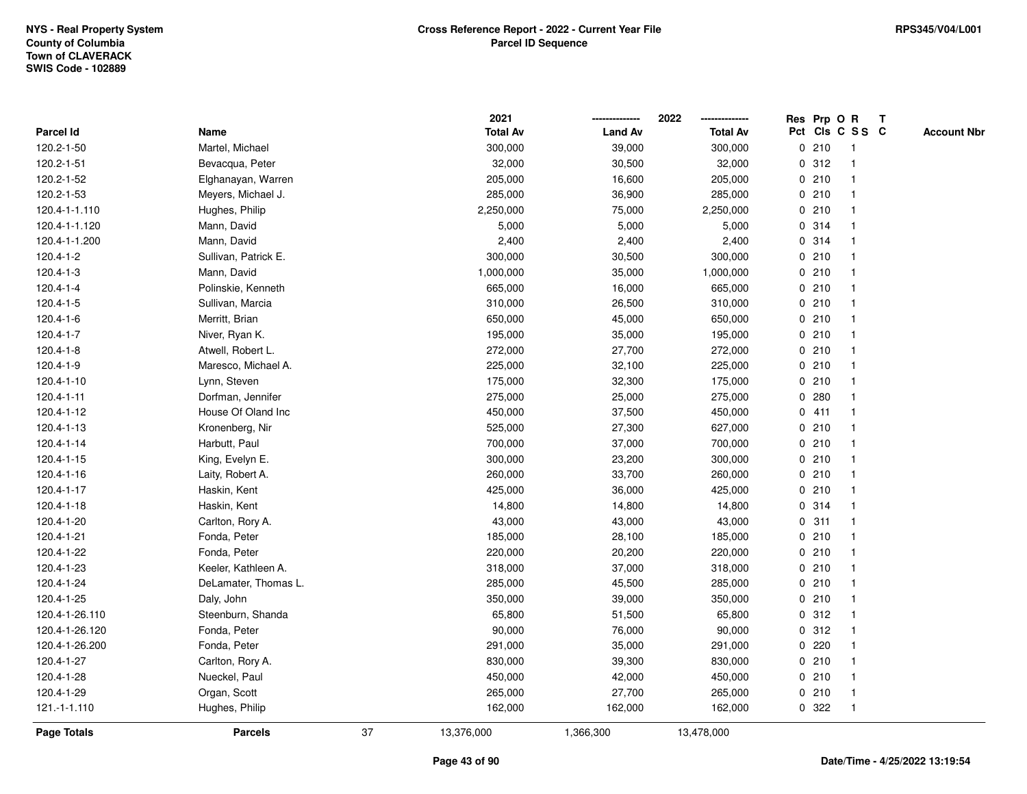NYS - Real Property System
County of Columbia
Town of CLAVERACK
SWIS Code - 102889

**Cross Reference Report - 2022 - Current Year File**
**Parcel ID Sequence**

RPS345/V04/L001

| Parcel Id | Name | 2021 Total Av | 2022 Land Av | 2022 Total Av | Res Pct | Prp Cls | O C | R S S | T C | Account Nbr |
|---|---|---|---|---|---|---|---|---|---|---|
| 120.2-1-50 | Martel, Michael | 300,000 | 39,000 | 300,000 | 0 | 210 | | 1 | | |
| 120.2-1-51 | Bevacqua, Peter | 32,000 | 30,500 | 32,000 | 0 | 312 | | 1 | | |
| 120.2-1-52 | Elghanayan, Warren | 205,000 | 16,600 | 205,000 | 0 | 210 | | 1 | | |
| 120.2-1-53 | Meyers, Michael J. | 285,000 | 36,900 | 285,000 | 0 | 210 | | 1 | | |
| 120.4-1-1.110 | Hughes, Philip | 2,250,000 | 75,000 | 2,250,000 | 0 | 210 | | 1 | | |
| 120.4-1-1.120 | Mann, David | 5,000 | 5,000 | 5,000 | 0 | 314 | | 1 | | |
| 120.4-1-1.200 | Mann, David | 2,400 | 2,400 | 2,400 | 0 | 314 | | 1 | | |
| 120.4-1-2 | Sullivan, Patrick E. | 300,000 | 30,500 | 300,000 | 0 | 210 | | 1 | | |
| 120.4-1-3 | Mann, David | 1,000,000 | 35,000 | 1,000,000 | 0 | 210 | | 1 | | |
| 120.4-1-4 | Polinskie, Kenneth | 665,000 | 16,000 | 665,000 | 0 | 210 | | 1 | | |
| 120.4-1-5 | Sullivan, Marcia | 310,000 | 26,500 | 310,000 | 0 | 210 | | 1 | | |
| 120.4-1-6 | Merritt, Brian | 650,000 | 45,000 | 650,000 | 0 | 210 | | 1 | | |
| 120.4-1-7 | Niver, Ryan K. | 195,000 | 35,000 | 195,000 | 0 | 210 | | 1 | | |
| 120.4-1-8 | Atwell, Robert L. | 272,000 | 27,700 | 272,000 | 0 | 210 | | 1 | | |
| 120.4-1-9 | Maresco, Michael A. | 225,000 | 32,100 | 225,000 | 0 | 210 | | 1 | | |
| 120.4-1-10 | Lynn, Steven | 175,000 | 32,300 | 175,000 | 0 | 210 | | 1 | | |
| 120.4-1-11 | Dorfman, Jennifer | 275,000 | 25,000 | 275,000 | 0 | 280 | | 1 | | |
| 120.4-1-12 | House Of Oland Inc | 450,000 | 37,500 | 450,000 | 0 | 411 | | 1 | | |
| 120.4-1-13 | Kronenberg, Nir | 525,000 | 27,300 | 627,000 | 0 | 210 | | 1 | | |
| 120.4-1-14 | Harbutt, Paul | 700,000 | 37,000 | 700,000 | 0 | 210 | | 1 | | |
| 120.4-1-15 | King, Evelyn E. | 300,000 | 23,200 | 300,000 | 0 | 210 | | 1 | | |
| 120.4-1-16 | Laity, Robert A. | 260,000 | 33,700 | 260,000 | 0 | 210 | | 1 | | |
| 120.4-1-17 | Haskin, Kent | 425,000 | 36,000 | 425,000 | 0 | 210 | | 1 | | |
| 120.4-1-18 | Haskin, Kent | 14,800 | 14,800 | 14,800 | 0 | 314 | | 1 | | |
| 120.4-1-20 | Carlton, Rory A. | 43,000 | 43,000 | 43,000 | 0 | 311 | | 1 | | |
| 120.4-1-21 | Fonda, Peter | 185,000 | 28,100 | 185,000 | 0 | 210 | | 1 | | |
| 120.4-1-22 | Fonda, Peter | 220,000 | 20,200 | 220,000 | 0 | 210 | | 1 | | |
| 120.4-1-23 | Keeler, Kathleen A. | 318,000 | 37,000 | 318,000 | 0 | 210 | | 1 | | |
| 120.4-1-24 | DeLamater, Thomas L. | 285,000 | 45,500 | 285,000 | 0 | 210 | | 1 | | |
| 120.4-1-25 | Daly, John | 350,000 | 39,000 | 350,000 | 0 | 210 | | 1 | | |
| 120.4-1-26.110 | Steenburn, Shanda | 65,800 | 51,500 | 65,800 | 0 | 312 | | 1 | | |
| 120.4-1-26.120 | Fonda, Peter | 90,000 | 76,000 | 90,000 | 0 | 312 | | 1 | | |
| 120.4-1-26.200 | Fonda, Peter | 291,000 | 35,000 | 291,000 | 0 | 220 | | 1 | | |
| 120.4-1-27 | Carlton, Rory A. | 830,000 | 39,300 | 830,000 | 0 | 210 | | 1 | | |
| 120.4-1-28 | Nueckel, Paul | 450,000 | 42,000 | 450,000 | 0 | 210 | | 1 | | |
| 120.4-1-29 | Organ, Scott | 265,000 | 27,700 | 265,000 | 0 | 210 | | 1 | | |
| 121.-1-1.110 | Hughes, Philip | 162,000 | 162,000 | 162,000 | 0 | 322 | | 1 | | |
| **Page Totals** | **Parcels** 37 | 13,376,000 | 1,366,300 | 13,478,000 | | | | | | |

Date/Time - 4/25/2022 13:19:54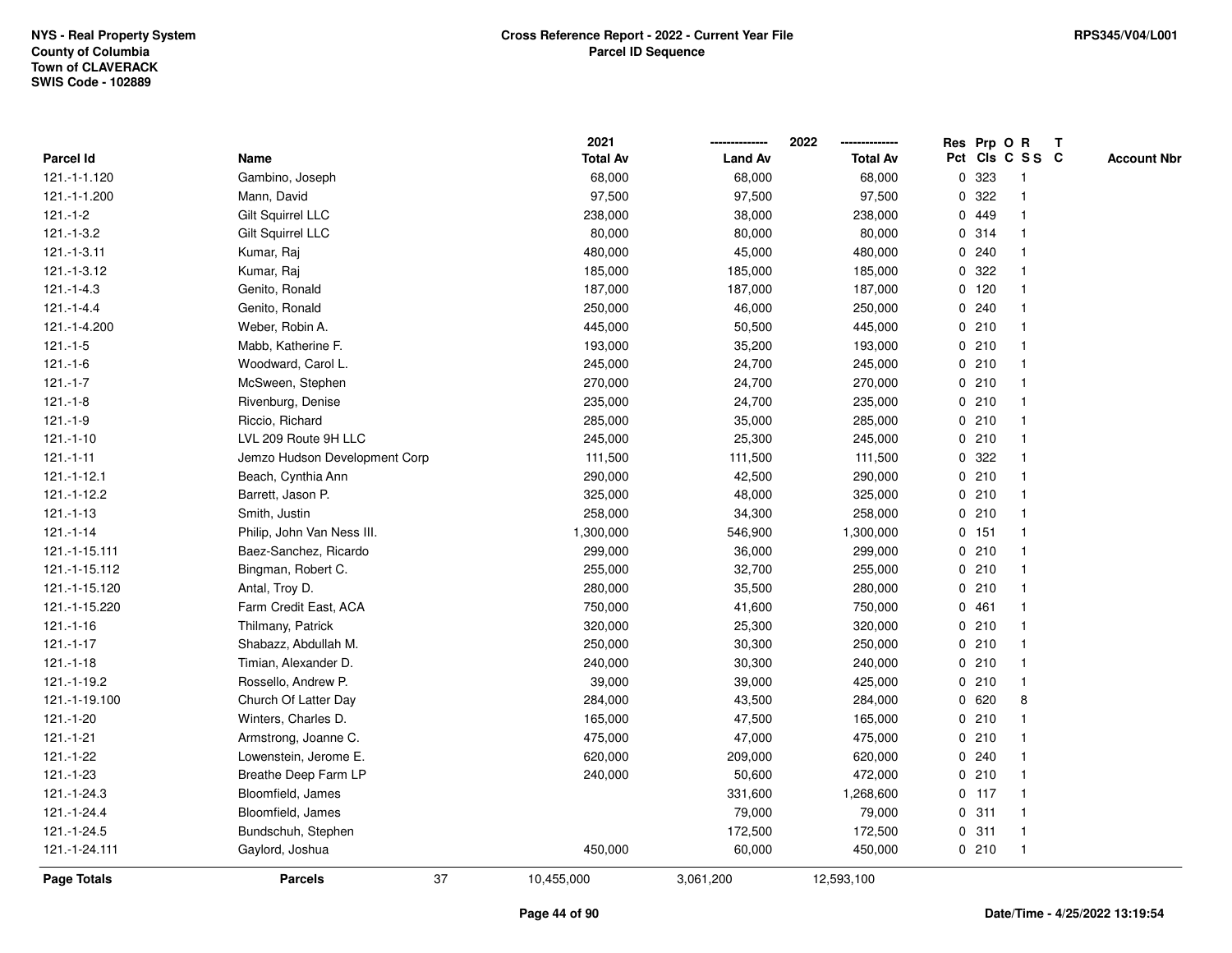NYS - Real Property System
County of Columbia
Town of CLAVERACK
SWIS Code - 102889

**Cross Reference Report - 2022 - Current Year File**
**Parcel ID Sequence**

RPS345/V04/L001

| Parcel Id | Name | 2021 Total Av | 2022 Land Av | 2022 Total Av | Res Pct | Prp Cls | O C | R S S | T C | Account Nbr |
|---|---|---|---|---|---|---|---|---|---|---|
| 121.-1-1.120 | Gambino, Joseph | 68,000 | 68,000 | 68,000 | 0 | 323 | | 1 | | |
| 121.-1-1.200 | Mann, David | 97,500 | 97,500 | 97,500 | 0 | 322 | | 1 | | |
| 121.-1-2 | Gilt Squirrel LLC | 238,000 | 38,000 | 238,000 | 0 | 449 | | 1 | | |
| 121.-1-3.2 | Gilt Squirrel LLC | 80,000 | 80,000 | 80,000 | 0 | 314 | | 1 | | |
| 121.-1-3.11 | Kumar, Raj | 480,000 | 45,000 | 480,000 | 0 | 240 | | 1 | | |
| 121.-1-3.12 | Kumar, Raj | 185,000 | 185,000 | 185,000 | 0 | 322 | | 1 | | |
| 121.-1-4.3 | Genito, Ronald | 187,000 | 187,000 | 187,000 | 0 | 120 | | 1 | | |
| 121.-1-4.4 | Genito, Ronald | 250,000 | 46,000 | 250,000 | 0 | 240 | | 1 | | |
| 121.-1-4.200 | Weber, Robin A. | 445,000 | 50,500 | 445,000 | 0 | 210 | | 1 | | |
| 121.-1-5 | Mabb, Katherine F. | 193,000 | 35,200 | 193,000 | 0 | 210 | | 1 | | |
| 121.-1-6 | Woodward, Carol L. | 245,000 | 24,700 | 245,000 | 0 | 210 | | 1 | | |
| 121.-1-7 | McSween, Stephen | 270,000 | 24,700 | 270,000 | 0 | 210 | | 1 | | |
| 121.-1-8 | Rivenburg, Denise | 235,000 | 24,700 | 235,000 | 0 | 210 | | 1 | | |
| 121.-1-9 | Riccio, Richard | 285,000 | 35,000 | 285,000 | 0 | 210 | | 1 | | |
| 121.-1-10 | LVL 209 Route 9H LLC | 245,000 | 25,300 | 245,000 | 0 | 210 | | 1 | | |
| 121.-1-11 | Jemzo Hudson Development Corp | 111,500 | 111,500 | 111,500 | 0 | 322 | | 1 | | |
| 121.-1-12.1 | Beach, Cynthia Ann | 290,000 | 42,500 | 290,000 | 0 | 210 | | 1 | | |
| 121.-1-12.2 | Barrett, Jason P. | 325,000 | 48,000 | 325,000 | 0 | 210 | | 1 | | |
| 121.-1-13 | Smith, Justin | 258,000 | 34,300 | 258,000 | 0 | 210 | | 1 | | |
| 121.-1-14 | Philip, John Van Ness III. | 1,300,000 | 546,900 | 1,300,000 | 0 | 151 | | 1 | | |
| 121.-1-15.111 | Baez-Sanchez, Ricardo | 299,000 | 36,000 | 299,000 | 0 | 210 | | 1 | | |
| 121.-1-15.112 | Bingman, Robert C. | 255,000 | 32,700 | 255,000 | 0 | 210 | | 1 | | |
| 121.-1-15.120 | Antal, Troy D. | 280,000 | 35,500 | 280,000 | 0 | 210 | | 1 | | |
| 121.-1-15.220 | Farm Credit East, ACA | 750,000 | 41,600 | 750,000 | 0 | 461 | | 1 | | |
| 121.-1-16 | Thilmany, Patrick | 320,000 | 25,300 | 320,000 | 0 | 210 | | 1 | | |
| 121.-1-17 | Shabazz, Abdullah M. | 250,000 | 30,300 | 250,000 | 0 | 210 | | 1 | | |
| 121.-1-18 | Timian, Alexander D. | 240,000 | 30,300 | 240,000 | 0 | 210 | | 1 | | |
| 121.-1-19.2 | Rossello, Andrew P. | 39,000 | 39,000 | 425,000 | 0 | 210 | | 1 | | |
| 121.-1-19.100 | Church Of Latter Day | 284,000 | 43,500 | 284,000 | 0 | 620 | | 8 | | |
| 121.-1-20 | Winters, Charles D. | 165,000 | 47,500 | 165,000 | 0 | 210 | | 1 | | |
| 121.-1-21 | Armstrong, Joanne C. | 475,000 | 47,000 | 475,000 | 0 | 210 | | 1 | | |
| 121.-1-22 | Lowenstein, Jerome E. | 620,000 | 209,000 | 620,000 | 0 | 240 | | 1 | | |
| 121.-1-23 | Breathe Deep Farm LP | 240,000 | 50,600 | 472,000 | 0 | 210 | | 1 | | |
| 121.-1-24.3 | Bloomfield, James | | 331,600 | 1,268,600 | 0 | 117 | | 1 | | |
| 121.-1-24.4 | Bloomfield, James | | 79,000 | 79,000 | 0 | 311 | | 1 | | |
| 121.-1-24.5 | Bundschuh, Stephen | | 172,500 | 172,500 | 0 | 311 | | 1 | | |
| 121.-1-24.111 | Gaylord, Joshua | 450,000 | 60,000 | 450,000 | 0 | 210 | | 1 | | |
| **Page Totals** | **Parcels** 37 | 10,455,000 | 3,061,200 | 12,593,100 | | | | | | |

Date/Time - 4/25/2022 13:19:54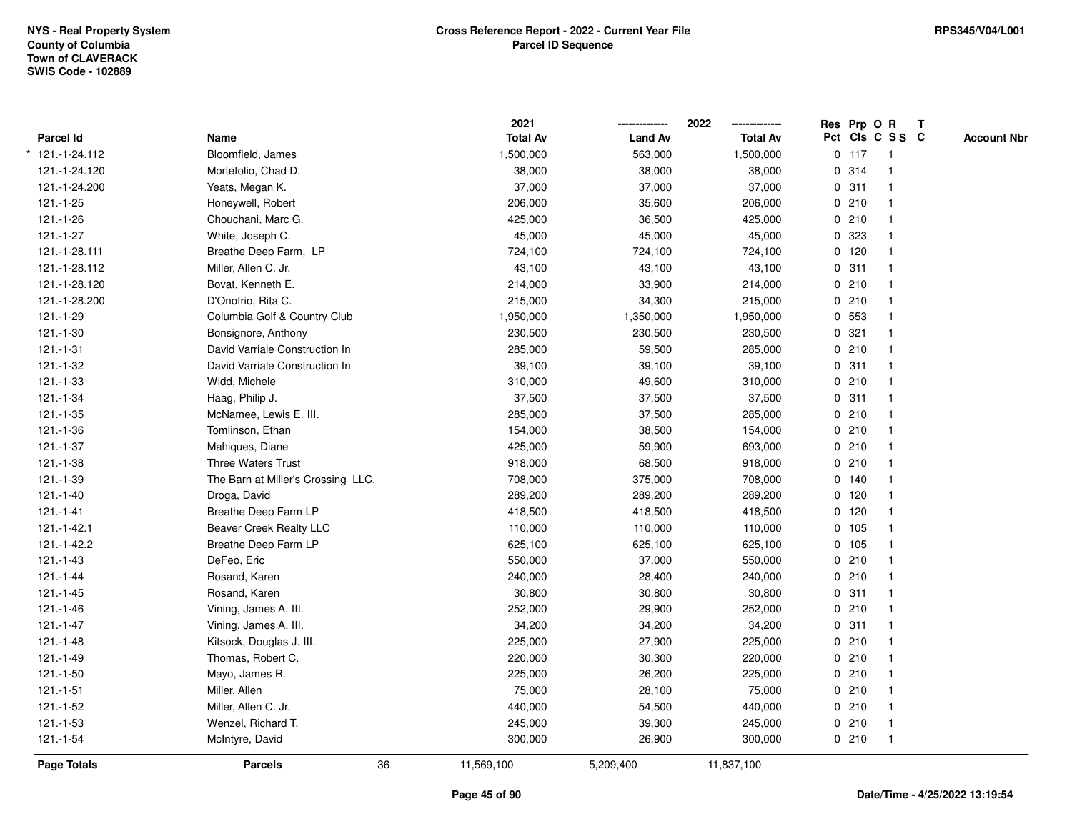NYS - Real Property System
County of Columbia
Town of CLAVERACK
SWIS Code - 102889

**Cross Reference Report - 2022 - Current Year File**
**Parcel ID Sequence**

RPS345/V04/L001

| Parcel Id | Name | 2021 Total Av | 2022 Land Av | 2022 Total Av | Res Pct | Prp Cls | O C | R S S | T C | Account Nbr |
|---|---|---|---|---|---|---|---|---|---|---|
| * 121.-1-24.112 | Bloomfield, James | 1,500,000 | 563,000 | 1,500,000 | 0 | 117 | | 1 | | |
| 121.-1-24.120 | Mortefolio, Chad D. | 38,000 | 38,000 | 38,000 | 0 | 314 | | 1 | | |
| 121.-1-24.200 | Yeats, Megan K. | 37,000 | 37,000 | 37,000 | 0 | 311 | | 1 | | |
| 121.-1-25 | Honeywell, Robert | 206,000 | 35,600 | 206,000 | 0 | 210 | | 1 | | |
| 121.-1-26 | Chouchani, Marc G. | 425,000 | 36,500 | 425,000 | 0 | 210 | | 1 | | |
| 121.-1-27 | White, Joseph C. | 45,000 | 45,000 | 45,000 | 0 | 323 | | 1 | | |
| 121.-1-28.111 | Breathe Deep Farm, LP | 724,100 | 724,100 | 724,100 | 0 | 120 | | 1 | | |
| 121.-1-28.112 | Miller, Allen C. Jr. | 43,100 | 43,100 | 43,100 | 0 | 311 | | 1 | | |
| 121.-1-28.120 | Bovat, Kenneth E. | 214,000 | 33,900 | 214,000 | 0 | 210 | | 1 | | |
| 121.-1-28.200 | D'Onofrio, Rita C. | 215,000 | 34,300 | 215,000 | 0 | 210 | | 1 | | |
| 121.-1-29 | Columbia Golf & Country Club | 1,950,000 | 1,350,000 | 1,950,000 | 0 | 553 | | 1 | | |
| 121.-1-30 | Bonsignore, Anthony | 230,500 | 230,500 | 230,500 | 0 | 321 | | 1 | | |
| 121.-1-31 | David Varriale Construction In | 285,000 | 59,500 | 285,000 | 0 | 210 | | 1 | | |
| 121.-1-32 | David Varriale Construction In | 39,100 | 39,100 | 39,100 | 0 | 311 | | 1 | | |
| 121.-1-33 | Widd, Michele | 310,000 | 49,600 | 310,000 | 0 | 210 | | 1 | | |
| 121.-1-34 | Haag, Philip J. | 37,500 | 37,500 | 37,500 | 0 | 311 | | 1 | | |
| 121.-1-35 | McNamee, Lewis E. III. | 285,000 | 37,500 | 285,000 | 0 | 210 | | 1 | | |
| 121.-1-36 | Tomlinson, Ethan | 154,000 | 38,500 | 154,000 | 0 | 210 | | 1 | | |
| 121.-1-37 | Mahiques, Diane | 425,000 | 59,900 | 693,000 | 0 | 210 | | 1 | | |
| 121.-1-38 | Three Waters Trust | 918,000 | 68,500 | 918,000 | 0 | 210 | | 1 | | |
| 121.-1-39 | The Barn at Miller's Crossing LLC. | 708,000 | 375,000 | 708,000 | 0 | 140 | | 1 | | |
| 121.-1-40 | Droga, David | 289,200 | 289,200 | 289,200 | 0 | 120 | | 1 | | |
| 121.-1-41 | Breathe Deep Farm LP | 418,500 | 418,500 | 418,500 | 0 | 120 | | 1 | | |
| 121.-1-42.1 | Beaver Creek Realty LLC | 110,000 | 110,000 | 110,000 | 0 | 105 | | 1 | | |
| 121.-1-42.2 | Breathe Deep Farm LP | 625,100 | 625,100 | 625,100 | 0 | 105 | | 1 | | |
| 121.-1-43 | DeFeo, Eric | 550,000 | 37,000 | 550,000 | 0 | 210 | | 1 | | |
| 121.-1-44 | Rosand, Karen | 240,000 | 28,400 | 240,000 | 0 | 210 | | 1 | | |
| 121.-1-45 | Rosand, Karen | 30,800 | 30,800 | 30,800 | 0 | 311 | | 1 | | |
| 121.-1-46 | Vining, James A. III. | 252,000 | 29,900 | 252,000 | 0 | 210 | | 1 | | |
| 121.-1-47 | Vining, James A. III. | 34,200 | 34,200 | 34,200 | 0 | 311 | | 1 | | |
| 121.-1-48 | Kitsock, Douglas J. III. | 225,000 | 27,900 | 225,000 | 0 | 210 | | 1 | | |
| 121.-1-49 | Thomas, Robert C. | 220,000 | 30,300 | 220,000 | 0 | 210 | | 1 | | |
| 121.-1-50 | Mayo, James R. | 225,000 | 26,200 | 225,000 | 0 | 210 | | 1 | | |
| 121.-1-51 | Miller, Allen | 75,000 | 28,100 | 75,000 | 0 | 210 | | 1 | | |
| 121.-1-52 | Miller, Allen C. Jr. | 440,000 | 54,500 | 440,000 | 0 | 210 | | 1 | | |
| 121.-1-53 | Wenzel, Richard T. | 245,000 | 39,300 | 245,000 | 0 | 210 | | 1 | | |
| 121.-1-54 | McIntyre, David | 300,000 | 26,900 | 300,000 | 0 | 210 | | 1 | | |
| **Page Totals** | **Parcels** 36 | 11,569,100 | 5,209,400 | 11,837,100 | | | | | | |

**Date/Time - 4/25/2022 13:19:54**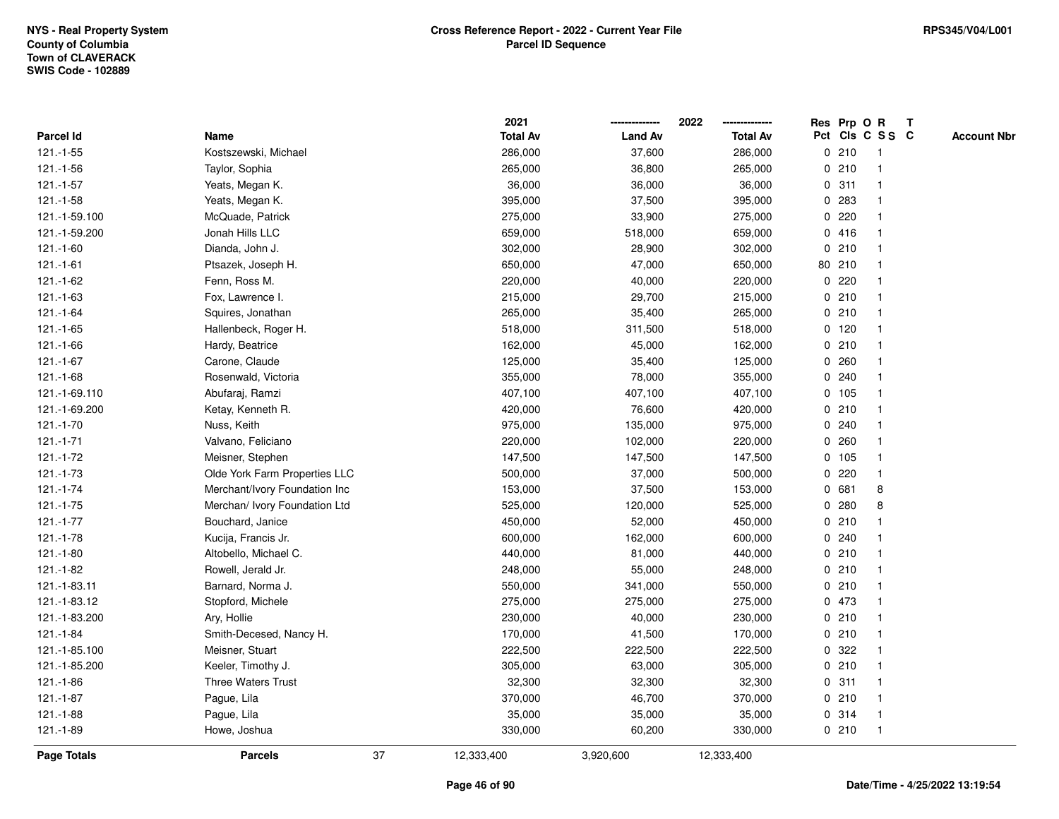NYS - Real Property System
County of Columbia
Town of CLAVERACK
SWIS Code - 102889

**Cross Reference Report - 2022 - Current Year File**
**Parcel ID Sequence**

RPS345/V04/L001

| Parcel Id | Name | 2021 Total Av | 2022 Land Av | 2022 Total Av | Res Pct | Prp Cls | O C | R S S | T C | Account Nbr |
|---|---|---|---|---|---|---|---|---|---|---|
| 121.-1-55 | Kostszewski, Michael | 286,000 | 37,600 | 286,000 | 0 | 210 | | 1 | | |
| 121.-1-56 | Taylor, Sophia | 265,000 | 36,800 | 265,000 | 0 | 210 | | 1 | | |
| 121.-1-57 | Yeats, Megan K. | 36,000 | 36,000 | 36,000 | 0 | 311 | | 1 | | |
| 121.-1-58 | Yeats, Megan K. | 395,000 | 37,500 | 395,000 | 0 | 283 | | 1 | | |
| 121.-1-59.100 | McQuade, Patrick | 275,000 | 33,900 | 275,000 | 0 | 220 | | 1 | | |
| 121.-1-59.200 | Jonah Hills LLC | 659,000 | 518,000 | 659,000 | 0 | 416 | | 1 | | |
| 121.-1-60 | Dianda, John J. | 302,000 | 28,900 | 302,000 | 0 | 210 | | 1 | | |
| 121.-1-61 | Ptsazek, Joseph H. | 650,000 | 47,000 | 650,000 | 80 | 210 | | 1 | | |
| 121.-1-62 | Fenn, Ross M. | 220,000 | 40,000 | 220,000 | 0 | 220 | | 1 | | |
| 121.-1-63 | Fox, Lawrence I. | 215,000 | 29,700 | 215,000 | 0 | 210 | | 1 | | |
| 121.-1-64 | Squires, Jonathan | 265,000 | 35,400 | 265,000 | 0 | 210 | | 1 | | |
| 121.-1-65 | Hallenbeck, Roger H. | 518,000 | 311,500 | 518,000 | 0 | 120 | | 1 | | |
| 121.-1-66 | Hardy, Beatrice | 162,000 | 45,000 | 162,000 | 0 | 210 | | 1 | | |
| 121.-1-67 | Carone, Claude | 125,000 | 35,400 | 125,000 | 0 | 260 | | 1 | | |
| 121.-1-68 | Rosenwald, Victoria | 355,000 | 78,000 | 355,000 | 0 | 240 | | 1 | | |
| 121.-1-69.110 | Abufaraj, Ramzi | 407,100 | 407,100 | 407,100 | 0 | 105 | | 1 | | |
| 121.-1-69.200 | Ketay, Kenneth R. | 420,000 | 76,600 | 420,000 | 0 | 210 | | 1 | | |
| 121.-1-70 | Nuss, Keith | 975,000 | 135,000 | 975,000 | 0 | 240 | | 1 | | |
| 121.-1-71 | Valvano, Feliciano | 220,000 | 102,000 | 220,000 | 0 | 260 | | 1 | | |
| 121.-1-72 | Meisner, Stephen | 147,500 | 147,500 | 147,500 | 0 | 105 | | 1 | | |
| 121.-1-73 | Olde York Farm Properties LLC | 500,000 | 37,000 | 500,000 | 0 | 220 | | 1 | | |
| 121.-1-74 | Merchant/Ivory Foundation Inc | 153,000 | 37,500 | 153,000 | 0 | 681 | | 8 | | |
| 121.-1-75 | Merchan/ Ivory Foundation Ltd | 525,000 | 120,000 | 525,000 | 0 | 280 | | 8 | | |
| 121.-1-77 | Bouchard, Janice | 450,000 | 52,000 | 450,000 | 0 | 210 | | 1 | | |
| 121.-1-78 | Kucija, Francis Jr. | 600,000 | 162,000 | 600,000 | 0 | 240 | | 1 | | |
| 121.-1-80 | Altobello, Michael C. | 440,000 | 81,000 | 440,000 | 0 | 210 | | 1 | | |
| 121.-1-82 | Rowell, Jerald Jr. | 248,000 | 55,000 | 248,000 | 0 | 210 | | 1 | | |
| 121.-1-83.11 | Barnard, Norma J. | 550,000 | 341,000 | 550,000 | 0 | 210 | | 1 | | |
| 121.-1-83.12 | Stopford, Michele | 275,000 | 275,000 | 275,000 | 0 | 473 | | 1 | | |
| 121.-1-83.200 | Ary, Hollie | 230,000 | 40,000 | 230,000 | 0 | 210 | | 1 | | |
| 121.-1-84 | Smith-Decesed, Nancy H. | 170,000 | 41,500 | 170,000 | 0 | 210 | | 1 | | |
| 121.-1-85.100 | Meisner, Stuart | 222,500 | 222,500 | 222,500 | 0 | 322 | | 1 | | |
| 121.-1-85.200 | Keeler, Timothy J. | 305,000 | 63,000 | 305,000 | 0 | 210 | | 1 | | |
| 121.-1-86 | Three Waters Trust | 32,300 | 32,300 | 32,300 | 0 | 311 | | 1 | | |
| 121.-1-87 | Pague, Lila | 370,000 | 46,700 | 370,000 | 0 | 210 | | 1 | | |
| 121.-1-88 | Pague, Lila | 35,000 | 35,000 | 35,000 | 0 | 314 | | 1 | | |
| 121.-1-89 | Howe, Joshua | 330,000 | 60,200 | 330,000 | 0 | 210 | | 1 | | |
| **Page Totals** | **Parcels** 37 | 12,333,400 | 3,920,600 | 12,333,400 | | | | | | |

Date/Time - 4/25/2022 13:19:54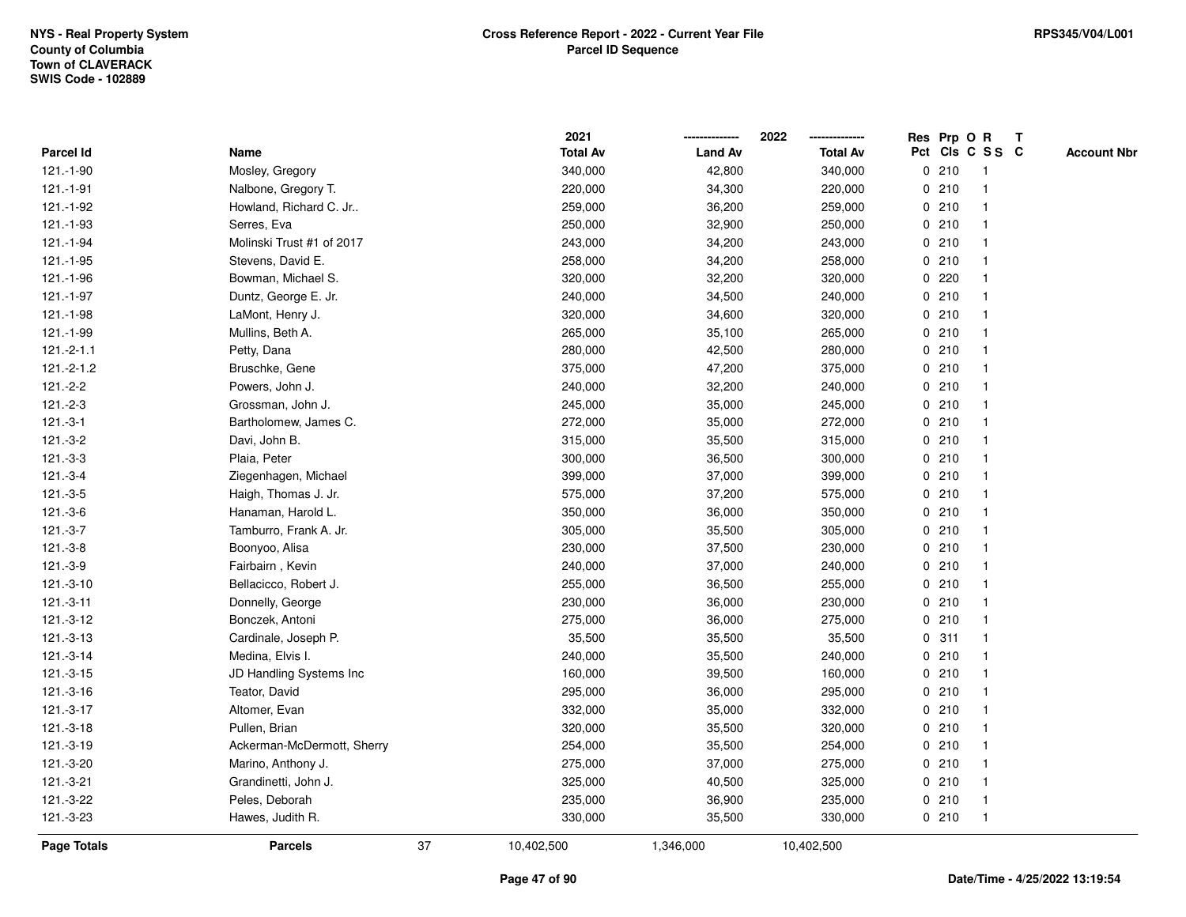NYS - Real Property System
County of Columbia
Town of CLAVERACK
SWIS Code - 102889

**Cross Reference Report - 2022 - Current Year File**
**Parcel ID Sequence**

RPS345/V04/L001

| Parcel Id | Name | 2021 Total Av | 2022 Land Av | 2022 Total Av | Res Pct | Prp Cls | O C | R S S | T C | Account Nbr |
|---|---|---|---|---|---|---|---|---|---|---|
| 121.-1-90 | Mosley, Gregory | 340,000 | 42,800 | 340,000 | 0 | 210 | | 1 | | |
| 121.-1-91 | Nalbone, Gregory T. | 220,000 | 34,300 | 220,000 | 0 | 210 | | 1 | | |
| 121.-1-92 | Howland, Richard C. Jr.. | 259,000 | 36,200 | 259,000 | 0 | 210 | | 1 | | |
| 121.-1-93 | Serres, Eva | 250,000 | 32,900 | 250,000 | 0 | 210 | | 1 | | |
| 121.-1-94 | Molinski Trust #1 of 2017 | 243,000 | 34,200 | 243,000 | 0 | 210 | | 1 | | |
| 121.-1-95 | Stevens, David E. | 258,000 | 34,200 | 258,000 | 0 | 210 | | 1 | | |
| 121.-1-96 | Bowman, Michael S. | 320,000 | 32,200 | 320,000 | 0 | 220 | | 1 | | |
| 121.-1-97 | Duntz, George E. Jr. | 240,000 | 34,500 | 240,000 | 0 | 210 | | 1 | | |
| 121.-1-98 | LaMont, Henry J. | 320,000 | 34,600 | 320,000 | 0 | 210 | | 1 | | |
| 121.-1-99 | Mullins, Beth A. | 265,000 | 35,100 | 265,000 | 0 | 210 | | 1 | | |
| 121.-2-1.1 | Petty, Dana | 280,000 | 42,500 | 280,000 | 0 | 210 | | 1 | | |
| 121.-2-1.2 | Bruschke, Gene | 375,000 | 47,200 | 375,000 | 0 | 210 | | 1 | | |
| 121.-2-2 | Powers, John J. | 240,000 | 32,200 | 240,000 | 0 | 210 | | 1 | | |
| 121.-2-3 | Grossman, John J. | 245,000 | 35,000 | 245,000 | 0 | 210 | | 1 | | |
| 121.-3-1 | Bartholomew, James C. | 272,000 | 35,000 | 272,000 | 0 | 210 | | 1 | | |
| 121.-3-2 | Davi, John B. | 315,000 | 35,500 | 315,000 | 0 | 210 | | 1 | | |
| 121.-3-3 | Plaia, Peter | 300,000 | 36,500 | 300,000 | 0 | 210 | | 1 | | |
| 121.-3-4 | Ziegenhagen, Michael | 399,000 | 37,000 | 399,000 | 0 | 210 | | 1 | | |
| 121.-3-5 | Haigh, Thomas J. Jr. | 575,000 | 37,200 | 575,000 | 0 | 210 | | 1 | | |
| 121.-3-6 | Hanaman, Harold L. | 350,000 | 36,000 | 350,000 | 0 | 210 | | 1 | | |
| 121.-3-7 | Tamburro, Frank A. Jr. | 305,000 | 35,500 | 305,000 | 0 | 210 | | 1 | | |
| 121.-3-8 | Boonyoo, Alisa | 230,000 | 37,500 | 230,000 | 0 | 210 | | 1 | | |
| 121.-3-9 | Fairbairn , Kevin | 240,000 | 37,000 | 240,000 | 0 | 210 | | 1 | | |
| 121.-3-10 | Bellacicco, Robert J. | 255,000 | 36,500 | 255,000 | 0 | 210 | | 1 | | |
| 121.-3-11 | Donnelly, George | 230,000 | 36,000 | 230,000 | 0 | 210 | | 1 | | |
| 121.-3-12 | Bonczek, Antoni | 275,000 | 36,000 | 275,000 | 0 | 210 | | 1 | | |
| 121.-3-13 | Cardinale, Joseph P. | 35,500 | 35,500 | 35,500 | 0 | 311 | | 1 | | |
| 121.-3-14 | Medina, Elvis I. | 240,000 | 35,500 | 240,000 | 0 | 210 | | 1 | | |
| 121.-3-15 | JD Handling Systems Inc | 160,000 | 39,500 | 160,000 | 0 | 210 | | 1 | | |
| 121.-3-16 | Teator, David | 295,000 | 36,000 | 295,000 | 0 | 210 | | 1 | | |
| 121.-3-17 | Altomer, Evan | 332,000 | 35,000 | 332,000 | 0 | 210 | | 1 | | |
| 121.-3-18 | Pullen, Brian | 320,000 | 35,500 | 320,000 | 0 | 210 | | 1 | | |
| 121.-3-19 | Ackerman-McDermott, Sherry | 254,000 | 35,500 | 254,000 | 0 | 210 | | 1 | | |
| 121.-3-20 | Marino, Anthony J. | 275,000 | 37,000 | 275,000 | 0 | 210 | | 1 | | |
| 121.-3-21 | Grandinetti, John J. | 325,000 | 40,500 | 325,000 | 0 | 210 | | 1 | | |
| 121.-3-22 | Peles, Deborah | 235,000 | 36,900 | 235,000 | 0 | 210 | | 1 | | |
| 121.-3-23 | Hawes, Judith R. | 330,000 | 35,500 | 330,000 | 0 | 210 | | 1 | | |
| **Page Totals** | **Parcels** 37 | 10,402,500 | 1,346,000 | 10,402,500 | | | | | | |

Date/Time - 4/25/2022 13:19:54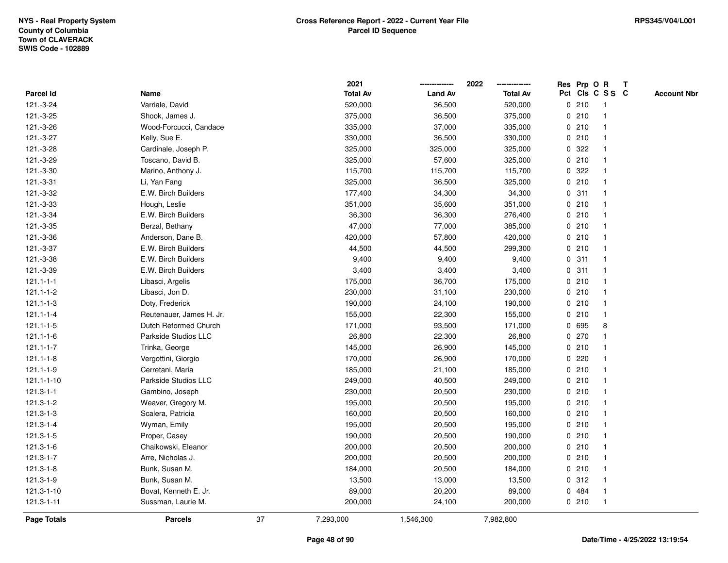NYS - Real Property System
County of Columbia
Town of CLAVERACK
SWIS Code - 102889

**Cross Reference Report - 2022 - Current Year File**
**Parcel ID Sequence**

RPS345/V04/L001

| Parcel Id | Name | 2021 Total Av | 2022 Land Av | 2022 Total Av | Res Pct | Prp Cls | O C | R SS | T C | Account Nbr |
|---|---|---|---|---|---|---|---|---|---|---|
| 121.-3-24 | Varriale, David | 520,000 | 36,500 | 520,000 | 0 | 210 | | 1 | | |
| 121.-3-25 | Shook, James J. | 375,000 | 36,500 | 375,000 | 0 | 210 | | 1 | | |
| 121.-3-26 | Wood-Forcucci, Candace | 335,000 | 37,000 | 335,000 | 0 | 210 | | 1 | | |
| 121.-3-27 | Kelly, Sue E. | 330,000 | 36,500 | 330,000 | 0 | 210 | | 1 | | |
| 121.-3-28 | Cardinale, Joseph P. | 325,000 | 325,000 | 325,000 | 0 | 322 | | 1 | | |
| 121.-3-29 | Toscano, David B. | 325,000 | 57,600 | 325,000 | 0 | 210 | | 1 | | |
| 121.-3-30 | Marino, Anthony J. | 115,700 | 115,700 | 115,700 | 0 | 322 | | 1 | | |
| 121.-3-31 | Li, Yan Fang | 325,000 | 36,500 | 325,000 | 0 | 210 | | 1 | | |
| 121.-3-32 | E.W. Birch Builders | 177,400 | 34,300 | 34,300 | 0 | 311 | | 1 | | |
| 121.-3-33 | Hough, Leslie | 351,000 | 35,600 | 351,000 | 0 | 210 | | 1 | | |
| 121.-3-34 | E.W. Birch Builders | 36,300 | 36,300 | 276,400 | 0 | 210 | | 1 | | |
| 121.-3-35 | Berzal, Bethany | 47,000 | 77,000 | 385,000 | 0 | 210 | | 1 | | |
| 121.-3-36 | Anderson, Dane B. | 420,000 | 57,800 | 420,000 | 0 | 210 | | 1 | | |
| 121.-3-37 | E.W. Birch Builders | 44,500 | 44,500 | 299,300 | 0 | 210 | | 1 | | |
| 121.-3-38 | E.W. Birch Builders | 9,400 | 9,400 | 9,400 | 0 | 311 | | 1 | | |
| 121.-3-39 | E.W. Birch Builders | 3,400 | 3,400 | 3,400 | 0 | 311 | | 1 | | |
| 121.1-1-1 | Libasci, Argelis | 175,000 | 36,700 | 175,000 | 0 | 210 | | 1 | | |
| 121.1-1-2 | Libasci, Jon D. | 230,000 | 31,100 | 230,000 | 0 | 210 | | 1 | | |
| 121.1-1-3 | Doty, Frederick | 190,000 | 24,100 | 190,000 | 0 | 210 | | 1 | | |
| 121.1-1-4 | Reutenauer, James H. Jr. | 155,000 | 22,300 | 155,000 | 0 | 210 | | 1 | | |
| 121.1-1-5 | Dutch Reformed Church | 171,000 | 93,500 | 171,000 | 0 | 695 | | 8 | | |
| 121.1-1-6 | Parkside Studios LLC | 26,800 | 22,300 | 26,800 | 0 | 270 | | 1 | | |
| 121.1-1-7 | Trinka, George | 145,000 | 26,900 | 145,000 | 0 | 210 | | 1 | | |
| 121.1-1-8 | Vergottini, Giorgio | 170,000 | 26,900 | 170,000 | 0 | 220 | | 1 | | |
| 121.1-1-9 | Cerretani, Maria | 185,000 | 21,100 | 185,000 | 0 | 210 | | 1 | | |
| 121.1-1-10 | Parkside Studios LLC | 249,000 | 40,500 | 249,000 | 0 | 210 | | 1 | | |
| 121.3-1-1 | Gambino, Joseph | 230,000 | 20,500 | 230,000 | 0 | 210 | | 1 | | |
| 121.3-1-2 | Weaver, Gregory M. | 195,000 | 20,500 | 195,000 | 0 | 210 | | 1 | | |
| 121.3-1-3 | Scalera, Patricia | 160,000 | 20,500 | 160,000 | 0 | 210 | | 1 | | |
| 121.3-1-4 | Wyman, Emily | 195,000 | 20,500 | 195,000 | 0 | 210 | | 1 | | |
| 121.3-1-5 | Proper, Casey | 190,000 | 20,500 | 190,000 | 0 | 210 | | 1 | | |
| 121.3-1-6 | Chaikowski, Eleanor | 200,000 | 20,500 | 200,000 | 0 | 210 | | 1 | | |
| 121.3-1-7 | Arre, Nicholas J. | 200,000 | 20,500 | 200,000 | 0 | 210 | | 1 | | |
| 121.3-1-8 | Bunk, Susan M. | 184,000 | 20,500 | 184,000 | 0 | 210 | | 1 | | |
| 121.3-1-9 | Bunk, Susan M. | 13,500 | 13,000 | 13,500 | 0 | 312 | | 1 | | |
| 121.3-1-10 | Bovat, Kenneth E. Jr. | 89,000 | 20,200 | 89,000 | 0 | 484 | | 1 | | |
| 121.3-1-11 | Sussman, Laurie M. | 200,000 | 24,100 | 200,000 | 0 | 210 | | 1 | | |
| **Page Totals** | **Parcels** 37 | 7,293,000 | 1,546,300 | 7,982,800 | | | | | | |

Date/Time - 4/25/2022 13:19:54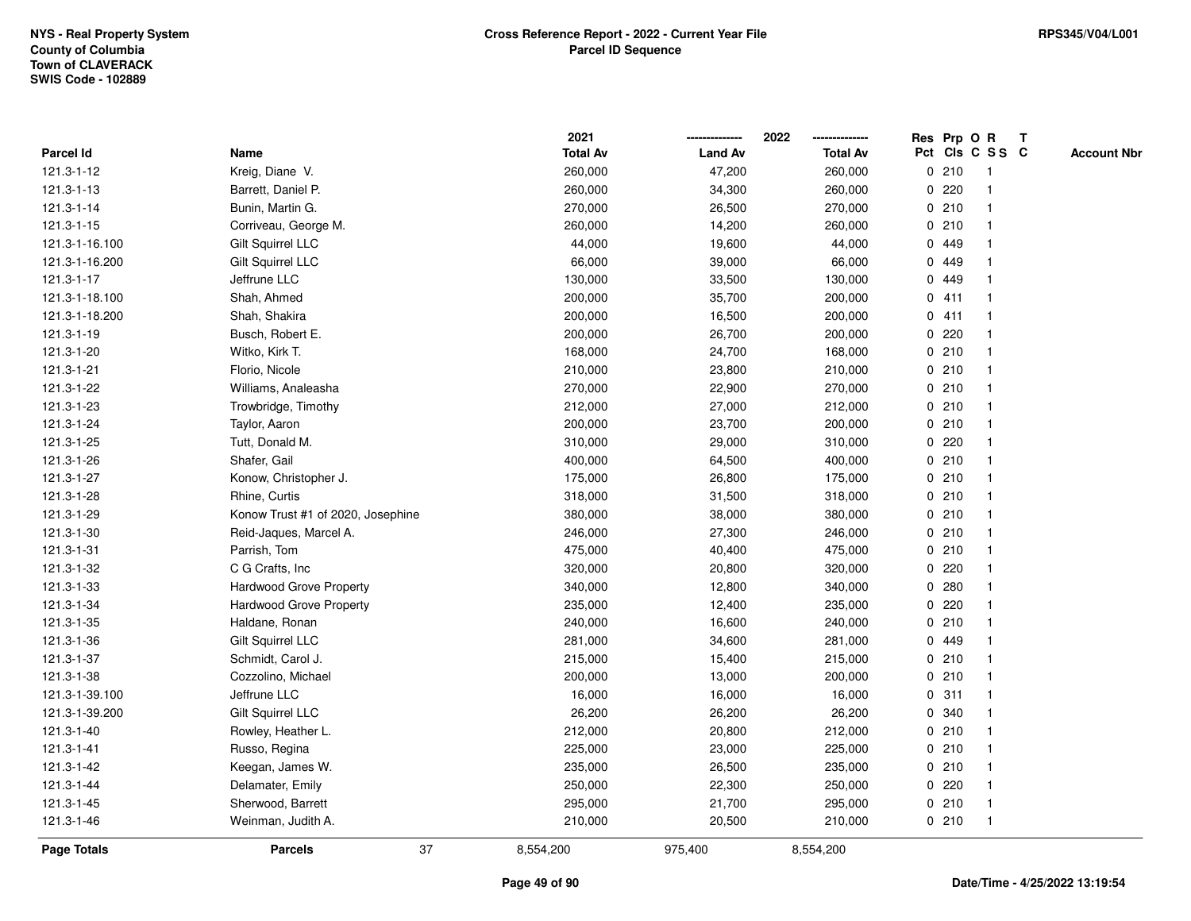NYS - Real Property System
County of Columbia
Town of CLAVERACK
SWIS Code - 102889

**Cross Reference Report - 2022 - Current Year File**
**Parcel ID Sequence**

RPS345/V04/L001

| Parcel Id | Name | 2021 Total Av | 2022 Land Av | 2022 Total Av | Res Pct | Prp Cls | O C | R S S | T C | Account Nbr |
|---|---|---|---|---|---|---|---|---|---|---|
| 121.3-1-12 | Kreig, Diane V. | 260,000 | 47,200 | 260,000 | 0 | 210 | | 1 | | |
| 121.3-1-13 | Barrett, Daniel P. | 260,000 | 34,300 | 260,000 | 0 | 220 | | 1 | | |
| 121.3-1-14 | Bunin, Martin G. | 270,000 | 26,500 | 270,000 | 0 | 210 | | 1 | | |
| 121.3-1-15 | Corriveau, George M. | 260,000 | 14,200 | 260,000 | 0 | 210 | | 1 | | |
| 121.3-1-16.100 | Gilt Squirrel LLC | 44,000 | 19,600 | 44,000 | 0 | 449 | | 1 | | |
| 121.3-1-16.200 | Gilt Squirrel LLC | 66,000 | 39,000 | 66,000 | 0 | 449 | | 1 | | |
| 121.3-1-17 | Jeffrune LLC | 130,000 | 33,500 | 130,000 | 0 | 449 | | 1 | | |
| 121.3-1-18.100 | Shah, Ahmed | 200,000 | 35,700 | 200,000 | 0 | 411 | | 1 | | |
| 121.3-1-18.200 | Shah, Shakira | 200,000 | 16,500 | 200,000 | 0 | 411 | | 1 | | |
| 121.3-1-19 | Busch, Robert E. | 200,000 | 26,700 | 200,000 | 0 | 220 | | 1 | | |
| 121.3-1-20 | Witko, Kirk T. | 168,000 | 24,700 | 168,000 | 0 | 210 | | 1 | | |
| 121.3-1-21 | Florio, Nicole | 210,000 | 23,800 | 210,000 | 0 | 210 | | 1 | | |
| 121.3-1-22 | Williams, Analeasha | 270,000 | 22,900 | 270,000 | 0 | 210 | | 1 | | |
| 121.3-1-23 | Trowbridge, Timothy | 212,000 | 27,000 | 212,000 | 0 | 210 | | 1 | | |
| 121.3-1-24 | Taylor, Aaron | 200,000 | 23,700 | 200,000 | 0 | 210 | | 1 | | |
| 121.3-1-25 | Tutt, Donald M. | 310,000 | 29,000 | 310,000 | 0 | 220 | | 1 | | |
| 121.3-1-26 | Shafer, Gail | 400,000 | 64,500 | 400,000 | 0 | 210 | | 1 | | |
| 121.3-1-27 | Konow, Christopher J. | 175,000 | 26,800 | 175,000 | 0 | 210 | | 1 | | |
| 121.3-1-28 | Rhine, Curtis | 318,000 | 31,500 | 318,000 | 0 | 210 | | 1 | | |
| 121.3-1-29 | Konow Trust #1 of 2020, Josephine | 380,000 | 38,000 | 380,000 | 0 | 210 | | 1 | | |
| 121.3-1-30 | Reid-Jaques, Marcel A. | 246,000 | 27,300 | 246,000 | 0 | 210 | | 1 | | |
| 121.3-1-31 | Parrish, Tom | 475,000 | 40,400 | 475,000 | 0 | 210 | | 1 | | |
| 121.3-1-32 | C G Crafts, Inc | 320,000 | 20,800 | 320,000 | 0 | 220 | | 1 | | |
| 121.3-1-33 | Hardwood Grove Property | 340,000 | 12,800 | 340,000 | 0 | 280 | | 1 | | |
| 121.3-1-34 | Hardwood Grove Property | 235,000 | 12,400 | 235,000 | 0 | 220 | | 1 | | |
| 121.3-1-35 | Haldane, Ronan | 240,000 | 16,600 | 240,000 | 0 | 210 | | 1 | | |
| 121.3-1-36 | Gilt Squirrel LLC | 281,000 | 34,600 | 281,000 | 0 | 449 | | 1 | | |
| 121.3-1-37 | Schmidt, Carol J. | 215,000 | 15,400 | 215,000 | 0 | 210 | | 1 | | |
| 121.3-1-38 | Cozzolino, Michael | 200,000 | 13,000 | 200,000 | 0 | 210 | | 1 | | |
| 121.3-1-39.100 | Jeffrune LLC | 16,000 | 16,000 | 16,000 | 0 | 311 | | 1 | | |
| 121.3-1-39.200 | Gilt Squirrel LLC | 26,200 | 26,200 | 26,200 | 0 | 340 | | 1 | | |
| 121.3-1-40 | Rowley, Heather L. | 212,000 | 20,800 | 212,000 | 0 | 210 | | 1 | | |
| 121.3-1-41 | Russo, Regina | 225,000 | 23,000 | 225,000 | 0 | 210 | | 1 | | |
| 121.3-1-42 | Keegan, James W. | 235,000 | 26,500 | 235,000 | 0 | 210 | | 1 | | |
| 121.3-1-44 | Delamater, Emily | 250,000 | 22,300 | 250,000 | 0 | 220 | | 1 | | |
| 121.3-1-45 | Sherwood, Barrett | 295,000 | 21,700 | 295,000 | 0 | 210 | | 1 | | |
| 121.3-1-46 | Weinman, Judith A. | 210,000 | 20,500 | 210,000 | 0 | 210 | | 1 | | |
| **Page Totals** | **Parcels** 37 | 8,554,200 | 975,400 | 8,554,200 | | | | | | |

Date/Time - 4/25/2022 13:19:54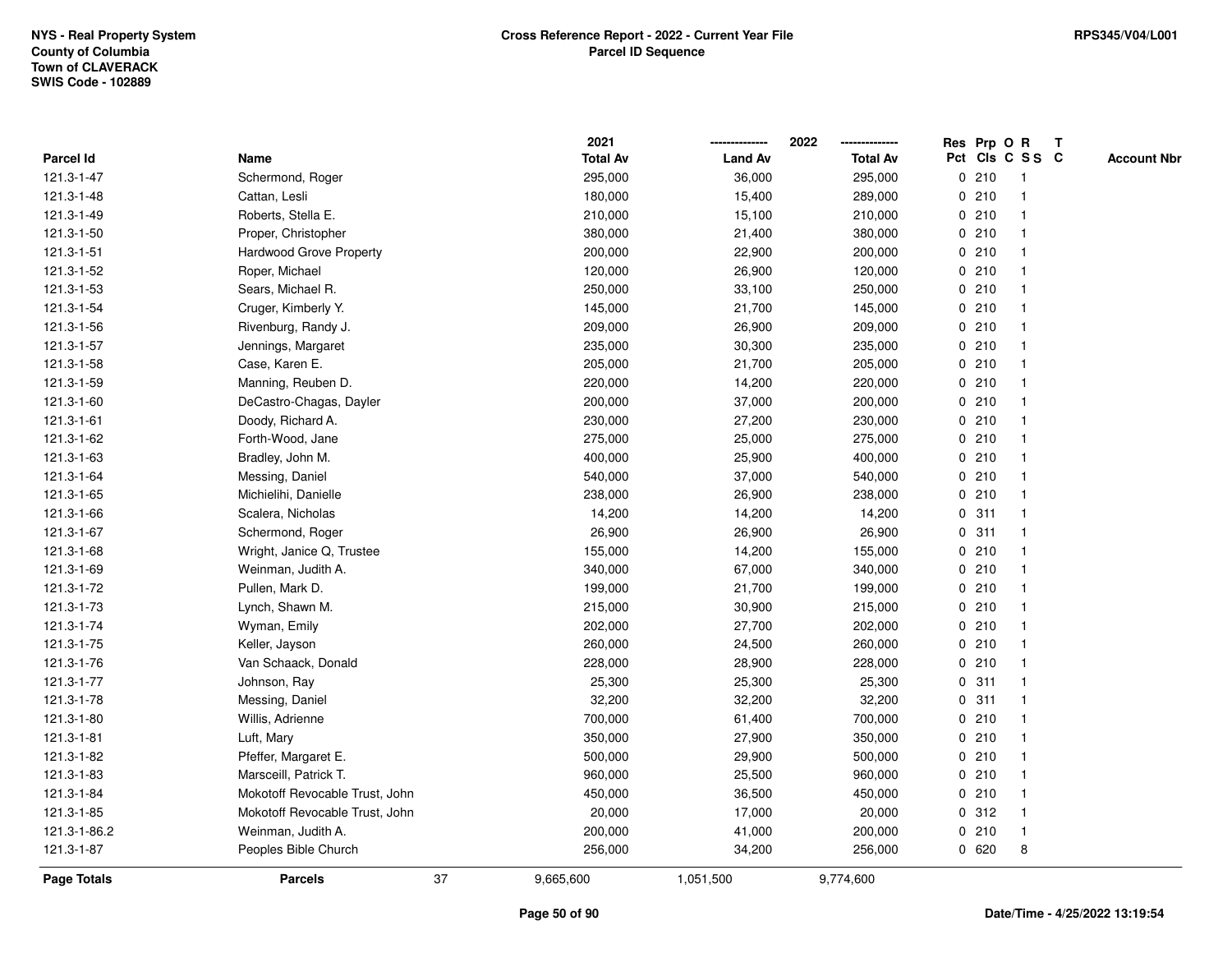NYS - Real Property System
County of Columbia
Town of CLAVERACK
SWIS Code - 102889

**Cross Reference Report - 2022 - Current Year File**
**Parcel ID Sequence**

RPS345/V04/L001

| Parcel Id | Name | 2021 Total Av | 2022 Land Av | 2022 Total Av | Res Pct | Prp Cls | O C | R S S | T C | Account Nbr |
|---|---|---|---|---|---|---|---|---|---|---|
| 121.3-1-47 | Schermond, Roger | 295,000 | 36,000 | 295,000 | 0 | 210 | | 1 | | |
| 121.3-1-48 | Cattan, Lesli | 180,000 | 15,400 | 289,000 | 0 | 210 | | 1 | | |
| 121.3-1-49 | Roberts, Stella E. | 210,000 | 15,100 | 210,000 | 0 | 210 | | 1 | | |
| 121.3-1-50 | Proper, Christopher | 380,000 | 21,400 | 380,000 | 0 | 210 | | 1 | | |
| 121.3-1-51 | Hardwood Grove Property | 200,000 | 22,900 | 200,000 | 0 | 210 | | 1 | | |
| 121.3-1-52 | Roper, Michael | 120,000 | 26,900 | 120,000 | 0 | 210 | | 1 | | |
| 121.3-1-53 | Sears, Michael R. | 250,000 | 33,100 | 250,000 | 0 | 210 | | 1 | | |
| 121.3-1-54 | Cruger, Kimberly Y. | 145,000 | 21,700 | 145,000 | 0 | 210 | | 1 | | |
| 121.3-1-56 | Rivenburg, Randy J. | 209,000 | 26,900 | 209,000 | 0 | 210 | | 1 | | |
| 121.3-1-57 | Jennings, Margaret | 235,000 | 30,300 | 235,000 | 0 | 210 | | 1 | | |
| 121.3-1-58 | Case, Karen E. | 205,000 | 21,700 | 205,000 | 0 | 210 | | 1 | | |
| 121.3-1-59 | Manning, Reuben D. | 220,000 | 14,200 | 220,000 | 0 | 210 | | 1 | | |
| 121.3-1-60 | DeCastro-Chagas, Dayler | 200,000 | 37,000 | 200,000 | 0 | 210 | | 1 | | |
| 121.3-1-61 | Doody, Richard A. | 230,000 | 27,200 | 230,000 | 0 | 210 | | 1 | | |
| 121.3-1-62 | Forth-Wood, Jane | 275,000 | 25,000 | 275,000 | 0 | 210 | | 1 | | |
| 121.3-1-63 | Bradley, John M. | 400,000 | 25,900 | 400,000 | 0 | 210 | | 1 | | |
| 121.3-1-64 | Messing, Daniel | 540,000 | 37,000 | 540,000 | 0 | 210 | | 1 | | |
| 121.3-1-65 | Michielihi, Danielle | 238,000 | 26,900 | 238,000 | 0 | 210 | | 1 | | |
| 121.3-1-66 | Scalera, Nicholas | 14,200 | 14,200 | 14,200 | 0 | 311 | | 1 | | |
| 121.3-1-67 | Schermond, Roger | 26,900 | 26,900 | 26,900 | 0 | 311 | | 1 | | |
| 121.3-1-68 | Wright, Janice Q, Trustee | 155,000 | 14,200 | 155,000 | 0 | 210 | | 1 | | |
| 121.3-1-69 | Weinman, Judith A. | 340,000 | 67,000 | 340,000 | 0 | 210 | | 1 | | |
| 121.3-1-72 | Pullen, Mark D. | 199,000 | 21,700 | 199,000 | 0 | 210 | | 1 | | |
| 121.3-1-73 | Lynch, Shawn M. | 215,000 | 30,900 | 215,000 | 0 | 210 | | 1 | | |
| 121.3-1-74 | Wyman, Emily | 202,000 | 27,700 | 202,000 | 0 | 210 | | 1 | | |
| 121.3-1-75 | Keller, Jayson | 260,000 | 24,500 | 260,000 | 0 | 210 | | 1 | | |
| 121.3-1-76 | Van Schaack, Donald | 228,000 | 28,900 | 228,000 | 0 | 210 | | 1 | | |
| 121.3-1-77 | Johnson, Ray | 25,300 | 25,300 | 25,300 | 0 | 311 | | 1 | | |
| 121.3-1-78 | Messing, Daniel | 32,200 | 32,200 | 32,200 | 0 | 311 | | 1 | | |
| 121.3-1-80 | Willis, Adrienne | 700,000 | 61,400 | 700,000 | 0 | 210 | | 1 | | |
| 121.3-1-81 | Luft, Mary | 350,000 | 27,900 | 350,000 | 0 | 210 | | 1 | | |
| 121.3-1-82 | Pfeffer, Margaret E. | 500,000 | 29,900 | 500,000 | 0 | 210 | | 1 | | |
| 121.3-1-83 | Marsceill, Patrick T. | 960,000 | 25,500 | 960,000 | 0 | 210 | | 1 | | |
| 121.3-1-84 | Mokotoff Revocable Trust, John | 450,000 | 36,500 | 450,000 | 0 | 210 | | 1 | | |
| 121.3-1-85 | Mokotoff Revocable Trust, John | 20,000 | 17,000 | 20,000 | 0 | 312 | | 1 | | |
| 121.3-1-86.2 | Weinman, Judith A. | 200,000 | 41,000 | 200,000 | 0 | 210 | | 1 | | |
| 121.3-1-87 | Peoples Bible Church | 256,000 | 34,200 | 256,000 | 0 | 620 | | 8 | | |
| **Page Totals** | **Parcels** 37 | 9,665,600 | 1,051,500 | 9,774,600 | | | | | | |

Date/Time - 4/25/2022 13:19:54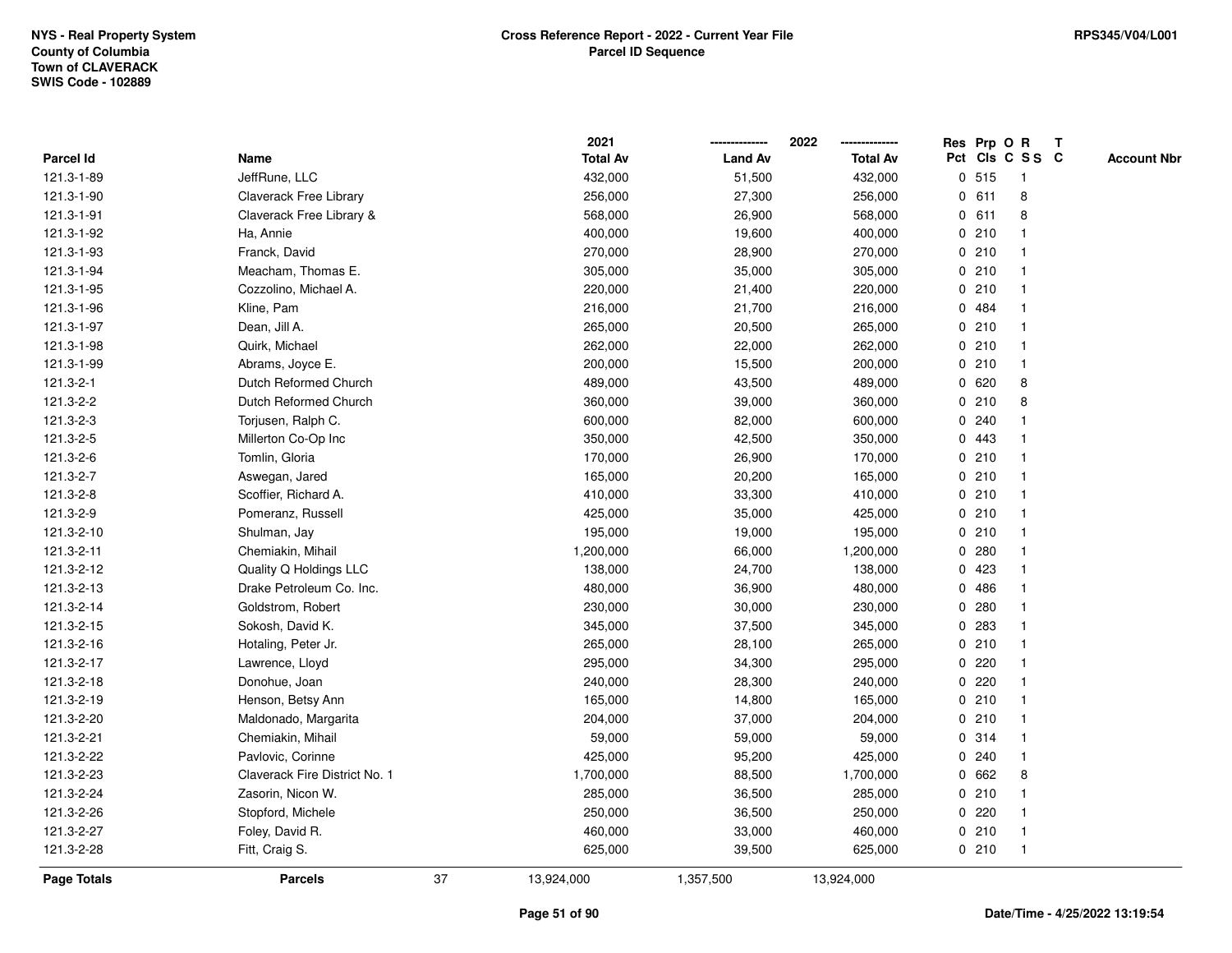| Parcel Id | Name | 2021 Total Av | 2022 Land Av | 2022 Total Av | Res Pct | Prp Cls | O C | R SS | T C | Account Nbr |
|---|---|---|---|---|---|---|---|---|---|---|
| 121.3-1-89 | JeffRune, LLC | 432,000 | 51,500 | 432,000 | 0 | 515 | | 1 | | |
| 121.3-1-90 | Claverack Free Library | 256,000 | 27,300 | 256,000 | 0 | 611 | | 8 | | |
| 121.3-1-91 | Claverack Free Library & | 568,000 | 26,900 | 568,000 | 0 | 611 | | 8 | | |
| 121.3-1-92 | Ha, Annie | 400,000 | 19,600 | 400,000 | 0 | 210 | | 1 | | |
| 121.3-1-93 | Franck, David | 270,000 | 28,900 | 270,000 | 0 | 210 | | 1 | | |
| 121.3-1-94 | Meacham, Thomas E. | 305,000 | 35,000 | 305,000 | 0 | 210 | | 1 | | |
| 121.3-1-95 | Cozzolino, Michael A. | 220,000 | 21,400 | 220,000 | 0 | 210 | | 1 | | |
| 121.3-1-96 | Kline, Pam | 216,000 | 21,700 | 216,000 | 0 | 484 | | 1 | | |
| 121.3-1-97 | Dean, Jill A. | 265,000 | 20,500 | 265,000 | 0 | 210 | | 1 | | |
| 121.3-1-98 | Quirk, Michael | 262,000 | 22,000 | 262,000 | 0 | 210 | | 1 | | |
| 121.3-1-99 | Abrams, Joyce E. | 200,000 | 15,500 | 200,000 | 0 | 210 | | 1 | | |
| 121.3-2-1 | Dutch Reformed Church | 489,000 | 43,500 | 489,000 | 0 | 620 | | 8 | | |
| 121.3-2-2 | Dutch Reformed Church | 360,000 | 39,000 | 360,000 | 0 | 210 | | 8 | | |
| 121.3-2-3 | Torjusen, Ralph C. | 600,000 | 82,000 | 600,000 | 0 | 240 | | 1 | | |
| 121.3-2-5 | Millerton Co-Op Inc | 350,000 | 42,500 | 350,000 | 0 | 443 | | 1 | | |
| 121.3-2-6 | Tomlin, Gloria | 170,000 | 26,900 | 170,000 | 0 | 210 | | 1 | | |
| 121.3-2-7 | Aswegan, Jared | 165,000 | 20,200 | 165,000 | 0 | 210 | | 1 | | |
| 121.3-2-8 | Scoffier, Richard A. | 410,000 | 33,300 | 410,000 | 0 | 210 | | 1 | | |
| 121.3-2-9 | Pomeranz, Russell | 425,000 | 35,000 | 425,000 | 0 | 210 | | 1 | | |
| 121.3-2-10 | Shulman, Jay | 195,000 | 19,000 | 195,000 | 0 | 210 | | 1 | | |
| 121.3-2-11 | Chemiakin, Mihail | 1,200,000 | 66,000 | 1,200,000 | 0 | 280 | | 1 | | |
| 121.3-2-12 | Quality Q Holdings LLC | 138,000 | 24,700 | 138,000 | 0 | 423 | | 1 | | |
| 121.3-2-13 | Drake Petroleum Co. Inc. | 480,000 | 36,900 | 480,000 | 0 | 486 | | 1 | | |
| 121.3-2-14 | Goldstrom, Robert | 230,000 | 30,000 | 230,000 | 0 | 280 | | 1 | | |
| 121.3-2-15 | Sokosh, David K. | 345,000 | 37,500 | 345,000 | 0 | 283 | | 1 | | |
| 121.3-2-16 | Hotaling, Peter Jr. | 265,000 | 28,100 | 265,000 | 0 | 210 | | 1 | | |
| 121.3-2-17 | Lawrence, Lloyd | 295,000 | 34,300 | 295,000 | 0 | 220 | | 1 | | |
| 121.3-2-18 | Donohue, Joan | 240,000 | 28,300 | 240,000 | 0 | 220 | | 1 | | |
| 121.3-2-19 | Henson, Betsy Ann | 165,000 | 14,800 | 165,000 | 0 | 210 | | 1 | | |
| 121.3-2-20 | Maldonado, Margarita | 204,000 | 37,000 | 204,000 | 0 | 210 | | 1 | | |
| 121.3-2-21 | Chemiakin, Mihail | 59,000 | 59,000 | 59,000 | 0 | 314 | | 1 | | |
| 121.3-2-22 | Pavlovic, Corinne | 425,000 | 95,200 | 425,000 | 0 | 240 | | 1 | | |
| 121.3-2-23 | Claverack Fire District No. 1 | 1,700,000 | 88,500 | 1,700,000 | 0 | 662 | | 8 | | |
| 121.3-2-24 | Zasorin, Nicon W. | 285,000 | 36,500 | 285,000 | 0 | 210 | | 1 | | |
| 121.3-2-26 | Stopford, Michele | 250,000 | 36,500 | 250,000 | 0 | 220 | | 1 | | |
| 121.3-2-27 | Foley, David R. | 460,000 | 33,000 | 460,000 | 0 | 210 | | 1 | | |
| 121.3-2-28 | Fitt, Craig S. | 625,000 | 39,500 | 625,000 | 0 | 210 | | 1 | | |
| **Page Totals** | **Parcels** 37 | 13,924,000 | 1,357,500 | 13,924,000 | | | | | | |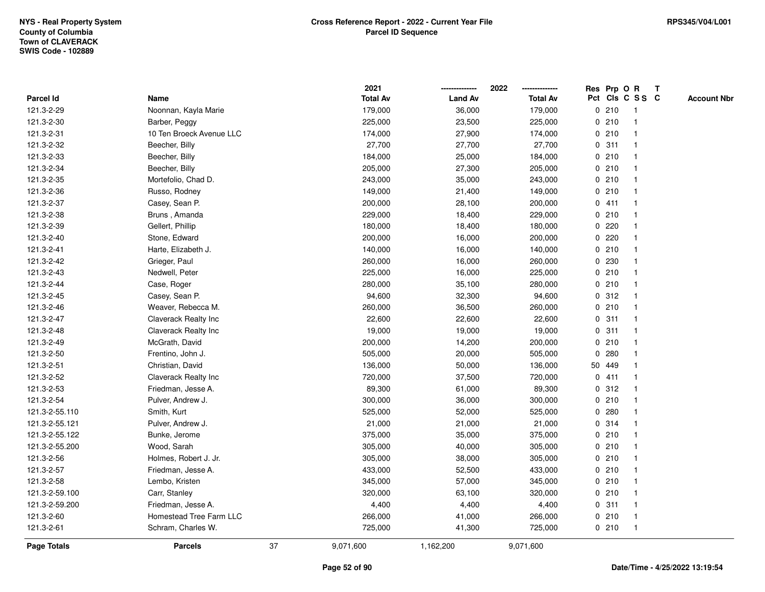NYS - Real Property System
County of Columbia
Town of CLAVERACK
SWIS Code - 102889

RPS345/V04/L001

**Cross Reference Report - 2022 - Current Year File**
**Parcel ID Sequence**

| Parcel Id | Name | 2021 Total Av | 2022 Land Av | 2022 Total Av | Res Pct | Prp Cls | O C | R S S | T C | Account Nbr |
|---|---|---|---|---|---|---|---|---|---|---|
| 121.3-2-29 | Noonnan, Kayla Marie | 179,000 | 36,000 | 179,000 | 0 | 210 | | 1 | | |
| 121.3-2-30 | Barber, Peggy | 225,000 | 23,500 | 225,000 | 0 | 210 | | 1 | | |
| 121.3-2-31 | 10 Ten Broeck Avenue LLC | 174,000 | 27,900 | 174,000 | 0 | 210 | | 1 | | |
| 121.3-2-32 | Beecher, Billy | 27,700 | 27,700 | 27,700 | 0 | 311 | | 1 | | |
| 121.3-2-33 | Beecher, Billy | 184,000 | 25,000 | 184,000 | 0 | 210 | | 1 | | |
| 121.3-2-34 | Beecher, Billy | 205,000 | 27,300 | 205,000 | 0 | 210 | | 1 | | |
| 121.3-2-35 | Mortefolio, Chad D. | 243,000 | 35,000 | 243,000 | 0 | 210 | | 1 | | |
| 121.3-2-36 | Russo, Rodney | 149,000 | 21,400 | 149,000 | 0 | 210 | | 1 | | |
| 121.3-2-37 | Casey, Sean P. | 200,000 | 28,100 | 200,000 | 0 | 411 | | 1 | | |
| 121.3-2-38 | Bruns , Amanda | 229,000 | 18,400 | 229,000 | 0 | 210 | | 1 | | |
| 121.3-2-39 | Gellert, Phillip | 180,000 | 18,400 | 180,000 | 0 | 220 | | 1 | | |
| 121.3-2-40 | Stone, Edward | 200,000 | 16,000 | 200,000 | 0 | 220 | | 1 | | |
| 121.3-2-41 | Harte, Elizabeth J. | 140,000 | 16,000 | 140,000 | 0 | 210 | | 1 | | |
| 121.3-2-42 | Grieger, Paul | 260,000 | 16,000 | 260,000 | 0 | 230 | | 1 | | |
| 121.3-2-43 | Nedwell, Peter | 225,000 | 16,000 | 225,000 | 0 | 210 | | 1 | | |
| 121.3-2-44 | Case, Roger | 280,000 | 35,100 | 280,000 | 0 | 210 | | 1 | | |
| 121.3-2-45 | Casey, Sean P. | 94,600 | 32,300 | 94,600 | 0 | 312 | | 1 | | |
| 121.3-2-46 | Weaver, Rebecca M. | 260,000 | 36,500 | 260,000 | 0 | 210 | | 1 | | |
| 121.3-2-47 | Claverack Realty Inc | 22,600 | 22,600 | 22,600 | 0 | 311 | | 1 | | |
| 121.3-2-48 | Claverack Realty Inc | 19,000 | 19,000 | 19,000 | 0 | 311 | | 1 | | |
| 121.3-2-49 | McGrath, David | 200,000 | 14,200 | 200,000 | 0 | 210 | | 1 | | |
| 121.3-2-50 | Frentino, John J. | 505,000 | 20,000 | 505,000 | 0 | 280 | | 1 | | |
| 121.3-2-51 | Christian, David | 136,000 | 50,000 | 136,000 | 50 | 449 | | 1 | | |
| 121.3-2-52 | Claverack Realty Inc | 720,000 | 37,500 | 720,000 | 0 | 411 | | 1 | | |
| 121.3-2-53 | Friedman, Jesse A. | 89,300 | 61,000 | 89,300 | 0 | 312 | | 1 | | |
| 121.3-2-54 | Pulver, Andrew J. | 300,000 | 36,000 | 300,000 | 0 | 210 | | 1 | | |
| 121.3-2-55.110 | Smith, Kurt | 525,000 | 52,000 | 525,000 | 0 | 280 | | 1 | | |
| 121.3-2-55.121 | Pulver, Andrew J. | 21,000 | 21,000 | 21,000 | 0 | 314 | | 1 | | |
| 121.3-2-55.122 | Bunke, Jerome | 375,000 | 35,000 | 375,000 | 0 | 210 | | 1 | | |
| 121.3-2-55.200 | Wood, Sarah | 305,000 | 40,000 | 305,000 | 0 | 210 | | 1 | | |
| 121.3-2-56 | Holmes, Robert J. Jr. | 305,000 | 38,000 | 305,000 | 0 | 210 | | 1 | | |
| 121.3-2-57 | Friedman, Jesse A. | 433,000 | 52,500 | 433,000 | 0 | 210 | | 1 | | |
| 121.3-2-58 | Lembo, Kristen | 345,000 | 57,000 | 345,000 | 0 | 210 | | 1 | | |
| 121.3-2-59.100 | Carr, Stanley | 320,000 | 63,100 | 320,000 | 0 | 210 | | 1 | | |
| 121.3-2-59.200 | Friedman, Jesse A. | 4,400 | 4,400 | 4,400 | 0 | 311 | | 1 | | |
| 121.3-2-60 | Homestead Tree Farm LLC | 266,000 | 41,000 | 266,000 | 0 | 210 | | 1 | | |
| 121.3-2-61 | Schram, Charles W. | 725,000 | 41,300 | 725,000 | 0 | 210 | | 1 | | |
| **Page Totals** | **Parcels** 37 | 9,071,600 | 1,162,200 | 9,071,600 | | | | | | |

Date/Time - 4/25/2022 13:19:54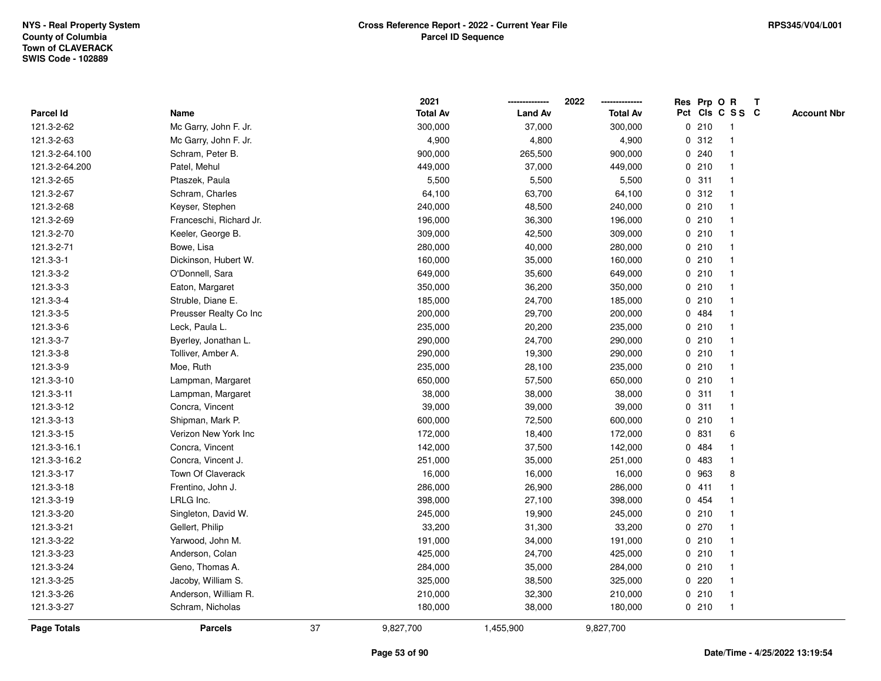NYS - Real Property System
County of Columbia
Town of CLAVERACK
SWIS Code - 102889

**Cross Reference Report - 2022 - Current Year File**
**Parcel ID Sequence**

RPS345/V04/L001

| Parcel Id | Name | 2021 Total Av | 2022 Land Av | 2022 Total Av | Res Pct | Prp Cls | O C | R SS | T C | Account Nbr |
|---|---|---|---|---|---|---|---|---|---|---|
| 121.3-2-62 | Mc Garry, John F. Jr. | 300,000 | 37,000 | 300,000 | 0 | 210 | | 1 | | |
| 121.3-2-63 | Mc Garry, John F. Jr. | 4,900 | 4,800 | 4,900 | 0 | 312 | | 1 | | |
| 121.3-2-64.100 | Schram, Peter B. | 900,000 | 265,500 | 900,000 | 0 | 240 | | 1 | | |
| 121.3-2-64.200 | Patel, Mehul | 449,000 | 37,000 | 449,000 | 0 | 210 | | 1 | | |
| 121.3-2-65 | Ptaszek, Paula | 5,500 | 5,500 | 5,500 | 0 | 311 | | 1 | | |
| 121.3-2-67 | Schram, Charles | 64,100 | 63,700 | 64,100 | 0 | 312 | | 1 | | |
| 121.3-2-68 | Keyser, Stephen | 240,000 | 48,500 | 240,000 | 0 | 210 | | 1 | | |
| 121.3-2-69 | Franceschi, Richard Jr. | 196,000 | 36,300 | 196,000 | 0 | 210 | | 1 | | |
| 121.3-2-70 | Keeler, George B. | 309,000 | 42,500 | 309,000 | 0 | 210 | | 1 | | |
| 121.3-2-71 | Bowe, Lisa | 280,000 | 40,000 | 280,000 | 0 | 210 | | 1 | | |
| 121.3-3-1 | Dickinson, Hubert W. | 160,000 | 35,000 | 160,000 | 0 | 210 | | 1 | | |
| 121.3-3-2 | O'Donnell, Sara | 649,000 | 35,600 | 649,000 | 0 | 210 | | 1 | | |
| 121.3-3-3 | Eaton, Margaret | 350,000 | 36,200 | 350,000 | 0 | 210 | | 1 | | |
| 121.3-3-4 | Struble, Diane E. | 185,000 | 24,700 | 185,000 | 0 | 210 | | 1 | | |
| 121.3-3-5 | Preusser Realty Co Inc | 200,000 | 29,700 | 200,000 | 0 | 484 | | 1 | | |
| 121.3-3-6 | Leck, Paula L. | 235,000 | 20,200 | 235,000 | 0 | 210 | | 1 | | |
| 121.3-3-7 | Byerley, Jonathan L. | 290,000 | 24,700 | 290,000 | 0 | 210 | | 1 | | |
| 121.3-3-8 | Tolliver, Amber A. | 290,000 | 19,300 | 290,000 | 0 | 210 | | 1 | | |
| 121.3-3-9 | Moe, Ruth | 235,000 | 28,100 | 235,000 | 0 | 210 | | 1 | | |
| 121.3-3-10 | Lampman, Margaret | 650,000 | 57,500 | 650,000 | 0 | 210 | | 1 | | |
| 121.3-3-11 | Lampman, Margaret | 38,000 | 38,000 | 38,000 | 0 | 311 | | 1 | | |
| 121.3-3-12 | Concra, Vincent | 39,000 | 39,000 | 39,000 | 0 | 311 | | 1 | | |
| 121.3-3-13 | Shipman, Mark P. | 600,000 | 72,500 | 600,000 | 0 | 210 | | 1 | | |
| 121.3-3-15 | Verizon New York Inc | 172,000 | 18,400 | 172,000 | 0 | 831 | | 6 | | |
| 121.3-3-16.1 | Concra, Vincent | 142,000 | 37,500 | 142,000 | 0 | 484 | | 1 | | |
| 121.3-3-16.2 | Concra, Vincent J. | 251,000 | 35,000 | 251,000 | 0 | 483 | | 1 | | |
| 121.3-3-17 | Town Of Claverack | 16,000 | 16,000 | 16,000 | 0 | 963 | | 8 | | |
| 121.3-3-18 | Frentino, John J. | 286,000 | 26,900 | 286,000 | 0 | 411 | | 1 | | |
| 121.3-3-19 | LRLG Inc. | 398,000 | 27,100 | 398,000 | 0 | 454 | | 1 | | |
| 121.3-3-20 | Singleton, David W. | 245,000 | 19,900 | 245,000 | 0 | 210 | | 1 | | |
| 121.3-3-21 | Gellert, Philip | 33,200 | 31,300 | 33,200 | 0 | 270 | | 1 | | |
| 121.3-3-22 | Yarwood, John M. | 191,000 | 34,000 | 191,000 | 0 | 210 | | 1 | | |
| 121.3-3-23 | Anderson, Colan | 425,000 | 24,700 | 425,000 | 0 | 210 | | 1 | | |
| 121.3-3-24 | Geno, Thomas A. | 284,000 | 35,000 | 284,000 | 0 | 210 | | 1 | | |
| 121.3-3-25 | Jacoby, William S. | 325,000 | 38,500 | 325,000 | 0 | 220 | | 1 | | |
| 121.3-3-26 | Anderson, William R. | 210,000 | 32,300 | 210,000 | 0 | 210 | | 1 | | |
| 121.3-3-27 | Schram, Nicholas | 180,000 | 38,000 | 180,000 | 0 | 210 | | 1 | | |
| **Page Totals** | **Parcels** 37 | 9,827,700 | 1,455,900 | 9,827,700 | | | | | | |

Date/Time - 4/25/2022 13:19:54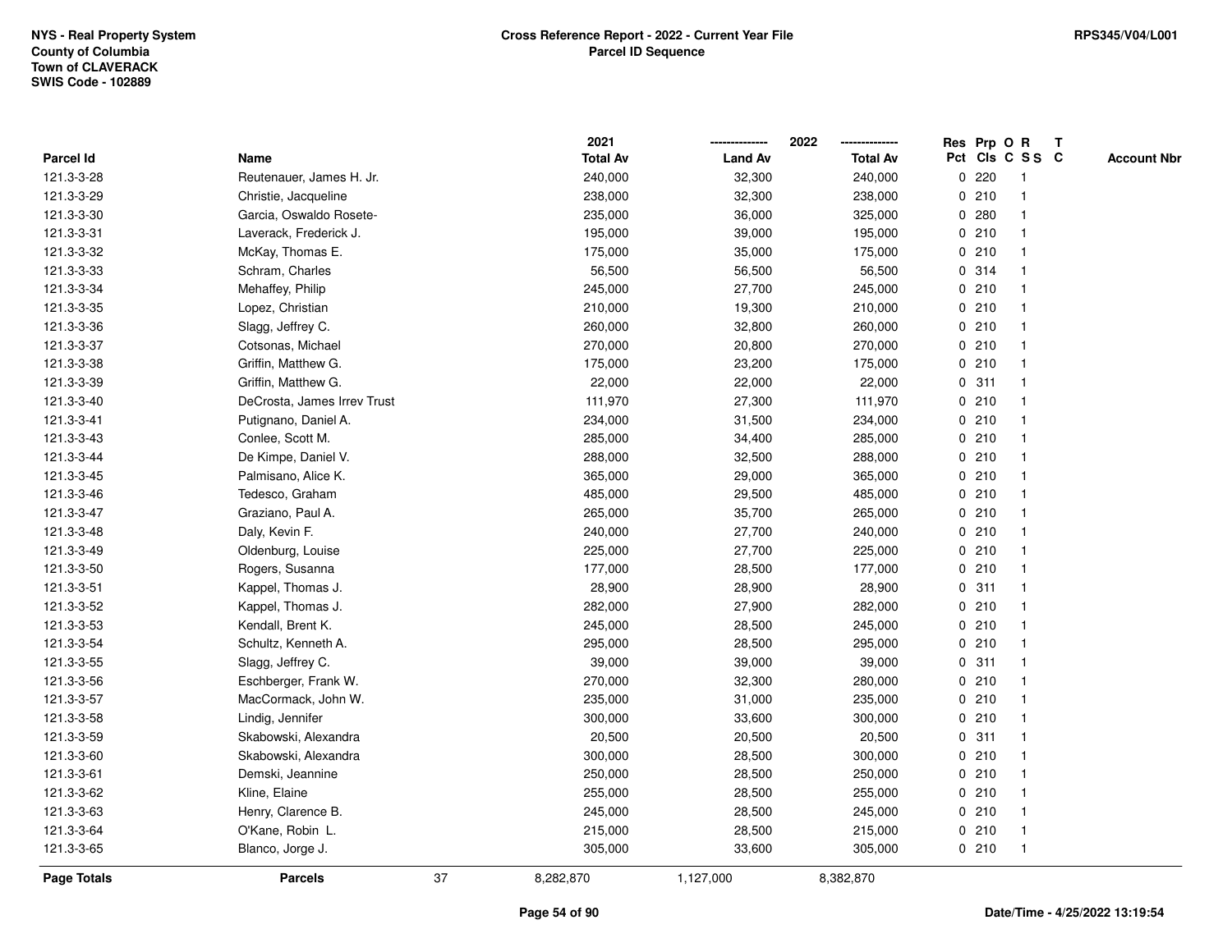NYS - Real Property System
County of Columbia
Town of CLAVERACK
SWIS Code - 102889

**Cross Reference Report - 2022 - Current Year File**
**Parcel ID Sequence**

RPS345/V04/L001

| Parcel Id | Name | 2021 Total Av | 2022 Land Av | 2022 Total Av | Res Pct | Prp Cls | O C | R S S | T C | Account Nbr |
|---|---|---|---|---|---|---|---|---|---|---|
| 121.3-3-28 | Reutenauer, James H. Jr. | 240,000 | 32,300 | 240,000 | 0 | 220 | | 1 | | |
| 121.3-3-29 | Christie, Jacqueline | 238,000 | 32,300 | 238,000 | 0 | 210 | | 1 | | |
| 121.3-3-30 | Garcia, Oswaldo Rosete- | 235,000 | 36,000 | 325,000 | 0 | 280 | | 1 | | |
| 121.3-3-31 | Laverack, Frederick J. | 195,000 | 39,000 | 195,000 | 0 | 210 | | 1 | | |
| 121.3-3-32 | McKay, Thomas E. | 175,000 | 35,000 | 175,000 | 0 | 210 | | 1 | | |
| 121.3-3-33 | Schram, Charles | 56,500 | 56,500 | 56,500 | 0 | 314 | | 1 | | |
| 121.3-3-34 | Mehaffey, Philip | 245,000 | 27,700 | 245,000 | 0 | 210 | | 1 | | |
| 121.3-3-35 | Lopez, Christian | 210,000 | 19,300 | 210,000 | 0 | 210 | | 1 | | |
| 121.3-3-36 | Slagg, Jeffrey C. | 260,000 | 32,800 | 260,000 | 0 | 210 | | 1 | | |
| 121.3-3-37 | Cotsonas, Michael | 270,000 | 20,800 | 270,000 | 0 | 210 | | 1 | | |
| 121.3-3-38 | Griffin, Matthew G. | 175,000 | 23,200 | 175,000 | 0 | 210 | | 1 | | |
| 121.3-3-39 | Griffin, Matthew G. | 22,000 | 22,000 | 22,000 | 0 | 311 | | 1 | | |
| 121.3-3-40 | DeCrosta, James Irrev Trust | 111,970 | 27,300 | 111,970 | 0 | 210 | | 1 | | |
| 121.3-3-41 | Putignano, Daniel A. | 234,000 | 31,500 | 234,000 | 0 | 210 | | 1 | | |
| 121.3-3-43 | Conlee, Scott M. | 285,000 | 34,400 | 285,000 | 0 | 210 | | 1 | | |
| 121.3-3-44 | De Kimpe, Daniel V. | 288,000 | 32,500 | 288,000 | 0 | 210 | | 1 | | |
| 121.3-3-45 | Palmisano, Alice K. | 365,000 | 29,000 | 365,000 | 0 | 210 | | 1 | | |
| 121.3-3-46 | Tedesco, Graham | 485,000 | 29,500 | 485,000 | 0 | 210 | | 1 | | |
| 121.3-3-47 | Graziano, Paul A. | 265,000 | 35,700 | 265,000 | 0 | 210 | | 1 | | |
| 121.3-3-48 | Daly, Kevin F. | 240,000 | 27,700 | 240,000 | 0 | 210 | | 1 | | |
| 121.3-3-49 | Oldenburg, Louise | 225,000 | 27,700 | 225,000 | 0 | 210 | | 1 | | |
| 121.3-3-50 | Rogers, Susanna | 177,000 | 28,500 | 177,000 | 0 | 210 | | 1 | | |
| 121.3-3-51 | Kappel, Thomas J. | 28,900 | 28,900 | 28,900 | 0 | 311 | | 1 | | |
| 121.3-3-52 | Kappel, Thomas J. | 282,000 | 27,900 | 282,000 | 0 | 210 | | 1 | | |
| 121.3-3-53 | Kendall, Brent K. | 245,000 | 28,500 | 245,000 | 0 | 210 | | 1 | | |
| 121.3-3-54 | Schultz, Kenneth A. | 295,000 | 28,500 | 295,000 | 0 | 210 | | 1 | | |
| 121.3-3-55 | Slagg, Jeffrey C. | 39,000 | 39,000 | 39,000 | 0 | 311 | | 1 | | |
| 121.3-3-56 | Eschberger, Frank W. | 270,000 | 32,300 | 280,000 | 0 | 210 | | 1 | | |
| 121.3-3-57 | MacCormack, John W. | 235,000 | 31,000 | 235,000 | 0 | 210 | | 1 | | |
| 121.3-3-58 | Lindig, Jennifer | 300,000 | 33,600 | 300,000 | 0 | 210 | | 1 | | |
| 121.3-3-59 | Skabowski, Alexandra | 20,500 | 20,500 | 20,500 | 0 | 311 | | 1 | | |
| 121.3-3-60 | Skabowski, Alexandra | 300,000 | 28,500 | 300,000 | 0 | 210 | | 1 | | |
| 121.3-3-61 | Demski, Jeannine | 250,000 | 28,500 | 250,000 | 0 | 210 | | 1 | | |
| 121.3-3-62 | Kline, Elaine | 255,000 | 28,500 | 255,000 | 0 | 210 | | 1 | | |
| 121.3-3-63 | Henry, Clarence B. | 245,000 | 28,500 | 245,000 | 0 | 210 | | 1 | | |
| 121.3-3-64 | O'Kane, Robin L. | 215,000 | 28,500 | 215,000 | 0 | 210 | | 1 | | |
| 121.3-3-65 | Blanco, Jorge J. | 305,000 | 33,600 | 305,000 | 0 | 210 | | 1 | | |
| **Page Totals** | **Parcels** 37 | 8,282,870 | 1,127,000 | 8,382,870 | | | | | | |

Date/Time - 4/25/2022 13:19:54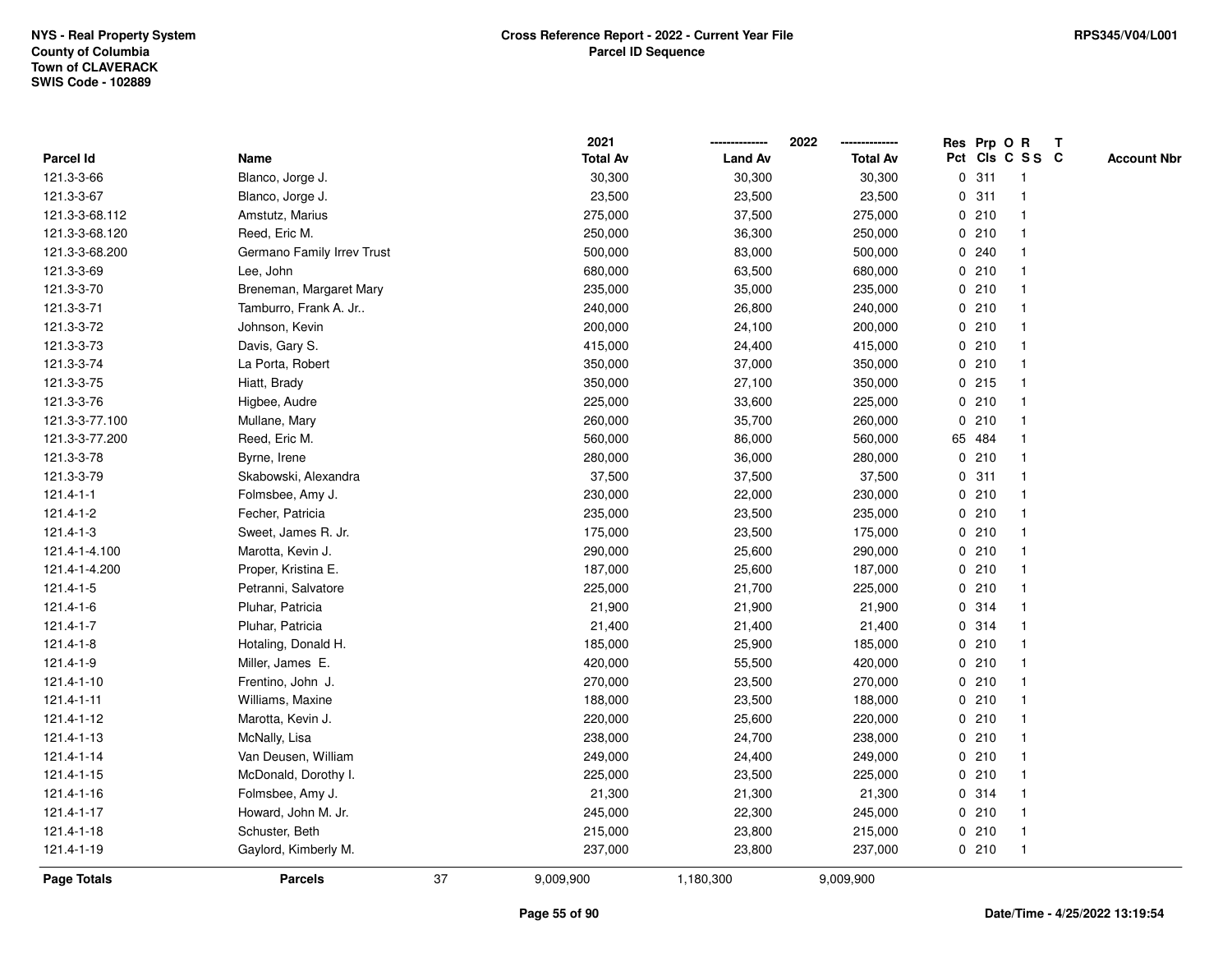NYS - Real Property System
County of Columbia
Town of CLAVERACK
SWIS Code - 102889

**Cross Reference Report - 2022 - Current Year File**
**Parcel ID Sequence**

RPS345/V04/L001

| Parcel Id | Name | 2021 Total Av | 2022 Land Av | 2022 Total Av | Res Pct | Prp Cls | O C | R S S | T C | Account Nbr |
|---|---|---|---|---|---|---|---|---|---|---|
| 121.3-3-66 | Blanco, Jorge J. | 30,300 | 30,300 | 30,300 | 0 | 311 | | 1 | | |
| 121.3-3-67 | Blanco, Jorge J. | 23,500 | 23,500 | 23,500 | 0 | 311 | | 1 | | |
| 121.3-3-68.112 | Amstutz, Marius | 275,000 | 37,500 | 275,000 | 0 | 210 | | 1 | | |
| 121.3-3-68.120 | Reed, Eric M. | 250,000 | 36,300 | 250,000 | 0 | 210 | | 1 | | |
| 121.3-3-68.200 | Germano Family Irrev Trust | 500,000 | 83,000 | 500,000 | 0 | 240 | | 1 | | |
| 121.3-3-69 | Lee, John | 680,000 | 63,500 | 680,000 | 0 | 210 | | 1 | | |
| 121.3-3-70 | Breneman, Margaret Mary | 235,000 | 35,000 | 235,000 | 0 | 210 | | 1 | | |
| 121.3-3-71 | Tamburro, Frank A. Jr.. | 240,000 | 26,800 | 240,000 | 0 | 210 | | 1 | | |
| 121.3-3-72 | Johnson, Kevin | 200,000 | 24,100 | 200,000 | 0 | 210 | | 1 | | |
| 121.3-3-73 | Davis, Gary S. | 415,000 | 24,400 | 415,000 | 0 | 210 | | 1 | | |
| 121.3-3-74 | La Porta, Robert | 350,000 | 37,000 | 350,000 | 0 | 210 | | 1 | | |
| 121.3-3-75 | Hiatt, Brady | 350,000 | 27,100 | 350,000 | 0 | 215 | | 1 | | |
| 121.3-3-76 | Higbee, Audre | 225,000 | 33,600 | 225,000 | 0 | 210 | | 1 | | |
| 121.3-3-77.100 | Mullane, Mary | 260,000 | 35,700 | 260,000 | 0 | 210 | | 1 | | |
| 121.3-3-77.200 | Reed, Eric M. | 560,000 | 86,000 | 560,000 | 65 | 484 | | 1 | | |
| 121.3-3-78 | Byrne, Irene | 280,000 | 36,000 | 280,000 | 0 | 210 | | 1 | | |
| 121.3-3-79 | Skabowski, Alexandra | 37,500 | 37,500 | 37,500 | 0 | 311 | | 1 | | |
| 121.4-1-1 | Folmsbee, Amy J. | 230,000 | 22,000 | 230,000 | 0 | 210 | | 1 | | |
| 121.4-1-2 | Fecher, Patricia | 235,000 | 23,500 | 235,000 | 0 | 210 | | 1 | | |
| 121.4-1-3 | Sweet, James R. Jr. | 175,000 | 23,500 | 175,000 | 0 | 210 | | 1 | | |
| 121.4-1-4.100 | Marotta, Kevin J. | 290,000 | 25,600 | 290,000 | 0 | 210 | | 1 | | |
| 121.4-1-4.200 | Proper, Kristina E. | 187,000 | 25,600 | 187,000 | 0 | 210 | | 1 | | |
| 121.4-1-5 | Petranni, Salvatore | 225,000 | 21,700 | 225,000 | 0 | 210 | | 1 | | |
| 121.4-1-6 | Pluhar, Patricia | 21,900 | 21,900 | 21,900 | 0 | 314 | | 1 | | |
| 121.4-1-7 | Pluhar, Patricia | 21,400 | 21,400 | 21,400 | 0 | 314 | | 1 | | |
| 121.4-1-8 | Hotaling, Donald H. | 185,000 | 25,900 | 185,000 | 0 | 210 | | 1 | | |
| 121.4-1-9 | Miller, James E. | 420,000 | 55,500 | 420,000 | 0 | 210 | | 1 | | |
| 121.4-1-10 | Frentino, John J. | 270,000 | 23,500 | 270,000 | 0 | 210 | | 1 | | |
| 121.4-1-11 | Williams, Maxine | 188,000 | 23,500 | 188,000 | 0 | 210 | | 1 | | |
| 121.4-1-12 | Marotta, Kevin J. | 220,000 | 25,600 | 220,000 | 0 | 210 | | 1 | | |
| 121.4-1-13 | McNally, Lisa | 238,000 | 24,700 | 238,000 | 0 | 210 | | 1 | | |
| 121.4-1-14 | Van Deusen, William | 249,000 | 24,400 | 249,000 | 0 | 210 | | 1 | | |
| 121.4-1-15 | McDonald, Dorothy I. | 225,000 | 23,500 | 225,000 | 0 | 210 | | 1 | | |
| 121.4-1-16 | Folmsbee, Amy J. | 21,300 | 21,300 | 21,300 | 0 | 314 | | 1 | | |
| 121.4-1-17 | Howard, John M. Jr. | 245,000 | 22,300 | 245,000 | 0 | 210 | | 1 | | |
| 121.4-1-18 | Schuster, Beth | 215,000 | 23,800 | 215,000 | 0 | 210 | | 1 | | |
| 121.4-1-19 | Gaylord, Kimberly M. | 237,000 | 23,800 | 237,000 | 0 | 210 | | 1 | | |
| **Page Totals** | **Parcels** 37 | 9,009,900 | 1,180,300 | 9,009,900 | | | | | | |

Date/Time - 4/25/2022 13:19:54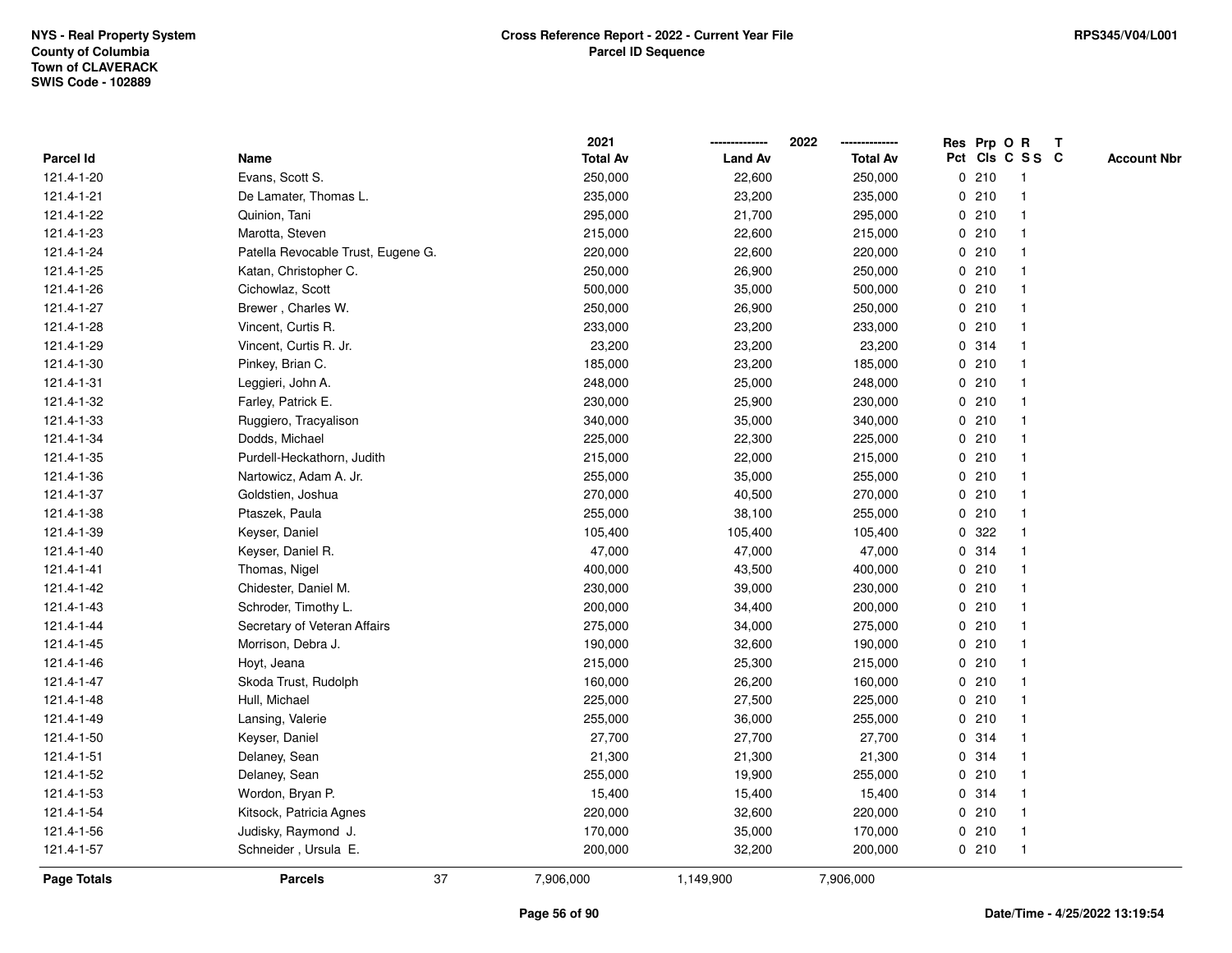NYS - Real Property System
County of Columbia
Town of CLAVERACK
SWIS Code - 102889

**Cross Reference Report - 2022 - Current Year File**
**Parcel ID Sequence**

RPS345/V04/L001

| Parcel Id | Name | 2021 Total Av | 2022 Land Av | 2022 Total Av | Res Pct | Prp Cls | O C | R S S | T C | Account Nbr |
|---|---|---|---|---|---|---|---|---|---|---|
| 121.4-1-20 | Evans, Scott S. | 250,000 | 22,600 | 250,000 | 0 | 210 | | 1 | | |
| 121.4-1-21 | De Lamater, Thomas L. | 235,000 | 23,200 | 235,000 | 0 | 210 | | 1 | | |
| 121.4-1-22 | Quinion, Tani | 295,000 | 21,700 | 295,000 | 0 | 210 | | 1 | | |
| 121.4-1-23 | Marotta, Steven | 215,000 | 22,600 | 215,000 | 0 | 210 | | 1 | | |
| 121.4-1-24 | Patella Revocable Trust, Eugene G. | 220,000 | 22,600 | 220,000 | 0 | 210 | | 1 | | |
| 121.4-1-25 | Katan, Christopher C. | 250,000 | 26,900 | 250,000 | 0 | 210 | | 1 | | |
| 121.4-1-26 | Cichowlaz, Scott | 500,000 | 35,000 | 500,000 | 0 | 210 | | 1 | | |
| 121.4-1-27 | Brewer , Charles W. | 250,000 | 26,900 | 250,000 | 0 | 210 | | 1 | | |
| 121.4-1-28 | Vincent, Curtis R. | 233,000 | 23,200 | 233,000 | 0 | 210 | | 1 | | |
| 121.4-1-29 | Vincent, Curtis R. Jr. | 23,200 | 23,200 | 23,200 | 0 | 314 | | 1 | | |
| 121.4-1-30 | Pinkey, Brian C. | 185,000 | 23,200 | 185,000 | 0 | 210 | | 1 | | |
| 121.4-1-31 | Leggieri, John A. | 248,000 | 25,000 | 248,000 | 0 | 210 | | 1 | | |
| 121.4-1-32 | Farley, Patrick E. | 230,000 | 25,900 | 230,000 | 0 | 210 | | 1 | | |
| 121.4-1-33 | Ruggiero, Tracyalison | 340,000 | 35,000 | 340,000 | 0 | 210 | | 1 | | |
| 121.4-1-34 | Dodds, Michael | 225,000 | 22,300 | 225,000 | 0 | 210 | | 1 | | |
| 121.4-1-35 | Purdell-Heckathorn, Judith | 215,000 | 22,000 | 215,000 | 0 | 210 | | 1 | | |
| 121.4-1-36 | Nartowicz, Adam A. Jr. | 255,000 | 35,000 | 255,000 | 0 | 210 | | 1 | | |
| 121.4-1-37 | Goldstien, Joshua | 270,000 | 40,500 | 270,000 | 0 | 210 | | 1 | | |
| 121.4-1-38 | Ptaszek, Paula | 255,000 | 38,100 | 255,000 | 0 | 210 | | 1 | | |
| 121.4-1-39 | Keyser, Daniel | 105,400 | 105,400 | 105,400 | 0 | 322 | | 1 | | |
| 121.4-1-40 | Keyser, Daniel R. | 47,000 | 47,000 | 47,000 | 0 | 314 | | 1 | | |
| 121.4-1-41 | Thomas, Nigel | 400,000 | 43,500 | 400,000 | 0 | 210 | | 1 | | |
| 121.4-1-42 | Chidester, Daniel M. | 230,000 | 39,000 | 230,000 | 0 | 210 | | 1 | | |
| 121.4-1-43 | Schroder, Timothy L. | 200,000 | 34,400 | 200,000 | 0 | 210 | | 1 | | |
| 121.4-1-44 | Secretary of Veteran Affairs | 275,000 | 34,000 | 275,000 | 0 | 210 | | 1 | | |
| 121.4-1-45 | Morrison, Debra J. | 190,000 | 32,600 | 190,000 | 0 | 210 | | 1 | | |
| 121.4-1-46 | Hoyt, Jeana | 215,000 | 25,300 | 215,000 | 0 | 210 | | 1 | | |
| 121.4-1-47 | Skoda Trust, Rudolph | 160,000 | 26,200 | 160,000 | 0 | 210 | | 1 | | |
| 121.4-1-48 | Hull, Michael | 225,000 | 27,500 | 225,000 | 0 | 210 | | 1 | | |
| 121.4-1-49 | Lansing, Valerie | 255,000 | 36,000 | 255,000 | 0 | 210 | | 1 | | |
| 121.4-1-50 | Keyser, Daniel | 27,700 | 27,700 | 27,700 | 0 | 314 | | 1 | | |
| 121.4-1-51 | Delaney, Sean | 21,300 | 21,300 | 21,300 | 0 | 314 | | 1 | | |
| 121.4-1-52 | Delaney, Sean | 255,000 | 19,900 | 255,000 | 0 | 210 | | 1 | | |
| 121.4-1-53 | Wordon, Bryan P. | 15,400 | 15,400 | 15,400 | 0 | 314 | | 1 | | |
| 121.4-1-54 | Kitsock, Patricia Agnes | 220,000 | 32,600 | 220,000 | 0 | 210 | | 1 | | |
| 121.4-1-56 | Judisky, Raymond J. | 170,000 | 35,000 | 170,000 | 0 | 210 | | 1 | | |
| 121.4-1-57 | Schneider , Ursula E. | 200,000 | 32,200 | 200,000 | 0 | 210 | | 1 | | |
| **Page Totals** | **Parcels** 37 | 7,906,000 | 1,149,900 | 7,906,000 | | | | | | |

**Date/Time - 4/25/2022 13:19:54**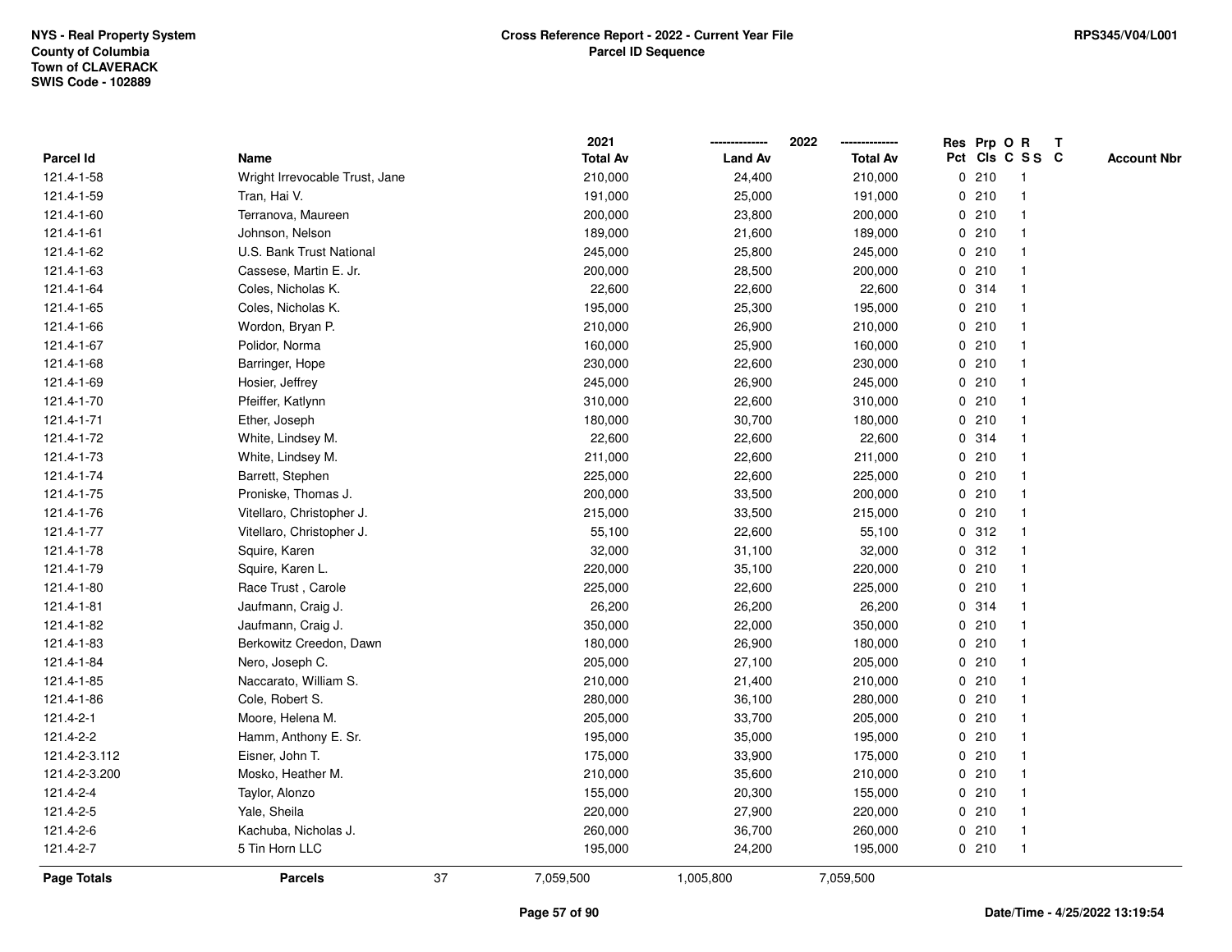NYS - Real Property System
County of Columbia
Town of CLAVERACK
SWIS Code - 102889

**Cross Reference Report - 2022 - Current Year File**
**Parcel ID Sequence**

RPS345/V04/L001

| Parcel Id | Name | 2021 Total Av | 2022 Land Av | 2022 Total Av | Res Pct | Prp Cls | O C | R S S | T C | Account Nbr |
|---|---|---|---|---|---|---|---|---|---|---|
| 121.4-1-58 | Wright Irrevocable Trust, Jane | 210,000 | 24,400 | 210,000 | 0 | 210 | | 1 | | |
| 121.4-1-59 | Tran, Hai V. | 191,000 | 25,000 | 191,000 | 0 | 210 | | 1 | | |
| 121.4-1-60 | Terranova, Maureen | 200,000 | 23,800 | 200,000 | 0 | 210 | | 1 | | |
| 121.4-1-61 | Johnson, Nelson | 189,000 | 21,600 | 189,000 | 0 | 210 | | 1 | | |
| 121.4-1-62 | U.S. Bank Trust National | 245,000 | 25,800 | 245,000 | 0 | 210 | | 1 | | |
| 121.4-1-63 | Cassese, Martin E. Jr. | 200,000 | 28,500 | 200,000 | 0 | 210 | | 1 | | |
| 121.4-1-64 | Coles, Nicholas K. | 22,600 | 22,600 | 22,600 | 0 | 314 | | 1 | | |
| 121.4-1-65 | Coles, Nicholas K. | 195,000 | 25,300 | 195,000 | 0 | 210 | | 1 | | |
| 121.4-1-66 | Wordon, Bryan P. | 210,000 | 26,900 | 210,000 | 0 | 210 | | 1 | | |
| 121.4-1-67 | Polidor, Norma | 160,000 | 25,900 | 160,000 | 0 | 210 | | 1 | | |
| 121.4-1-68 | Barringer, Hope | 230,000 | 22,600 | 230,000 | 0 | 210 | | 1 | | |
| 121.4-1-69 | Hosier, Jeffrey | 245,000 | 26,900 | 245,000 | 0 | 210 | | 1 | | |
| 121.4-1-70 | Pfeiffer, Katlynn | 310,000 | 22,600 | 310,000 | 0 | 210 | | 1 | | |
| 121.4-1-71 | Ether, Joseph | 180,000 | 30,700 | 180,000 | 0 | 210 | | 1 | | |
| 121.4-1-72 | White, Lindsey M. | 22,600 | 22,600 | 22,600 | 0 | 314 | | 1 | | |
| 121.4-1-73 | White, Lindsey M. | 211,000 | 22,600 | 211,000 | 0 | 210 | | 1 | | |
| 121.4-1-74 | Barrett, Stephen | 225,000 | 22,600 | 225,000 | 0 | 210 | | 1 | | |
| 121.4-1-75 | Proniske, Thomas J. | 200,000 | 33,500 | 200,000 | 0 | 210 | | 1 | | |
| 121.4-1-76 | Vitellaro, Christopher J. | 215,000 | 33,500 | 215,000 | 0 | 210 | | 1 | | |
| 121.4-1-77 | Vitellaro, Christopher J. | 55,100 | 22,600 | 55,100 | 0 | 312 | | 1 | | |
| 121.4-1-78 | Squire, Karen | 32,000 | 31,100 | 32,000 | 0 | 312 | | 1 | | |
| 121.4-1-79 | Squire, Karen L. | 220,000 | 35,100 | 220,000 | 0 | 210 | | 1 | | |
| 121.4-1-80 | Race Trust , Carole | 225,000 | 22,600 | 225,000 | 0 | 210 | | 1 | | |
| 121.4-1-81 | Jaufmann, Craig J. | 26,200 | 26,200 | 26,200 | 0 | 314 | | 1 | | |
| 121.4-1-82 | Jaufmann, Craig J. | 350,000 | 22,000 | 350,000 | 0 | 210 | | 1 | | |
| 121.4-1-83 | Berkowitz Creedon, Dawn | 180,000 | 26,900 | 180,000 | 0 | 210 | | 1 | | |
| 121.4-1-84 | Nero, Joseph C. | 205,000 | 27,100 | 205,000 | 0 | 210 | | 1 | | |
| 121.4-1-85 | Naccarato, William S. | 210,000 | 21,400 | 210,000 | 0 | 210 | | 1 | | |
| 121.4-1-86 | Cole, Robert S. | 280,000 | 36,100 | 280,000 | 0 | 210 | | 1 | | |
| 121.4-2-1 | Moore, Helena M. | 205,000 | 33,700 | 205,000 | 0 | 210 | | 1 | | |
| 121.4-2-2 | Hamm, Anthony E. Sr. | 195,000 | 35,000 | 195,000 | 0 | 210 | | 1 | | |
| 121.4-2-3.112 | Eisner, John T. | 175,000 | 33,900 | 175,000 | 0 | 210 | | 1 | | |
| 121.4-2-3.200 | Mosko, Heather M. | 210,000 | 35,600 | 210,000 | 0 | 210 | | 1 | | |
| 121.4-2-4 | Taylor, Alonzo | 155,000 | 20,300 | 155,000 | 0 | 210 | | 1 | | |
| 121.4-2-5 | Yale, Sheila | 220,000 | 27,900 | 220,000 | 0 | 210 | | 1 | | |
| 121.4-2-6 | Kachuba, Nicholas J. | 260,000 | 36,700 | 260,000 | 0 | 210 | | 1 | | |
| 121.4-2-7 | 5 Tin Horn LLC | 195,000 | 24,200 | 195,000 | 0 | 210 | | 1 | | |
| **Page Totals** | **Parcels** 37 | 7,059,500 | 1,005,800 | 7,059,500 | | | | | | |

Date/Time - 4/25/2022 13:19:54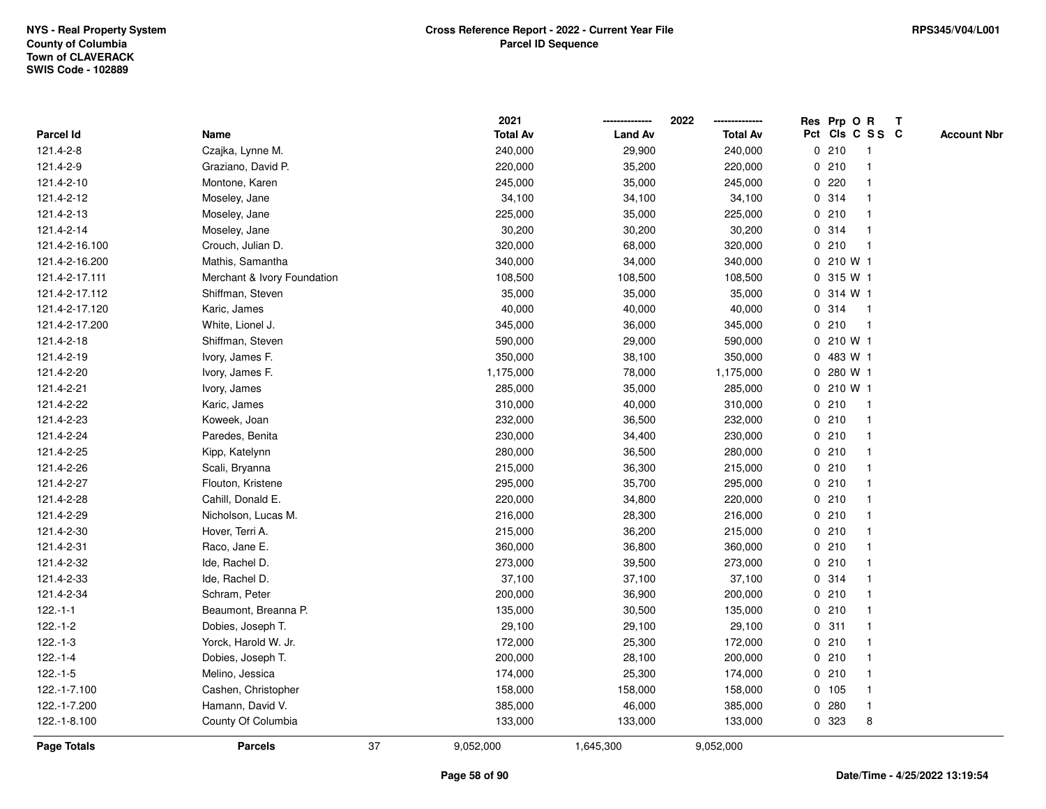NYS - Real Property System
County of Columbia
Town of CLAVERACK
SWIS Code - 102889

**Cross Reference Report - 2022 - Current Year File**
**Parcel ID Sequence**

RPS345/V04/L001

| Parcel Id | Name | 2021 Total Av | 2022 Land Av | 2022 Total Av | Res Pct | Prp Cls | O C | R S S | T C | Account Nbr |
|---|---|---|---|---|---|---|---|---|---|---|
| 121.4-2-8 | Czajka, Lynne M. | 240,000 | 29,900 | 240,000 | 0 | 210 | | 1 | | |
| 121.4-2-9 | Graziano, David P. | 220,000 | 35,200 | 220,000 | 0 | 210 | | 1 | | |
| 121.4-2-10 | Montone, Karen | 245,000 | 35,000 | 245,000 | 0 | 220 | | 1 | | |
| 121.4-2-12 | Moseley, Jane | 34,100 | 34,100 | 34,100 | 0 | 314 | | 1 | | |
| 121.4-2-13 | Moseley, Jane | 225,000 | 35,000 | 225,000 | 0 | 210 | | 1 | | |
| 121.4-2-14 | Moseley, Jane | 30,200 | 30,200 | 30,200 | 0 | 314 | | 1 | | |
| 121.4-2-16.100 | Crouch, Julian D. | 320,000 | 68,000 | 320,000 | 0 | 210 | | 1 | | |
| 121.4-2-16.200 | Mathis, Samantha | 340,000 | 34,000 | 340,000 | 0 | 210 | W | 1 | | |
| 121.4-2-17.111 | Merchant & Ivory Foundation | 108,500 | 108,500 | 108,500 | 0 | 315 | W | 1 | | |
| 121.4-2-17.112 | Shiffman, Steven | 35,000 | 35,000 | 35,000 | 0 | 314 | W | 1 | | |
| 121.4-2-17.120 | Karic, James | 40,000 | 40,000 | 40,000 | 0 | 314 | | 1 | | |
| 121.4-2-17.200 | White, Lionel J. | 345,000 | 36,000 | 345,000 | 0 | 210 | | 1 | | |
| 121.4-2-18 | Shiffman, Steven | 590,000 | 29,000 | 590,000 | 0 | 210 | W | 1 | | |
| 121.4-2-19 | Ivory, James F. | 350,000 | 38,100 | 350,000 | 0 | 483 | W | 1 | | |
| 121.4-2-20 | Ivory, James F. | 1,175,000 | 78,000 | 1,175,000 | 0 | 280 | W | 1 | | |
| 121.4-2-21 | Ivory, James | 285,000 | 35,000 | 285,000 | 0 | 210 | W | 1 | | |
| 121.4-2-22 | Karic, James | 310,000 | 40,000 | 310,000 | 0 | 210 | | 1 | | |
| 121.4-2-23 | Koweek, Joan | 232,000 | 36,500 | 232,000 | 0 | 210 | | 1 | | |
| 121.4-2-24 | Paredes, Benita | 230,000 | 34,400 | 230,000 | 0 | 210 | | 1 | | |
| 121.4-2-25 | Kipp, Katelynn | 280,000 | 36,500 | 280,000 | 0 | 210 | | 1 | | |
| 121.4-2-26 | Scali, Bryanna | 215,000 | 36,300 | 215,000 | 0 | 210 | | 1 | | |
| 121.4-2-27 | Flouton, Kristene | 295,000 | 35,700 | 295,000 | 0 | 210 | | 1 | | |
| 121.4-2-28 | Cahill, Donald E. | 220,000 | 34,800 | 220,000 | 0 | 210 | | 1 | | |
| 121.4-2-29 | Nicholson, Lucas M. | 216,000 | 28,300 | 216,000 | 0 | 210 | | 1 | | |
| 121.4-2-30 | Hover, Terri A. | 215,000 | 36,200 | 215,000 | 0 | 210 | | 1 | | |
| 121.4-2-31 | Raco, Jane E. | 360,000 | 36,800 | 360,000 | 0 | 210 | | 1 | | |
| 121.4-2-32 | Ide, Rachel D. | 273,000 | 39,500 | 273,000 | 0 | 210 | | 1 | | |
| 121.4-2-33 | Ide, Rachel D. | 37,100 | 37,100 | 37,100 | 0 | 314 | | 1 | | |
| 121.4-2-34 | Schram, Peter | 200,000 | 36,900 | 200,000 | 0 | 210 | | 1 | | |
| 122.-1-1 | Beaumont, Breanna P. | 135,000 | 30,500 | 135,000 | 0 | 210 | | 1 | | |
| 122.-1-2 | Dobies, Joseph T. | 29,100 | 29,100 | 29,100 | 0 | 311 | | 1 | | |
| 122.-1-3 | Yorck, Harold W. Jr. | 172,000 | 25,300 | 172,000 | 0 | 210 | | 1 | | |
| 122.-1-4 | Dobies, Joseph T. | 200,000 | 28,100 | 200,000 | 0 | 210 | | 1 | | |
| 122.-1-5 | Melino, Jessica | 174,000 | 25,300 | 174,000 | 0 | 210 | | 1 | | |
| 122.-1-7.100 | Cashen, Christopher | 158,000 | 158,000 | 158,000 | 0 | 105 | | 1 | | |
| 122.-1-7.200 | Hamann, David V. | 385,000 | 46,000 | 385,000 | 0 | 280 | | 1 | | |
| 122.-1-8.100 | County Of Columbia | 133,000 | 133,000 | 133,000 | 0 | 323 | | 8 | | |
| **Page Totals** | **Parcels** 37 | 9,052,000 | 1,645,300 | 9,052,000 | | | | | | |

Date/Time - 4/25/2022 13:19:54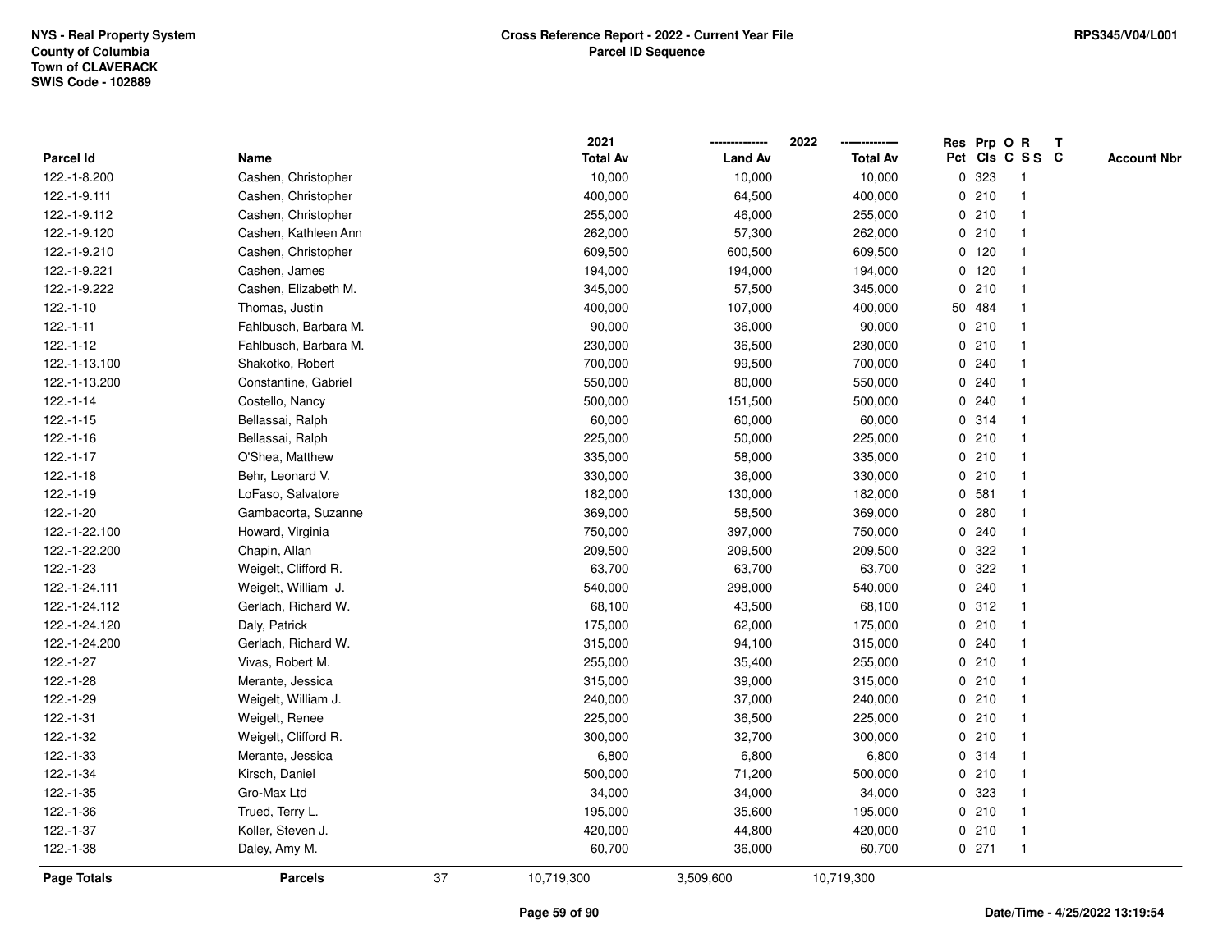NYS - Real Property System
County of Columbia
Town of CLAVERACK
SWIS Code - 102889

**Cross Reference Report - 2022 - Current Year File**
**Parcel ID Sequence**

RPS345/V04/L001

| Parcel Id | Name | 2021 Total Av | 2022 Land Av | 2022 Total Av | Res Pct | Prp Cls | O C | R S S | T C | Account Nbr |
|---|---|---|---|---|---|---|---|---|---|---|
| 122.-1-8.200 | Cashen, Christopher | 10,000 | 10,000 | 10,000 | 0 | 323 | | 1 | | |
| 122.-1-9.111 | Cashen, Christopher | 400,000 | 64,500 | 400,000 | 0 | 210 | | 1 | | |
| 122.-1-9.112 | Cashen, Christopher | 255,000 | 46,000 | 255,000 | 0 | 210 | | 1 | | |
| 122.-1-9.120 | Cashen, Kathleen Ann | 262,000 | 57,300 | 262,000 | 0 | 210 | | 1 | | |
| 122.-1-9.210 | Cashen, Christopher | 609,500 | 600,500 | 609,500 | 0 | 120 | | 1 | | |
| 122.-1-9.221 | Cashen, James | 194,000 | 194,000 | 194,000 | 0 | 120 | | 1 | | |
| 122.-1-9.222 | Cashen, Elizabeth M. | 345,000 | 57,500 | 345,000 | 0 | 210 | | 1 | | |
| 122.-1-10 | Thomas, Justin | 400,000 | 107,000 | 400,000 | 50 | 484 | | 1 | | |
| 122.-1-11 | Fahlbusch, Barbara M. | 90,000 | 36,000 | 90,000 | 0 | 210 | | 1 | | |
| 122.-1-12 | Fahlbusch, Barbara M. | 230,000 | 36,500 | 230,000 | 0 | 210 | | 1 | | |
| 122.-1-13.100 | Shakotko, Robert | 700,000 | 99,500 | 700,000 | 0 | 240 | | 1 | | |
| 122.-1-13.200 | Constantine, Gabriel | 550,000 | 80,000 | 550,000 | 0 | 240 | | 1 | | |
| 122.-1-14 | Costello, Nancy | 500,000 | 151,500 | 500,000 | 0 | 240 | | 1 | | |
| 122.-1-15 | Bellassai, Ralph | 60,000 | 60,000 | 60,000 | 0 | 314 | | 1 | | |
| 122.-1-16 | Bellassai, Ralph | 225,000 | 50,000 | 225,000 | 0 | 210 | | 1 | | |
| 122.-1-17 | O'Shea, Matthew | 335,000 | 58,000 | 335,000 | 0 | 210 | | 1 | | |
| 122.-1-18 | Behr, Leonard V. | 330,000 | 36,000 | 330,000 | 0 | 210 | | 1 | | |
| 122.-1-19 | LoFaso, Salvatore | 182,000 | 130,000 | 182,000 | 0 | 581 | | 1 | | |
| 122.-1-20 | Gambacorta, Suzanne | 369,000 | 58,500 | 369,000 | 0 | 280 | | 1 | | |
| 122.-1-22.100 | Howard, Virginia | 750,000 | 397,000 | 750,000 | 0 | 240 | | 1 | | |
| 122.-1-22.200 | Chapin, Allan | 209,500 | 209,500 | 209,500 | 0 | 322 | | 1 | | |
| 122.-1-23 | Weigelt, Clifford R. | 63,700 | 63,700 | 63,700 | 0 | 322 | | 1 | | |
| 122.-1-24.111 | Weigelt, William J. | 540,000 | 298,000 | 540,000 | 0 | 240 | | 1 | | |
| 122.-1-24.112 | Gerlach, Richard W. | 68,100 | 43,500 | 68,100 | 0 | 312 | | 1 | | |
| 122.-1-24.120 | Daly, Patrick | 175,000 | 62,000 | 175,000 | 0 | 210 | | 1 | | |
| 122.-1-24.200 | Gerlach, Richard W. | 315,000 | 94,100 | 315,000 | 0 | 240 | | 1 | | |
| 122.-1-27 | Vivas, Robert M. | 255,000 | 35,400 | 255,000 | 0 | 210 | | 1 | | |
| 122.-1-28 | Merante, Jessica | 315,000 | 39,000 | 315,000 | 0 | 210 | | 1 | | |
| 122.-1-29 | Weigelt, William J. | 240,000 | 37,000 | 240,000 | 0 | 210 | | 1 | | |
| 122.-1-31 | Weigelt, Renee | 225,000 | 36,500 | 225,000 | 0 | 210 | | 1 | | |
| 122.-1-32 | Weigelt, Clifford R. | 300,000 | 32,700 | 300,000 | 0 | 210 | | 1 | | |
| 122.-1-33 | Merante, Jessica | 6,800 | 6,800 | 6,800 | 0 | 314 | | 1 | | |
| 122.-1-34 | Kirsch, Daniel | 500,000 | 71,200 | 500,000 | 0 | 210 | | 1 | | |
| 122.-1-35 | Gro-Max Ltd | 34,000 | 34,000 | 34,000 | 0 | 323 | | 1 | | |
| 122.-1-36 | Trued, Terry L. | 195,000 | 35,600 | 195,000 | 0 | 210 | | 1 | | |
| 122.-1-37 | Koller, Steven J. | 420,000 | 44,800 | 420,000 | 0 | 210 | | 1 | | |
| 122.-1-38 | Daley, Amy M. | 60,700 | 36,000 | 60,700 | 0 | 271 | | 1 | | |
| **Page Totals** | **Parcels** 37 | 10,719,300 | 3,509,600 | 10,719,300 | | | | | | |

**Date/Time - 4/25/2022 13:19:54**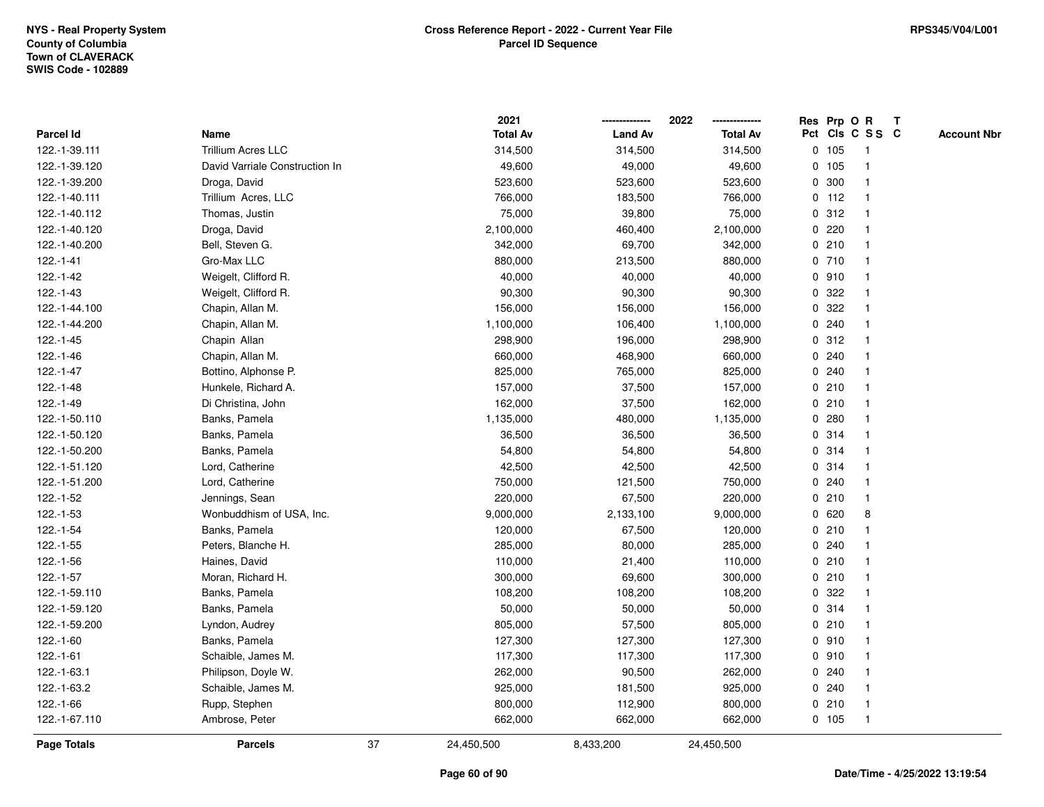NYS - Real Property System
County of Columbia
Town of CLAVERACK
SWIS Code - 102889

**Cross Reference Report - 2022 - Current Year File**
**Parcel ID Sequence**

RPS345/V04/L001

| Parcel Id | Name | 2021 Total Av | 2022 Land Av | 2022 Total Av | Res Pct | Prp Cls | O C | R S S | T C | Account Nbr |
|---|---|---|---|---|---|---|---|---|---|---|
| 122.-1-39.111 | Trillium Acres LLC | 314,500 | 314,500 | 314,500 | 0 | 105 | | 1 | | |
| 122.-1-39.120 | David Varriale Construction In | 49,600 | 49,000 | 49,600 | 0 | 105 | | 1 | | |
| 122.-1-39.200 | Droga, David | 523,600 | 523,600 | 523,600 | 0 | 300 | | 1 | | |
| 122.-1-40.111 | Trillium  Acres, LLC | 766,000 | 183,500 | 766,000 | 0 | 112 | | 1 | | |
| 122.-1-40.112 | Thomas, Justin | 75,000 | 39,800 | 75,000 | 0 | 312 | | 1 | | |
| 122.-1-40.120 | Droga, David | 2,100,000 | 460,400 | 2,100,000 | 0 | 220 | | 1 | | |
| 122.-1-40.200 | Bell, Steven G. | 342,000 | 69,700 | 342,000 | 0 | 210 | | 1 | | |
| 122.-1-41 | Gro-Max LLC | 880,000 | 213,500 | 880,000 | 0 | 710 | | 1 | | |
| 122.-1-42 | Weigelt, Clifford R. | 40,000 | 40,000 | 40,000 | 0 | 910 | | 1 | | |
| 122.-1-43 | Weigelt, Clifford R. | 90,300 | 90,300 | 90,300 | 0 | 322 | | 1 | | |
| 122.-1-44.100 | Chapin, Allan M. | 156,000 | 156,000 | 156,000 | 0 | 322 | | 1 | | |
| 122.-1-44.200 | Chapin, Allan M. | 1,100,000 | 106,400 | 1,100,000 | 0 | 240 | | 1 | | |
| 122.-1-45 | Chapin  Allan | 298,900 | 196,000 | 298,900 | 0 | 312 | | 1 | | |
| 122.-1-46 | Chapin, Allan M. | 660,000 | 468,900 | 660,000 | 0 | 240 | | 1 | | |
| 122.-1-47 | Bottino, Alphonse P. | 825,000 | 765,000 | 825,000 | 0 | 240 | | 1 | | |
| 122.-1-48 | Hunkele, Richard A. | 157,000 | 37,500 | 157,000 | 0 | 210 | | 1 | | |
| 122.-1-49 | Di Christina, John | 162,000 | 37,500 | 162,000 | 0 | 210 | | 1 | | |
| 122.-1-50.110 | Banks, Pamela | 1,135,000 | 480,000 | 1,135,000 | 0 | 280 | | 1 | | |
| 122.-1-50.120 | Banks, Pamela | 36,500 | 36,500 | 36,500 | 0 | 314 | | 1 | | |
| 122.-1-50.200 | Banks, Pamela | 54,800 | 54,800 | 54,800 | 0 | 314 | | 1 | | |
| 122.-1-51.120 | Lord, Catherine | 42,500 | 42,500 | 42,500 | 0 | 314 | | 1 | | |
| 122.-1-51.200 | Lord, Catherine | 750,000 | 121,500 | 750,000 | 0 | 240 | | 1 | | |
| 122.-1-52 | Jennings, Sean | 220,000 | 67,500 | 220,000 | 0 | 210 | | 1 | | |
| 122.-1-53 | Wonbuddhism of USA, Inc. | 9,000,000 | 2,133,100 | 9,000,000 | 0 | 620 | | 8 | | |
| 122.-1-54 | Banks, Pamela | 120,000 | 67,500 | 120,000 | 0 | 210 | | 1 | | |
| 122.-1-55 | Peters, Blanche H. | 285,000 | 80,000 | 285,000 | 0 | 240 | | 1 | | |
| 122.-1-56 | Haines, David | 110,000 | 21,400 | 110,000 | 0 | 210 | | 1 | | |
| 122.-1-57 | Moran, Richard H. | 300,000 | 69,600 | 300,000 | 0 | 210 | | 1 | | |
| 122.-1-59.110 | Banks, Pamela | 108,200 | 108,200 | 108,200 | 0 | 322 | | 1 | | |
| 122.-1-59.120 | Banks, Pamela | 50,000 | 50,000 | 50,000 | 0 | 314 | | 1 | | |
| 122.-1-59.200 | Lyndon, Audrey | 805,000 | 57,500 | 805,000 | 0 | 210 | | 1 | | |
| 122.-1-60 | Banks, Pamela | 127,300 | 127,300 | 127,300 | 0 | 910 | | 1 | | |
| 122.-1-61 | Schaible, James M. | 117,300 | 117,300 | 117,300 | 0 | 910 | | 1 | | |
| 122.-1-63.1 | Philipson, Doyle W. | 262,000 | 90,500 | 262,000 | 0 | 240 | | 1 | | |
| 122.-1-63.2 | Schaible, James M. | 925,000 | 181,500 | 925,000 | 0 | 240 | | 1 | | |
| 122.-1-66 | Rupp, Stephen | 800,000 | 112,900 | 800,000 | 0 | 210 | | 1 | | |
| 122.-1-67.110 | Ambrose, Peter | 662,000 | 662,000 | 662,000 | 0 | 105 | | 1 | | |
| **Page Totals** | **Parcels** 37 | 24,450,500 | 8,433,200 | 24,450,500 | | | | | | |

Date/Time - 4/25/2022 13:19:54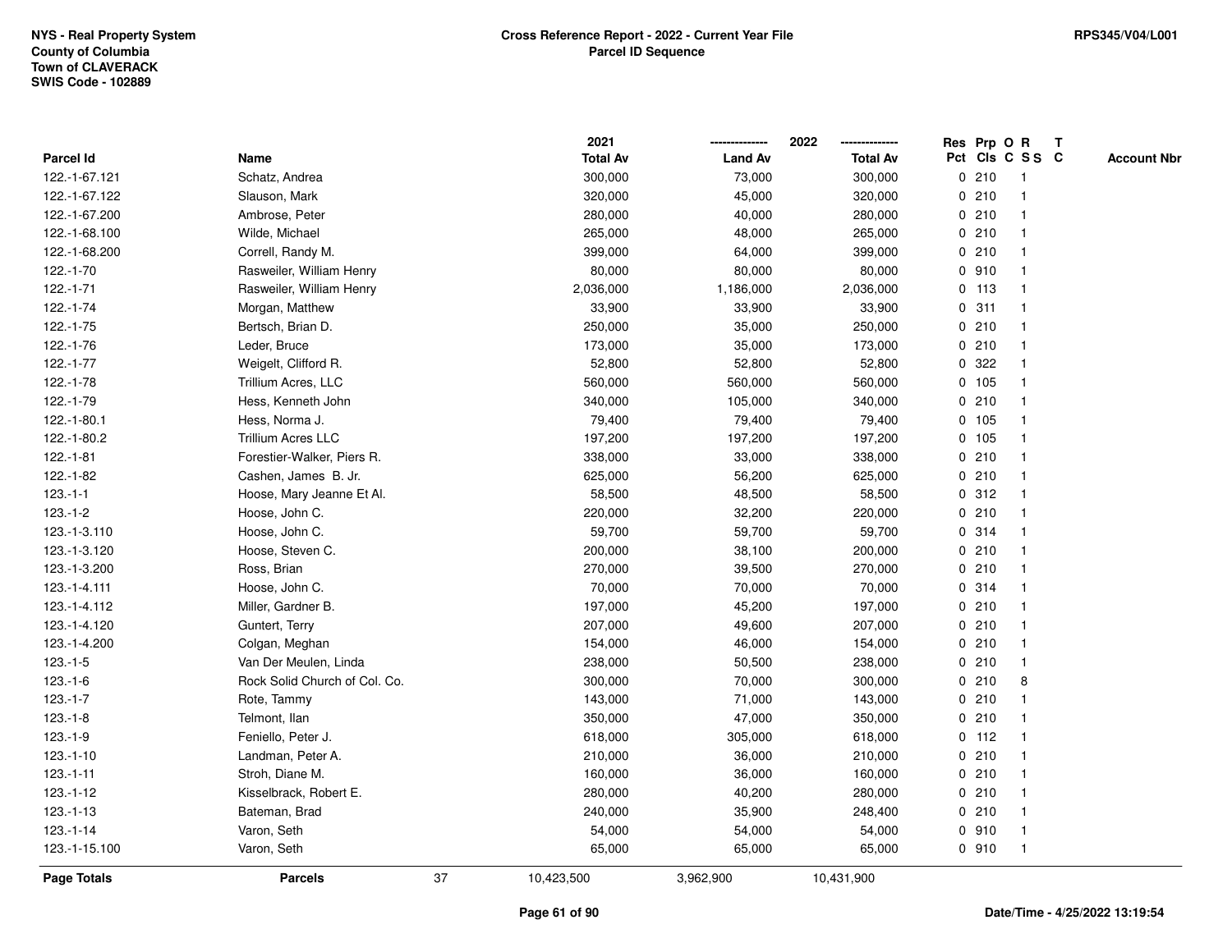NYS - Real Property System
County of Columbia
Town of CLAVERACK
SWIS Code - 102889

**Cross Reference Report - 2022 - Current Year File**
**Parcel ID Sequence**

RPS345/V04/L001

| Parcel Id | Name | 2021 Total Av | 2022 Land Av | 2022 Total Av | Res Pct | Prp Cls | O C | R S S | T C | Account Nbr |
|---|---|---|---|---|---|---|---|---|---|---|
| 122.-1-67.121 | Schatz, Andrea | 300,000 | 73,000 | 300,000 | 0 | 210 | | 1 | | |
| 122.-1-67.122 | Slauson, Mark | 320,000 | 45,000 | 320,000 | 0 | 210 | | 1 | | |
| 122.-1-67.200 | Ambrose, Peter | 280,000 | 40,000 | 280,000 | 0 | 210 | | 1 | | |
| 122.-1-68.100 | Wilde, Michael | 265,000 | 48,000 | 265,000 | 0 | 210 | | 1 | | |
| 122.-1-68.200 | Correll, Randy M. | 399,000 | 64,000 | 399,000 | 0 | 210 | | 1 | | |
| 122.-1-70 | Rasweiler, William Henry | 80,000 | 80,000 | 80,000 | 0 | 910 | | 1 | | |
| 122.-1-71 | Rasweiler, William Henry | 2,036,000 | 1,186,000 | 2,036,000 | 0 | 113 | | 1 | | |
| 122.-1-74 | Morgan, Matthew | 33,900 | 33,900 | 33,900 | 0 | 311 | | 1 | | |
| 122.-1-75 | Bertsch, Brian D. | 250,000 | 35,000 | 250,000 | 0 | 210 | | 1 | | |
| 122.-1-76 | Leder, Bruce | 173,000 | 35,000 | 173,000 | 0 | 210 | | 1 | | |
| 122.-1-77 | Weigelt, Clifford R. | 52,800 | 52,800 | 52,800 | 0 | 322 | | 1 | | |
| 122.-1-78 | Trillium Acres, LLC | 560,000 | 560,000 | 560,000 | 0 | 105 | | 1 | | |
| 122.-1-79 | Hess, Kenneth John | 340,000 | 105,000 | 340,000 | 0 | 210 | | 1 | | |
| 122.-1-80.1 | Hess, Norma J. | 79,400 | 79,400 | 79,400 | 0 | 105 | | 1 | | |
| 122.-1-80.2 | Trillium Acres LLC | 197,200 | 197,200 | 197,200 | 0 | 105 | | 1 | | |
| 122.-1-81 | Forestier-Walker, Piers R. | 338,000 | 33,000 | 338,000 | 0 | 210 | | 1 | | |
| 122.-1-82 | Cashen, James B. Jr. | 625,000 | 56,200 | 625,000 | 0 | 210 | | 1 | | |
| 123.-1-1 | Hoose, Mary Jeanne Et Al. | 58,500 | 48,500 | 58,500 | 0 | 312 | | 1 | | |
| 123.-1-2 | Hoose, John C. | 220,000 | 32,200 | 220,000 | 0 | 210 | | 1 | | |
| 123.-1-3.110 | Hoose, John C. | 59,700 | 59,700 | 59,700 | 0 | 314 | | 1 | | |
| 123.-1-3.120 | Hoose, Steven C. | 200,000 | 38,100 | 200,000 | 0 | 210 | | 1 | | |
| 123.-1-3.200 | Ross, Brian | 270,000 | 39,500 | 270,000 | 0 | 210 | | 1 | | |
| 123.-1-4.111 | Hoose, John C. | 70,000 | 70,000 | 70,000 | 0 | 314 | | 1 | | |
| 123.-1-4.112 | Miller, Gardner B. | 197,000 | 45,200 | 197,000 | 0 | 210 | | 1 | | |
| 123.-1-4.120 | Guntert, Terry | 207,000 | 49,600 | 207,000 | 0 | 210 | | 1 | | |
| 123.-1-4.200 | Colgan, Meghan | 154,000 | 46,000 | 154,000 | 0 | 210 | | 1 | | |
| 123.-1-5 | Van Der Meulen, Linda | 238,000 | 50,500 | 238,000 | 0 | 210 | | 1 | | |
| 123.-1-6 | Rock Solid Church of Col. Co. | 300,000 | 70,000 | 300,000 | 0 | 210 | | 8 | | |
| 123.-1-7 | Rote, Tammy | 143,000 | 71,000 | 143,000 | 0 | 210 | | 1 | | |
| 123.-1-8 | Telmont, Ilan | 350,000 | 47,000 | 350,000 | 0 | 210 | | 1 | | |
| 123.-1-9 | Feniello, Peter J. | 618,000 | 305,000 | 618,000 | 0 | 112 | | 1 | | |
| 123.-1-10 | Landman, Peter A. | 210,000 | 36,000 | 210,000 | 0 | 210 | | 1 | | |
| 123.-1-11 | Stroh, Diane M. | 160,000 | 36,000 | 160,000 | 0 | 210 | | 1 | | |
| 123.-1-12 | Kisselbrack, Robert E. | 280,000 | 40,200 | 280,000 | 0 | 210 | | 1 | | |
| 123.-1-13 | Bateman, Brad | 240,000 | 35,900 | 248,400 | 0 | 210 | | 1 | | |
| 123.-1-14 | Varon, Seth | 54,000 | 54,000 | 54,000 | 0 | 910 | | 1 | | |
| 123.-1-15.100 | Varon, Seth | 65,000 | 65,000 | 65,000 | 0 | 910 | | 1 | | |
| **Page Totals** | **Parcels** 37 | 10,423,500 | 3,962,900 | 10,431,900 | | | | | | |

Date/Time - 4/25/2022 13:19:54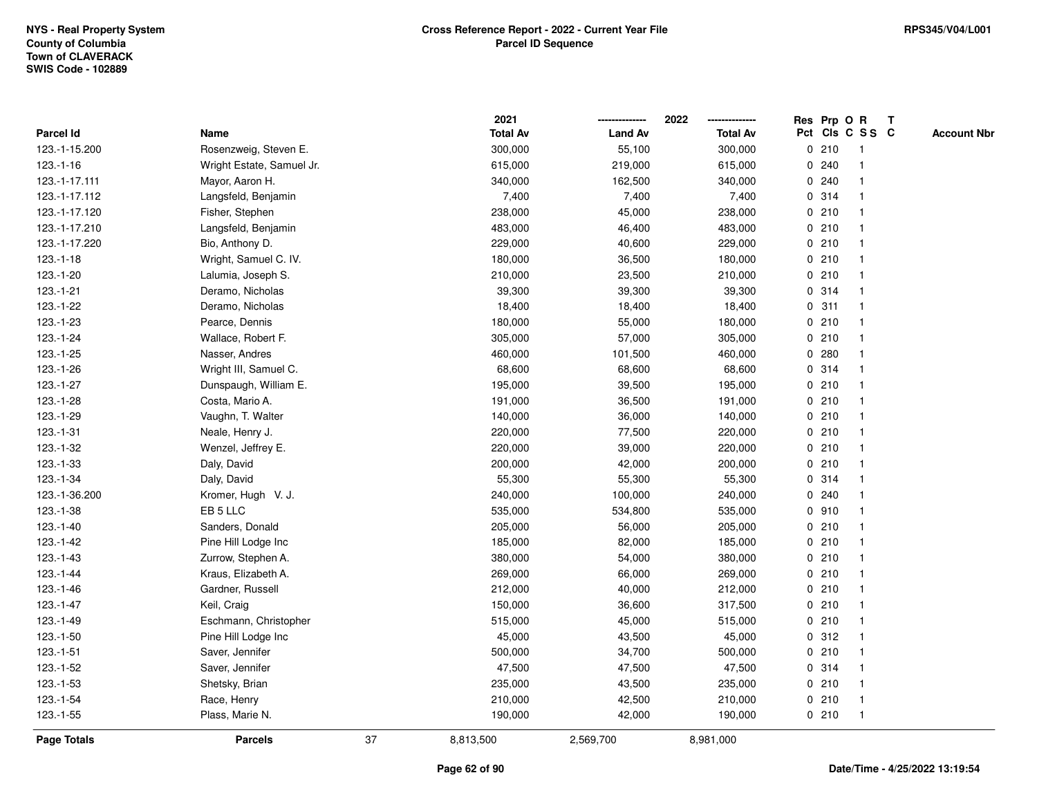NYS - Real Property System
County of Columbia
Town of CLAVERACK
SWIS Code - 102889

# Cross Reference Report - 2022 - Current Year File
## Parcel ID Sequence

RPS345/V04/L001

| Parcel Id | Name | 2021 Total Av | 2022 Land Av | 2022 Total Av | Res Pct | Prp Cls | O C | R S S | T C | Account Nbr |
|---|---|---|---|---|---|---|---|---|---|---|
| 123.-1-15.200 | Rosenzweig, Steven E. | 300,000 | 55,100 | 300,000 | 0 | 210 | | 1 | | |
| 123.-1-16 | Wright Estate, Samuel Jr. | 615,000 | 219,000 | 615,000 | 0 | 240 | | 1 | | |
| 123.-1-17.111 | Mayor, Aaron H. | 340,000 | 162,500 | 340,000 | 0 | 240 | | 1 | | |
| 123.-1-17.112 | Langsfeld, Benjamin | 7,400 | 7,400 | 7,400 | 0 | 314 | | 1 | | |
| 123.-1-17.120 | Fisher, Stephen | 238,000 | 45,000 | 238,000 | 0 | 210 | | 1 | | |
| 123.-1-17.210 | Langsfeld, Benjamin | 483,000 | 46,400 | 483,000 | 0 | 210 | | 1 | | |
| 123.-1-17.220 | Bio, Anthony D. | 229,000 | 40,600 | 229,000 | 0 | 210 | | 1 | | |
| 123.-1-18 | Wright, Samuel C. IV. | 180,000 | 36,500 | 180,000 | 0 | 210 | | 1 | | |
| 123.-1-20 | Lalumia, Joseph S. | 210,000 | 23,500 | 210,000 | 0 | 210 | | 1 | | |
| 123.-1-21 | Deramo, Nicholas | 39,300 | 39,300 | 39,300 | 0 | 314 | | 1 | | |
| 123.-1-22 | Deramo, Nicholas | 18,400 | 18,400 | 18,400 | 0 | 311 | | 1 | | |
| 123.-1-23 | Pearce, Dennis | 180,000 | 55,000 | 180,000 | 0 | 210 | | 1 | | |
| 123.-1-24 | Wallace, Robert F. | 305,000 | 57,000 | 305,000 | 0 | 210 | | 1 | | |
| 123.-1-25 | Nasser, Andres | 460,000 | 101,500 | 460,000 | 0 | 280 | | 1 | | |
| 123.-1-26 | Wright III, Samuel C. | 68,600 | 68,600 | 68,600 | 0 | 314 | | 1 | | |
| 123.-1-27 | Dunspaugh, William E. | 195,000 | 39,500 | 195,000 | 0 | 210 | | 1 | | |
| 123.-1-28 | Costa, Mario A. | 191,000 | 36,500 | 191,000 | 0 | 210 | | 1 | | |
| 123.-1-29 | Vaughn, T. Walter | 140,000 | 36,000 | 140,000 | 0 | 210 | | 1 | | |
| 123.-1-31 | Neale, Henry J. | 220,000 | 77,500 | 220,000 | 0 | 210 | | 1 | | |
| 123.-1-32 | Wenzel, Jeffrey E. | 220,000 | 39,000 | 220,000 | 0 | 210 | | 1 | | |
| 123.-1-33 | Daly, David | 200,000 | 42,000 | 200,000 | 0 | 210 | | 1 | | |
| 123.-1-34 | Daly, David | 55,300 | 55,300 | 55,300 | 0 | 314 | | 1 | | |
| 123.-1-36.200 | Kromer, Hugh V. J. | 240,000 | 100,000 | 240,000 | 0 | 240 | | 1 | | |
| 123.-1-38 | EB 5 LLC | 535,000 | 534,800 | 535,000 | 0 | 910 | | 1 | | |
| 123.-1-40 | Sanders, Donald | 205,000 | 56,000 | 205,000 | 0 | 210 | | 1 | | |
| 123.-1-42 | Pine Hill Lodge Inc | 185,000 | 82,000 | 185,000 | 0 | 210 | | 1 | | |
| 123.-1-43 | Zurrow, Stephen A. | 380,000 | 54,000 | 380,000 | 0 | 210 | | 1 | | |
| 123.-1-44 | Kraus, Elizabeth A. | 269,000 | 66,000 | 269,000 | 0 | 210 | | 1 | | |
| 123.-1-46 | Gardner, Russell | 212,000 | 40,000 | 212,000 | 0 | 210 | | 1 | | |
| 123.-1-47 | Keil, Craig | 150,000 | 36,600 | 317,500 | 0 | 210 | | 1 | | |
| 123.-1-49 | Eschmann, Christopher | 515,000 | 45,000 | 515,000 | 0 | 210 | | 1 | | |
| 123.-1-50 | Pine Hill Lodge Inc | 45,000 | 43,500 | 45,000 | 0 | 312 | | 1 | | |
| 123.-1-51 | Saver, Jennifer | 500,000 | 34,700 | 500,000 | 0 | 210 | | 1 | | |
| 123.-1-52 | Saver, Jennifer | 47,500 | 47,500 | 47,500 | 0 | 314 | | 1 | | |
| 123.-1-53 | Shetsky, Brian | 235,000 | 43,500 | 235,000 | 0 | 210 | | 1 | | |
| 123.-1-54 | Race, Henry | 210,000 | 42,500 | 210,000 | 0 | 210 | | 1 | | |
| 123.-1-55 | Plass, Marie N. | 190,000 | 42,000 | 190,000 | 0 | 210 | | 1 | | |
| **Page Totals** | **Parcels** 37 | 8,813,500 | 2,569,700 | 8,981,000 | | | | | | |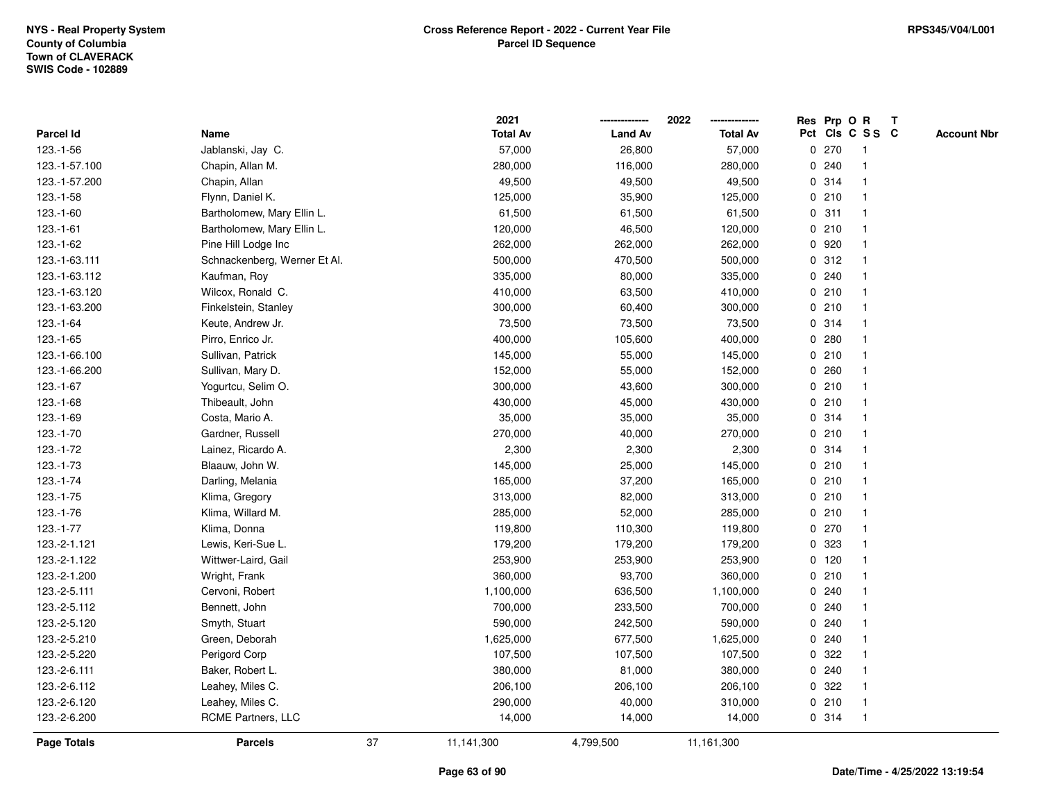NYS - Real Property System
County of Columbia
Town of CLAVERACK
SWIS Code - 102889

**Cross Reference Report - 2022 - Current Year File**
**Parcel ID Sequence**

RPS345/V04/L001

| Parcel Id | Name | 2021 Total Av | 2022 Land Av | 2022 Total Av | Res Pct | Prp Cls | O C | R S S | T C | Account Nbr |
|---|---|---|---|---|---|---|---|---|---|---|
| 123.-1-56 | Jablanski, Jay C. | 57,000 | 26,800 | 57,000 | 0 | 270 | | 1 | | |
| 123.-1-57.100 | Chapin, Allan M. | 280,000 | 116,000 | 280,000 | 0 | 240 | | 1 | | |
| 123.-1-57.200 | Chapin, Allan | 49,500 | 49,500 | 49,500 | 0 | 314 | | 1 | | |
| 123.-1-58 | Flynn, Daniel K. | 125,000 | 35,900 | 125,000 | 0 | 210 | | 1 | | |
| 123.-1-60 | Bartholomew, Mary Ellin L. | 61,500 | 61,500 | 61,500 | 0 | 311 | | 1 | | |
| 123.-1-61 | Bartholomew, Mary Ellin L. | 120,000 | 46,500 | 120,000 | 0 | 210 | | 1 | | |
| 123.-1-62 | Pine Hill Lodge Inc | 262,000 | 262,000 | 262,000 | 0 | 920 | | 1 | | |
| 123.-1-63.111 | Schnackenberg, Werner Et Al. | 500,000 | 470,500 | 500,000 | 0 | 312 | | 1 | | |
| 123.-1-63.112 | Kaufman, Roy | 335,000 | 80,000 | 335,000 | 0 | 240 | | 1 | | |
| 123.-1-63.120 | Wilcox, Ronald C. | 410,000 | 63,500 | 410,000 | 0 | 210 | | 1 | | |
| 123.-1-63.200 | Finkelstein, Stanley | 300,000 | 60,400 | 300,000 | 0 | 210 | | 1 | | |
| 123.-1-64 | Keute, Andrew Jr. | 73,500 | 73,500 | 73,500 | 0 | 314 | | 1 | | |
| 123.-1-65 | Pirro, Enrico Jr. | 400,000 | 105,600 | 400,000 | 0 | 280 | | 1 | | |
| 123.-1-66.100 | Sullivan, Patrick | 145,000 | 55,000 | 145,000 | 0 | 210 | | 1 | | |
| 123.-1-66.200 | Sullivan, Mary D. | 152,000 | 55,000 | 152,000 | 0 | 260 | | 1 | | |
| 123.-1-67 | Yogurtcu, Selim O. | 300,000 | 43,600 | 300,000 | 0 | 210 | | 1 | | |
| 123.-1-68 | Thibeault, John | 430,000 | 45,000 | 430,000 | 0 | 210 | | 1 | | |
| 123.-1-69 | Costa, Mario A. | 35,000 | 35,000 | 35,000 | 0 | 314 | | 1 | | |
| 123.-1-70 | Gardner, Russell | 270,000 | 40,000 | 270,000 | 0 | 210 | | 1 | | |
| 123.-1-72 | Lainez, Ricardo A. | 2,300 | 2,300 | 2,300 | 0 | 314 | | 1 | | |
| 123.-1-73 | Blaauw, John W. | 145,000 | 25,000 | 145,000 | 0 | 210 | | 1 | | |
| 123.-1-74 | Darling, Melania | 165,000 | 37,200 | 165,000 | 0 | 210 | | 1 | | |
| 123.-1-75 | Klima, Gregory | 313,000 | 82,000 | 313,000 | 0 | 210 | | 1 | | |
| 123.-1-76 | Klima, Willard M. | 285,000 | 52,000 | 285,000 | 0 | 210 | | 1 | | |
| 123.-1-77 | Klima, Donna | 119,800 | 110,300 | 119,800 | 0 | 270 | | 1 | | |
| 123.-2-1.121 | Lewis, Keri-Sue L. | 179,200 | 179,200 | 179,200 | 0 | 323 | | 1 | | |
| 123.-2-1.122 | Wittwer-Laird, Gail | 253,900 | 253,900 | 253,900 | 0 | 120 | | 1 | | |
| 123.-2-1.200 | Wright, Frank | 360,000 | 93,700 | 360,000 | 0 | 210 | | 1 | | |
| 123.-2-5.111 | Cervoni, Robert | 1,100,000 | 636,500 | 1,100,000 | 0 | 240 | | 1 | | |
| 123.-2-5.112 | Bennett, John | 700,000 | 233,500 | 700,000 | 0 | 240 | | 1 | | |
| 123.-2-5.120 | Smyth, Stuart | 590,000 | 242,500 | 590,000 | 0 | 240 | | 1 | | |
| 123.-2-5.210 | Green, Deborah | 1,625,000 | 677,500 | 1,625,000 | 0 | 240 | | 1 | | |
| 123.-2-5.220 | Perigord Corp | 107,500 | 107,500 | 107,500 | 0 | 322 | | 1 | | |
| 123.-2-6.111 | Baker, Robert L. | 380,000 | 81,000 | 380,000 | 0 | 240 | | 1 | | |
| 123.-2-6.112 | Leahey, Miles C. | 206,100 | 206,100 | 206,100 | 0 | 322 | | 1 | | |
| 123.-2-6.120 | Leahey, Miles C. | 290,000 | 40,000 | 310,000 | 0 | 210 | | 1 | | |
| 123.-2-6.200 | RCME Partners, LLC | 14,000 | 14,000 | 14,000 | 0 | 314 | | 1 | | |
| **Page Totals** | **Parcels** 37 | 11,141,300 | 4,799,500 | 11,161,300 | | | | | | |

Date/Time - 4/25/2022 13:19:54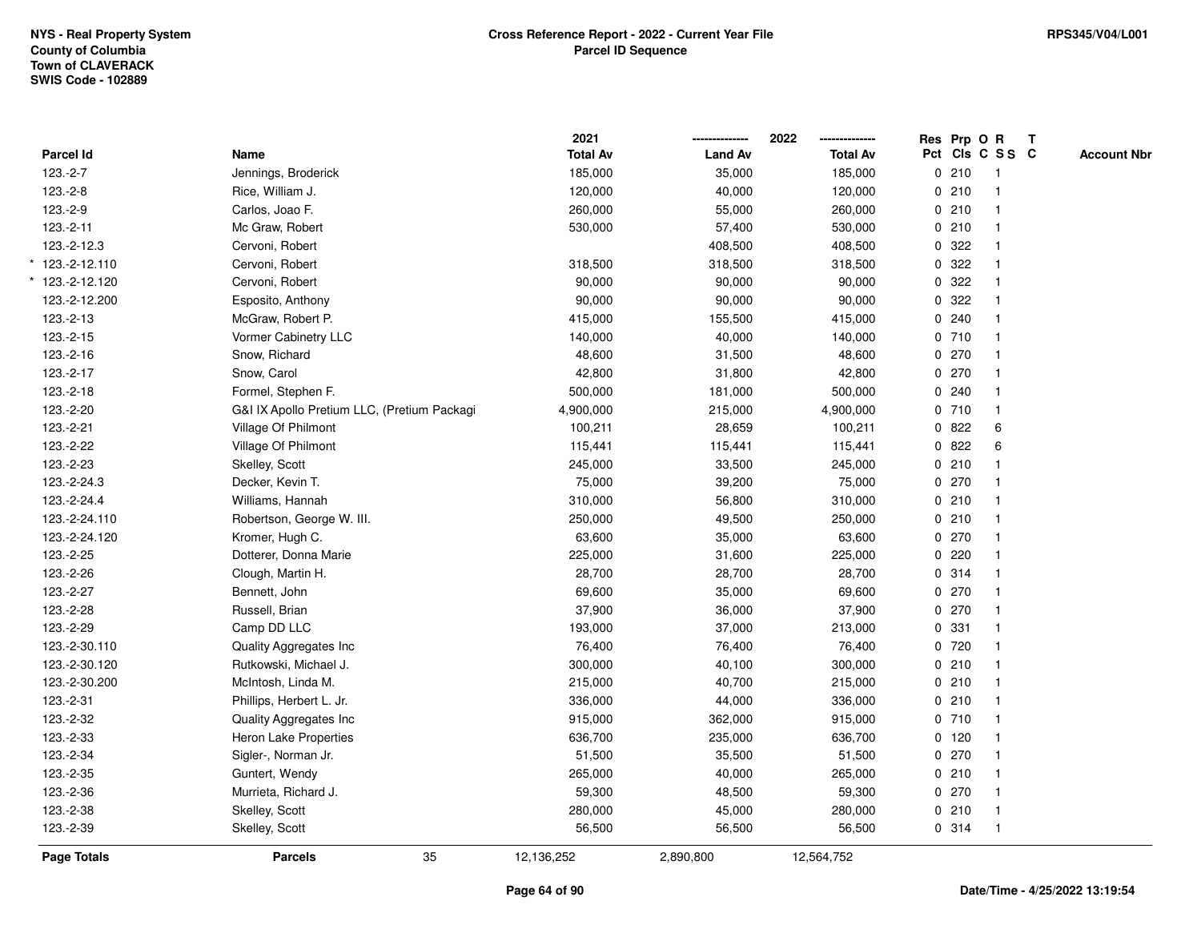NYS - Real Property System
County of Columbia
Town of CLAVERACK
SWIS Code - 102889

**Cross Reference Report - 2022 - Current Year File**
**Parcel ID Sequence**

RPS345/V04/L001

| Parcel Id | Name | 2021 Total Av | 2022 Land Av | 2022 Total Av | Res Pct | Prp Cls | O C | R S S | T C | Account Nbr |
|---|---|---|---|---|---|---|---|---|---|---|
| 123.-2-7 | Jennings, Broderick | 185,000 | 35,000 | 185,000 | 0 | 210 | | 1 | | |
| 123.-2-8 | Rice, William J. | 120,000 | 40,000 | 120,000 | 0 | 210 | | 1 | | |
| 123.-2-9 | Carlos, Joao F. | 260,000 | 55,000 | 260,000 | 0 | 210 | | 1 | | |
| 123.-2-11 | Mc Graw, Robert | 530,000 | 57,400 | 530,000 | 0 | 210 | | 1 | | |
| 123.-2-12.3 | Cervoni, Robert | | 408,500 | 408,500 | 0 | 322 | | 1 | | |
| * 123.-2-12.110 | Cervoni, Robert | 318,500 | 318,500 | 318,500 | 0 | 322 | | 1 | | |
| * 123.-2-12.120 | Cervoni, Robert | 90,000 | 90,000 | 90,000 | 0 | 322 | | 1 | | |
| 123.-2-12.200 | Esposito, Anthony | 90,000 | 90,000 | 90,000 | 0 | 322 | | 1 | | |
| 123.-2-13 | McGraw, Robert P. | 415,000 | 155,500 | 415,000 | 0 | 240 | | 1 | | |
| 123.-2-15 | Vormer Cabinetry LLC | 140,000 | 40,000 | 140,000 | 0 | 710 | | 1 | | |
| 123.-2-16 | Snow, Richard | 48,600 | 31,500 | 48,600 | 0 | 270 | | 1 | | |
| 123.-2-17 | Snow, Carol | 42,800 | 31,800 | 42,800 | 0 | 270 | | 1 | | |
| 123.-2-18 | Formel, Stephen F. | 500,000 | 181,000 | 500,000 | 0 | 240 | | 1 | | |
| 123.-2-20 | G&I IX Apollo Pretium LLC, (Pretium Packagi | 4,900,000 | 215,000 | 4,900,000 | 0 | 710 | | 1 | | |
| 123.-2-21 | Village Of Philmont | 100,211 | 28,659 | 100,211 | 0 | 822 | | 6 | | |
| 123.-2-22 | Village Of Philmont | 115,441 | 115,441 | 115,441 | 0 | 822 | | 6 | | |
| 123.-2-23 | Skelley, Scott | 245,000 | 33,500 | 245,000 | 0 | 210 | | 1 | | |
| 123.-2-24.3 | Decker, Kevin T. | 75,000 | 39,200 | 75,000 | 0 | 270 | | 1 | | |
| 123.-2-24.4 | Williams, Hannah | 310,000 | 56,800 | 310,000 | 0 | 210 | | 1 | | |
| 123.-2-24.110 | Robertson, George W. III. | 250,000 | 49,500 | 250,000 | 0 | 210 | | 1 | | |
| 123.-2-24.120 | Kromer, Hugh C. | 63,600 | 35,000 | 63,600 | 0 | 270 | | 1 | | |
| 123.-2-25 | Dotterer, Donna Marie | 225,000 | 31,600 | 225,000 | 0 | 220 | | 1 | | |
| 123.-2-26 | Clough, Martin H. | 28,700 | 28,700 | 28,700 | 0 | 314 | | 1 | | |
| 123.-2-27 | Bennett, John | 69,600 | 35,000 | 69,600 | 0 | 270 | | 1 | | |
| 123.-2-28 | Russell, Brian | 37,900 | 36,000 | 37,900 | 0 | 270 | | 1 | | |
| 123.-2-29 | Camp DD LLC | 193,000 | 37,000 | 213,000 | 0 | 331 | | 1 | | |
| 123.-2-30.110 | Quality Aggregates Inc | 76,400 | 76,400 | 76,400 | 0 | 720 | | 1 | | |
| 123.-2-30.120 | Rutkowski, Michael J. | 300,000 | 40,100 | 300,000 | 0 | 210 | | 1 | | |
| 123.-2-30.200 | McIntosh, Linda M. | 215,000 | 40,700 | 215,000 | 0 | 210 | | 1 | | |
| 123.-2-31 | Phillips, Herbert L. Jr. | 336,000 | 44,000 | 336,000 | 0 | 210 | | 1 | | |
| 123.-2-32 | Quality Aggregates Inc | 915,000 | 362,000 | 915,000 | 0 | 710 | | 1 | | |
| 123.-2-33 | Heron Lake Properties | 636,700 | 235,000 | 636,700 | 0 | 120 | | 1 | | |
| 123.-2-34 | Sigler-, Norman Jr. | 51,500 | 35,500 | 51,500 | 0 | 270 | | 1 | | |
| 123.-2-35 | Guntert, Wendy | 265,000 | 40,000 | 265,000 | 0 | 210 | | 1 | | |
| 123.-2-36 | Murrieta, Richard J. | 59,300 | 48,500 | 59,300 | 0 | 270 | | 1 | | |
| 123.-2-38 | Skelley, Scott | 280,000 | 45,000 | 280,000 | 0 | 210 | | 1 | | |
| 123.-2-39 | Skelley, Scott | 56,500 | 56,500 | 56,500 | 0 | 314 | | 1 | | |
| **Page Totals** | **Parcels** 35 | 12,136,252 | 2,890,800 | 12,564,752 | | | | | | |

Date/Time - 4/25/2022 13:19:54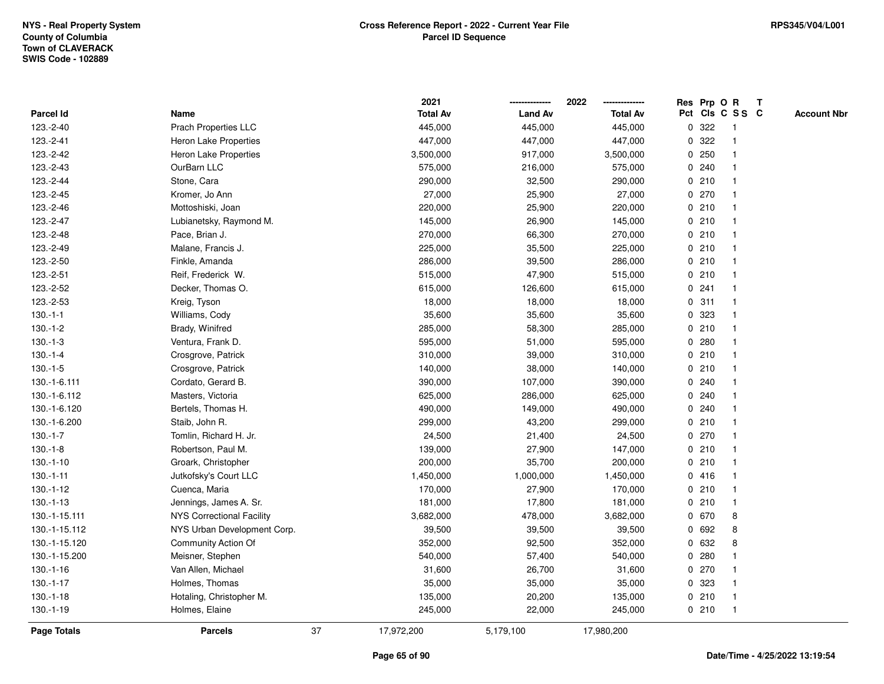NYS - Real Property System
County of Columbia
Town of CLAVERACK
SWIS Code - 102889

**Cross Reference Report - 2022 - Current Year File**
**Parcel ID Sequence**

RPS345/V04/L001

| Parcel Id | Name | 2021 Total Av | 2022 Land Av | 2022 Total Av | Res Pct | Prp Cls | O C | R S S | T C | Account Nbr |
|---|---|---|---|---|---|---|---|---|---|---|
| 123.-2-40 | Prach Properties LLC | 445,000 | 445,000 | 445,000 | 0 | 322 | | 1 | | |
| 123.-2-41 | Heron Lake Properties | 447,000 | 447,000 | 447,000 | 0 | 322 | | 1 | | |
| 123.-2-42 | Heron Lake Properties | 3,500,000 | 917,000 | 3,500,000 | 0 | 250 | | 1 | | |
| 123.-2-43 | OurBarn LLC | 575,000 | 216,000 | 575,000 | 0 | 240 | | 1 | | |
| 123.-2-44 | Stone, Cara | 290,000 | 32,500 | 290,000 | 0 | 210 | | 1 | | |
| 123.-2-45 | Kromer, Jo Ann | 27,000 | 25,900 | 27,000 | 0 | 270 | | 1 | | |
| 123.-2-46 | Mottoshiski, Joan | 220,000 | 25,900 | 220,000 | 0 | 210 | | 1 | | |
| 123.-2-47 | Lubianetsky, Raymond M. | 145,000 | 26,900 | 145,000 | 0 | 210 | | 1 | | |
| 123.-2-48 | Pace, Brian J. | 270,000 | 66,300 | 270,000 | 0 | 210 | | 1 | | |
| 123.-2-49 | Malane, Francis J. | 225,000 | 35,500 | 225,000 | 0 | 210 | | 1 | | |
| 123.-2-50 | Finkle, Amanda | 286,000 | 39,500 | 286,000 | 0 | 210 | | 1 | | |
| 123.-2-51 | Reif, Frederick W. | 515,000 | 47,900 | 515,000 | 0 | 210 | | 1 | | |
| 123.-2-52 | Decker, Thomas O. | 615,000 | 126,600 | 615,000 | 0 | 241 | | 1 | | |
| 123.-2-53 | Kreig, Tyson | 18,000 | 18,000 | 18,000 | 0 | 311 | | 1 | | |
| 130.-1-1 | Williams, Cody | 35,600 | 35,600 | 35,600 | 0 | 323 | | 1 | | |
| 130.-1-2 | Brady, Winifred | 285,000 | 58,300 | 285,000 | 0 | 210 | | 1 | | |
| 130.-1-3 | Ventura, Frank D. | 595,000 | 51,000 | 595,000 | 0 | 280 | | 1 | | |
| 130.-1-4 | Crosgrove, Patrick | 310,000 | 39,000 | 310,000 | 0 | 210 | | 1 | | |
| 130.-1-5 | Crosgrove, Patrick | 140,000 | 38,000 | 140,000 | 0 | 210 | | 1 | | |
| 130.-1-6.111 | Cordato, Gerard B. | 390,000 | 107,000 | 390,000 | 0 | 240 | | 1 | | |
| 130.-1-6.112 | Masters, Victoria | 625,000 | 286,000 | 625,000 | 0 | 240 | | 1 | | |
| 130.-1-6.120 | Bertels, Thomas H. | 490,000 | 149,000 | 490,000 | 0 | 240 | | 1 | | |
| 130.-1-6.200 | Staib, John R. | 299,000 | 43,200 | 299,000 | 0 | 210 | | 1 | | |
| 130.-1-7 | Tomlin, Richard H. Jr. | 24,500 | 21,400 | 24,500 | 0 | 270 | | 1 | | |
| 130.-1-8 | Robertson, Paul M. | 139,000 | 27,900 | 147,000 | 0 | 210 | | 1 | | |
| 130.-1-10 | Groark, Christopher | 200,000 | 35,700 | 200,000 | 0 | 210 | | 1 | | |
| 130.-1-11 | Jutkofsky's Court LLC | 1,450,000 | 1,000,000 | 1,450,000 | 0 | 416 | | 1 | | |
| 130.-1-12 | Cuenca, Maria | 170,000 | 27,900 | 170,000 | 0 | 210 | | 1 | | |
| 130.-1-13 | Jennings, James A. Sr. | 181,000 | 17,800 | 181,000 | 0 | 210 | | 1 | | |
| 130.-1-15.111 | NYS Correctional Facility | 3,682,000 | 478,000 | 3,682,000 | 0 | 670 | | 8 | | |
| 130.-1-15.112 | NYS Urban Development Corp. | 39,500 | 39,500 | 39,500 | 0 | 692 | | 8 | | |
| 130.-1-15.120 | Community Action Of | 352,000 | 92,500 | 352,000 | 0 | 632 | | 8 | | |
| 130.-1-15.200 | Meisner, Stephen | 540,000 | 57,400 | 540,000 | 0 | 280 | | 1 | | |
| 130.-1-16 | Van Allen, Michael | 31,600 | 26,700 | 31,600 | 0 | 270 | | 1 | | |
| 130.-1-17 | Holmes, Thomas | 35,000 | 35,000 | 35,000 | 0 | 323 | | 1 | | |
| 130.-1-18 | Hotaling, Christopher M. | 135,000 | 20,200 | 135,000 | 0 | 210 | | 1 | | |
| 130.-1-19 | Holmes, Elaine | 245,000 | 22,000 | 245,000 | 0 | 210 | | 1 | | |
| **Page Totals** | **Parcels** 37 | 17,972,200 | 5,179,100 | 17,980,200 | | | | | | |

**Date/Time - 4/25/2022 13:19:54**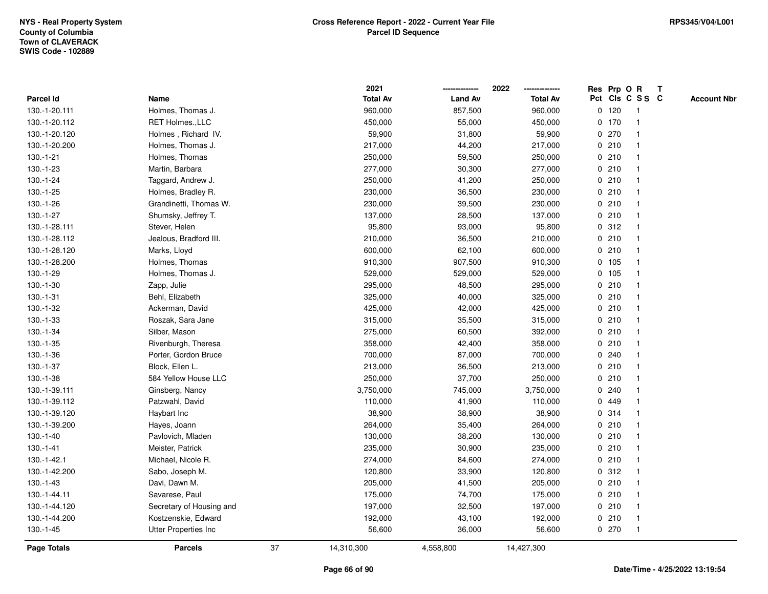NYS - Real Property System
County of Columbia
Town of CLAVERACK
SWIS Code - 102889

**Cross Reference Report - 2022 - Current Year File**
**Parcel ID Sequence**

RPS345/V04/L001

| Parcel Id | Name | 2021 Total Av | 2022 Land Av | 2022 Total Av | Res Pct | Prp Cls | O C | R S S | T C | Account Nbr |
|---|---|---|---|---|---|---|---|---|---|---|
| 130.-1-20.111 | Holmes, Thomas J. | 960,000 | 857,500 | 960,000 | 0 | 120 | | 1 | | |
| 130.-1-20.112 | RET Holmes.,LLC | 450,000 | 55,000 | 450,000 | 0 | 170 | | 1 | | |
| 130.-1-20.120 | Holmes , Richard IV. | 59,900 | 31,800 | 59,900 | 0 | 270 | | 1 | | |
| 130.-1-20.200 | Holmes, Thomas J. | 217,000 | 44,200 | 217,000 | 0 | 210 | | 1 | | |
| 130.-1-21 | Holmes, Thomas | 250,000 | 59,500 | 250,000 | 0 | 210 | | 1 | | |
| 130.-1-23 | Martin, Barbara | 277,000 | 30,300 | 277,000 | 0 | 210 | | 1 | | |
| 130.-1-24 | Taggard, Andrew J. | 250,000 | 41,200 | 250,000 | 0 | 210 | | 1 | | |
| 130.-1-25 | Holmes, Bradley R. | 230,000 | 36,500 | 230,000 | 0 | 210 | | 1 | | |
| 130.-1-26 | Grandinetti, Thomas W. | 230,000 | 39,500 | 230,000 | 0 | 210 | | 1 | | |
| 130.-1-27 | Shumsky, Jeffrey T. | 137,000 | 28,500 | 137,000 | 0 | 210 | | 1 | | |
| 130.-1-28.111 | Stever, Helen | 95,800 | 93,000 | 95,800 | 0 | 312 | | 1 | | |
| 130.-1-28.112 | Jealous, Bradford III. | 210,000 | 36,500 | 210,000 | 0 | 210 | | 1 | | |
| 130.-1-28.120 | Marks, Lloyd | 600,000 | 62,100 | 600,000 | 0 | 210 | | 1 | | |
| 130.-1-28.200 | Holmes, Thomas | 910,300 | 907,500 | 910,300 | 0 | 105 | | 1 | | |
| 130.-1-29 | Holmes, Thomas J. | 529,000 | 529,000 | 529,000 | 0 | 105 | | 1 | | |
| 130.-1-30 | Zapp, Julie | 295,000 | 48,500 | 295,000 | 0 | 210 | | 1 | | |
| 130.-1-31 | Behl, Elizabeth | 325,000 | 40,000 | 325,000 | 0 | 210 | | 1 | | |
| 130.-1-32 | Ackerman, David | 425,000 | 42,000 | 425,000 | 0 | 210 | | 1 | | |
| 130.-1-33 | Roszak, Sara Jane | 315,000 | 35,500 | 315,000 | 0 | 210 | | 1 | | |
| 130.-1-34 | Silber, Mason | 275,000 | 60,500 | 392,000 | 0 | 210 | | 1 | | |
| 130.-1-35 | Rivenburgh, Theresa | 358,000 | 42,400 | 358,000 | 0 | 210 | | 1 | | |
| 130.-1-36 | Porter, Gordon Bruce | 700,000 | 87,000 | 700,000 | 0 | 240 | | 1 | | |
| 130.-1-37 | Block, Ellen L. | 213,000 | 36,500 | 213,000 | 0 | 210 | | 1 | | |
| 130.-1-38 | 584 Yellow House LLC | 250,000 | 37,700 | 250,000 | 0 | 210 | | 1 | | |
| 130.-1-39.111 | Ginsberg, Nancy | 3,750,000 | 745,000 | 3,750,000 | 0 | 240 | | 1 | | |
| 130.-1-39.112 | Patzwahl, David | 110,000 | 41,900 | 110,000 | 0 | 449 | | 1 | | |
| 130.-1-39.120 | Haybart Inc | 38,900 | 38,900 | 38,900 | 0 | 314 | | 1 | | |
| 130.-1-39.200 | Hayes, Joann | 264,000 | 35,400 | 264,000 | 0 | 210 | | 1 | | |
| 130.-1-40 | Pavlovich, Mladen | 130,000 | 38,200 | 130,000 | 0 | 210 | | 1 | | |
| 130.-1-41 | Meister, Patrick | 235,000 | 30,900 | 235,000 | 0 | 210 | | 1 | | |
| 130.-1-42.1 | Michael, Nicole R. | 274,000 | 84,600 | 274,000 | 0 | 210 | | 1 | | |
| 130.-1-42.200 | Sabo, Joseph M. | 120,800 | 33,900 | 120,800 | 0 | 312 | | 1 | | |
| 130.-1-43 | Davi, Dawn M. | 205,000 | 41,500 | 205,000 | 0 | 210 | | 1 | | |
| 130.-1-44.11 | Savarese, Paul | 175,000 | 74,700 | 175,000 | 0 | 210 | | 1 | | |
| 130.-1-44.120 | Secretary of Housing and | 197,000 | 32,500 | 197,000 | 0 | 210 | | 1 | | |
| 130.-1-44.200 | Kostzenskie, Edward | 192,000 | 43,100 | 192,000 | 0 | 210 | | 1 | | |
| 130.-1-45 | Utter Properties Inc | 56,600 | 36,000 | 56,600 | 0 | 270 | | 1 | | |
| **Page Totals** | **Parcels** 37 | 14,310,300 | 4,558,800 | 14,427,300 | | | | | | |

Date/Time - 4/25/2022 13:19:54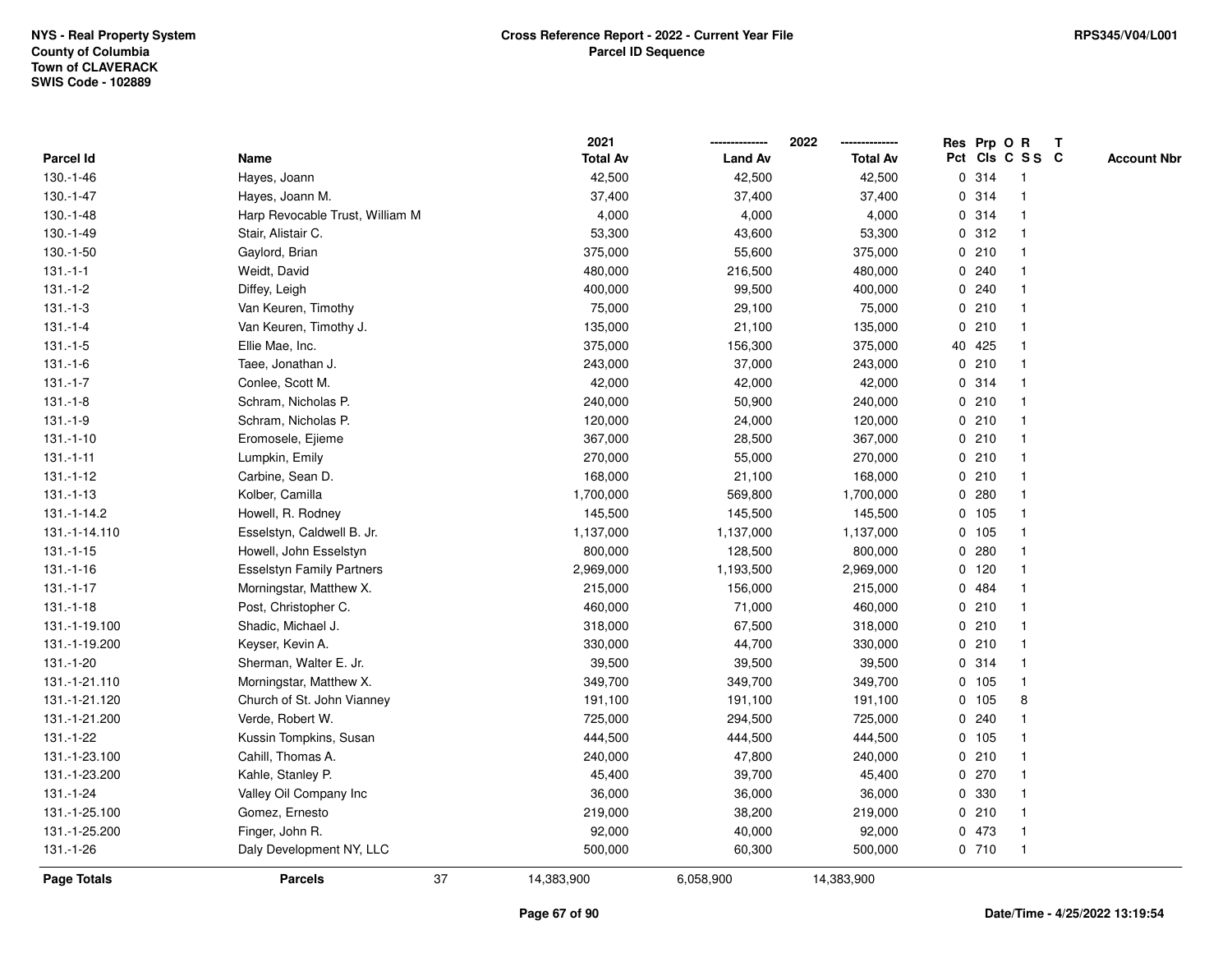NYS - Real Property System
County of Columbia
Town of CLAVERACK
SWIS Code - 102889

**Cross Reference Report - 2022 - Current Year File**
**Parcel ID Sequence**

RPS345/V04/L001

| Parcel Id | Name | 2021 Total Av | 2022 Land Av | 2022 Total Av | Res Pct | Prp Cls | O C | R S S | T C | Account Nbr |
|---|---|---|---|---|---|---|---|---|---|---|
| 130.-1-46 | Hayes, Joann | 42,500 | 42,500 | 42,500 | 0 | 314 | | 1 | | |
| 130.-1-47 | Hayes, Joann M. | 37,400 | 37,400 | 37,400 | 0 | 314 | | 1 | | |
| 130.-1-48 | Harp Revocable Trust, William M | 4,000 | 4,000 | 4,000 | 0 | 314 | | 1 | | |
| 130.-1-49 | Stair, Alistair C. | 53,300 | 43,600 | 53,300 | 0 | 312 | | 1 | | |
| 130.-1-50 | Gaylord, Brian | 375,000 | 55,600 | 375,000 | 0 | 210 | | 1 | | |
| 131.-1-1 | Weidt, David | 480,000 | 216,500 | 480,000 | 0 | 240 | | 1 | | |
| 131.-1-2 | Diffey, Leigh | 400,000 | 99,500 | 400,000 | 0 | 240 | | 1 | | |
| 131.-1-3 | Van Keuren, Timothy | 75,000 | 29,100 | 75,000 | 0 | 210 | | 1 | | |
| 131.-1-4 | Van Keuren, Timothy J. | 135,000 | 21,100 | 135,000 | 0 | 210 | | 1 | | |
| 131.-1-5 | Ellie Mae, Inc. | 375,000 | 156,300 | 375,000 | 40 | 425 | | 1 | | |
| 131.-1-6 | Taee, Jonathan J. | 243,000 | 37,000 | 243,000 | 0 | 210 | | 1 | | |
| 131.-1-7 | Conlee, Scott M. | 42,000 | 42,000 | 42,000 | 0 | 314 | | 1 | | |
| 131.-1-8 | Schram, Nicholas P. | 240,000 | 50,900 | 240,000 | 0 | 210 | | 1 | | |
| 131.-1-9 | Schram, Nicholas P. | 120,000 | 24,000 | 120,000 | 0 | 210 | | 1 | | |
| 131.-1-10 | Eromosele, Ejieme | 367,000 | 28,500 | 367,000 | 0 | 210 | | 1 | | |
| 131.-1-11 | Lumpkin, Emily | 270,000 | 55,000 | 270,000 | 0 | 210 | | 1 | | |
| 131.-1-12 | Carbine, Sean D. | 168,000 | 21,100 | 168,000 | 0 | 210 | | 1 | | |
| 131.-1-13 | Kolber, Camilla | 1,700,000 | 569,800 | 1,700,000 | 0 | 280 | | 1 | | |
| 131.-1-14.2 | Howell, R. Rodney | 145,500 | 145,500 | 145,500 | 0 | 105 | | 1 | | |
| 131.-1-14.110 | Esselstyn, Caldwell B. Jr. | 1,137,000 | 1,137,000 | 1,137,000 | 0 | 105 | | 1 | | |
| 131.-1-15 | Howell, John Esselstyn | 800,000 | 128,500 | 800,000 | 0 | 280 | | 1 | | |
| 131.-1-16 | Esselstyn Family Partners | 2,969,000 | 1,193,500 | 2,969,000 | 0 | 120 | | 1 | | |
| 131.-1-17 | Morningstar, Matthew X. | 215,000 | 156,000 | 215,000 | 0 | 484 | | 1 | | |
| 131.-1-18 | Post, Christopher C. | 460,000 | 71,000 | 460,000 | 0 | 210 | | 1 | | |
| 131.-1-19.100 | Shadic, Michael J. | 318,000 | 67,500 | 318,000 | 0 | 210 | | 1 | | |
| 131.-1-19.200 | Keyser, Kevin A. | 330,000 | 44,700 | 330,000 | 0 | 210 | | 1 | | |
| 131.-1-20 | Sherman, Walter E. Jr. | 39,500 | 39,500 | 39,500 | 0 | 314 | | 1 | | |
| 131.-1-21.110 | Morningstar, Matthew X. | 349,700 | 349,700 | 349,700 | 0 | 105 | | 1 | | |
| 131.-1-21.120 | Church of St. John Vianney | 191,100 | 191,100 | 191,100 | 0 | 105 | | 8 | | |
| 131.-1-21.200 | Verde, Robert W. | 725,000 | 294,500 | 725,000 | 0 | 240 | | 1 | | |
| 131.-1-22 | Kussin Tompkins, Susan | 444,500 | 444,500 | 444,500 | 0 | 105 | | 1 | | |
| 131.-1-23.100 | Cahill, Thomas A. | 240,000 | 47,800 | 240,000 | 0 | 210 | | 1 | | |
| 131.-1-23.200 | Kahle, Stanley P. | 45,400 | 39,700 | 45,400 | 0 | 270 | | 1 | | |
| 131.-1-24 | Valley Oil Company Inc | 36,000 | 36,000 | 36,000 | 0 | 330 | | 1 | | |
| 131.-1-25.100 | Gomez, Ernesto | 219,000 | 38,200 | 219,000 | 0 | 210 | | 1 | | |
| 131.-1-25.200 | Finger, John R. | 92,000 | 40,000 | 92,000 | 0 | 473 | | 1 | | |
| 131.-1-26 | Daly Development NY, LLC | 500,000 | 60,300 | 500,000 | 0 | 710 | | 1 | | |
| **Page Totals** | **Parcels** 37 | 14,383,900 | 6,058,900 | 14,383,900 | | | | | | |

Date/Time - 4/25/2022 13:19:54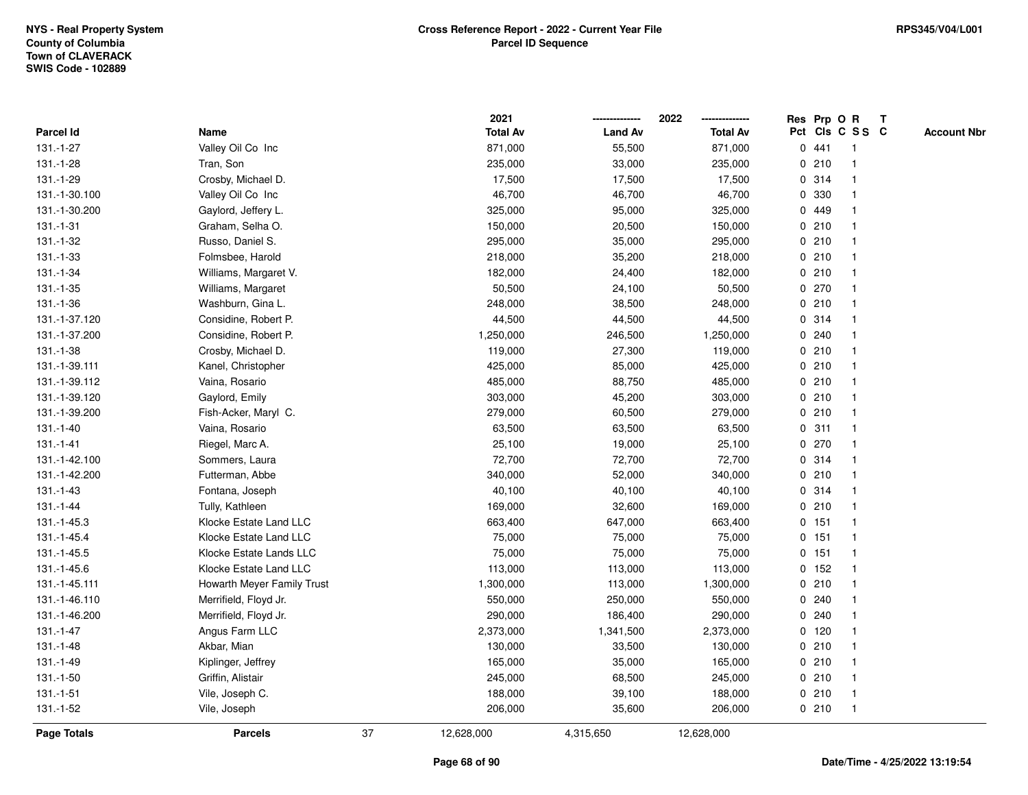NYS - Real Property System
County of Columbia
Town of CLAVERACK
SWIS Code - 102889

**Cross Reference Report - 2022 - Current Year File**
**Parcel ID Sequence**

RPS345/V04/L001

| Parcel Id | Name | 2021 Total Av | 2022 Land Av | 2022 Total Av | Res Pct | Prp Cls | O C | R S S | T C | Account Nbr |
|---|---|---|---|---|---|---|---|---|---|---|
| 131.-1-27 | Valley Oil Co Inc | 871,000 | 55,500 | 871,000 | 0 | 441 | | 1 | | |
| 131.-1-28 | Tran, Son | 235,000 | 33,000 | 235,000 | 0 | 210 | | 1 | | |
| 131.-1-29 | Crosby, Michael D. | 17,500 | 17,500 | 17,500 | 0 | 314 | | 1 | | |
| 131.-1-30.100 | Valley Oil Co Inc | 46,700 | 46,700 | 46,700 | 0 | 330 | | 1 | | |
| 131.-1-30.200 | Gaylord, Jeffery L. | 325,000 | 95,000 | 325,000 | 0 | 449 | | 1 | | |
| 131.-1-31 | Graham, Selha O. | 150,000 | 20,500 | 150,000 | 0 | 210 | | 1 | | |
| 131.-1-32 | Russo, Daniel S. | 295,000 | 35,000 | 295,000 | 0 | 210 | | 1 | | |
| 131.-1-33 | Folmsbee, Harold | 218,000 | 35,200 | 218,000 | 0 | 210 | | 1 | | |
| 131.-1-34 | Williams, Margaret V. | 182,000 | 24,400 | 182,000 | 0 | 210 | | 1 | | |
| 131.-1-35 | Williams, Margaret | 50,500 | 24,100 | 50,500 | 0 | 270 | | 1 | | |
| 131.-1-36 | Washburn, Gina L. | 248,000 | 38,500 | 248,000 | 0 | 210 | | 1 | | |
| 131.-1-37.120 | Considine, Robert P. | 44,500 | 44,500 | 44,500 | 0 | 314 | | 1 | | |
| 131.-1-37.200 | Considine, Robert P. | 1,250,000 | 246,500 | 1,250,000 | 0 | 240 | | 1 | | |
| 131.-1-38 | Crosby, Michael D. | 119,000 | 27,300 | 119,000 | 0 | 210 | | 1 | | |
| 131.-1-39.111 | Kanel, Christopher | 425,000 | 85,000 | 425,000 | 0 | 210 | | 1 | | |
| 131.-1-39.112 | Vaina, Rosario | 485,000 | 88,750 | 485,000 | 0 | 210 | | 1 | | |
| 131.-1-39.120 | Gaylord, Emily | 303,000 | 45,200 | 303,000 | 0 | 210 | | 1 | | |
| 131.-1-39.200 | Fish-Acker, Maryl C. | 279,000 | 60,500 | 279,000 | 0 | 210 | | 1 | | |
| 131.-1-40 | Vaina, Rosario | 63,500 | 63,500 | 63,500 | 0 | 311 | | 1 | | |
| 131.-1-41 | Riegel, Marc A. | 25,100 | 19,000 | 25,100 | 0 | 270 | | 1 | | |
| 131.-1-42.100 | Sommers, Laura | 72,700 | 72,700 | 72,700 | 0 | 314 | | 1 | | |
| 131.-1-42.200 | Futterman, Abbe | 340,000 | 52,000 | 340,000 | 0 | 210 | | 1 | | |
| 131.-1-43 | Fontana, Joseph | 40,100 | 40,100 | 40,100 | 0 | 314 | | 1 | | |
| 131.-1-44 | Tully, Kathleen | 169,000 | 32,600 | 169,000 | 0 | 210 | | 1 | | |
| 131.-1-45.3 | Klocke Estate Land LLC | 663,400 | 647,000 | 663,400 | 0 | 151 | | 1 | | |
| 131.-1-45.4 | Klocke Estate Land LLC | 75,000 | 75,000 | 75,000 | 0 | 151 | | 1 | | |
| 131.-1-45.5 | Klocke Estate Lands LLC | 75,000 | 75,000 | 75,000 | 0 | 151 | | 1 | | |
| 131.-1-45.6 | Klocke Estate Land LLC | 113,000 | 113,000 | 113,000 | 0 | 152 | | 1 | | |
| 131.-1-45.111 | Howarth Meyer Family Trust | 1,300,000 | 113,000 | 1,300,000 | 0 | 210 | | 1 | | |
| 131.-1-46.110 | Merrifield, Floyd Jr. | 550,000 | 250,000 | 550,000 | 0 | 240 | | 1 | | |
| 131.-1-46.200 | Merrifield, Floyd Jr. | 290,000 | 186,400 | 290,000 | 0 | 240 | | 1 | | |
| 131.-1-47 | Angus Farm LLC | 2,373,000 | 1,341,500 | 2,373,000 | 0 | 120 | | 1 | | |
| 131.-1-48 | Akbar, Mian | 130,000 | 33,500 | 130,000 | 0 | 210 | | 1 | | |
| 131.-1-49 | Kiplinger, Jeffrey | 165,000 | 35,000 | 165,000 | 0 | 210 | | 1 | | |
| 131.-1-50 | Griffin, Alistair | 245,000 | 68,500 | 245,000 | 0 | 210 | | 1 | | |
| 131.-1-51 | Vile, Joseph C. | 188,000 | 39,100 | 188,000 | 0 | 210 | | 1 | | |
| 131.-1-52 | Vile, Joseph | 206,000 | 35,600 | 206,000 | 0 | 210 | | 1 | | |
| **Page Totals** | **Parcels** 37 | 12,628,000 | 4,315,650 | 12,628,000 | | | | | | |

Date/Time - 4/25/2022 13:19:54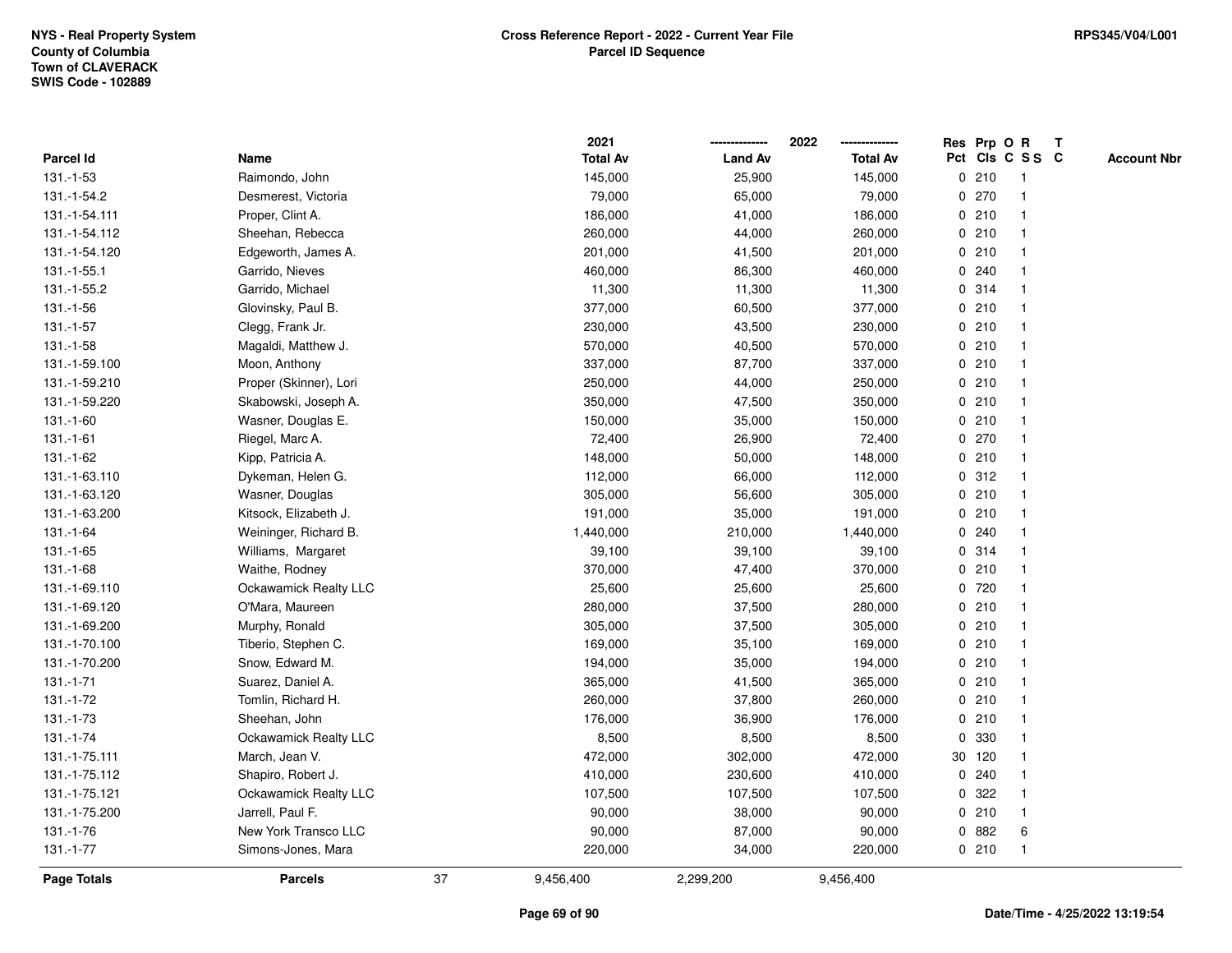NYS - Real Property System
County of Columbia
Town of CLAVERACK
SWIS Code - 102889

**Cross Reference Report - 2022 - Current Year File**
**Parcel ID Sequence**

RPS345/V04/L001

| Parcel Id | Name | 2021 Total Av | 2022 Land Av | 2022 Total Av | Res Pct | Prp Cls | O C | R S S | T C | Account Nbr |
|---|---|---|---|---|---|---|---|---|---|---|
| 131.-1-53 | Raimondo, John | 145,000 | 25,900 | 145,000 | 0 | 210 | | 1 | | |
| 131.-1-54.2 | Desmerest, Victoria | 79,000 | 65,000 | 79,000 | 0 | 270 | | 1 | | |
| 131.-1-54.111 | Proper, Clint A. | 186,000 | 41,000 | 186,000 | 0 | 210 | | 1 | | |
| 131.-1-54.112 | Sheehan, Rebecca | 260,000 | 44,000 | 260,000 | 0 | 210 | | 1 | | |
| 131.-1-54.120 | Edgeworth, James A. | 201,000 | 41,500 | 201,000 | 0 | 210 | | 1 | | |
| 131.-1-55.1 | Garrido, Nieves | 460,000 | 86,300 | 460,000 | 0 | 240 | | 1 | | |
| 131.-1-55.2 | Garrido, Michael | 11,300 | 11,300 | 11,300 | 0 | 314 | | 1 | | |
| 131.-1-56 | Glovinsky, Paul B. | 377,000 | 60,500 | 377,000 | 0 | 210 | | 1 | | |
| 131.-1-57 | Clegg, Frank Jr. | 230,000 | 43,500 | 230,000 | 0 | 210 | | 1 | | |
| 131.-1-58 | Magaldi, Matthew J. | 570,000 | 40,500 | 570,000 | 0 | 210 | | 1 | | |
| 131.-1-59.100 | Moon, Anthony | 337,000 | 87,700 | 337,000 | 0 | 210 | | 1 | | |
| 131.-1-59.210 | Proper (Skinner), Lori | 250,000 | 44,000 | 250,000 | 0 | 210 | | 1 | | |
| 131.-1-59.220 | Skabowski, Joseph A. | 350,000 | 47,500 | 350,000 | 0 | 210 | | 1 | | |
| 131.-1-60 | Wasner, Douglas E. | 150,000 | 35,000 | 150,000 | 0 | 210 | | 1 | | |
| 131.-1-61 | Riegel, Marc A. | 72,400 | 26,900 | 72,400 | 0 | 270 | | 1 | | |
| 131.-1-62 | Kipp, Patricia A. | 148,000 | 50,000 | 148,000 | 0 | 210 | | 1 | | |
| 131.-1-63.110 | Dykeman, Helen G. | 112,000 | 66,000 | 112,000 | 0 | 312 | | 1 | | |
| 131.-1-63.120 | Wasner, Douglas | 305,000 | 56,600 | 305,000 | 0 | 210 | | 1 | | |
| 131.-1-63.200 | Kitsock, Elizabeth J. | 191,000 | 35,000 | 191,000 | 0 | 210 | | 1 | | |
| 131.-1-64 | Weininger, Richard B. | 1,440,000 | 210,000 | 1,440,000 | 0 | 240 | | 1 | | |
| 131.-1-65 | Williams, Margaret | 39,100 | 39,100 | 39,100 | 0 | 314 | | 1 | | |
| 131.-1-68 | Waithe, Rodney | 370,000 | 47,400 | 370,000 | 0 | 210 | | 1 | | |
| 131.-1-69.110 | Ockawamick Realty LLC | 25,600 | 25,600 | 25,600 | 0 | 720 | | 1 | | |
| 131.-1-69.120 | O'Mara, Maureen | 280,000 | 37,500 | 280,000 | 0 | 210 | | 1 | | |
| 131.-1-69.200 | Murphy, Ronald | 305,000 | 37,500 | 305,000 | 0 | 210 | | 1 | | |
| 131.-1-70.100 | Tiberio, Stephen C. | 169,000 | 35,100 | 169,000 | 0 | 210 | | 1 | | |
| 131.-1-70.200 | Snow, Edward M. | 194,000 | 35,000 | 194,000 | 0 | 210 | | 1 | | |
| 131.-1-71 | Suarez, Daniel A. | 365,000 | 41,500 | 365,000 | 0 | 210 | | 1 | | |
| 131.-1-72 | Tomlin, Richard H. | 260,000 | 37,800 | 260,000 | 0 | 210 | | 1 | | |
| 131.-1-73 | Sheehan, John | 176,000 | 36,900 | 176,000 | 0 | 210 | | 1 | | |
| 131.-1-74 | Ockawamick Realty LLC | 8,500 | 8,500 | 8,500 | 0 | 330 | | 1 | | |
| 131.-1-75.111 | March, Jean V. | 472,000 | 302,000 | 472,000 | 30 | 120 | | 1 | | |
| 131.-1-75.112 | Shapiro, Robert J. | 410,000 | 230,600 | 410,000 | 0 | 240 | | 1 | | |
| 131.-1-75.121 | Ockawamick Realty LLC | 107,500 | 107,500 | 107,500 | 0 | 322 | | 1 | | |
| 131.-1-75.200 | Jarrell, Paul F. | 90,000 | 38,000 | 90,000 | 0 | 210 | | 1 | | |
| 131.-1-76 | New York Transco LLC | 90,000 | 87,000 | 90,000 | 0 | 882 | | 6 | | |
| 131.-1-77 | Simons-Jones, Mara | 220,000 | 34,000 | 220,000 | 0 | 210 | | 1 | | |
| **Page Totals** | **Parcels** 37 | 9,456,400 | 2,299,200 | 9,456,400 | | | | | | |

Date/Time - 4/25/2022 13:19:54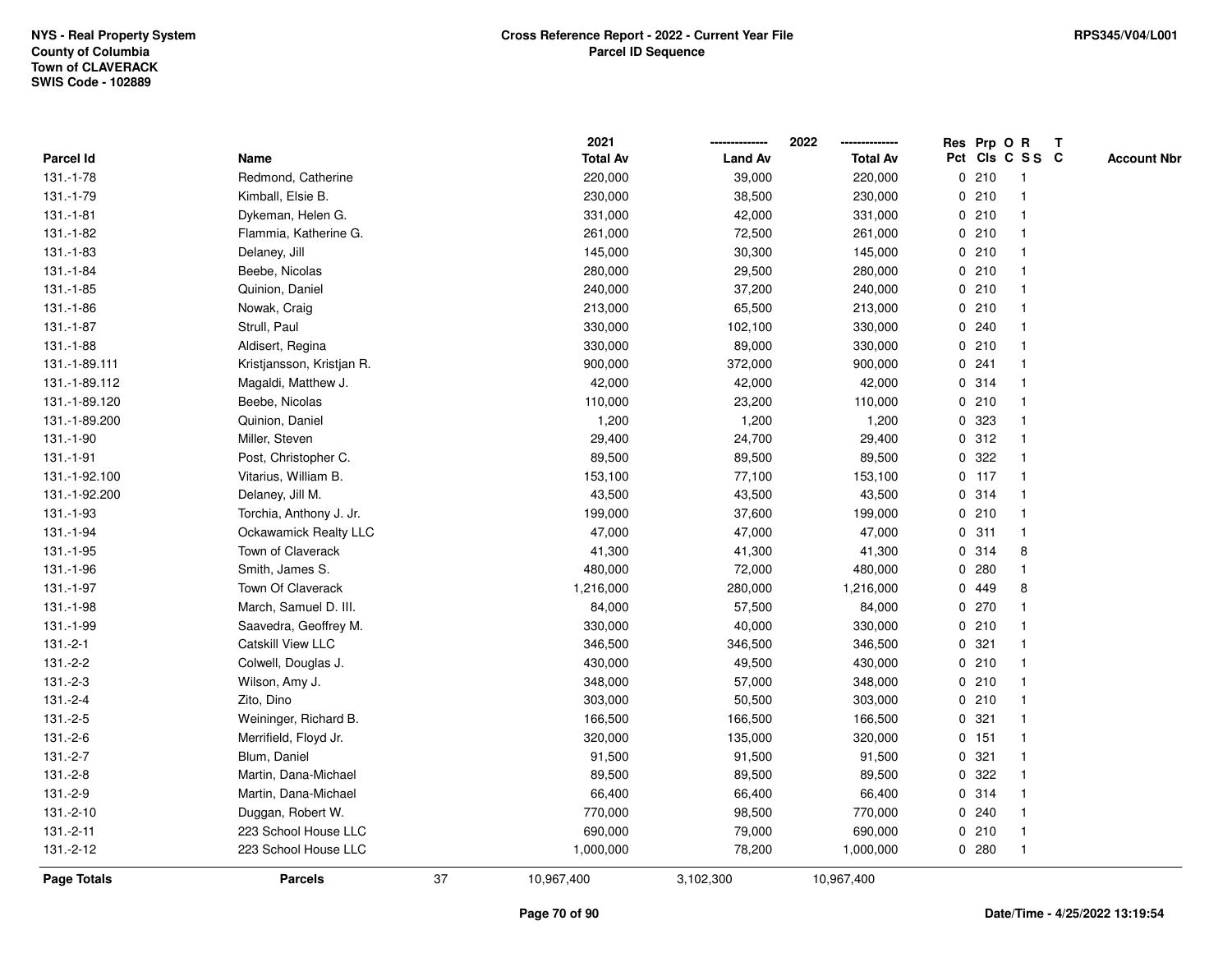NYS - Real Property System
County of Columbia
Town of CLAVERACK
SWIS Code - 102889

**Cross Reference Report - 2022 - Current Year File**
**Parcel ID Sequence**

RPS345/V04/L001

| Parcel Id | Name | 2021 Total Av | 2022 Land Av | 2022 Total Av | Res Pct | Prp Cls | O C | R S S | T C | Account Nbr |
|---|---|---|---|---|---|---|---|---|---|---|
| 131.-1-78 | Redmond, Catherine | 220,000 | 39,000 | 220,000 | 0 | 210 | | 1 | | |
| 131.-1-79 | Kimball, Elsie B. | 230,000 | 38,500 | 230,000 | 0 | 210 | | 1 | | |
| 131.-1-81 | Dykeman, Helen G. | 331,000 | 42,000 | 331,000 | 0 | 210 | | 1 | | |
| 131.-1-82 | Flammia, Katherine G. | 261,000 | 72,500 | 261,000 | 0 | 210 | | 1 | | |
| 131.-1-83 | Delaney, Jill | 145,000 | 30,300 | 145,000 | 0 | 210 | | 1 | | |
| 131.-1-84 | Beebe, Nicolas | 280,000 | 29,500 | 280,000 | 0 | 210 | | 1 | | |
| 131.-1-85 | Quinion, Daniel | 240,000 | 37,200 | 240,000 | 0 | 210 | | 1 | | |
| 131.-1-86 | Nowak, Craig | 213,000 | 65,500 | 213,000 | 0 | 210 | | 1 | | |
| 131.-1-87 | Strull, Paul | 330,000 | 102,100 | 330,000 | 0 | 240 | | 1 | | |
| 131.-1-88 | Aldisert, Regina | 330,000 | 89,000 | 330,000 | 0 | 210 | | 1 | | |
| 131.-1-89.111 | Kristjansson, Kristjan R. | 900,000 | 372,000 | 900,000 | 0 | 241 | | 1 | | |
| 131.-1-89.112 | Magaldi, Matthew J. | 42,000 | 42,000 | 42,000 | 0 | 314 | | 1 | | |
| 131.-1-89.120 | Beebe, Nicolas | 110,000 | 23,200 | 110,000 | 0 | 210 | | 1 | | |
| 131.-1-89.200 | Quinion, Daniel | 1,200 | 1,200 | 1,200 | 0 | 323 | | 1 | | |
| 131.-1-90 | Miller, Steven | 29,400 | 24,700 | 29,400 | 0 | 312 | | 1 | | |
| 131.-1-91 | Post, Christopher C. | 89,500 | 89,500 | 89,500 | 0 | 322 | | 1 | | |
| 131.-1-92.100 | Vitarius, William B. | 153,100 | 77,100 | 153,100 | 0 | 117 | | 1 | | |
| 131.-1-92.200 | Delaney, Jill M. | 43,500 | 43,500 | 43,500 | 0 | 314 | | 1 | | |
| 131.-1-93 | Torchia, Anthony J. Jr. | 199,000 | 37,600 | 199,000 | 0 | 210 | | 1 | | |
| 131.-1-94 | Ockawamick Realty LLC | 47,000 | 47,000 | 47,000 | 0 | 311 | | 1 | | |
| 131.-1-95 | Town of Claverack | 41,300 | 41,300 | 41,300 | 0 | 314 | | 8 | | |
| 131.-1-96 | Smith, James S. | 480,000 | 72,000 | 480,000 | 0 | 280 | | 1 | | |
| 131.-1-97 | Town Of Claverack | 1,216,000 | 280,000 | 1,216,000 | 0 | 449 | | 8 | | |
| 131.-1-98 | March, Samuel D. III. | 84,000 | 57,500 | 84,000 | 0 | 270 | | 1 | | |
| 131.-1-99 | Saavedra, Geoffrey M. | 330,000 | 40,000 | 330,000 | 0 | 210 | | 1 | | |
| 131.-2-1 | Catskill View LLC | 346,500 | 346,500 | 346,500 | 0 | 321 | | 1 | | |
| 131.-2-2 | Colwell, Douglas J. | 430,000 | 49,500 | 430,000 | 0 | 210 | | 1 | | |
| 131.-2-3 | Wilson, Amy J. | 348,000 | 57,000 | 348,000 | 0 | 210 | | 1 | | |
| 131.-2-4 | Zito, Dino | 303,000 | 50,500 | 303,000 | 0 | 210 | | 1 | | |
| 131.-2-5 | Weininger, Richard B. | 166,500 | 166,500 | 166,500 | 0 | 321 | | 1 | | |
| 131.-2-6 | Merrifield, Floyd Jr. | 320,000 | 135,000 | 320,000 | 0 | 151 | | 1 | | |
| 131.-2-7 | Blum, Daniel | 91,500 | 91,500 | 91,500 | 0 | 321 | | 1 | | |
| 131.-2-8 | Martin, Dana-Michael | 89,500 | 89,500 | 89,500 | 0 | 322 | | 1 | | |
| 131.-2-9 | Martin, Dana-Michael | 66,400 | 66,400 | 66,400 | 0 | 314 | | 1 | | |
| 131.-2-10 | Duggan, Robert W. | 770,000 | 98,500 | 770,000 | 0 | 240 | | 1 | | |
| 131.-2-11 | 223 School House LLC | 690,000 | 79,000 | 690,000 | 0 | 210 | | 1 | | |
| 131.-2-12 | 223 School House LLC | 1,000,000 | 78,200 | 1,000,000 | 0 | 280 | | 1 | | |
| **Page Totals** | **Parcels** 37 | 10,967,400 | 3,102,300 | 10,967,400 | | | | | | |

Date/Time - 4/25/2022 13:19:54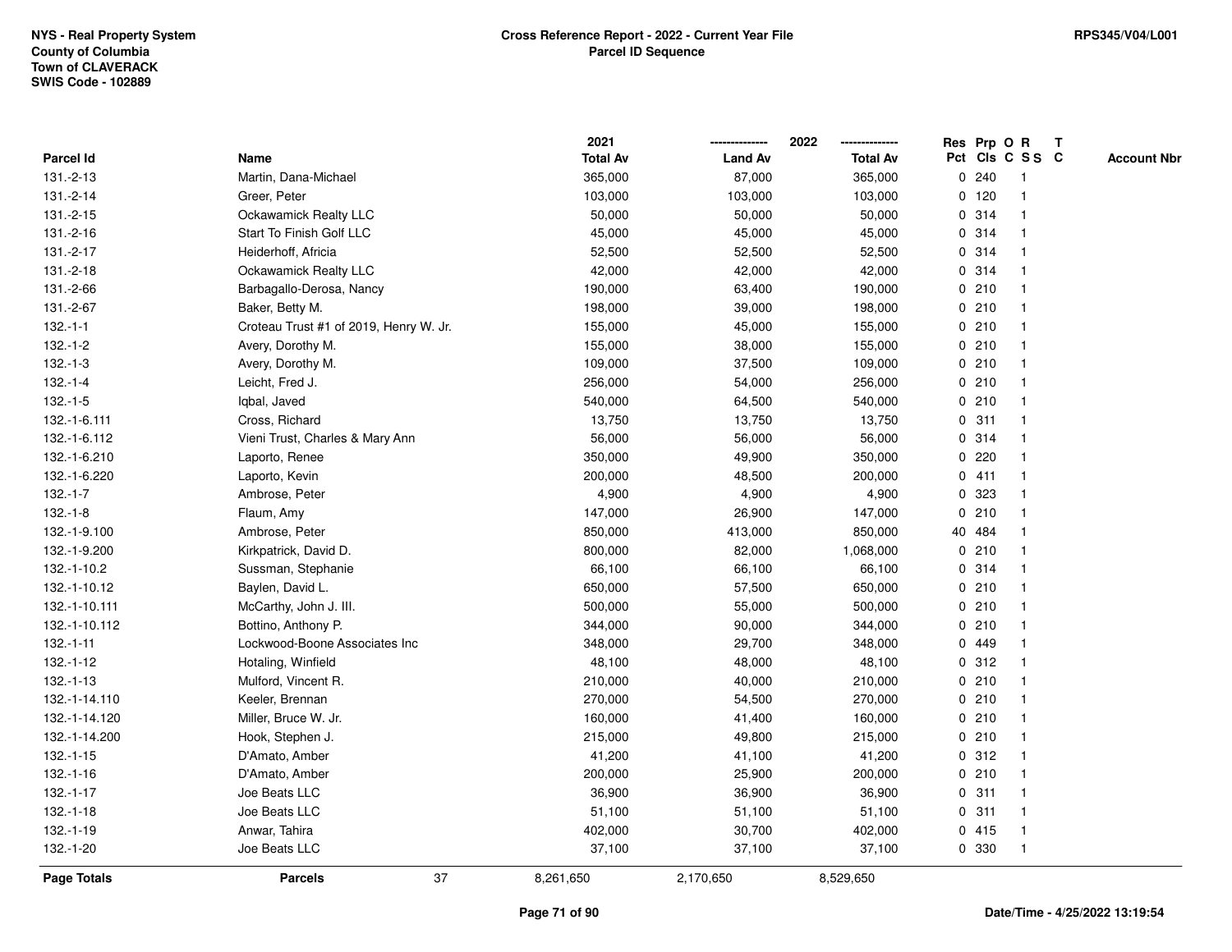NYS - Real Property System
County of Columbia
Town of CLAVERACK
SWIS Code - 102889

**Cross Reference Report - 2022 - Current Year File**
**Parcel ID Sequence**

RPS345/V04/L001

| Parcel Id | Name | 2021 Total Av | 2022 Land Av | 2022 Total Av | Res Pct | Prp Cls | O C | R S S | T C | Account Nbr |
|---|---|---|---|---|---|---|---|---|---|---|
| 131.-2-13 | Martin, Dana-Michael | 365,000 | 87,000 | 365,000 | 0 | 240 | | 1 | | |
| 131.-2-14 | Greer, Peter | 103,000 | 103,000 | 103,000 | 0 | 120 | | 1 | | |
| 131.-2-15 | Ockawamick Realty LLC | 50,000 | 50,000 | 50,000 | 0 | 314 | | 1 | | |
| 131.-2-16 | Start To Finish Golf LLC | 45,000 | 45,000 | 45,000 | 0 | 314 | | 1 | | |
| 131.-2-17 | Heiderhoff, Africia | 52,500 | 52,500 | 52,500 | 0 | 314 | | 1 | | |
| 131.-2-18 | Ockawamick Realty LLC | 42,000 | 42,000 | 42,000 | 0 | 314 | | 1 | | |
| 131.-2-66 | Barbagallo-Derosa, Nancy | 190,000 | 63,400 | 190,000 | 0 | 210 | | 1 | | |
| 131.-2-67 | Baker, Betty M. | 198,000 | 39,000 | 198,000 | 0 | 210 | | 1 | | |
| 132.-1-1 | Croteau Trust #1 of 2019, Henry W. Jr. | 155,000 | 45,000 | 155,000 | 0 | 210 | | 1 | | |
| 132.-1-2 | Avery, Dorothy M. | 155,000 | 38,000 | 155,000 | 0 | 210 | | 1 | | |
| 132.-1-3 | Avery, Dorothy M. | 109,000 | 37,500 | 109,000 | 0 | 210 | | 1 | | |
| 132.-1-4 | Leicht, Fred J. | 256,000 | 54,000 | 256,000 | 0 | 210 | | 1 | | |
| 132.-1-5 | Iqbal, Javed | 540,000 | 64,500 | 540,000 | 0 | 210 | | 1 | | |
| 132.-1-6.111 | Cross, Richard | 13,750 | 13,750 | 13,750 | 0 | 311 | | 1 | | |
| 132.-1-6.112 | Vieni Trust, Charles & Mary Ann | 56,000 | 56,000 | 56,000 | 0 | 314 | | 1 | | |
| 132.-1-6.210 | Laporto, Renee | 350,000 | 49,900 | 350,000 | 0 | 220 | | 1 | | |
| 132.-1-6.220 | Laporto, Kevin | 200,000 | 48,500 | 200,000 | 0 | 411 | | 1 | | |
| 132.-1-7 | Ambrose, Peter | 4,900 | 4,900 | 4,900 | 0 | 323 | | 1 | | |
| 132.-1-8 | Flaum, Amy | 147,000 | 26,900 | 147,000 | 0 | 210 | | 1 | | |
| 132.-1-9.100 | Ambrose, Peter | 850,000 | 413,000 | 850,000 | 40 | 484 | | 1 | | |
| 132.-1-9.200 | Kirkpatrick, David D. | 800,000 | 82,000 | 1,068,000 | 0 | 210 | | 1 | | |
| 132.-1-10.2 | Sussman, Stephanie | 66,100 | 66,100 | 66,100 | 0 | 314 | | 1 | | |
| 132.-1-10.12 | Baylen, David L. | 650,000 | 57,500 | 650,000 | 0 | 210 | | 1 | | |
| 132.-1-10.111 | McCarthy, John J. III. | 500,000 | 55,000 | 500,000 | 0 | 210 | | 1 | | |
| 132.-1-10.112 | Bottino, Anthony P. | 344,000 | 90,000 | 344,000 | 0 | 210 | | 1 | | |
| 132.-1-11 | Lockwood-Boone Associates Inc | 348,000 | 29,700 | 348,000 | 0 | 449 | | 1 | | |
| 132.-1-12 | Hotaling, Winfield | 48,100 | 48,000 | 48,100 | 0 | 312 | | 1 | | |
| 132.-1-13 | Mulford, Vincent R. | 210,000 | 40,000 | 210,000 | 0 | 210 | | 1 | | |
| 132.-1-14.110 | Keeler, Brennan | 270,000 | 54,500 | 270,000 | 0 | 210 | | 1 | | |
| 132.-1-14.120 | Miller, Bruce W. Jr. | 160,000 | 41,400 | 160,000 | 0 | 210 | | 1 | | |
| 132.-1-14.200 | Hook, Stephen J. | 215,000 | 49,800 | 215,000 | 0 | 210 | | 1 | | |
| 132.-1-15 | D'Amato, Amber | 41,200 | 41,100 | 41,200 | 0 | 312 | | 1 | | |
| 132.-1-16 | D'Amato, Amber | 200,000 | 25,900 | 200,000 | 0 | 210 | | 1 | | |
| 132.-1-17 | Joe Beats LLC | 36,900 | 36,900 | 36,900 | 0 | 311 | | 1 | | |
| 132.-1-18 | Joe Beats LLC | 51,100 | 51,100 | 51,100 | 0 | 311 | | 1 | | |
| 132.-1-19 | Anwar, Tahira | 402,000 | 30,700 | 402,000 | 0 | 415 | | 1 | | |
| 132.-1-20 | Joe Beats LLC | 37,100 | 37,100 | 37,100 | 0 | 330 | | 1 | | |
| **Page Totals** | **Parcels** 37 | 8,261,650 | 2,170,650 | 8,529,650 | | | | | | |

Date/Time - 4/25/2022 13:19:54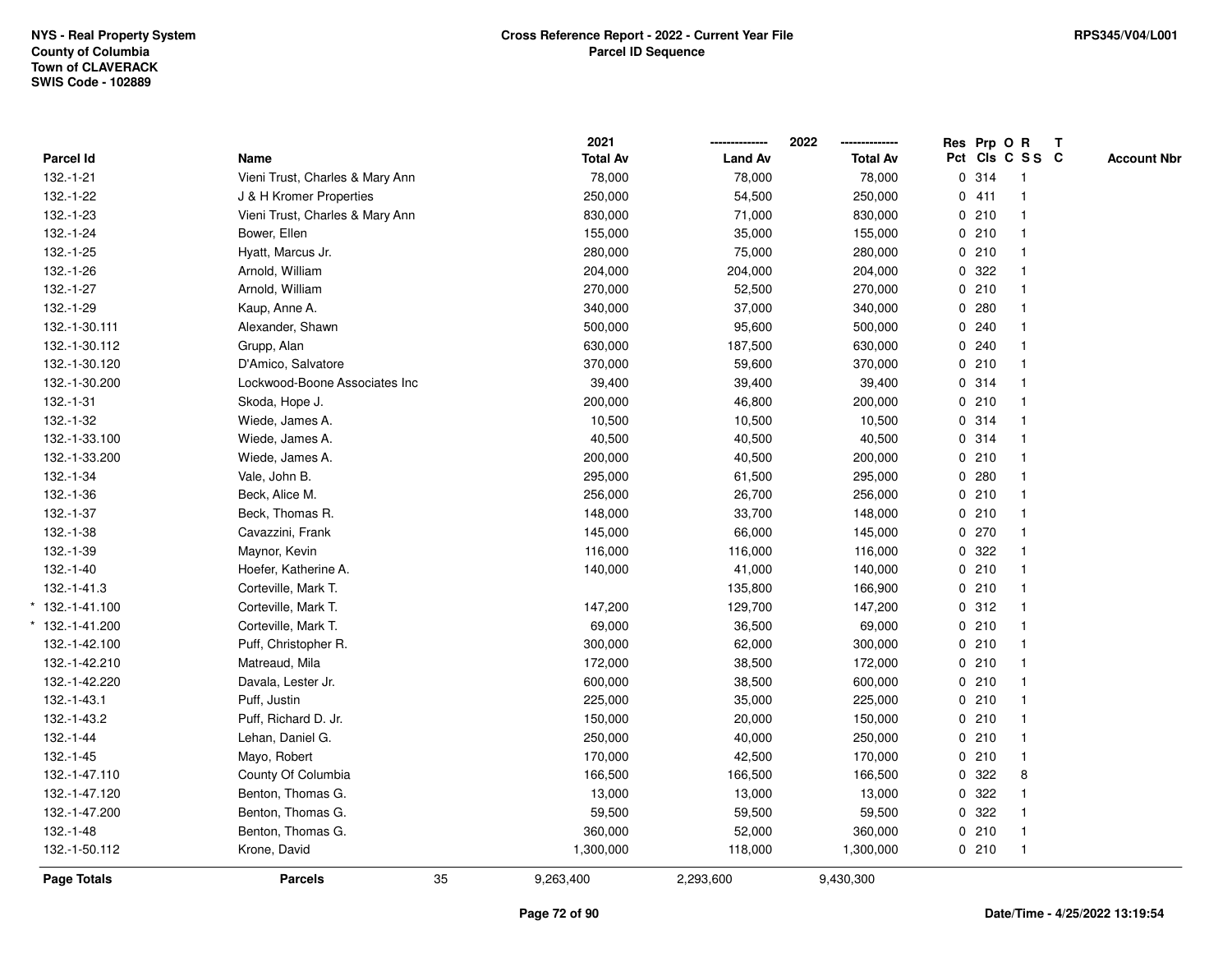NYS - Real Property System
County of Columbia
Town of CLAVERACK
SWIS Code - 102889

**Cross Reference Report - 2022 - Current Year File**
**Parcel ID Sequence**

RPS345/V04/L001

| Parcel Id | Name | 2021 Total Av | 2022 Land Av | 2022 Total Av | Res Pct | Prp Cls | O C | R SS | T C | Account Nbr |
|---|---|---|---|---|---|---|---|---|---|---|
| 132.-1-21 | Vieni Trust, Charles & Mary Ann | 78,000 | 78,000 | 78,000 | 0 | 314 | | 1 | | |
| 132.-1-22 | J & H Kromer Properties | 250,000 | 54,500 | 250,000 | 0 | 411 | | 1 | | |
| 132.-1-23 | Vieni Trust, Charles & Mary Ann | 830,000 | 71,000 | 830,000 | 0 | 210 | | 1 | | |
| 132.-1-24 | Bower, Ellen | 155,000 | 35,000 | 155,000 | 0 | 210 | | 1 | | |
| 132.-1-25 | Hyatt, Marcus Jr. | 280,000 | 75,000 | 280,000 | 0 | 210 | | 1 | | |
| 132.-1-26 | Arnold, William | 204,000 | 204,000 | 204,000 | 0 | 322 | | 1 | | |
| 132.-1-27 | Arnold, William | 270,000 | 52,500 | 270,000 | 0 | 210 | | 1 | | |
| 132.-1-29 | Kaup, Anne A. | 340,000 | 37,000 | 340,000 | 0 | 280 | | 1 | | |
| 132.-1-30.111 | Alexander, Shawn | 500,000 | 95,600 | 500,000 | 0 | 240 | | 1 | | |
| 132.-1-30.112 | Grupp, Alan | 630,000 | 187,500 | 630,000 | 0 | 240 | | 1 | | |
| 132.-1-30.120 | D'Amico, Salvatore | 370,000 | 59,600 | 370,000 | 0 | 210 | | 1 | | |
| 132.-1-30.200 | Lockwood-Boone Associates Inc | 39,400 | 39,400 | 39,400 | 0 | 314 | | 1 | | |
| 132.-1-31 | Skoda, Hope J. | 200,000 | 46,800 | 200,000 | 0 | 210 | | 1 | | |
| 132.-1-32 | Wiede, James A. | 10,500 | 10,500 | 10,500 | 0 | 314 | | 1 | | |
| 132.-1-33.100 | Wiede, James A. | 40,500 | 40,500 | 40,500 | 0 | 314 | | 1 | | |
| 132.-1-33.200 | Wiede, James A. | 200,000 | 40,500 | 200,000 | 0 | 210 | | 1 | | |
| 132.-1-34 | Vale, John B. | 295,000 | 61,500 | 295,000 | 0 | 280 | | 1 | | |
| 132.-1-36 | Beck, Alice M. | 256,000 | 26,700 | 256,000 | 0 | 210 | | 1 | | |
| 132.-1-37 | Beck, Thomas R. | 148,000 | 33,700 | 148,000 | 0 | 210 | | 1 | | |
| 132.-1-38 | Cavazzini, Frank | 145,000 | 66,000 | 145,000 | 0 | 270 | | 1 | | |
| 132.-1-39 | Maynor, Kevin | 116,000 | 116,000 | 116,000 | 0 | 322 | | 1 | | |
| 132.-1-40 | Hoefer, Katherine A. | 140,000 | 41,000 | 140,000 | 0 | 210 | | 1 | | |
| 132.-1-41.3 | Corteville, Mark T. | | 135,800 | 166,900 | 0 | 210 | | 1 | | |
| * 132.-1-41.100 | Corteville, Mark T. | 147,200 | 129,700 | 147,200 | 0 | 312 | | 1 | | |
| * 132.-1-41.200 | Corteville, Mark T. | 69,000 | 36,500 | 69,000 | 0 | 210 | | 1 | | |
| 132.-1-42.100 | Puff, Christopher R. | 300,000 | 62,000 | 300,000 | 0 | 210 | | 1 | | |
| 132.-1-42.210 | Matreaud, Mila | 172,000 | 38,500 | 172,000 | 0 | 210 | | 1 | | |
| 132.-1-42.220 | Davala, Lester Jr. | 600,000 | 38,500 | 600,000 | 0 | 210 | | 1 | | |
| 132.-1-43.1 | Puff, Justin | 225,000 | 35,000 | 225,000 | 0 | 210 | | 1 | | |
| 132.-1-43.2 | Puff, Richard D. Jr. | 150,000 | 20,000 | 150,000 | 0 | 210 | | 1 | | |
| 132.-1-44 | Lehan, Daniel G. | 250,000 | 40,000 | 250,000 | 0 | 210 | | 1 | | |
| 132.-1-45 | Mayo, Robert | 170,000 | 42,500 | 170,000 | 0 | 210 | | 1 | | |
| 132.-1-47.110 | County Of Columbia | 166,500 | 166,500 | 166,500 | 0 | 322 | | 8 | | |
| 132.-1-47.120 | Benton, Thomas G. | 13,000 | 13,000 | 13,000 | 0 | 322 | | 1 | | |
| 132.-1-47.200 | Benton, Thomas G. | 59,500 | 59,500 | 59,500 | 0 | 322 | | 1 | | |
| 132.-1-48 | Benton, Thomas G. | 360,000 | 52,000 | 360,000 | 0 | 210 | | 1 | | |
| 132.-1-50.112 | Krone, David | 1,300,000 | 118,000 | 1,300,000 | 0 | 210 | | 1 | | |
| **Page Totals** | **Parcels** 35 | 9,263,400 | 2,293,600 | 9,430,300 | | | | | | |

Date/Time - 4/25/2022 13:19:54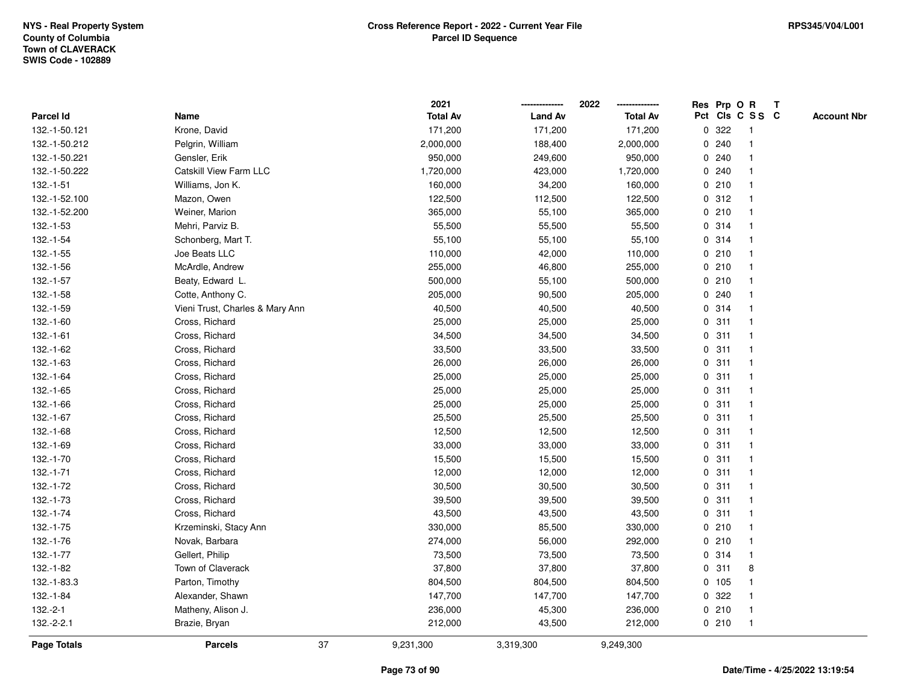NYS - Real Property System
County of Columbia
Town of CLAVERACK
SWIS Code - 102889

**Cross Reference Report - 2022 - Current Year File**
**Parcel ID Sequence**

RPS345/V04/L001

| Parcel Id | Name | 2021 Total Av | 2022 Land Av | 2022 Total Av | Res Pct | Prp Cls | O C | R S S | T C | Account Nbr |
|---|---|---|---|---|---|---|---|---|---|---|
| 132.-1-50.121 | Krone, David | 171,200 | 171,200 | 171,200 | 0 | 322 | | 1 | | |
| 132.-1-50.212 | Pelgrin, William | 2,000,000 | 188,400 | 2,000,000 | 0 | 240 | | 1 | | |
| 132.-1-50.221 | Gensler, Erik | 950,000 | 249,600 | 950,000 | 0 | 240 | | 1 | | |
| 132.-1-50.222 | Catskill View Farm LLC | 1,720,000 | 423,000 | 1,720,000 | 0 | 240 | | 1 | | |
| 132.-1-51 | Williams, Jon K. | 160,000 | 34,200 | 160,000 | 0 | 210 | | 1 | | |
| 132.-1-52.100 | Mazon, Owen | 122,500 | 112,500 | 122,500 | 0 | 312 | | 1 | | |
| 132.-1-52.200 | Weiner, Marion | 365,000 | 55,100 | 365,000 | 0 | 210 | | 1 | | |
| 132.-1-53 | Mehri, Parviz B. | 55,500 | 55,500 | 55,500 | 0 | 314 | | 1 | | |
| 132.-1-54 | Schonberg, Mart T. | 55,100 | 55,100 | 55,100 | 0 | 314 | | 1 | | |
| 132.-1-55 | Joe Beats LLC | 110,000 | 42,000 | 110,000 | 0 | 210 | | 1 | | |
| 132.-1-56 | McArdle, Andrew | 255,000 | 46,800 | 255,000 | 0 | 210 | | 1 | | |
| 132.-1-57 | Beaty, Edward L. | 500,000 | 55,100 | 500,000 | 0 | 210 | | 1 | | |
| 132.-1-58 | Cotte, Anthony C. | 205,000 | 90,500 | 205,000 | 0 | 240 | | 1 | | |
| 132.-1-59 | Vieni Trust, Charles & Mary Ann | 40,500 | 40,500 | 40,500 | 0 | 314 | | 1 | | |
| 132.-1-60 | Cross, Richard | 25,000 | 25,000 | 25,000 | 0 | 311 | | 1 | | |
| 132.-1-61 | Cross, Richard | 34,500 | 34,500 | 34,500 | 0 | 311 | | 1 | | |
| 132.-1-62 | Cross, Richard | 33,500 | 33,500 | 33,500 | 0 | 311 | | 1 | | |
| 132.-1-63 | Cross, Richard | 26,000 | 26,000 | 26,000 | 0 | 311 | | 1 | | |
| 132.-1-64 | Cross, Richard | 25,000 | 25,000 | 25,000 | 0 | 311 | | 1 | | |
| 132.-1-65 | Cross, Richard | 25,000 | 25,000 | 25,000 | 0 | 311 | | 1 | | |
| 132.-1-66 | Cross, Richard | 25,000 | 25,000 | 25,000 | 0 | 311 | | 1 | | |
| 132.-1-67 | Cross, Richard | 25,500 | 25,500 | 25,500 | 0 | 311 | | 1 | | |
| 132.-1-68 | Cross, Richard | 12,500 | 12,500 | 12,500 | 0 | 311 | | 1 | | |
| 132.-1-69 | Cross, Richard | 33,000 | 33,000 | 33,000 | 0 | 311 | | 1 | | |
| 132.-1-70 | Cross, Richard | 15,500 | 15,500 | 15,500 | 0 | 311 | | 1 | | |
| 132.-1-71 | Cross, Richard | 12,000 | 12,000 | 12,000 | 0 | 311 | | 1 | | |
| 132.-1-72 | Cross, Richard | 30,500 | 30,500 | 30,500 | 0 | 311 | | 1 | | |
| 132.-1-73 | Cross, Richard | 39,500 | 39,500 | 39,500 | 0 | 311 | | 1 | | |
| 132.-1-74 | Cross, Richard | 43,500 | 43,500 | 43,500 | 0 | 311 | | 1 | | |
| 132.-1-75 | Krzeminski, Stacy Ann | 330,000 | 85,500 | 330,000 | 0 | 210 | | 1 | | |
| 132.-1-76 | Novak, Barbara | 274,000 | 56,000 | 292,000 | 0 | 210 | | 1 | | |
| 132.-1-77 | Gellert, Philip | 73,500 | 73,500 | 73,500 | 0 | 314 | | 1 | | |
| 132.-1-82 | Town of Claverack | 37,800 | 37,800 | 37,800 | 0 | 311 | | 8 | | |
| 132.-1-83.3 | Parton, Timothy | 804,500 | 804,500 | 804,500 | 0 | 105 | | 1 | | |
| 132.-1-84 | Alexander, Shawn | 147,700 | 147,700 | 147,700 | 0 | 322 | | 1 | | |
| 132.-2-1 | Matheny, Alison J. | 236,000 | 45,300 | 236,000 | 0 | 210 | | 1 | | |
| 132.-2-2.1 | Brazie, Bryan | 212,000 | 43,500 | 212,000 | 0 | 210 | | 1 | | |
| **Page Totals** | **Parcels** 37 | 9,231,300 | 3,319,300 | 9,249,300 | | | | | | |

**Date/Time - 4/25/2022 13:19:54**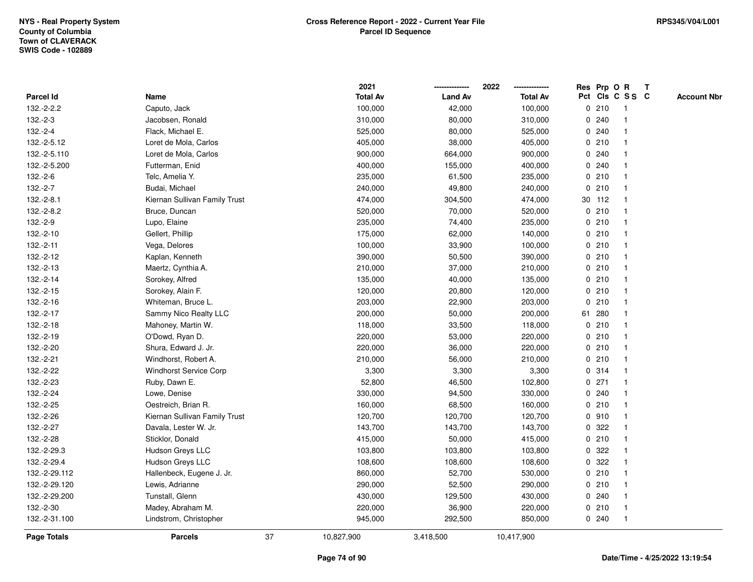NYS - Real Property System
County of Columbia
Town of CLAVERACK
SWIS Code - 102889

**Cross Reference Report - 2022 - Current Year File**
**Parcel ID Sequence**

RPS345/V04/L001

| Parcel Id | Name | 2021 Total Av | 2022 Land Av | 2022 Total Av | Res Pct | Prp Cls | O C | R S S | T C | Account Nbr |
|---|---|---|---|---|---|---|---|---|---|---|
| 132.-2-2.2 | Caputo, Jack | 100,000 | 42,000 | 100,000 | 0 | 210 | | 1 | | |
| 132.-2-3 | Jacobsen, Ronald | 310,000 | 80,000 | 310,000 | 0 | 240 | | 1 | | |
| 132.-2-4 | Flack, Michael E. | 525,000 | 80,000 | 525,000 | 0 | 240 | | 1 | | |
| 132.-2-5.12 | Loret de Mola, Carlos | 405,000 | 38,000 | 405,000 | 0 | 210 | | 1 | | |
| 132.-2-5.110 | Loret de Mola, Carlos | 900,000 | 664,000 | 900,000 | 0 | 240 | | 1 | | |
| 132.-2-5.200 | Futterman, Enid | 400,000 | 155,000 | 400,000 | 0 | 240 | | 1 | | |
| 132.-2-6 | Telc, Amelia Y. | 235,000 | 61,500 | 235,000 | 0 | 210 | | 1 | | |
| 132.-2-7 | Budai, Michael | 240,000 | 49,800 | 240,000 | 0 | 210 | | 1 | | |
| 132.-2-8.1 | Kiernan Sullivan Family Trust | 474,000 | 304,500 | 474,000 | 30 | 112 | | 1 | | |
| 132.-2-8.2 | Bruce, Duncan | 520,000 | 70,000 | 520,000 | 0 | 210 | | 1 | | |
| 132.-2-9 | Lupo, Elaine | 235,000 | 74,400 | 235,000 | 0 | 210 | | 1 | | |
| 132.-2-10 | Gellert, Phillip | 175,000 | 62,000 | 140,000 | 0 | 210 | | 1 | | |
| 132.-2-11 | Vega, Delores | 100,000 | 33,900 | 100,000 | 0 | 210 | | 1 | | |
| 132.-2-12 | Kaplan, Kenneth | 390,000 | 50,500 | 390,000 | 0 | 210 | | 1 | | |
| 132.-2-13 | Maertz, Cynthia A. | 210,000 | 37,000 | 210,000 | 0 | 210 | | 1 | | |
| 132.-2-14 | Sorokey, Alfred | 135,000 | 40,000 | 135,000 | 0 | 210 | | 1 | | |
| 132.-2-15 | Sorokey, Alain F. | 120,000 | 20,800 | 120,000 | 0 | 210 | | 1 | | |
| 132.-2-16 | Whiteman, Bruce L. | 203,000 | 22,900 | 203,000 | 0 | 210 | | 1 | | |
| 132.-2-17 | Sammy Nico Realty LLC | 200,000 | 50,000 | 200,000 | 61 | 280 | | 1 | | |
| 132.-2-18 | Mahoney, Martin W. | 118,000 | 33,500 | 118,000 | 0 | 210 | | 1 | | |
| 132.-2-19 | O'Dowd, Ryan D. | 220,000 | 53,000 | 220,000 | 0 | 210 | | 1 | | |
| 132.-2-20 | Shura, Edward J. Jr. | 220,000 | 36,000 | 220,000 | 0 | 210 | | 1 | | |
| 132.-2-21 | Windhorst, Robert A. | 210,000 | 56,000 | 210,000 | 0 | 210 | | 1 | | |
| 132.-2-22 | Windhorst Service Corp | 3,300 | 3,300 | 3,300 | 0 | 314 | | 1 | | |
| 132.-2-23 | Ruby, Dawn E. | 52,800 | 46,500 | 102,800 | 0 | 271 | | 1 | | |
| 132.-2-24 | Lowe, Denise | 330,000 | 94,500 | 330,000 | 0 | 240 | | 1 | | |
| 132.-2-25 | Oestreich, Brian R. | 160,000 | 68,500 | 160,000 | 0 | 210 | | 1 | | |
| 132.-2-26 | Kiernan Sullivan Family Trust | 120,700 | 120,700 | 120,700 | 0 | 910 | | 1 | | |
| 132.-2-27 | Davala, Lester W. Jr. | 143,700 | 143,700 | 143,700 | 0 | 322 | | 1 | | |
| 132.-2-28 | Sticklor, Donald | 415,000 | 50,000 | 415,000 | 0 | 210 | | 1 | | |
| 132.-2-29.3 | Hudson Greys LLC | 103,800 | 103,800 | 103,800 | 0 | 322 | | 1 | | |
| 132.-2-29.4 | Hudson Greys LLC | 108,600 | 108,600 | 108,600 | 0 | 322 | | 1 | | |
| 132.-2-29.112 | Hallenbeck, Eugene J. Jr. | 860,000 | 52,700 | 530,000 | 0 | 210 | | 1 | | |
| 132.-2-29.120 | Lewis, Adrianne | 290,000 | 52,500 | 290,000 | 0 | 210 | | 1 | | |
| 132.-2-29.200 | Tunstall, Glenn | 430,000 | 129,500 | 430,000 | 0 | 240 | | 1 | | |
| 132.-2-30 | Madey, Abraham M. | 220,000 | 36,900 | 220,000 | 0 | 210 | | 1 | | |
| 132.-2-31.100 | Lindstrom, Christopher | 945,000 | 292,500 | 850,000 | 0 | 240 | | 1 | | |
| **Page Totals** | **Parcels** 37 | 10,827,900 | 3,418,500 | 10,417,900 | | | | | | |

Date/Time - 4/25/2022 13:19:54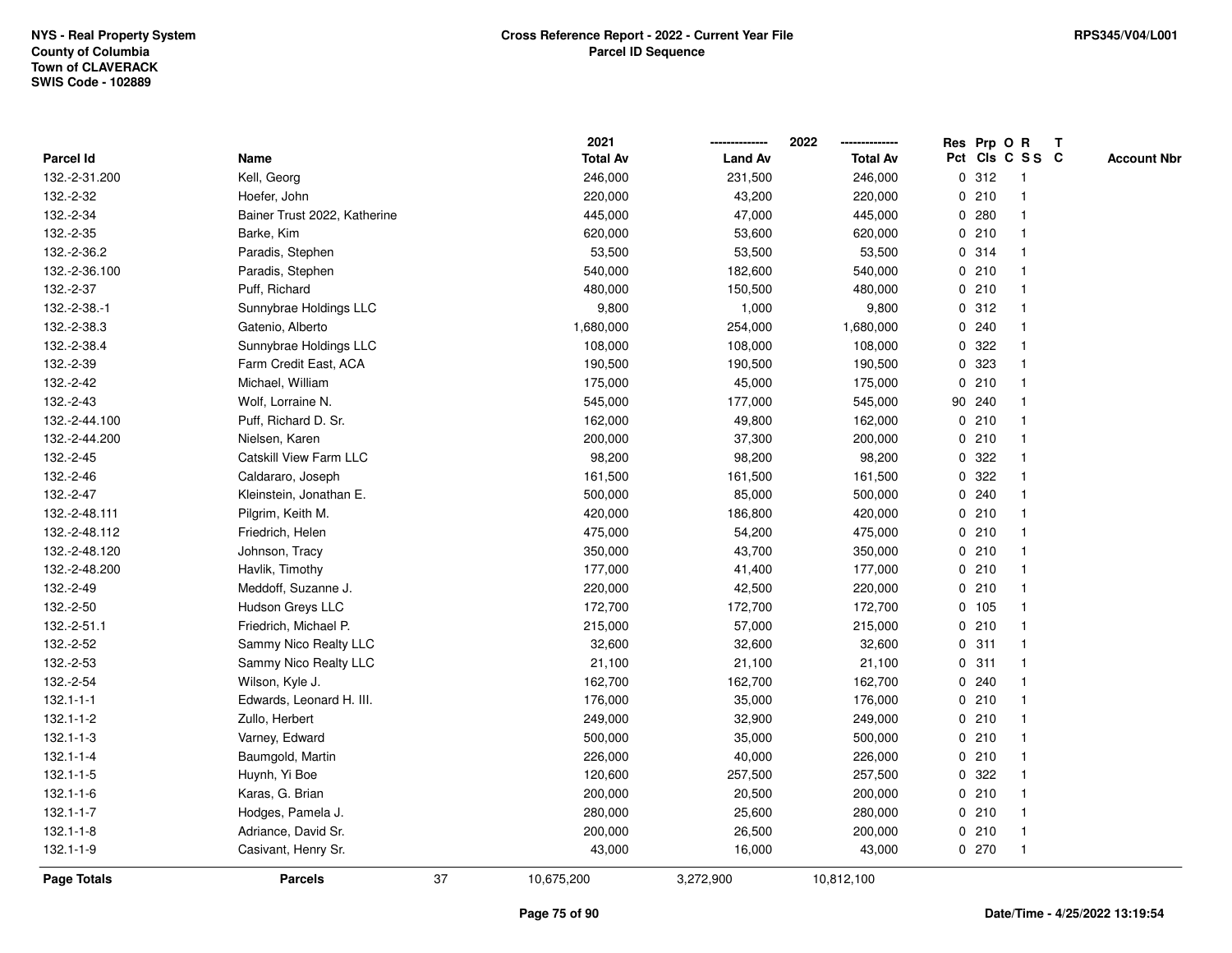NYS - Real Property System
County of Columbia
Town of CLAVERACK
SWIS Code - 102889

**Cross Reference Report - 2022 - Current Year File**
**Parcel ID Sequence**

RPS345/V04/L001

| Parcel Id | Name | 2021 Total Av | 2022 Land Av | 2022 Total Av | Res Pct | Prp Cls | O C | R S S | T C | Account Nbr |
|---|---|---|---|---|---|---|---|---|---|---|
| 132.-2-31.200 | Kell, Georg | 246,000 | 231,500 | 246,000 | 0 | 312 | | 1 | | |
| 132.-2-32 | Hoefer, John | 220,000 | 43,200 | 220,000 | 0 | 210 | | 1 | | |
| 132.-2-34 | Bainer Trust 2022, Katherine | 445,000 | 47,000 | 445,000 | 0 | 280 | | 1 | | |
| 132.-2-35 | Barke, Kim | 620,000 | 53,600 | 620,000 | 0 | 210 | | 1 | | |
| 132.-2-36.2 | Paradis, Stephen | 53,500 | 53,500 | 53,500 | 0 | 314 | | 1 | | |
| 132.-2-36.100 | Paradis, Stephen | 540,000 | 182,600 | 540,000 | 0 | 210 | | 1 | | |
| 132.-2-37 | Puff, Richard | 480,000 | 150,500 | 480,000 | 0 | 210 | | 1 | | |
| 132.-2-38.-1 | Sunnybrae Holdings LLC | 9,800 | 1,000 | 9,800 | 0 | 312 | | 1 | | |
| 132.-2-38.3 | Gatenio, Alberto | 1,680,000 | 254,000 | 1,680,000 | 0 | 240 | | 1 | | |
| 132.-2-38.4 | Sunnybrae Holdings LLC | 108,000 | 108,000 | 108,000 | 0 | 322 | | 1 | | |
| 132.-2-39 | Farm Credit East, ACA | 190,500 | 190,500 | 190,500 | 0 | 323 | | 1 | | |
| 132.-2-42 | Michael, William | 175,000 | 45,000 | 175,000 | 0 | 210 | | 1 | | |
| 132.-2-43 | Wolf, Lorraine N. | 545,000 | 177,000 | 545,000 | 90 | 240 | | 1 | | |
| 132.-2-44.100 | Puff, Richard D. Sr. | 162,000 | 49,800 | 162,000 | 0 | 210 | | 1 | | |
| 132.-2-44.200 | Nielsen, Karen | 200,000 | 37,300 | 200,000 | 0 | 210 | | 1 | | |
| 132.-2-45 | Catskill View Farm LLC | 98,200 | 98,200 | 98,200 | 0 | 322 | | 1 | | |
| 132.-2-46 | Caldararo, Joseph | 161,500 | 161,500 | 161,500 | 0 | 322 | | 1 | | |
| 132.-2-47 | Kleinstein, Jonathan E. | 500,000 | 85,000 | 500,000 | 0 | 240 | | 1 | | |
| 132.-2-48.111 | Pilgrim, Keith M. | 420,000 | 186,800 | 420,000 | 0 | 210 | | 1 | | |
| 132.-2-48.112 | Friedrich, Helen | 475,000 | 54,200 | 475,000 | 0 | 210 | | 1 | | |
| 132.-2-48.120 | Johnson, Tracy | 350,000 | 43,700 | 350,000 | 0 | 210 | | 1 | | |
| 132.-2-48.200 | Havlik, Timothy | 177,000 | 41,400 | 177,000 | 0 | 210 | | 1 | | |
| 132.-2-49 | Meddoff, Suzanne J. | 220,000 | 42,500 | 220,000 | 0 | 210 | | 1 | | |
| 132.-2-50 | Hudson Greys LLC | 172,700 | 172,700 | 172,700 | 0 | 105 | | 1 | | |
| 132.-2-51.1 | Friedrich, Michael P. | 215,000 | 57,000 | 215,000 | 0 | 210 | | 1 | | |
| 132.-2-52 | Sammy Nico Realty LLC | 32,600 | 32,600 | 32,600 | 0 | 311 | | 1 | | |
| 132.-2-53 | Sammy Nico Realty LLC | 21,100 | 21,100 | 21,100 | 0 | 311 | | 1 | | |
| 132.-2-54 | Wilson, Kyle J. | 162,700 | 162,700 | 162,700 | 0 | 240 | | 1 | | |
| 132.1-1-1 | Edwards, Leonard H. III. | 176,000 | 35,000 | 176,000 | 0 | 210 | | 1 | | |
| 132.1-1-2 | Zullo, Herbert | 249,000 | 32,900 | 249,000 | 0 | 210 | | 1 | | |
| 132.1-1-3 | Varney, Edward | 500,000 | 35,000 | 500,000 | 0 | 210 | | 1 | | |
| 132.1-1-4 | Baumgold, Martin | 226,000 | 40,000 | 226,000 | 0 | 210 | | 1 | | |
| 132.1-1-5 | Huynh, Yi Boe | 120,600 | 257,500 | 257,500 | 0 | 322 | | 1 | | |
| 132.1-1-6 | Karas, G. Brian | 200,000 | 20,500 | 200,000 | 0 | 210 | | 1 | | |
| 132.1-1-7 | Hodges, Pamela J. | 280,000 | 25,600 | 280,000 | 0 | 210 | | 1 | | |
| 132.1-1-8 | Adriance, David Sr. | 200,000 | 26,500 | 200,000 | 0 | 210 | | 1 | | |
| 132.1-1-9 | Casivant, Henry Sr. | 43,000 | 16,000 | 43,000 | 0 | 270 | | 1 | | |
| **Page Totals** | **Parcels** 37 | 10,675,200 | 3,272,900 | 10,812,100 | | | | | | |

Date/Time - 4/25/2022 13:19:54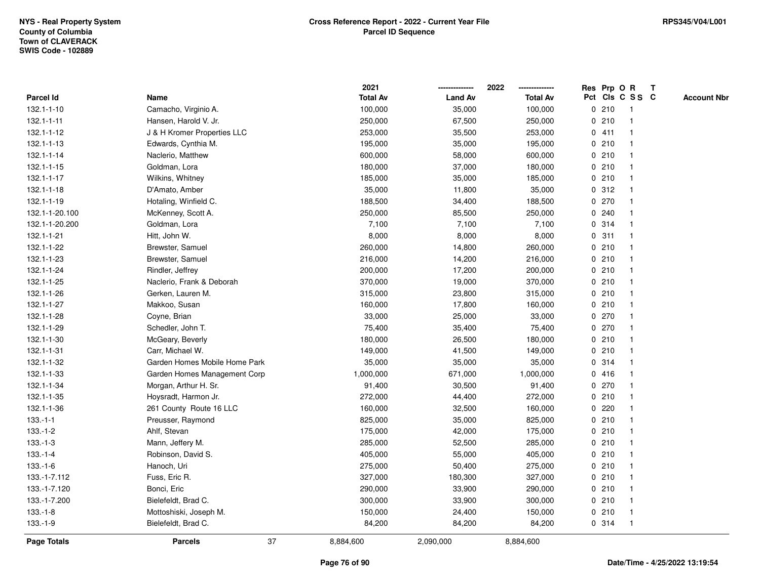NYS - Real Property System
County of Columbia
Town of CLAVERACK
SWIS Code - 102889

**Cross Reference Report - 2022 - Current Year File**
**Parcel ID Sequence**

RPS345/V04/L001

| Parcel Id | Name | 2021 Total Av | 2022 Land Av | 2022 Total Av | Res Pct | Prp Cls | O C | R S S | T C | Account Nbr |
|---|---|---|---|---|---|---|---|---|---|---|
| 132.1-1-10 | Camacho, Virginio A. | 100,000 | 35,000 | 100,000 | 0 | 210 | | 1 | | |
| 132.1-1-11 | Hansen, Harold V. Jr. | 250,000 | 67,500 | 250,000 | 0 | 210 | | 1 | | |
| 132.1-1-12 | J & H Kromer Properties LLC | 253,000 | 35,500 | 253,000 | 0 | 411 | | 1 | | |
| 132.1-1-13 | Edwards, Cynthia M. | 195,000 | 35,000 | 195,000 | 0 | 210 | | 1 | | |
| 132.1-1-14 | Naclerio, Matthew | 600,000 | 58,000 | 600,000 | 0 | 210 | | 1 | | |
| 132.1-1-15 | Goldman, Lora | 180,000 | 37,000 | 180,000 | 0 | 210 | | 1 | | |
| 132.1-1-17 | Wilkins, Whitney | 185,000 | 35,000 | 185,000 | 0 | 210 | | 1 | | |
| 132.1-1-18 | D'Amato, Amber | 35,000 | 11,800 | 35,000 | 0 | 312 | | 1 | | |
| 132.1-1-19 | Hotaling, Winfield C. | 188,500 | 34,400 | 188,500 | 0 | 270 | | 1 | | |
| 132.1-1-20.100 | McKenney, Scott A. | 250,000 | 85,500 | 250,000 | 0 | 240 | | 1 | | |
| 132.1-1-20.200 | Goldman, Lora | 7,100 | 7,100 | 7,100 | 0 | 314 | | 1 | | |
| 132.1-1-21 | Hitt, John W. | 8,000 | 8,000 | 8,000 | 0 | 311 | | 1 | | |
| 132.1-1-22 | Brewster, Samuel | 260,000 | 14,800 | 260,000 | 0 | 210 | | 1 | | |
| 132.1-1-23 | Brewster, Samuel | 216,000 | 14,200 | 216,000 | 0 | 210 | | 1 | | |
| 132.1-1-24 | Rindler, Jeffrey | 200,000 | 17,200 | 200,000 | 0 | 210 | | 1 | | |
| 132.1-1-25 | Naclerio, Frank & Deborah | 370,000 | 19,000 | 370,000 | 0 | 210 | | 1 | | |
| 132.1-1-26 | Gerken, Lauren M. | 315,000 | 23,800 | 315,000 | 0 | 210 | | 1 | | |
| 132.1-1-27 | Makkoo, Susan | 160,000 | 17,800 | 160,000 | 0 | 210 | | 1 | | |
| 132.1-1-28 | Coyne, Brian | 33,000 | 25,000 | 33,000 | 0 | 270 | | 1 | | |
| 132.1-1-29 | Schedler, John T. | 75,400 | 35,400 | 75,400 | 0 | 270 | | 1 | | |
| 132.1-1-30 | McGeary, Beverly | 180,000 | 26,500 | 180,000 | 0 | 210 | | 1 | | |
| 132.1-1-31 | Carr, Michael W. | 149,000 | 41,500 | 149,000 | 0 | 210 | | 1 | | |
| 132.1-1-32 | Garden Homes Mobile Home Park | 35,000 | 35,000 | 35,000 | 0 | 314 | | 1 | | |
| 132.1-1-33 | Garden Homes Management Corp | 1,000,000 | 671,000 | 1,000,000 | 0 | 416 | | 1 | | |
| 132.1-1-34 | Morgan, Arthur H. Sr. | 91,400 | 30,500 | 91,400 | 0 | 270 | | 1 | | |
| 132.1-1-35 | Hoysradt, Harmon Jr. | 272,000 | 44,400 | 272,000 | 0 | 210 | | 1 | | |
| 132.1-1-36 | 261 County Route 16 LLC | 160,000 | 32,500 | 160,000 | 0 | 220 | | 1 | | |
| 133.-1-1 | Preusser, Raymond | 825,000 | 35,000 | 825,000 | 0 | 210 | | 1 | | |
| 133.-1-2 | Ahlf, Stevan | 175,000 | 42,000 | 175,000 | 0 | 210 | | 1 | | |
| 133.-1-3 | Mann, Jeffery M. | 285,000 | 52,500 | 285,000 | 0 | 210 | | 1 | | |
| 133.-1-4 | Robinson, David S. | 405,000 | 55,000 | 405,000 | 0 | 210 | | 1 | | |
| 133.-1-6 | Hanoch, Uri | 275,000 | 50,400 | 275,000 | 0 | 210 | | 1 | | |
| 133.-1-7.112 | Fuss, Eric R. | 327,000 | 180,300 | 327,000 | 0 | 210 | | 1 | | |
| 133.-1-7.120 | Bonci, Eric | 290,000 | 33,900 | 290,000 | 0 | 210 | | 1 | | |
| 133.-1-7.200 | Bielefeldt, Brad C. | 300,000 | 33,900 | 300,000 | 0 | 210 | | 1 | | |
| 133.-1-8 | Mottoshiski, Joseph M. | 150,000 | 24,400 | 150,000 | 0 | 210 | | 1 | | |
| 133.-1-9 | Bielefeldt, Brad C. | 84,200 | 84,200 | 84,200 | 0 | 314 | | 1 | | |
| **Page Totals** | **Parcels** 37 | 8,884,600 | 2,090,000 | 8,884,600 | | | | | | |

Date/Time - 4/25/2022 13:19:54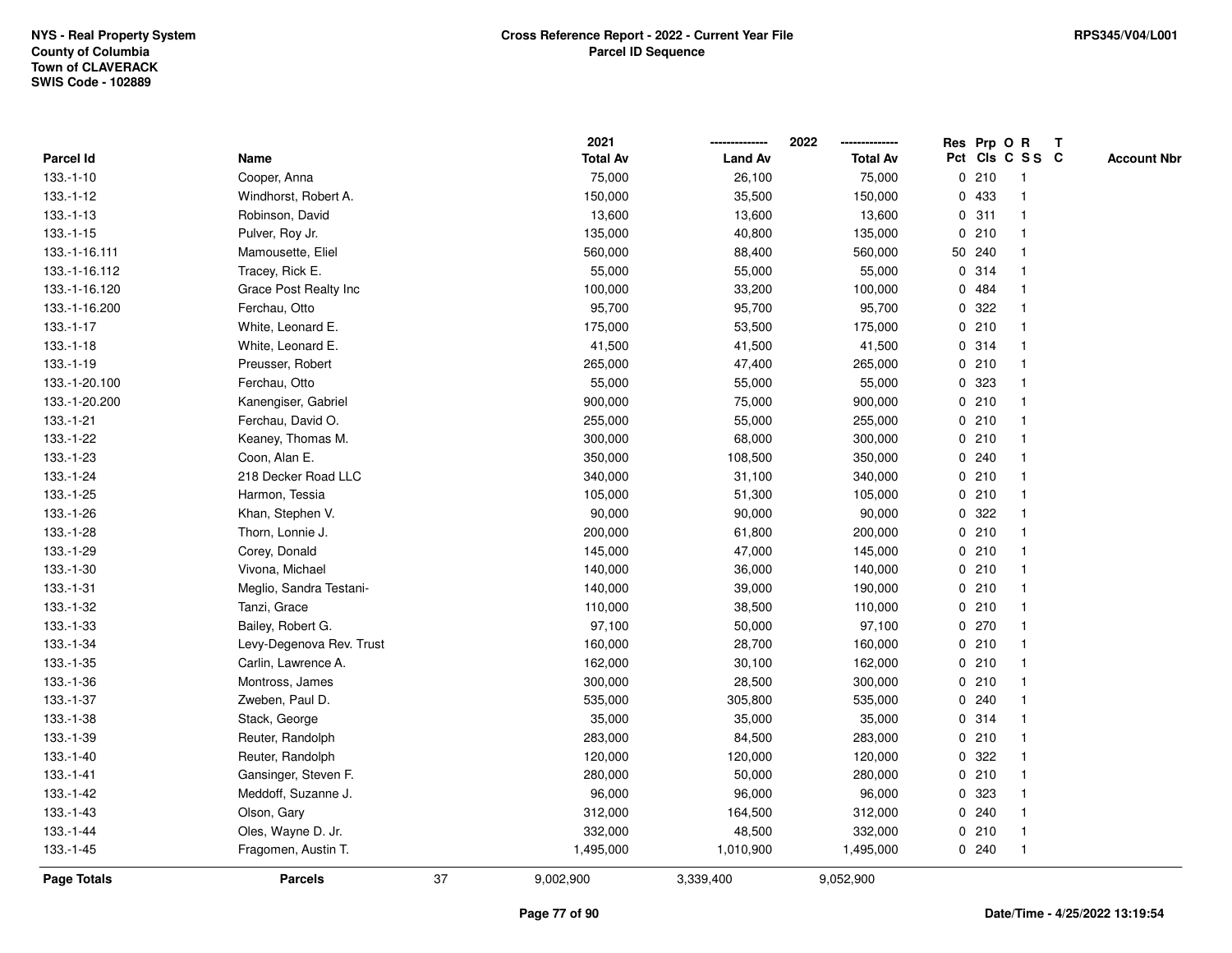NYS - Real Property System
County of Columbia
Town of CLAVERACK
SWIS Code - 102889

**Cross Reference Report - 2022 - Current Year File**
**Parcel ID Sequence**

RPS345/V04/L001

| Parcel Id | Name | 2021 Total Av | 2022 Land Av | 2022 Total Av | Res Pct | Prp Cls | O C | R S S | T C | Account Nbr |
|---|---|---|---|---|---|---|---|---|---|---|
| 133.-1-10 | Cooper, Anna | 75,000 | 26,100 | 75,000 | 0 | 210 | | 1 | | |
| 133.-1-12 | Windhorst, Robert A. | 150,000 | 35,500 | 150,000 | 0 | 433 | | 1 | | |
| 133.-1-13 | Robinson, David | 13,600 | 13,600 | 13,600 | 0 | 311 | | 1 | | |
| 133.-1-15 | Pulver, Roy Jr. | 135,000 | 40,800 | 135,000 | 0 | 210 | | 1 | | |
| 133.-1-16.111 | Mamousette, Eliel | 560,000 | 88,400 | 560,000 | 50 | 240 | | 1 | | |
| 133.-1-16.112 | Tracey, Rick E. | 55,000 | 55,000 | 55,000 | 0 | 314 | | 1 | | |
| 133.-1-16.120 | Grace Post Realty Inc | 100,000 | 33,200 | 100,000 | 0 | 484 | | 1 | | |
| 133.-1-16.200 | Ferchau, Otto | 95,700 | 95,700 | 95,700 | 0 | 322 | | 1 | | |
| 133.-1-17 | White, Leonard E. | 175,000 | 53,500 | 175,000 | 0 | 210 | | 1 | | |
| 133.-1-18 | White, Leonard E. | 41,500 | 41,500 | 41,500 | 0 | 314 | | 1 | | |
| 133.-1-19 | Preusser, Robert | 265,000 | 47,400 | 265,000 | 0 | 210 | | 1 | | |
| 133.-1-20.100 | Ferchau, Otto | 55,000 | 55,000 | 55,000 | 0 | 323 | | 1 | | |
| 133.-1-20.200 | Kanengiser, Gabriel | 900,000 | 75,000 | 900,000 | 0 | 210 | | 1 | | |
| 133.-1-21 | Ferchau, David O. | 255,000 | 55,000 | 255,000 | 0 | 210 | | 1 | | |
| 133.-1-22 | Keaney, Thomas M. | 300,000 | 68,000 | 300,000 | 0 | 210 | | 1 | | |
| 133.-1-23 | Coon, Alan E. | 350,000 | 108,500 | 350,000 | 0 | 240 | | 1 | | |
| 133.-1-24 | 218 Decker Road LLC | 340,000 | 31,100 | 340,000 | 0 | 210 | | 1 | | |
| 133.-1-25 | Harmon, Tessia | 105,000 | 51,300 | 105,000 | 0 | 210 | | 1 | | |
| 133.-1-26 | Khan, Stephen V. | 90,000 | 90,000 | 90,000 | 0 | 322 | | 1 | | |
| 133.-1-28 | Thorn, Lonnie J. | 200,000 | 61,800 | 200,000 | 0 | 210 | | 1 | | |
| 133.-1-29 | Corey, Donald | 145,000 | 47,000 | 145,000 | 0 | 210 | | 1 | | |
| 133.-1-30 | Vivona, Michael | 140,000 | 36,000 | 140,000 | 0 | 210 | | 1 | | |
| 133.-1-31 | Meglio, Sandra Testani- | 140,000 | 39,000 | 190,000 | 0 | 210 | | 1 | | |
| 133.-1-32 | Tanzi, Grace | 110,000 | 38,500 | 110,000 | 0 | 210 | | 1 | | |
| 133.-1-33 | Bailey, Robert G. | 97,100 | 50,000 | 97,100 | 0 | 270 | | 1 | | |
| 133.-1-34 | Levy-Degenova Rev. Trust | 160,000 | 28,700 | 160,000 | 0 | 210 | | 1 | | |
| 133.-1-35 | Carlin, Lawrence A. | 162,000 | 30,100 | 162,000 | 0 | 210 | | 1 | | |
| 133.-1-36 | Montross, James | 300,000 | 28,500 | 300,000 | 0 | 210 | | 1 | | |
| 133.-1-37 | Zweben, Paul D. | 535,000 | 305,800 | 535,000 | 0 | 240 | | 1 | | |
| 133.-1-38 | Stack, George | 35,000 | 35,000 | 35,000 | 0 | 314 | | 1 | | |
| 133.-1-39 | Reuter, Randolph | 283,000 | 84,500 | 283,000 | 0 | 210 | | 1 | | |
| 133.-1-40 | Reuter, Randolph | 120,000 | 120,000 | 120,000 | 0 | 322 | | 1 | | |
| 133.-1-41 | Gansinger, Steven F. | 280,000 | 50,000 | 280,000 | 0 | 210 | | 1 | | |
| 133.-1-42 | Meddoff, Suzanne J. | 96,000 | 96,000 | 96,000 | 0 | 323 | | 1 | | |
| 133.-1-43 | Olson, Gary | 312,000 | 164,500 | 312,000 | 0 | 240 | | 1 | | |
| 133.-1-44 | Oles, Wayne D. Jr. | 332,000 | 48,500 | 332,000 | 0 | 210 | | 1 | | |
| 133.-1-45 | Fragomen, Austin T. | 1,495,000 | 1,010,900 | 1,495,000 | 0 | 240 | | 1 | | |
| **Page Totals** | **Parcels** 37 | 9,002,900 | 3,339,400 | 9,052,900 | | | | | | |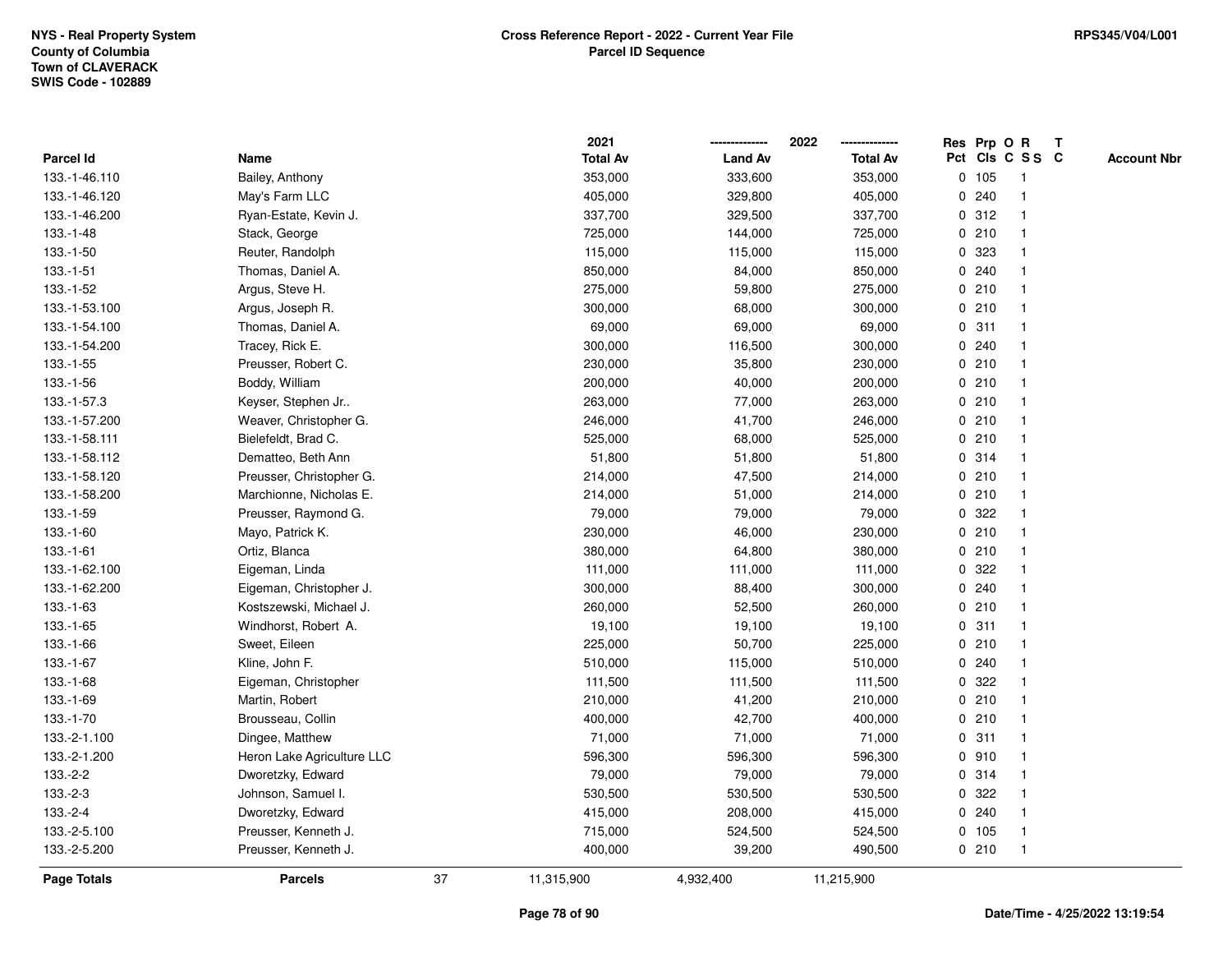NYS - Real Property System
County of Columbia
Town of CLAVERACK
SWIS Code - 102889

**Cross Reference Report - 2022 - Current Year File**
**Parcel ID Sequence**

RPS345/V04/L001

| Parcel Id | Name | 2021 Total Av | 2022 Land Av | 2022 Total Av | Res Pct | Prp Cls | O C | R S S | T C | Account Nbr |
|---|---|---|---|---|---|---|---|---|---|---|
| 133.-1-46.110 | Bailey, Anthony | 353,000 | 333,600 | 353,000 | 0 | 105 | | 1 | | |
| 133.-1-46.120 | May's Farm LLC | 405,000 | 329,800 | 405,000 | 0 | 240 | | 1 | | |
| 133.-1-46.200 | Ryan-Estate, Kevin J. | 337,700 | 329,500 | 337,700 | 0 | 312 | | 1 | | |
| 133.-1-48 | Stack, George | 725,000 | 144,000 | 725,000 | 0 | 210 | | 1 | | |
| 133.-1-50 | Reuter, Randolph | 115,000 | 115,000 | 115,000 | 0 | 323 | | 1 | | |
| 133.-1-51 | Thomas, Daniel A. | 850,000 | 84,000 | 850,000 | 0 | 240 | | 1 | | |
| 133.-1-52 | Argus, Steve H. | 275,000 | 59,800 | 275,000 | 0 | 210 | | 1 | | |
| 133.-1-53.100 | Argus, Joseph R. | 300,000 | 68,000 | 300,000 | 0 | 210 | | 1 | | |
| 133.-1-54.100 | Thomas, Daniel A. | 69,000 | 69,000 | 69,000 | 0 | 311 | | 1 | | |
| 133.-1-54.200 | Tracey, Rick E. | 300,000 | 116,500 | 300,000 | 0 | 240 | | 1 | | |
| 133.-1-55 | Preusser, Robert C. | 230,000 | 35,800 | 230,000 | 0 | 210 | | 1 | | |
| 133.-1-56 | Boddy, William | 200,000 | 40,000 | 200,000 | 0 | 210 | | 1 | | |
| 133.-1-57.3 | Keyser, Stephen Jr.. | 263,000 | 77,000 | 263,000 | 0 | 210 | | 1 | | |
| 133.-1-57.200 | Weaver, Christopher G. | 246,000 | 41,700 | 246,000 | 0 | 210 | | 1 | | |
| 133.-1-58.111 | Bielefeldt, Brad C. | 525,000 | 68,000 | 525,000 | 0 | 210 | | 1 | | |
| 133.-1-58.112 | Dematteo, Beth Ann | 51,800 | 51,800 | 51,800 | 0 | 314 | | 1 | | |
| 133.-1-58.120 | Preusser, Christopher G. | 214,000 | 47,500 | 214,000 | 0 | 210 | | 1 | | |
| 133.-1-58.200 | Marchionne, Nicholas E. | 214,000 | 51,000 | 214,000 | 0 | 210 | | 1 | | |
| 133.-1-59 | Preusser, Raymond G. | 79,000 | 79,000 | 79,000 | 0 | 322 | | 1 | | |
| 133.-1-60 | Mayo, Patrick K. | 230,000 | 46,000 | 230,000 | 0 | 210 | | 1 | | |
| 133.-1-61 | Ortiz, Blanca | 380,000 | 64,800 | 380,000 | 0 | 210 | | 1 | | |
| 133.-1-62.100 | Eigeman, Linda | 111,000 | 111,000 | 111,000 | 0 | 322 | | 1 | | |
| 133.-1-62.200 | Eigeman, Christopher J. | 300,000 | 88,400 | 300,000 | 0 | 240 | | 1 | | |
| 133.-1-63 | Kostszewski, Michael J. | 260,000 | 52,500 | 260,000 | 0 | 210 | | 1 | | |
| 133.-1-65 | Windhorst, Robert A. | 19,100 | 19,100 | 19,100 | 0 | 311 | | 1 | | |
| 133.-1-66 | Sweet, Eileen | 225,000 | 50,700 | 225,000 | 0 | 210 | | 1 | | |
| 133.-1-67 | Kline, John F. | 510,000 | 115,000 | 510,000 | 0 | 240 | | 1 | | |
| 133.-1-68 | Eigeman, Christopher | 111,500 | 111,500 | 111,500 | 0 | 322 | | 1 | | |
| 133.-1-69 | Martin, Robert | 210,000 | 41,200 | 210,000 | 0 | 210 | | 1 | | |
| 133.-1-70 | Brousseau, Collin | 400,000 | 42,700 | 400,000 | 0 | 210 | | 1 | | |
| 133.-2-1.100 | Dingee, Matthew | 71,000 | 71,000 | 71,000 | 0 | 311 | | 1 | | |
| 133.-2-1.200 | Heron Lake Agriculture LLC | 596,300 | 596,300 | 596,300 | 0 | 910 | | 1 | | |
| 133.-2-2 | Dworetzky, Edward | 79,000 | 79,000 | 79,000 | 0 | 314 | | 1 | | |
| 133.-2-3 | Johnson, Samuel I. | 530,500 | 530,500 | 530,500 | 0 | 322 | | 1 | | |
| 133.-2-4 | Dworetzky, Edward | 415,000 | 208,000 | 415,000 | 0 | 240 | | 1 | | |
| 133.-2-5.100 | Preusser, Kenneth J. | 715,000 | 524,500 | 524,500 | 0 | 105 | | 1 | | |
| 133.-2-5.200 | Preusser, Kenneth J. | 400,000 | 39,200 | 490,500 | 0 | 210 | | 1 | | |
| **Page Totals** | **Parcels** 37 | 11,315,900 | 4,932,400 | 11,215,900 | | | | | | |

Date/Time - 4/25/2022 13:19:54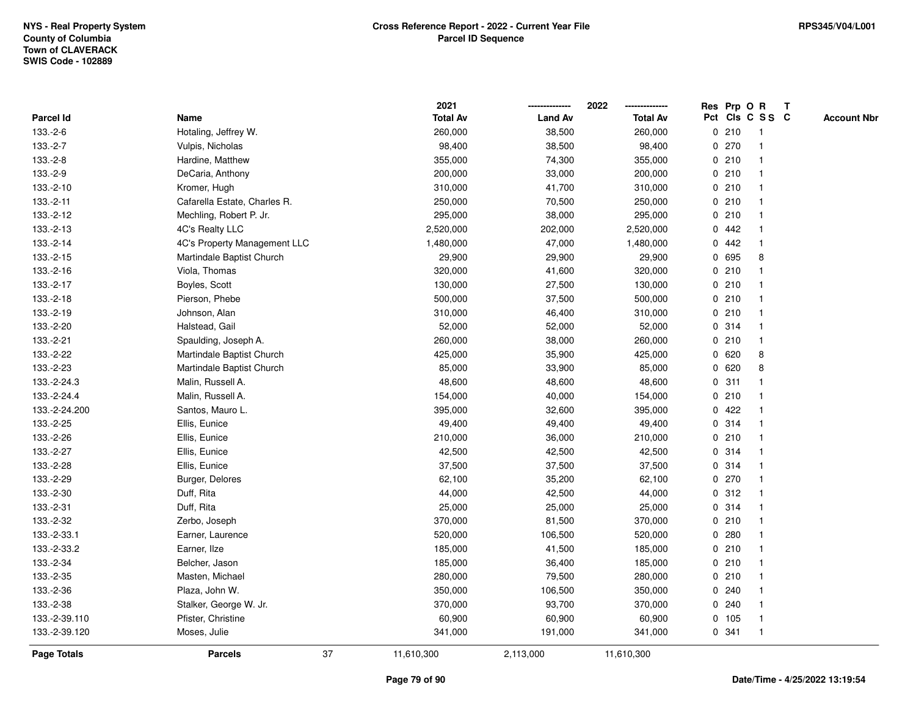NYS - Real Property System
County of Columbia
Town of CLAVERACK
SWIS Code - 102889

**Cross Reference Report - 2022 - Current Year File**
**Parcel ID Sequence**

RPS345/V04/L001

| Parcel Id | Name | 2021 Total Av | 2022 Land Av | 2022 Total Av | Res Pct | Prp Cls | O C | R S S | T C | Account Nbr |
|---|---|---|---|---|---|---|---|---|---|---|
| 133.-2-6 | Hotaling, Jeffrey W. | 260,000 | 38,500 | 260,000 | 0 | 210 | | 1 | | |
| 133.-2-7 | Vulpis, Nicholas | 98,400 | 38,500 | 98,400 | 0 | 270 | | 1 | | |
| 133.-2-8 | Hardine, Matthew | 355,000 | 74,300 | 355,000 | 0 | 210 | | 1 | | |
| 133.-2-9 | DeCaria, Anthony | 200,000 | 33,000 | 200,000 | 0 | 210 | | 1 | | |
| 133.-2-10 | Kromer, Hugh | 310,000 | 41,700 | 310,000 | 0 | 210 | | 1 | | |
| 133.-2-11 | Cafarella Estate, Charles R. | 250,000 | 70,500 | 250,000 | 0 | 210 | | 1 | | |
| 133.-2-12 | Mechling, Robert P. Jr. | 295,000 | 38,000 | 295,000 | 0 | 210 | | 1 | | |
| 133.-2-13 | 4C's Realty LLC | 2,520,000 | 202,000 | 2,520,000 | 0 | 442 | | 1 | | |
| 133.-2-14 | 4C's Property Management LLC | 1,480,000 | 47,000 | 1,480,000 | 0 | 442 | | 1 | | |
| 133.-2-15 | Martindale Baptist Church | 29,900 | 29,900 | 29,900 | 0 | 695 | | 8 | | |
| 133.-2-16 | Viola, Thomas | 320,000 | 41,600 | 320,000 | 0 | 210 | | 1 | | |
| 133.-2-17 | Boyles, Scott | 130,000 | 27,500 | 130,000 | 0 | 210 | | 1 | | |
| 133.-2-18 | Pierson, Phebe | 500,000 | 37,500 | 500,000 | 0 | 210 | | 1 | | |
| 133.-2-19 | Johnson, Alan | 310,000 | 46,400 | 310,000 | 0 | 210 | | 1 | | |
| 133.-2-20 | Halstead, Gail | 52,000 | 52,000 | 52,000 | 0 | 314 | | 1 | | |
| 133.-2-21 | Spaulding, Joseph A. | 260,000 | 38,000 | 260,000 | 0 | 210 | | 1 | | |
| 133.-2-22 | Martindale Baptist Church | 425,000 | 35,900 | 425,000 | 0 | 620 | | 8 | | |
| 133.-2-23 | Martindale Baptist Church | 85,000 | 33,900 | 85,000 | 0 | 620 | | 8 | | |
| 133.-2-24.3 | Malin, Russell A. | 48,600 | 48,600 | 48,600 | 0 | 311 | | 1 | | |
| 133.-2-24.4 | Malin, Russell A. | 154,000 | 40,000 | 154,000 | 0 | 210 | | 1 | | |
| 133.-2-24.200 | Santos, Mauro L. | 395,000 | 32,600 | 395,000 | 0 | 422 | | 1 | | |
| 133.-2-25 | Ellis, Eunice | 49,400 | 49,400 | 49,400 | 0 | 314 | | 1 | | |
| 133.-2-26 | Ellis, Eunice | 210,000 | 36,000 | 210,000 | 0 | 210 | | 1 | | |
| 133.-2-27 | Ellis, Eunice | 42,500 | 42,500 | 42,500 | 0 | 314 | | 1 | | |
| 133.-2-28 | Ellis, Eunice | 37,500 | 37,500 | 37,500 | 0 | 314 | | 1 | | |
| 133.-2-29 | Burger, Delores | 62,100 | 35,200 | 62,100 | 0 | 270 | | 1 | | |
| 133.-2-30 | Duff, Rita | 44,000 | 42,500 | 44,000 | 0 | 312 | | 1 | | |
| 133.-2-31 | Duff, Rita | 25,000 | 25,000 | 25,000 | 0 | 314 | | 1 | | |
| 133.-2-32 | Zerbo, Joseph | 370,000 | 81,500 | 370,000 | 0 | 210 | | 1 | | |
| 133.-2-33.1 | Earner, Laurence | 520,000 | 106,500 | 520,000 | 0 | 280 | | 1 | | |
| 133.-2-33.2 | Earner, Ilze | 185,000 | 41,500 | 185,000 | 0 | 210 | | 1 | | |
| 133.-2-34 | Belcher, Jason | 185,000 | 36,400 | 185,000 | 0 | 210 | | 1 | | |
| 133.-2-35 | Masten, Michael | 280,000 | 79,500 | 280,000 | 0 | 210 | | 1 | | |
| 133.-2-36 | Plaza, John W. | 350,000 | 106,500 | 350,000 | 0 | 240 | | 1 | | |
| 133.-2-38 | Stalker, George W. Jr. | 370,000 | 93,700 | 370,000 | 0 | 240 | | 1 | | |
| 133.-2-39.110 | Pfister, Christine | 60,900 | 60,900 | 60,900 | 0 | 105 | | 1 | | |
| 133.-2-39.120 | Moses, Julie | 341,000 | 191,000 | 341,000 | 0 | 341 | | 1 | | |
| **Page Totals** | **Parcels** 37 | 11,610,300 | 2,113,000 | 11,610,300 | | | | | | |

**Date/Time - 4/25/2022 13:19:54**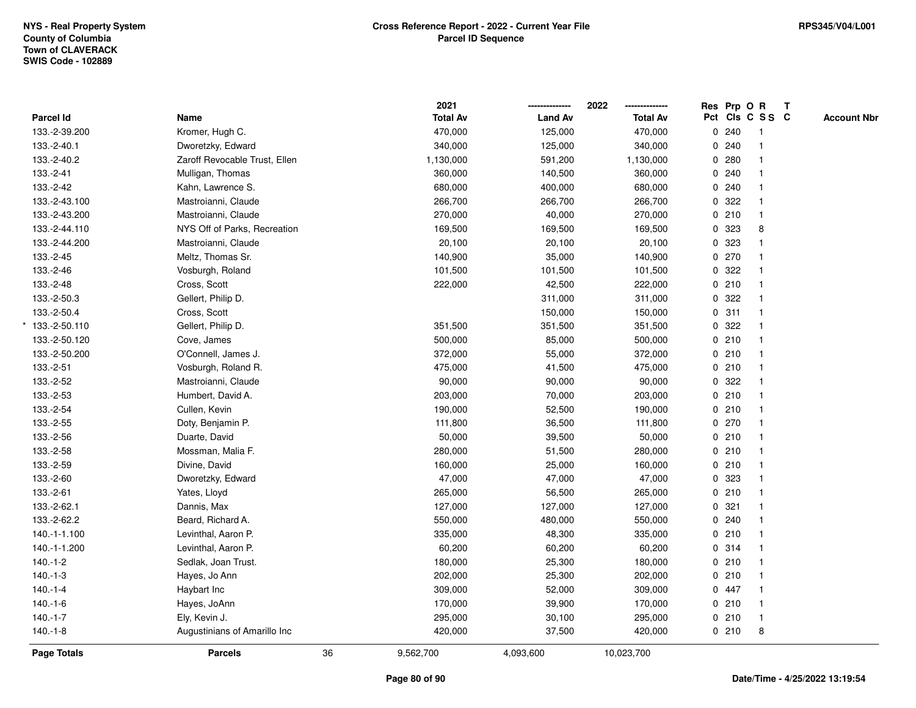NYS - Real Property System
County of Columbia
Town of CLAVERACK
SWIS Code - 102889

RPS345/V04/L001

**Cross Reference Report - 2022 - Current Year File**
**Parcel ID Sequence**

| Parcel Id | Name | 2021 Total Av | 2022 Land Av | 2022 Total Av | Res Pct | Prp Cls | O C | R S S | T C | Account Nbr |
|---|---|---|---|---|---|---|---|---|---|---|
| 133.-2-39.200 | Kromer, Hugh C. | 470,000 | 125,000 | 470,000 | 0 | 240 | | 1 | | |
| 133.-2-40.1 | Dworetzky, Edward | 340,000 | 125,000 | 340,000 | 0 | 240 | | 1 | | |
| 133.-2-40.2 | Zaroff Revocable Trust, Ellen | 1,130,000 | 591,200 | 1,130,000 | 0 | 280 | | 1 | | |
| 133.-2-41 | Mulligan, Thomas | 360,000 | 140,500 | 360,000 | 0 | 240 | | 1 | | |
| 133.-2-42 | Kahn, Lawrence S. | 680,000 | 400,000 | 680,000 | 0 | 240 | | 1 | | |
| 133.-2-43.100 | Mastroianni, Claude | 266,700 | 266,700 | 266,700 | 0 | 322 | | 1 | | |
| 133.-2-43.200 | Mastroianni, Claude | 270,000 | 40,000 | 270,000 | 0 | 210 | | 1 | | |
| 133.-2-44.110 | NYS Off of Parks, Recreation | 169,500 | 169,500 | 169,500 | 0 | 323 | | 8 | | |
| 133.-2-44.200 | Mastroianni, Claude | 20,100 | 20,100 | 20,100 | 0 | 323 | | 1 | | |
| 133.-2-45 | Meltz, Thomas Sr. | 140,900 | 35,000 | 140,900 | 0 | 270 | | 1 | | |
| 133.-2-46 | Vosburgh, Roland | 101,500 | 101,500 | 101,500 | 0 | 322 | | 1 | | |
| 133.-2-48 | Cross, Scott | 222,000 | 42,500 | 222,000 | 0 | 210 | | 1 | | |
| 133.-2-50.3 | Gellert, Philip D. | | 311,000 | 311,000 | 0 | 322 | | 1 | | |
| 133.-2-50.4 | Cross, Scott | | 150,000 | 150,000 | 0 | 311 | | 1 | | |
| * 133.-2-50.110 | Gellert, Philip D. | 351,500 | 351,500 | 351,500 | 0 | 322 | | 1 | | |
| 133.-2-50.120 | Cove, James | 500,000 | 85,000 | 500,000 | 0 | 210 | | 1 | | |
| 133.-2-50.200 | O'Connell, James J. | 372,000 | 55,000 | 372,000 | 0 | 210 | | 1 | | |
| 133.-2-51 | Vosburgh, Roland R. | 475,000 | 41,500 | 475,000 | 0 | 210 | | 1 | | |
| 133.-2-52 | Mastroianni, Claude | 90,000 | 90,000 | 90,000 | 0 | 322 | | 1 | | |
| 133.-2-53 | Humbert, David A. | 203,000 | 70,000 | 203,000 | 0 | 210 | | 1 | | |
| 133.-2-54 | Cullen, Kevin | 190,000 | 52,500 | 190,000 | 0 | 210 | | 1 | | |
| 133.-2-55 | Doty, Benjamin P. | 111,800 | 36,500 | 111,800 | 0 | 270 | | 1 | | |
| 133.-2-56 | Duarte, David | 50,000 | 39,500 | 50,000 | 0 | 210 | | 1 | | |
| 133.-2-58 | Mossman, Malia F. | 280,000 | 51,500 | 280,000 | 0 | 210 | | 1 | | |
| 133.-2-59 | Divine, David | 160,000 | 25,000 | 160,000 | 0 | 210 | | 1 | | |
| 133.-2-60 | Dworetzky, Edward | 47,000 | 47,000 | 47,000 | 0 | 323 | | 1 | | |
| 133.-2-61 | Yates, Lloyd | 265,000 | 56,500 | 265,000 | 0 | 210 | | 1 | | |
| 133.-2-62.1 | Dannis, Max | 127,000 | 127,000 | 127,000 | 0 | 321 | | 1 | | |
| 133.-2-62.2 | Beard, Richard A. | 550,000 | 480,000 | 550,000 | 0 | 240 | | 1 | | |
| 140.-1-1.100 | Levinthal, Aaron P. | 335,000 | 48,300 | 335,000 | 0 | 210 | | 1 | | |
| 140.-1-1.200 | Levinthal, Aaron P. | 60,200 | 60,200 | 60,200 | 0 | 314 | | 1 | | |
| 140.-1-2 | Sedlak, Joan Trust. | 180,000 | 25,300 | 180,000 | 0 | 210 | | 1 | | |
| 140.-1-3 | Hayes, Jo Ann | 202,000 | 25,300 | 202,000 | 0 | 210 | | 1 | | |
| 140.-1-4 | Haybart Inc | 309,000 | 52,000 | 309,000 | 0 | 447 | | 1 | | |
| 140.-1-6 | Hayes, JoAnn | 170,000 | 39,900 | 170,000 | 0 | 210 | | 1 | | |
| 140.-1-7 | Ely, Kevin J. | 295,000 | 30,100 | 295,000 | 0 | 210 | | 1 | | |
| 140.-1-8 | Augustinians of Amarillo Inc | 420,000 | 37,500 | 420,000 | 0 | 210 | | 8 | | |
| **Page Totals** | **Parcels** 36 | 9,562,700 | 4,093,600 | 10,023,700 | | | | | | |

Date/Time - 4/25/2022 13:19:54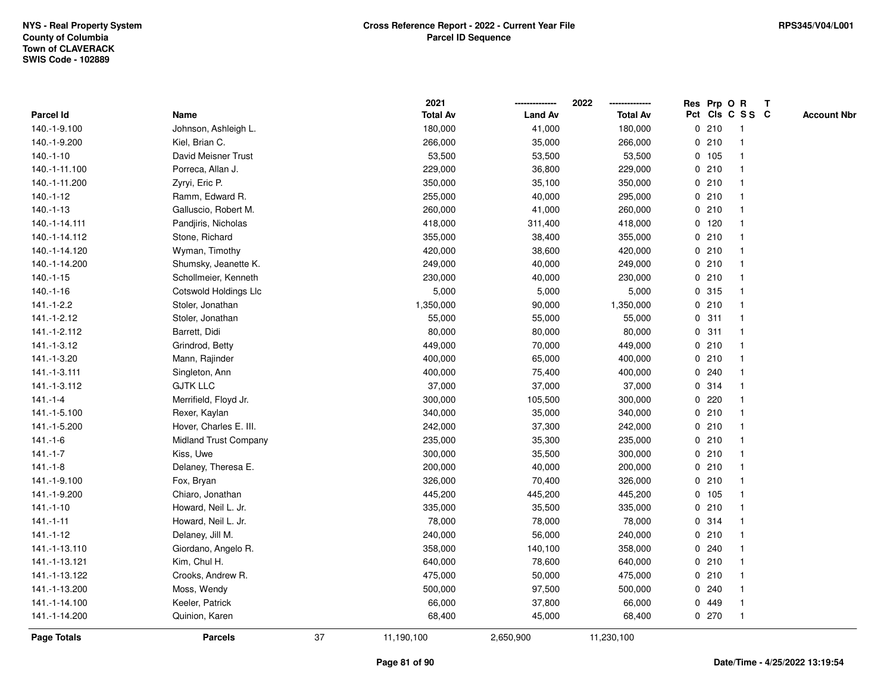| Parcel Id | Name | 2021 Total Av | 2022 Land Av | 2022 Total Av | Res Pct | Prp Cls | O C | R S S | T C | Account Nbr |
|---|---|---|---|---|---|---|---|---|---|---|
| 140.-1-9.100 | Johnson, Ashleigh L. | 180,000 | 41,000 | 180,000 | 0 | 210 | | 1 | | |
| 140.-1-9.200 | Kiel, Brian C. | 266,000 | 35,000 | 266,000 | 0 | 210 | | 1 | | |
| 140.-1-10 | David Meisner Trust | 53,500 | 53,500 | 53,500 | 0 | 105 | | 1 | | |
| 140.-1-11.100 | Porreca, Allan J. | 229,000 | 36,800 | 229,000 | 0 | 210 | | 1 | | |
| 140.-1-11.200 | Zyryi, Eric P. | 350,000 | 35,100 | 350,000 | 0 | 210 | | 1 | | |
| 140.-1-12 | Ramm, Edward R. | 255,000 | 40,000 | 295,000 | 0 | 210 | | 1 | | |
| 140.-1-13 | Galluscio, Robert M. | 260,000 | 41,000 | 260,000 | 0 | 210 | | 1 | | |
| 140.-1-14.111 | Pandjiris, Nicholas | 418,000 | 311,400 | 418,000 | 0 | 120 | | 1 | | |
| 140.-1-14.112 | Stone, Richard | 355,000 | 38,400 | 355,000 | 0 | 210 | | 1 | | |
| 140.-1-14.120 | Wyman, Timothy | 420,000 | 38,600 | 420,000 | 0 | 210 | | 1 | | |
| 140.-1-14.200 | Shumsky, Jeanette K. | 249,000 | 40,000 | 249,000 | 0 | 210 | | 1 | | |
| 140.-1-15 | Schollmeier, Kenneth | 230,000 | 40,000 | 230,000 | 0 | 210 | | 1 | | |
| 140.-1-16 | Cotswold Holdings Llc | 5,000 | 5,000 | 5,000 | 0 | 315 | | 1 | | |
| 141.-1-2.2 | Stoler, Jonathan | 1,350,000 | 90,000 | 1,350,000 | 0 | 210 | | 1 | | |
| 141.-1-2.12 | Stoler, Jonathan | 55,000 | 55,000 | 55,000 | 0 | 311 | | 1 | | |
| 141.-1-2.112 | Barrett, Didi | 80,000 | 80,000 | 80,000 | 0 | 311 | | 1 | | |
| 141.-1-3.12 | Grindrod, Betty | 449,000 | 70,000 | 449,000 | 0 | 210 | | 1 | | |
| 141.-1-3.20 | Mann, Rajinder | 400,000 | 65,000 | 400,000 | 0 | 210 | | 1 | | |
| 141.-1-3.111 | Singleton, Ann | 400,000 | 75,400 | 400,000 | 0 | 240 | | 1 | | |
| 141.-1-3.112 | GJTK LLC | 37,000 | 37,000 | 37,000 | 0 | 314 | | 1 | | |
| 141.-1-4 | Merrifield, Floyd Jr. | 300,000 | 105,500 | 300,000 | 0 | 220 | | 1 | | |
| 141.-1-5.100 | Rexer, Kaylan | 340,000 | 35,000 | 340,000 | 0 | 210 | | 1 | | |
| 141.-1-5.200 | Hover, Charles E. III. | 242,000 | 37,300 | 242,000 | 0 | 210 | | 1 | | |
| 141.-1-6 | Midland Trust Company | 235,000 | 35,300 | 235,000 | 0 | 210 | | 1 | | |
| 141.-1-7 | Kiss, Uwe | 300,000 | 35,500 | 300,000 | 0 | 210 | | 1 | | |
| 141.-1-8 | Delaney, Theresa E. | 200,000 | 40,000 | 200,000 | 0 | 210 | | 1 | | |
| 141.-1-9.100 | Fox, Bryan | 326,000 | 70,400 | 326,000 | 0 | 210 | | 1 | | |
| 141.-1-9.200 | Chiaro, Jonathan | 445,200 | 445,200 | 445,200 | 0 | 105 | | 1 | | |
| 141.-1-10 | Howard, Neil L. Jr. | 335,000 | 35,500 | 335,000 | 0 | 210 | | 1 | | |
| 141.-1-11 | Howard, Neil L. Jr. | 78,000 | 78,000 | 78,000 | 0 | 314 | | 1 | | |
| 141.-1-12 | Delaney, Jill M. | 240,000 | 56,000 | 240,000 | 0 | 210 | | 1 | | |
| 141.-1-13.110 | Giordano, Angelo R. | 358,000 | 140,100 | 358,000 | 0 | 240 | | 1 | | |
| 141.-1-13.121 | Kim, Chul H. | 640,000 | 78,600 | 640,000 | 0 | 210 | | 1 | | |
| 141.-1-13.122 | Crooks, Andrew R. | 475,000 | 50,000 | 475,000 | 0 | 210 | | 1 | | |
| 141.-1-13.200 | Moss, Wendy | 500,000 | 97,500 | 500,000 | 0 | 240 | | 1 | | |
| 141.-1-14.100 | Keeler, Patrick | 66,000 | 37,800 | 66,000 | 0 | 449 | | 1 | | |
| 141.-1-14.200 | Quinion, Karen | 68,400 | 45,000 | 68,400 | 0 | 270 | | 1 | | |
| **Page Totals** | **Parcels** 37 | 11,190,100 | 2,650,900 | 11,230,100 | | | | | | |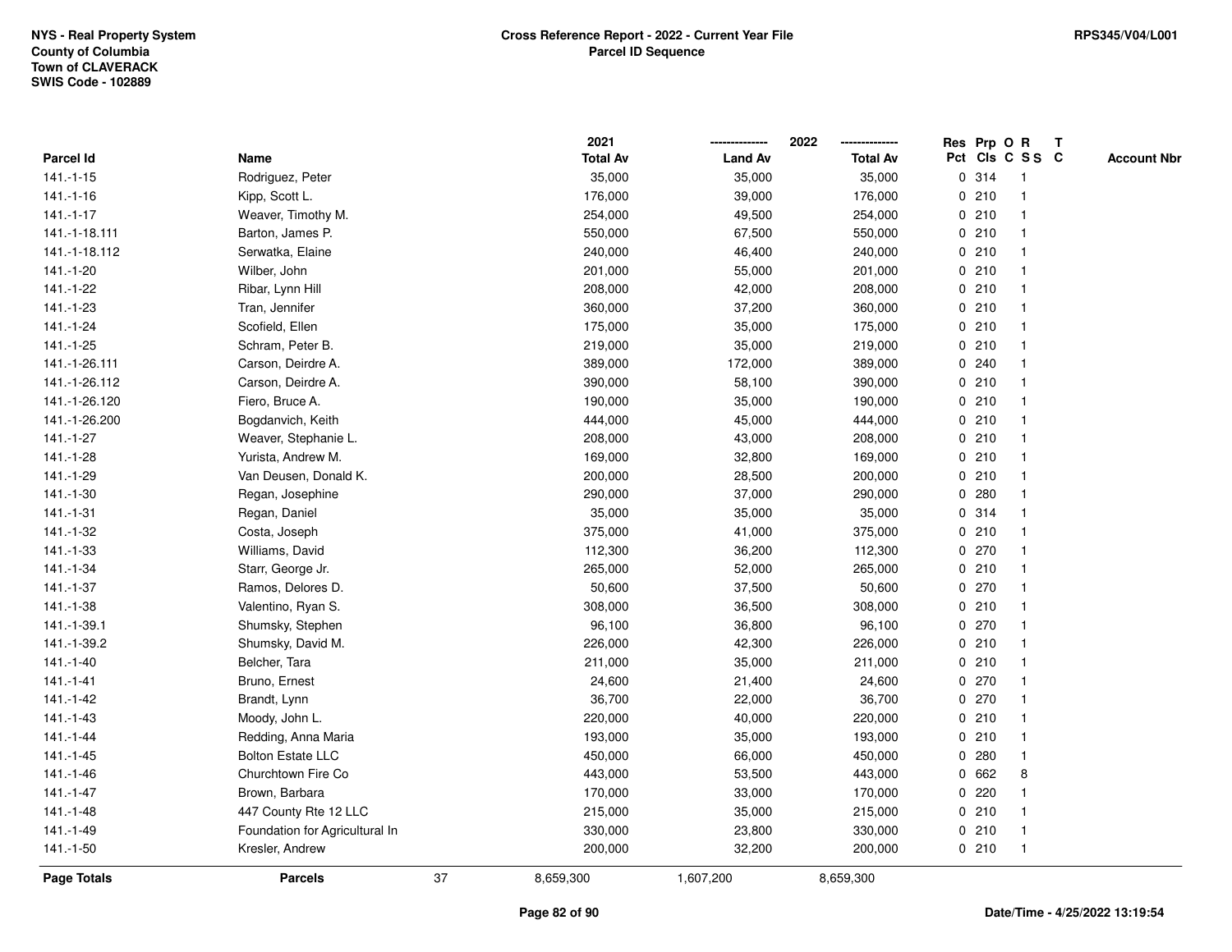NYS - Real Property System
County of Columbia
Town of CLAVERACK
SWIS Code - 102889

# Cross Reference Report - 2022 - Current Year File
## Parcel ID Sequence

RPS345/V04/L001

| Parcel Id | Name | 2021 Total Av | 2022 Land Av | 2022 Total Av | Res Pct | Prp Cls | O C | R S S | T C | Account Nbr |
|---|---|---|---|---|---|---|---|---|---|---|
| 141.-1-15 | Rodriguez, Peter | 35,000 | 35,000 | 35,000 | 0 | 314 | | 1 | | |
| 141.-1-16 | Kipp, Scott L. | 176,000 | 39,000 | 176,000 | 0 | 210 | | 1 | | |
| 141.-1-17 | Weaver, Timothy M. | 254,000 | 49,500 | 254,000 | 0 | 210 | | 1 | | |
| 141.-1-18.111 | Barton, James P. | 550,000 | 67,500 | 550,000 | 0 | 210 | | 1 | | |
| 141.-1-18.112 | Serwatka, Elaine | 240,000 | 46,400 | 240,000 | 0 | 210 | | 1 | | |
| 141.-1-20 | Wilber, John | 201,000 | 55,000 | 201,000 | 0 | 210 | | 1 | | |
| 141.-1-22 | Ribar, Lynn Hill | 208,000 | 42,000 | 208,000 | 0 | 210 | | 1 | | |
| 141.-1-23 | Tran, Jennifer | 360,000 | 37,200 | 360,000 | 0 | 210 | | 1 | | |
| 141.-1-24 | Scofield, Ellen | 175,000 | 35,000 | 175,000 | 0 | 210 | | 1 | | |
| 141.-1-25 | Schram, Peter B. | 219,000 | 35,000 | 219,000 | 0 | 210 | | 1 | | |
| 141.-1-26.111 | Carson, Deirdre A. | 389,000 | 172,000 | 389,000 | 0 | 240 | | 1 | | |
| 141.-1-26.112 | Carson, Deirdre A. | 390,000 | 58,100 | 390,000 | 0 | 210 | | 1 | | |
| 141.-1-26.120 | Fiero, Bruce A. | 190,000 | 35,000 | 190,000 | 0 | 210 | | 1 | | |
| 141.-1-26.200 | Bogdanvich, Keith | 444,000 | 45,000 | 444,000 | 0 | 210 | | 1 | | |
| 141.-1-27 | Weaver, Stephanie L. | 208,000 | 43,000 | 208,000 | 0 | 210 | | 1 | | |
| 141.-1-28 | Yurista, Andrew M. | 169,000 | 32,800 | 169,000 | 0 | 210 | | 1 | | |
| 141.-1-29 | Van Deusen, Donald K. | 200,000 | 28,500 | 200,000 | 0 | 210 | | 1 | | |
| 141.-1-30 | Regan, Josephine | 290,000 | 37,000 | 290,000 | 0 | 280 | | 1 | | |
| 141.-1-31 | Regan, Daniel | 35,000 | 35,000 | 35,000 | 0 | 314 | | 1 | | |
| 141.-1-32 | Costa, Joseph | 375,000 | 41,000 | 375,000 | 0 | 210 | | 1 | | |
| 141.-1-33 | Williams, David | 112,300 | 36,200 | 112,300 | 0 | 270 | | 1 | | |
| 141.-1-34 | Starr, George Jr. | 265,000 | 52,000 | 265,000 | 0 | 210 | | 1 | | |
| 141.-1-37 | Ramos, Delores D. | 50,600 | 37,500 | 50,600 | 0 | 270 | | 1 | | |
| 141.-1-38 | Valentino, Ryan S. | 308,000 | 36,500 | 308,000 | 0 | 210 | | 1 | | |
| 141.-1-39.1 | Shumsky, Stephen | 96,100 | 36,800 | 96,100 | 0 | 270 | | 1 | | |
| 141.-1-39.2 | Shumsky, David M. | 226,000 | 42,300 | 226,000 | 0 | 210 | | 1 | | |
| 141.-1-40 | Belcher, Tara | 211,000 | 35,000 | 211,000 | 0 | 210 | | 1 | | |
| 141.-1-41 | Bruno, Ernest | 24,600 | 21,400 | 24,600 | 0 | 270 | | 1 | | |
| 141.-1-42 | Brandt, Lynn | 36,700 | 22,000 | 36,700 | 0 | 270 | | 1 | | |
| 141.-1-43 | Moody, John L. | 220,000 | 40,000 | 220,000 | 0 | 210 | | 1 | | |
| 141.-1-44 | Redding, Anna Maria | 193,000 | 35,000 | 193,000 | 0 | 210 | | 1 | | |
| 141.-1-45 | Bolton Estate LLC | 450,000 | 66,000 | 450,000 | 0 | 280 | | 1 | | |
| 141.-1-46 | Churchtown Fire Co | 443,000 | 53,500 | 443,000 | 0 | 662 | | 8 | | |
| 141.-1-47 | Brown, Barbara | 170,000 | 33,000 | 170,000 | 0 | 220 | | 1 | | |
| 141.-1-48 | 447 County Rte 12 LLC | 215,000 | 35,000 | 215,000 | 0 | 210 | | 1 | | |
| 141.-1-49 | Foundation for Agricultural In | 330,000 | 23,800 | 330,000 | 0 | 210 | | 1 | | |
| 141.-1-50 | Kresler, Andrew | 200,000 | 32,200 | 200,000 | 0 | 210 | | 1 | | |
| **Page Totals** | **Parcels** 37 | 8,659,300 | 1,607,200 | 8,659,300 | | | | | | |

Date/Time - 4/25/2022 13:19:54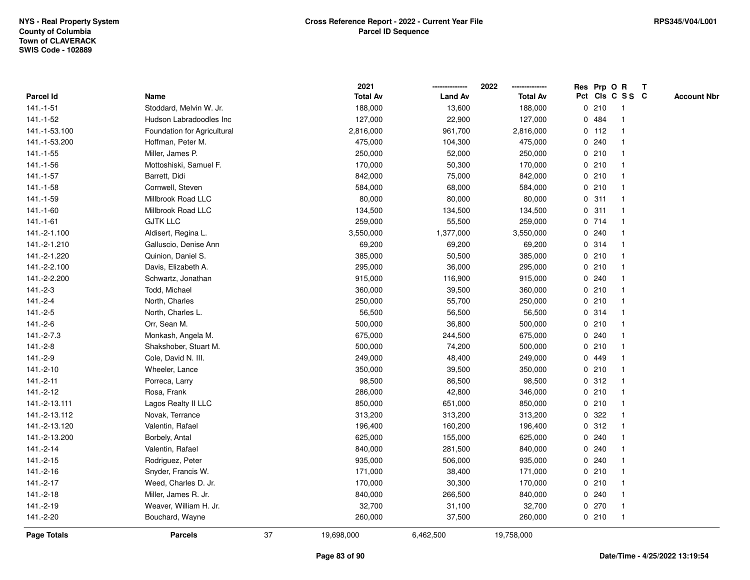NYS - Real Property System
County of Columbia
Town of CLAVERACK
SWIS Code - 102889

# Cross Reference Report - 2022 - Current Year File
## Parcel ID Sequence

RPS345/V04/L001

| Parcel Id | Name | 2021 Total Av | 2022 Land Av | 2022 Total Av | Res Pct | Prp Cls | O C | R SS | T C | Account Nbr |
|---|---|---|---|---|---|---|---|---|---|---|
| 141.-1-51 | Stoddard, Melvin W. Jr. | 188,000 | 13,600 | 188,000 | 0 | 210 | | 1 | | |
| 141.-1-52 | Hudson Labradoodles Inc | 127,000 | 22,900 | 127,000 | 0 | 484 | | 1 | | |
| 141.-1-53.100 | Foundation for Agricultural | 2,816,000 | 961,700 | 2,816,000 | 0 | 112 | | 1 | | |
| 141.-1-53.200 | Hoffman, Peter M. | 475,000 | 104,300 | 475,000 | 0 | 240 | | 1 | | |
| 141.-1-55 | Miller, James P. | 250,000 | 52,000 | 250,000 | 0 | 210 | | 1 | | |
| 141.-1-56 | Mottoshiski, Samuel F. | 170,000 | 50,300 | 170,000 | 0 | 210 | | 1 | | |
| 141.-1-57 | Barrett, Didi | 842,000 | 75,000 | 842,000 | 0 | 210 | | 1 | | |
| 141.-1-58 | Cornwell, Steven | 584,000 | 68,000 | 584,000 | 0 | 210 | | 1 | | |
| 141.-1-59 | Millbrook Road LLC | 80,000 | 80,000 | 80,000 | 0 | 311 | | 1 | | |
| 141.-1-60 | Millbrook Road LLC | 134,500 | 134,500 | 134,500 | 0 | 311 | | 1 | | |
| 141.-1-61 | GJTK LLC | 259,000 | 55,500 | 259,000 | 0 | 714 | | 1 | | |
| 141.-2-1.100 | Aldisert, Regina L. | 3,550,000 | 1,377,000 | 3,550,000 | 0 | 240 | | 1 | | |
| 141.-2-1.210 | Galluscio, Denise Ann | 69,200 | 69,200 | 69,200 | 0 | 314 | | 1 | | |
| 141.-2-1.220 | Quinion, Daniel S. | 385,000 | 50,500 | 385,000 | 0 | 210 | | 1 | | |
| 141.-2-2.100 | Davis, Elizabeth A. | 295,000 | 36,000 | 295,000 | 0 | 210 | | 1 | | |
| 141.-2-2.200 | Schwartz, Jonathan | 915,000 | 116,900 | 915,000 | 0 | 240 | | 1 | | |
| 141.-2-3 | Todd, Michael | 360,000 | 39,500 | 360,000 | 0 | 210 | | 1 | | |
| 141.-2-4 | North, Charles | 250,000 | 55,700 | 250,000 | 0 | 210 | | 1 | | |
| 141.-2-5 | North, Charles L. | 56,500 | 56,500 | 56,500 | 0 | 314 | | 1 | | |
| 141.-2-6 | Orr, Sean M. | 500,000 | 36,800 | 500,000 | 0 | 210 | | 1 | | |
| 141.-2-7.3 | Monkash, Angela M. | 675,000 | 244,500 | 675,000 | 0 | 240 | | 1 | | |
| 141.-2-8 | Shakshober, Stuart M. | 500,000 | 74,200 | 500,000 | 0 | 210 | | 1 | | |
| 141.-2-9 | Cole, David N. III. | 249,000 | 48,400 | 249,000 | 0 | 449 | | 1 | | |
| 141.-2-10 | Wheeler, Lance | 350,000 | 39,500 | 350,000 | 0 | 210 | | 1 | | |
| 141.-2-11 | Porreca, Larry | 98,500 | 86,500 | 98,500 | 0 | 312 | | 1 | | |
| 141.-2-12 | Rosa, Frank | 286,000 | 42,800 | 346,000 | 0 | 210 | | 1 | | |
| 141.-2-13.111 | Lagos Realty II LLC | 850,000 | 651,000 | 850,000 | 0 | 210 | | 1 | | |
| 141.-2-13.112 | Novak, Terrance | 313,200 | 313,200 | 313,200 | 0 | 322 | | 1 | | |
| 141.-2-13.120 | Valentin, Rafael | 196,400 | 160,200 | 196,400 | 0 | 312 | | 1 | | |
| 141.-2-13.200 | Borbely, Antal | 625,000 | 155,000 | 625,000 | 0 | 240 | | 1 | | |
| 141.-2-14 | Valentin, Rafael | 840,000 | 281,500 | 840,000 | 0 | 240 | | 1 | | |
| 141.-2-15 | Rodriguez, Peter | 935,000 | 506,000 | 935,000 | 0 | 240 | | 1 | | |
| 141.-2-16 | Snyder, Francis W. | 171,000 | 38,400 | 171,000 | 0 | 210 | | 1 | | |
| 141.-2-17 | Weed, Charles D. Jr. | 170,000 | 30,300 | 170,000 | 0 | 210 | | 1 | | |
| 141.-2-18 | Miller, James R. Jr. | 840,000 | 266,500 | 840,000 | 0 | 240 | | 1 | | |
| 141.-2-19 | Weaver, William H. Jr. | 32,700 | 31,100 | 32,700 | 0 | 270 | | 1 | | |
| 141.-2-20 | Bouchard, Wayne | 260,000 | 37,500 | 260,000 | 0 | 210 | | 1 | | |
| **Page Totals** | **Parcels** 37 | 19,698,000 | 6,462,500 | 19,758,000 | | | | | | |

Date/Time - 4/25/2022 13:19:54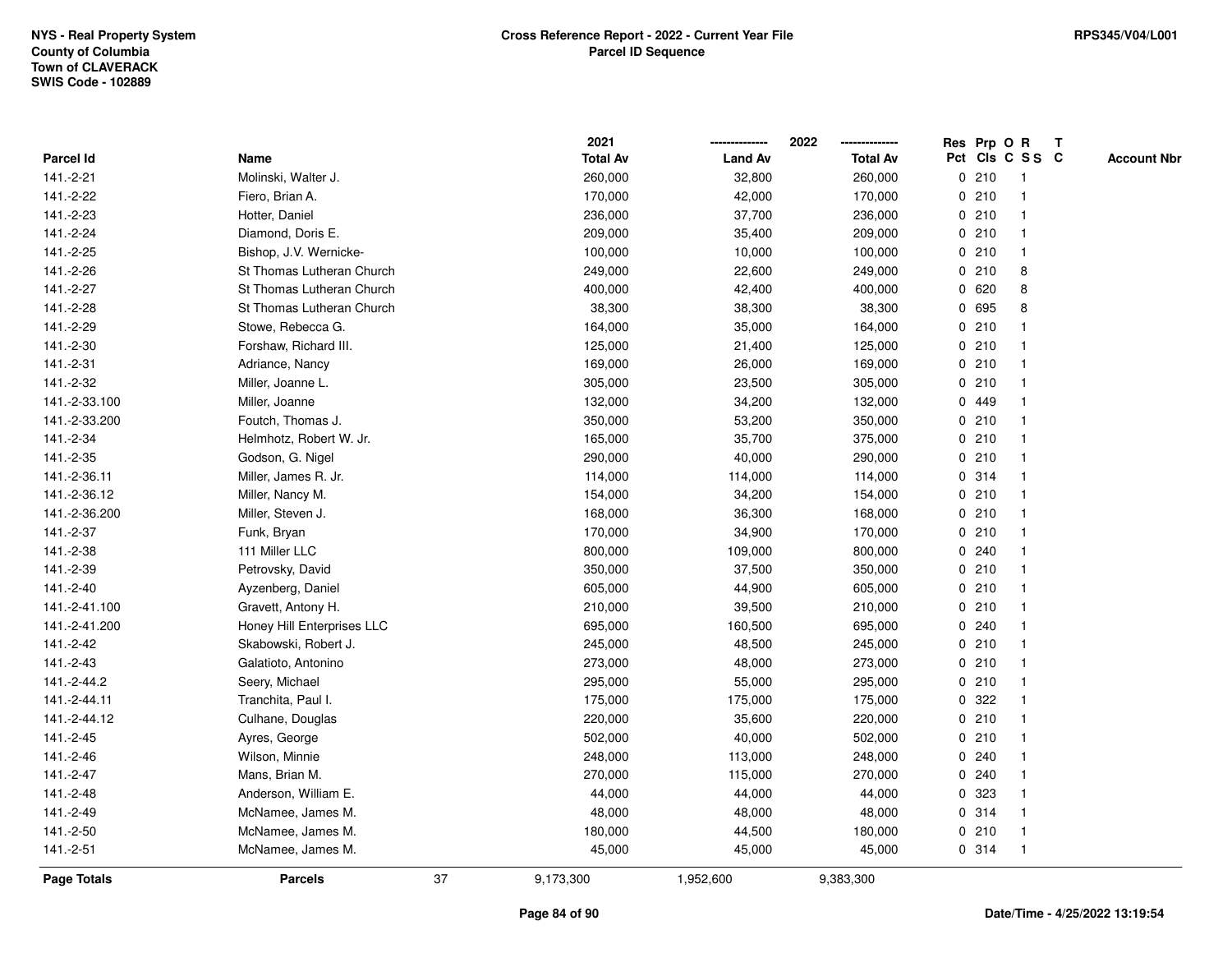NYS - Real Property System
County of Columbia
Town of CLAVERACK
SWIS Code - 102889

**Cross Reference Report - 2022 - Current Year File**
**Parcel ID Sequence**

RPS345/V04/L001

| Parcel Id | Name | 2021 Total Av | 2022 Land Av | 2022 Total Av | Res Pct | Prp Cls | O C | R S S | T C | Account Nbr |
|---|---|---|---|---|---|---|---|---|---|---|
| 141.-2-21 | Molinski, Walter J. | 260,000 | 32,800 | 260,000 | 0 | 210 | | 1 | | |
| 141.-2-22 | Fiero, Brian A. | 170,000 | 42,000 | 170,000 | 0 | 210 | | 1 | | |
| 141.-2-23 | Hotter, Daniel | 236,000 | 37,700 | 236,000 | 0 | 210 | | 1 | | |
| 141.-2-24 | Diamond, Doris E. | 209,000 | 35,400 | 209,000 | 0 | 210 | | 1 | | |
| 141.-2-25 | Bishop, J.V. Wernicke- | 100,000 | 10,000 | 100,000 | 0 | 210 | | 1 | | |
| 141.-2-26 | St Thomas Lutheran Church | 249,000 | 22,600 | 249,000 | 0 | 210 | | 8 | | |
| 141.-2-27 | St Thomas Lutheran Church | 400,000 | 42,400 | 400,000 | 0 | 620 | | 8 | | |
| 141.-2-28 | St Thomas Lutheran Church | 38,300 | 38,300 | 38,300 | 0 | 695 | | 8 | | |
| 141.-2-29 | Stowe, Rebecca G. | 164,000 | 35,000 | 164,000 | 0 | 210 | | 1 | | |
| 141.-2-30 | Forshaw, Richard III. | 125,000 | 21,400 | 125,000 | 0 | 210 | | 1 | | |
| 141.-2-31 | Adriance, Nancy | 169,000 | 26,000 | 169,000 | 0 | 210 | | 1 | | |
| 141.-2-32 | Miller, Joanne L. | 305,000 | 23,500 | 305,000 | 0 | 210 | | 1 | | |
| 141.-2-33.100 | Miller, Joanne | 132,000 | 34,200 | 132,000 | 0 | 449 | | 1 | | |
| 141.-2-33.200 | Foutch, Thomas J. | 350,000 | 53,200 | 350,000 | 0 | 210 | | 1 | | |
| 141.-2-34 | Helmhotz, Robert W. Jr. | 165,000 | 35,700 | 375,000 | 0 | 210 | | 1 | | |
| 141.-2-35 | Godson, G. Nigel | 290,000 | 40,000 | 290,000 | 0 | 210 | | 1 | | |
| 141.-2-36.11 | Miller, James R. Jr. | 114,000 | 114,000 | 114,000 | 0 | 314 | | 1 | | |
| 141.-2-36.12 | Miller, Nancy M. | 154,000 | 34,200 | 154,000 | 0 | 210 | | 1 | | |
| 141.-2-36.200 | Miller, Steven J. | 168,000 | 36,300 | 168,000 | 0 | 210 | | 1 | | |
| 141.-2-37 | Funk, Bryan | 170,000 | 34,900 | 170,000 | 0 | 210 | | 1 | | |
| 141.-2-38 | 111 Miller LLC | 800,000 | 109,000 | 800,000 | 0 | 240 | | 1 | | |
| 141.-2-39 | Petrovsky, David | 350,000 | 37,500 | 350,000 | 0 | 210 | | 1 | | |
| 141.-2-40 | Ayzenberg, Daniel | 605,000 | 44,900 | 605,000 | 0 | 210 | | 1 | | |
| 141.-2-41.100 | Gravett, Antony H. | 210,000 | 39,500 | 210,000 | 0 | 210 | | 1 | | |
| 141.-2-41.200 | Honey Hill Enterprises LLC | 695,000 | 160,500 | 695,000 | 0 | 240 | | 1 | | |
| 141.-2-42 | Skabowski, Robert J. | 245,000 | 48,500 | 245,000 | 0 | 210 | | 1 | | |
| 141.-2-43 | Galatioto, Antonino | 273,000 | 48,000 | 273,000 | 0 | 210 | | 1 | | |
| 141.-2-44.2 | Seery, Michael | 295,000 | 55,000 | 295,000 | 0 | 210 | | 1 | | |
| 141.-2-44.11 | Tranchita, Paul I. | 175,000 | 175,000 | 175,000 | 0 | 322 | | 1 | | |
| 141.-2-44.12 | Culhane, Douglas | 220,000 | 35,600 | 220,000 | 0 | 210 | | 1 | | |
| 141.-2-45 | Ayres, George | 502,000 | 40,000 | 502,000 | 0 | 210 | | 1 | | |
| 141.-2-46 | Wilson, Minnie | 248,000 | 113,000 | 248,000 | 0 | 240 | | 1 | | |
| 141.-2-47 | Mans, Brian M. | 270,000 | 115,000 | 270,000 | 0 | 240 | | 1 | | |
| 141.-2-48 | Anderson, William E. | 44,000 | 44,000 | 44,000 | 0 | 323 | | 1 | | |
| 141.-2-49 | McNamee, James M. | 48,000 | 48,000 | 48,000 | 0 | 314 | | 1 | | |
| 141.-2-50 | McNamee, James M. | 180,000 | 44,500 | 180,000 | 0 | 210 | | 1 | | |
| 141.-2-51 | McNamee, James M. | 45,000 | 45,000 | 45,000 | 0 | 314 | | 1 | | |
| **Page Totals** | **Parcels** 37 | 9,173,300 | 1,952,600 | 9,383,300 | | | | | | |

Date/Time - 4/25/2022 13:19:54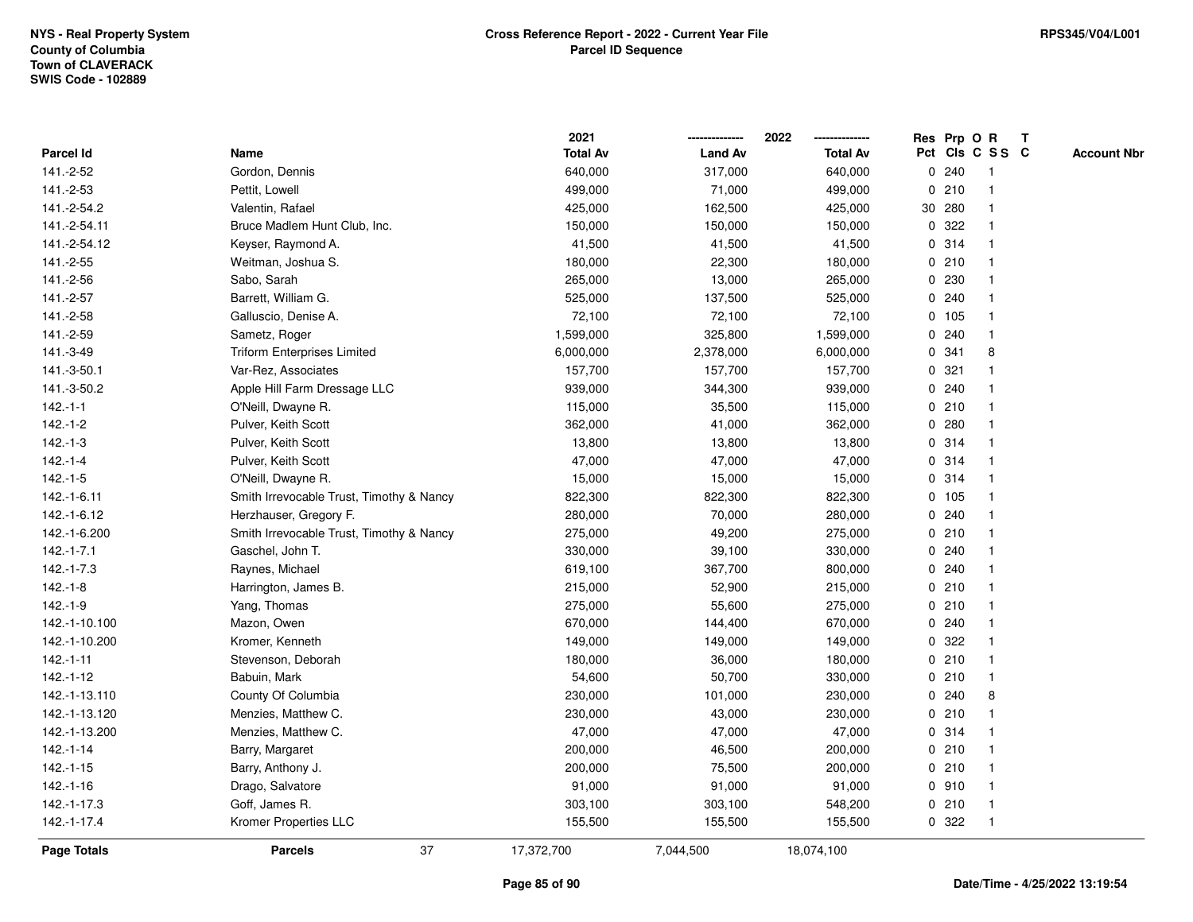NYS - Real Property System
County of Columbia
Town of CLAVERACK
SWIS Code - 102889

**Cross Reference Report - 2022 - Current Year File**
**Parcel ID Sequence**

RPS345/V04/L001

| Parcel Id | Name | 2021 Total Av | 2022 Land Av | 2022 Total Av | Res Pct | Prp Cls | O C | R S S | T C | Account Nbr |
|---|---|---|---|---|---|---|---|---|---|---|
| 141.-2-52 | Gordon, Dennis | 640,000 | 317,000 | 640,000 | 0 | 240 | | 1 | | |
| 141.-2-53 | Pettit, Lowell | 499,000 | 71,000 | 499,000 | 0 | 210 | | 1 | | |
| 141.-2-54.2 | Valentin, Rafael | 425,000 | 162,500 | 425,000 | 30 | 280 | | 1 | | |
| 141.-2-54.11 | Bruce Madlem Hunt Club, Inc. | 150,000 | 150,000 | 150,000 | 0 | 322 | | 1 | | |
| 141.-2-54.12 | Keyser, Raymond A. | 41,500 | 41,500 | 41,500 | 0 | 314 | | 1 | | |
| 141.-2-55 | Weitman, Joshua S. | 180,000 | 22,300 | 180,000 | 0 | 210 | | 1 | | |
| 141.-2-56 | Sabo, Sarah | 265,000 | 13,000 | 265,000 | 0 | 230 | | 1 | | |
| 141.-2-57 | Barrett, William G. | 525,000 | 137,500 | 525,000 | 0 | 240 | | 1 | | |
| 141.-2-58 | Galluscio, Denise A. | 72,100 | 72,100 | 72,100 | 0 | 105 | | 1 | | |
| 141.-2-59 | Sametz, Roger | 1,599,000 | 325,800 | 1,599,000 | 0 | 240 | | 1 | | |
| 141.-3-49 | Triform Enterprises Limited | 6,000,000 | 2,378,000 | 6,000,000 | 0 | 341 | | 8 | | |
| 141.-3-50.1 | Var-Rez, Associates | 157,700 | 157,700 | 157,700 | 0 | 321 | | 1 | | |
| 141.-3-50.2 | Apple Hill Farm Dressage LLC | 939,000 | 344,300 | 939,000 | 0 | 240 | | 1 | | |
| 142.-1-1 | O'Neill, Dwayne R. | 115,000 | 35,500 | 115,000 | 0 | 210 | | 1 | | |
| 142.-1-2 | Pulver, Keith Scott | 362,000 | 41,000 | 362,000 | 0 | 280 | | 1 | | |
| 142.-1-3 | Pulver, Keith Scott | 13,800 | 13,800 | 13,800 | 0 | 314 | | 1 | | |
| 142.-1-4 | Pulver, Keith Scott | 47,000 | 47,000 | 47,000 | 0 | 314 | | 1 | | |
| 142.-1-5 | O'Neill, Dwayne R. | 15,000 | 15,000 | 15,000 | 0 | 314 | | 1 | | |
| 142.-1-6.11 | Smith Irrevocable Trust, Timothy & Nancy | 822,300 | 822,300 | 822,300 | 0 | 105 | | 1 | | |
| 142.-1-6.12 | Herzhauser, Gregory F. | 280,000 | 70,000 | 280,000 | 0 | 240 | | 1 | | |
| 142.-1-6.200 | Smith Irrevocable Trust, Timothy & Nancy | 275,000 | 49,200 | 275,000 | 0 | 210 | | 1 | | |
| 142.-1-7.1 | Gaschel, John T. | 330,000 | 39,100 | 330,000 | 0 | 240 | | 1 | | |
| 142.-1-7.3 | Raynes, Michael | 619,100 | 367,700 | 800,000 | 0 | 240 | | 1 | | |
| 142.-1-8 | Harrington, James B. | 215,000 | 52,900 | 215,000 | 0 | 210 | | 1 | | |
| 142.-1-9 | Yang, Thomas | 275,000 | 55,600 | 275,000 | 0 | 210 | | 1 | | |
| 142.-1-10.100 | Mazon, Owen | 670,000 | 144,400 | 670,000 | 0 | 240 | | 1 | | |
| 142.-1-10.200 | Kromer, Kenneth | 149,000 | 149,000 | 149,000 | 0 | 322 | | 1 | | |
| 142.-1-11 | Stevenson, Deborah | 180,000 | 36,000 | 180,000 | 0 | 210 | | 1 | | |
| 142.-1-12 | Babuin, Mark | 54,600 | 50,700 | 330,000 | 0 | 210 | | 1 | | |
| 142.-1-13.110 | County Of Columbia | 230,000 | 101,000 | 230,000 | 0 | 240 | | 8 | | |
| 142.-1-13.120 | Menzies, Matthew C. | 230,000 | 43,000 | 230,000 | 0 | 210 | | 1 | | |
| 142.-1-13.200 | Menzies, Matthew C. | 47,000 | 47,000 | 47,000 | 0 | 314 | | 1 | | |
| 142.-1-14 | Barry, Margaret | 200,000 | 46,500 | 200,000 | 0 | 210 | | 1 | | |
| 142.-1-15 | Barry, Anthony J. | 200,000 | 75,500 | 200,000 | 0 | 210 | | 1 | | |
| 142.-1-16 | Drago, Salvatore | 91,000 | 91,000 | 91,000 | 0 | 910 | | 1 | | |
| 142.-1-17.3 | Goff, James R. | 303,100 | 303,100 | 548,200 | 0 | 210 | | 1 | | |
| 142.-1-17.4 | Kromer Properties LLC | 155,500 | 155,500 | 155,500 | 0 | 322 | | 1 | | |
| **Page Totals** | **Parcels** 37 | 17,372,700 | 7,044,500 | 18,074,100 | | | | | | |

Date/Time - 4/25/2022 13:19:54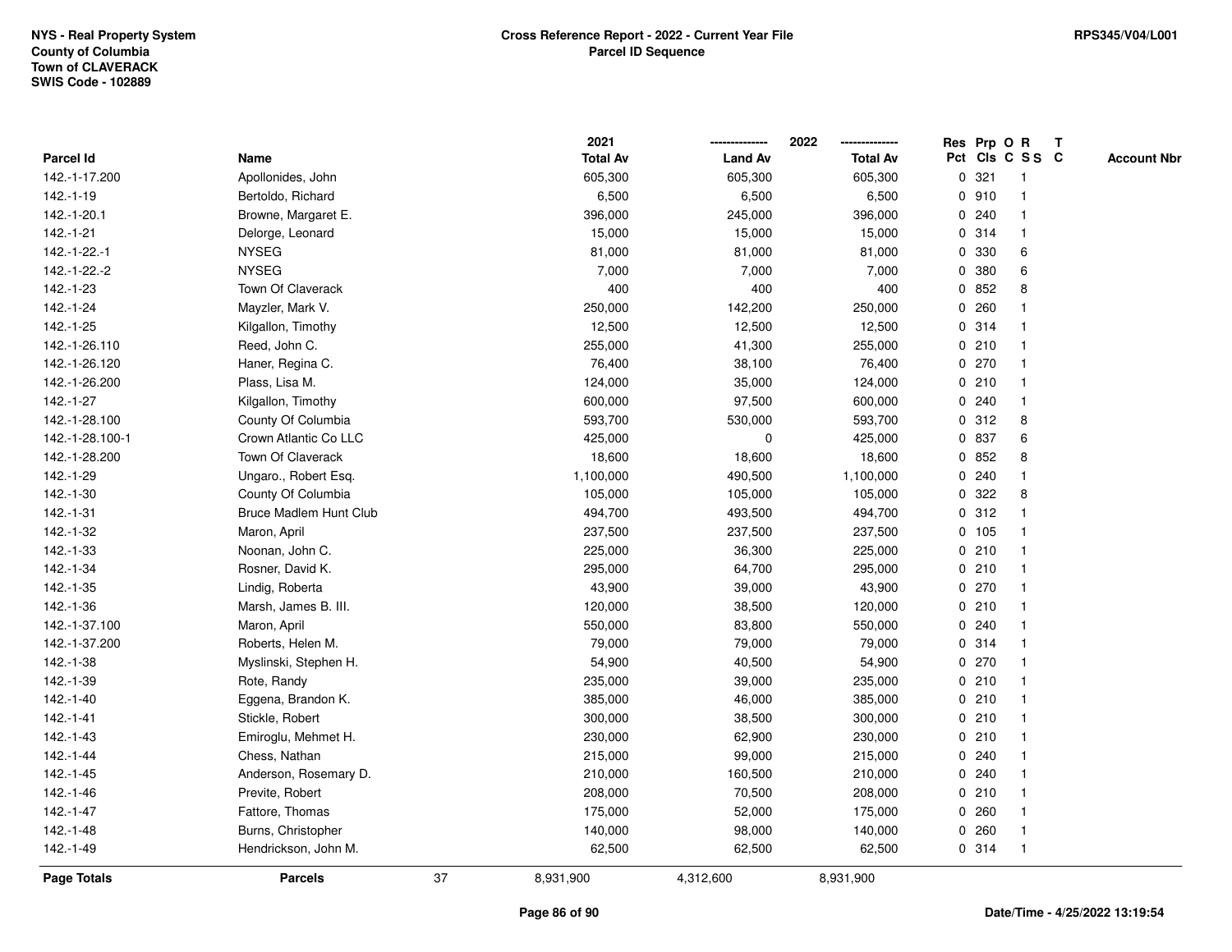NYS - Real Property System
County of Columbia
Town of CLAVERACK
SWIS Code - 102889

**Cross Reference Report - 2022 - Current Year File**
**Parcel ID Sequence**

RPS345/V04/L001

| Parcel Id | Name | 2021 Total Av | 2022 Land Av | 2022 Total Av | Res Pct | Prp Cls | O C | R S S | T C | Account Nbr |
|---|---|---|---|---|---|---|---|---|---|---|
| 142.-1-17.200 | Apollonides, John | 605,300 | 605,300 | 605,300 | 0 | 321 | | 1 | | |
| 142.-1-19 | Bertoldo, Richard | 6,500 | 6,500 | 6,500 | 0 | 910 | | 1 | | |
| 142.-1-20.1 | Browne, Margaret E. | 396,000 | 245,000 | 396,000 | 0 | 240 | | 1 | | |
| 142.-1-21 | Delorge, Leonard | 15,000 | 15,000 | 15,000 | 0 | 314 | | 1 | | |
| 142.-1-22.-1 | NYSEG | 81,000 | 81,000 | 81,000 | 0 | 330 | | 6 | | |
| 142.-1-22.-2 | NYSEG | 7,000 | 7,000 | 7,000 | 0 | 380 | | 6 | | |
| 142.-1-23 | Town Of Claverack | 400 | 400 | 400 | 0 | 852 | | 8 | | |
| 142.-1-24 | Mayzler, Mark V. | 250,000 | 142,200 | 250,000 | 0 | 260 | | 1 | | |
| 142.-1-25 | Kilgallon, Timothy | 12,500 | 12,500 | 12,500 | 0 | 314 | | 1 | | |
| 142.-1-26.110 | Reed, John C. | 255,000 | 41,300 | 255,000 | 0 | 210 | | 1 | | |
| 142.-1-26.120 | Haner, Regina C. | 76,400 | 38,100 | 76,400 | 0 | 270 | | 1 | | |
| 142.-1-26.200 | Plass, Lisa M. | 124,000 | 35,000 | 124,000 | 0 | 210 | | 1 | | |
| 142.-1-27 | Kilgallon, Timothy | 600,000 | 97,500 | 600,000 | 0 | 240 | | 1 | | |
| 142.-1-28.100 | County Of Columbia | 593,700 | 530,000 | 593,700 | 0 | 312 | | 8 | | |
| 142.-1-28.100-1 | Crown Atlantic Co LLC | 425,000 | 0 | 425,000 | 0 | 837 | | 6 | | |
| 142.-1-28.200 | Town Of Claverack | 18,600 | 18,600 | 18,600 | 0 | 852 | | 8 | | |
| 142.-1-29 | Ungaro., Robert Esq. | 1,100,000 | 490,500 | 1,100,000 | 0 | 240 | | 1 | | |
| 142.-1-30 | County Of Columbia | 105,000 | 105,000 | 105,000 | 0 | 322 | | 8 | | |
| 142.-1-31 | Bruce Madlem Hunt Club | 494,700 | 493,500 | 494,700 | 0 | 312 | | 1 | | |
| 142.-1-32 | Maron, April | 237,500 | 237,500 | 237,500 | 0 | 105 | | 1 | | |
| 142.-1-33 | Noonan, John C. | 225,000 | 36,300 | 225,000 | 0 | 210 | | 1 | | |
| 142.-1-34 | Rosner, David K. | 295,000 | 64,700 | 295,000 | 0 | 210 | | 1 | | |
| 142.-1-35 | Lindig, Roberta | 43,900 | 39,000 | 43,900 | 0 | 270 | | 1 | | |
| 142.-1-36 | Marsh, James B. III. | 120,000 | 38,500 | 120,000 | 0 | 210 | | 1 | | |
| 142.-1-37.100 | Maron, April | 550,000 | 83,800 | 550,000 | 0 | 240 | | 1 | | |
| 142.-1-37.200 | Roberts, Helen M. | 79,000 | 79,000 | 79,000 | 0 | 314 | | 1 | | |
| 142.-1-38 | Myslinski, Stephen H. | 54,900 | 40,500 | 54,900 | 0 | 270 | | 1 | | |
| 142.-1-39 | Rote, Randy | 235,000 | 39,000 | 235,000 | 0 | 210 | | 1 | | |
| 142.-1-40 | Eggena, Brandon K. | 385,000 | 46,000 | 385,000 | 0 | 210 | | 1 | | |
| 142.-1-41 | Stickle, Robert | 300,000 | 38,500 | 300,000 | 0 | 210 | | 1 | | |
| 142.-1-43 | Emiroglu, Mehmet H. | 230,000 | 62,900 | 230,000 | 0 | 210 | | 1 | | |
| 142.-1-44 | Chess, Nathan | 215,000 | 99,000 | 215,000 | 0 | 240 | | 1 | | |
| 142.-1-45 | Anderson, Rosemary D. | 210,000 | 160,500 | 210,000 | 0 | 240 | | 1 | | |
| 142.-1-46 | Previte, Robert | 208,000 | 70,500 | 208,000 | 0 | 210 | | 1 | | |
| 142.-1-47 | Fattore, Thomas | 175,000 | 52,000 | 175,000 | 0 | 260 | | 1 | | |
| 142.-1-48 | Burns, Christopher | 140,000 | 98,000 | 140,000 | 0 | 260 | | 1 | | |
| 142.-1-49 | Hendrickson, John M. | 62,500 | 62,500 | 62,500 | 0 | 314 | | 1 | | |
| **Page Totals** | **Parcels** 37 | 8,931,900 | 4,312,600 | 8,931,900 | | | | | | |

Date/Time - 4/25/2022 13:19:54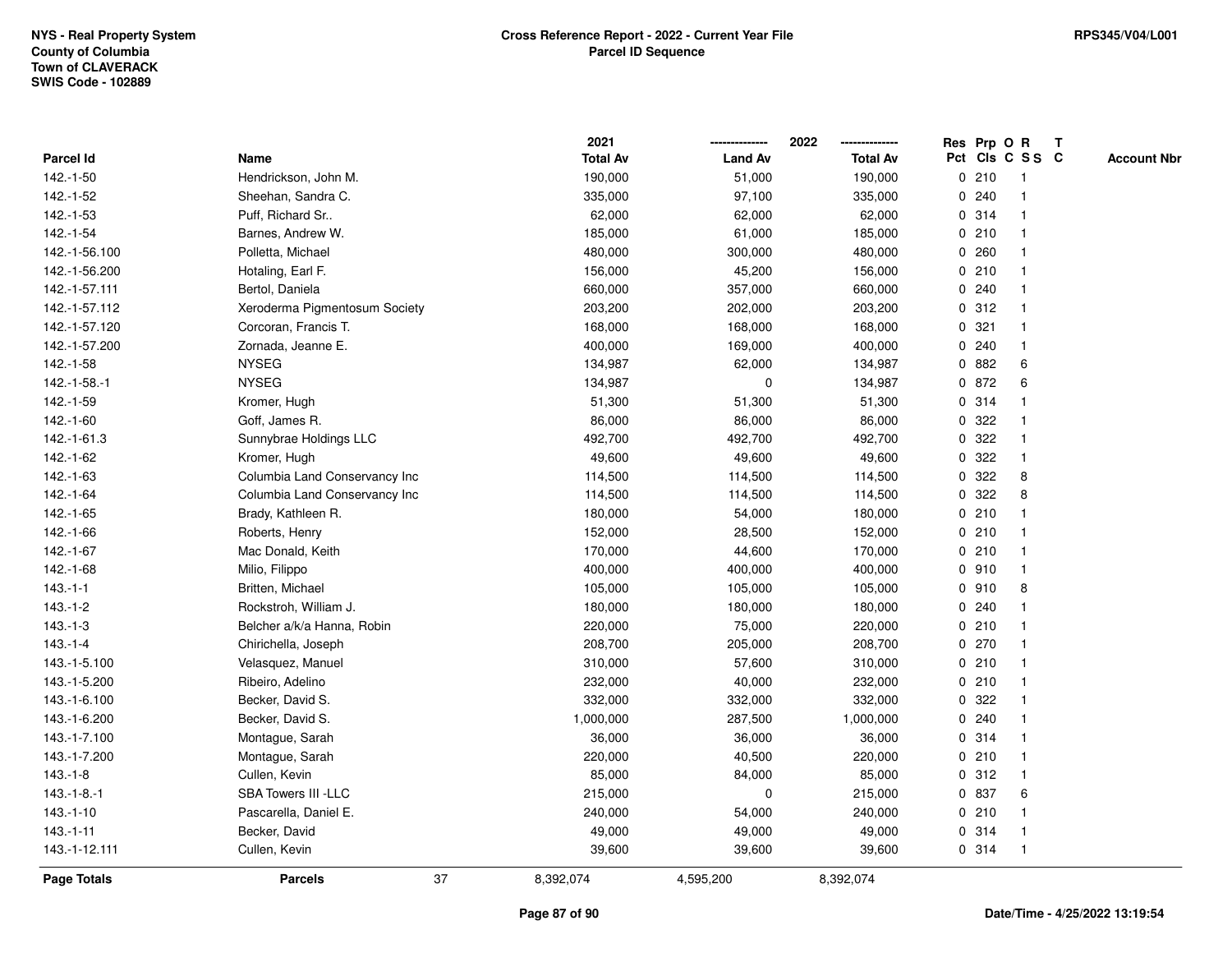NYS - Real Property System
County of Columbia
Town of CLAVERACK
SWIS Code - 102889

**Cross Reference Report - 2022 - Current Year File**
**Parcel ID Sequence**

RPS345/V04/L001

| Parcel Id | Name | 2021 Total Av | 2022 Land Av | 2022 Total Av | Res Pct | Prp Cls | O C | R S S | T C | Account Nbr |
|---|---|---|---|---|---|---|---|---|---|---|
| 142.-1-50 | Hendrickson, John M. | 190,000 | 51,000 | 190,000 | 0 | 210 | | 1 | | |
| 142.-1-52 | Sheehan, Sandra C. | 335,000 | 97,100 | 335,000 | 0 | 240 | | 1 | | |
| 142.-1-53 | Puff, Richard Sr.. | 62,000 | 62,000 | 62,000 | 0 | 314 | | 1 | | |
| 142.-1-54 | Barnes, Andrew W. | 185,000 | 61,000 | 185,000 | 0 | 210 | | 1 | | |
| 142.-1-56.100 | Polletta, Michael | 480,000 | 300,000 | 480,000 | 0 | 260 | | 1 | | |
| 142.-1-56.200 | Hotaling, Earl F. | 156,000 | 45,200 | 156,000 | 0 | 210 | | 1 | | |
| 142.-1-57.111 | Bertol, Daniela | 660,000 | 357,000 | 660,000 | 0 | 240 | | 1 | | |
| 142.-1-57.112 | Xeroderma Pigmentosum Society | 203,200 | 202,000 | 203,200 | 0 | 312 | | 1 | | |
| 142.-1-57.120 | Corcoran, Francis T. | 168,000 | 168,000 | 168,000 | 0 | 321 | | 1 | | |
| 142.-1-57.200 | Zornada, Jeanne E. | 400,000 | 169,000 | 400,000 | 0 | 240 | | 1 | | |
| 142.-1-58 | NYSEG | 134,987 | 62,000 | 134,987 | 0 | 882 | | 6 | | |
| 142.-1-58.-1 | NYSEG | 134,987 | 0 | 134,987 | 0 | 872 | | 6 | | |
| 142.-1-59 | Kromer, Hugh | 51,300 | 51,300 | 51,300 | 0 | 314 | | 1 | | |
| 142.-1-60 | Goff, James R. | 86,000 | 86,000 | 86,000 | 0 | 322 | | 1 | | |
| 142.-1-61.3 | Sunnybrae Holdings LLC | 492,700 | 492,700 | 492,700 | 0 | 322 | | 1 | | |
| 142.-1-62 | Kromer, Hugh | 49,600 | 49,600 | 49,600 | 0 | 322 | | 1 | | |
| 142.-1-63 | Columbia Land Conservancy Inc | 114,500 | 114,500 | 114,500 | 0 | 322 | | 8 | | |
| 142.-1-64 | Columbia Land Conservancy Inc | 114,500 | 114,500 | 114,500 | 0 | 322 | | 8 | | |
| 142.-1-65 | Brady, Kathleen R. | 180,000 | 54,000 | 180,000 | 0 | 210 | | 1 | | |
| 142.-1-66 | Roberts, Henry | 152,000 | 28,500 | 152,000 | 0 | 210 | | 1 | | |
| 142.-1-67 | Mac Donald, Keith | 170,000 | 44,600 | 170,000 | 0 | 210 | | 1 | | |
| 142.-1-68 | Milio, Filippo | 400,000 | 400,000 | 400,000 | 0 | 910 | | 1 | | |
| 143.-1-1 | Britten, Michael | 105,000 | 105,000 | 105,000 | 0 | 910 | | 8 | | |
| 143.-1-2 | Rockstroh, William J. | 180,000 | 180,000 | 180,000 | 0 | 240 | | 1 | | |
| 143.-1-3 | Belcher a/k/a Hanna, Robin | 220,000 | 75,000 | 220,000 | 0 | 210 | | 1 | | |
| 143.-1-4 | Chirichella, Joseph | 208,700 | 205,000 | 208,700 | 0 | 270 | | 1 | | |
| 143.-1-5.100 | Velasquez, Manuel | 310,000 | 57,600 | 310,000 | 0 | 210 | | 1 | | |
| 143.-1-5.200 | Ribeiro, Adelino | 232,000 | 40,000 | 232,000 | 0 | 210 | | 1 | | |
| 143.-1-6.100 | Becker, David S. | 332,000 | 332,000 | 332,000 | 0 | 322 | | 1 | | |
| 143.-1-6.200 | Becker, David S. | 1,000,000 | 287,500 | 1,000,000 | 0 | 240 | | 1 | | |
| 143.-1-7.100 | Montague, Sarah | 36,000 | 36,000 | 36,000 | 0 | 314 | | 1 | | |
| 143.-1-7.200 | Montague, Sarah | 220,000 | 40,500 | 220,000 | 0 | 210 | | 1 | | |
| 143.-1-8 | Cullen, Kevin | 85,000 | 84,000 | 85,000 | 0 | 312 | | 1 | | |
| 143.-1-8.-1 | SBA Towers III -LLC | 215,000 | 0 | 215,000 | 0 | 837 | | 6 | | |
| 143.-1-10 | Pascarella, Daniel E. | 240,000 | 54,000 | 240,000 | 0 | 210 | | 1 | | |
| 143.-1-11 | Becker, David | 49,000 | 49,000 | 49,000 | 0 | 314 | | 1 | | |
| 143.-1-12.111 | Cullen, Kevin | 39,600 | 39,600 | 39,600 | 0 | 314 | | 1 | | |
| **Page Totals** | **Parcels** 37 | 8,392,074 | 4,595,200 | 8,392,074 | | | | | | |

Date/Time - 4/25/2022 13:19:54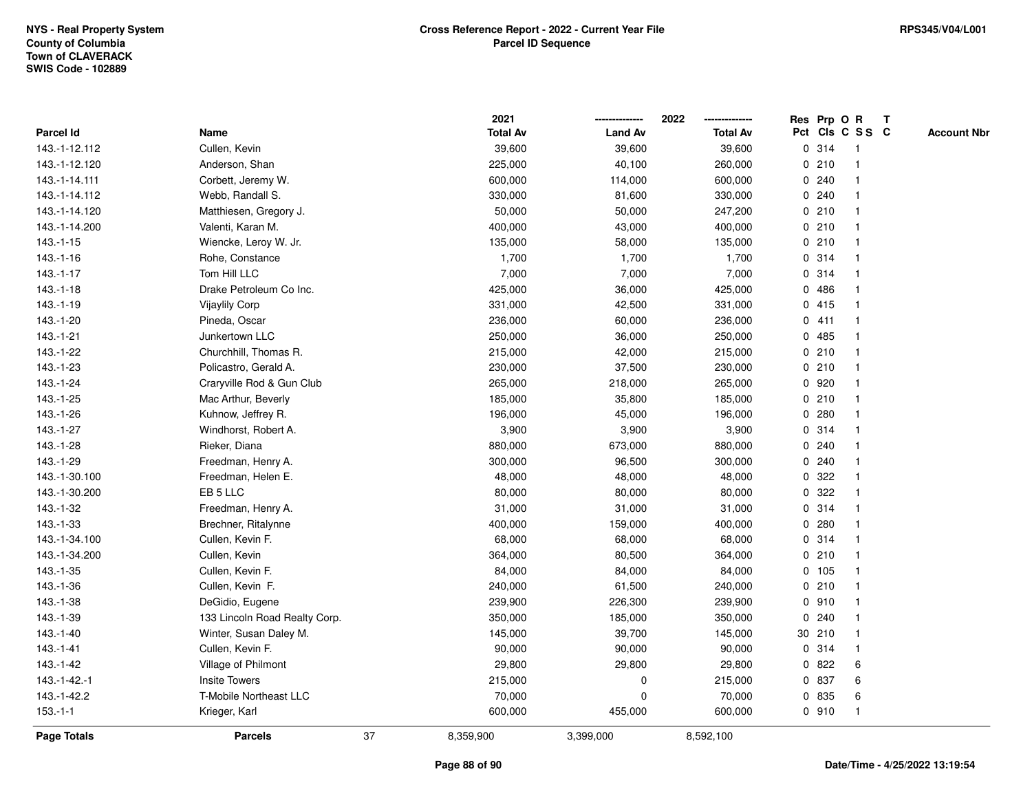NYS - Real Property System
County of Columbia
Town of CLAVERACK
SWIS Code - 102889

**Cross Reference Report - 2022 - Current Year File**
**Parcel ID Sequence**

RPS345/V04/L001

| Parcel Id | Name | 2021 Total Av | 2022 Land Av | 2022 Total Av | Res Pct | Prp Cls | O C | R S S | T C | Account Nbr |
|---|---|---|---|---|---|---|---|---|---|---|
| 143.-1-12.112 | Cullen, Kevin | 39,600 | 39,600 | 39,600 | 0 | 314 | | 1 | | |
| 143.-1-12.120 | Anderson, Shan | 225,000 | 40,100 | 260,000 | 0 | 210 | | 1 | | |
| 143.-1-14.111 | Corbett, Jeremy W. | 600,000 | 114,000 | 600,000 | 0 | 240 | | 1 | | |
| 143.-1-14.112 | Webb, Randall S. | 330,000 | 81,600 | 330,000 | 0 | 240 | | 1 | | |
| 143.-1-14.120 | Matthiesen, Gregory J. | 50,000 | 50,000 | 247,200 | 0 | 210 | | 1 | | |
| 143.-1-14.200 | Valenti, Karan M. | 400,000 | 43,000 | 400,000 | 0 | 210 | | 1 | | |
| 143.-1-15 | Wiencke, Leroy W. Jr. | 135,000 | 58,000 | 135,000 | 0 | 210 | | 1 | | |
| 143.-1-16 | Rohe, Constance | 1,700 | 1,700 | 1,700 | 0 | 314 | | 1 | | |
| 143.-1-17 | Tom Hill LLC | 7,000 | 7,000 | 7,000 | 0 | 314 | | 1 | | |
| 143.-1-18 | Drake Petroleum Co Inc. | 425,000 | 36,000 | 425,000 | 0 | 486 | | 1 | | |
| 143.-1-19 | Vijaylily Corp | 331,000 | 42,500 | 331,000 | 0 | 415 | | 1 | | |
| 143.-1-20 | Pineda, Oscar | 236,000 | 60,000 | 236,000 | 0 | 411 | | 1 | | |
| 143.-1-21 | Junkertown LLC | 250,000 | 36,000 | 250,000 | 0 | 485 | | 1 | | |
| 143.-1-22 | Churchhill, Thomas R. | 215,000 | 42,000 | 215,000 | 0 | 210 | | 1 | | |
| 143.-1-23 | Policastro, Gerald A. | 230,000 | 37,500 | 230,000 | 0 | 210 | | 1 | | |
| 143.-1-24 | Craryville Rod & Gun Club | 265,000 | 218,000 | 265,000 | 0 | 920 | | 1 | | |
| 143.-1-25 | Mac Arthur, Beverly | 185,000 | 35,800 | 185,000 | 0 | 210 | | 1 | | |
| 143.-1-26 | Kuhnow, Jeffrey R. | 196,000 | 45,000 | 196,000 | 0 | 280 | | 1 | | |
| 143.-1-27 | Windhorst, Robert A. | 3,900 | 3,900 | 3,900 | 0 | 314 | | 1 | | |
| 143.-1-28 | Rieker, Diana | 880,000 | 673,000 | 880,000 | 0 | 240 | | 1 | | |
| 143.-1-29 | Freedman, Henry A. | 300,000 | 96,500 | 300,000 | 0 | 240 | | 1 | | |
| 143.-1-30.100 | Freedman, Helen E. | 48,000 | 48,000 | 48,000 | 0 | 322 | | 1 | | |
| 143.-1-30.200 | EB 5 LLC | 80,000 | 80,000 | 80,000 | 0 | 322 | | 1 | | |
| 143.-1-32 | Freedman, Henry A. | 31,000 | 31,000 | 31,000 | 0 | 314 | | 1 | | |
| 143.-1-33 | Brechner, Ritalynne | 400,000 | 159,000 | 400,000 | 0 | 280 | | 1 | | |
| 143.-1-34.100 | Cullen, Kevin F. | 68,000 | 68,000 | 68,000 | 0 | 314 | | 1 | | |
| 143.-1-34.200 | Cullen, Kevin | 364,000 | 80,500 | 364,000 | 0 | 210 | | 1 | | |
| 143.-1-35 | Cullen, Kevin F. | 84,000 | 84,000 | 84,000 | 0 | 105 | | 1 | | |
| 143.-1-36 | Cullen, Kevin F. | 240,000 | 61,500 | 240,000 | 0 | 210 | | 1 | | |
| 143.-1-38 | DeGidio, Eugene | 239,900 | 226,300 | 239,900 | 0 | 910 | | 1 | | |
| 143.-1-39 | 133 Lincoln Road Realty Corp. | 350,000 | 185,000 | 350,000 | 0 | 240 | | 1 | | |
| 143.-1-40 | Winter, Susan Daley M. | 145,000 | 39,700 | 145,000 | 30 | 210 | | 1 | | |
| 143.-1-41 | Cullen, Kevin F. | 90,000 | 90,000 | 90,000 | 0 | 314 | | 1 | | |
| 143.-1-42 | Village of Philmont | 29,800 | 29,800 | 29,800 | 0 | 822 | | 6 | | |
| 143.-1-42.-1 | Insite Towers | 215,000 | 0 | 215,000 | 0 | 837 | | 6 | | |
| 143.-1-42.2 | T-Mobile Northeast LLC | 70,000 | 0 | 70,000 | 0 | 835 | | 6 | | |
| 153.-1-1 | Krieger, Karl | 600,000 | 455,000 | 600,000 | 0 | 910 | | 1 | | |
| **Page Totals** | **Parcels** 37 | 8,359,900 | 3,399,000 | 8,592,100 | | | | | | |

Date/Time - 4/25/2022 13:19:54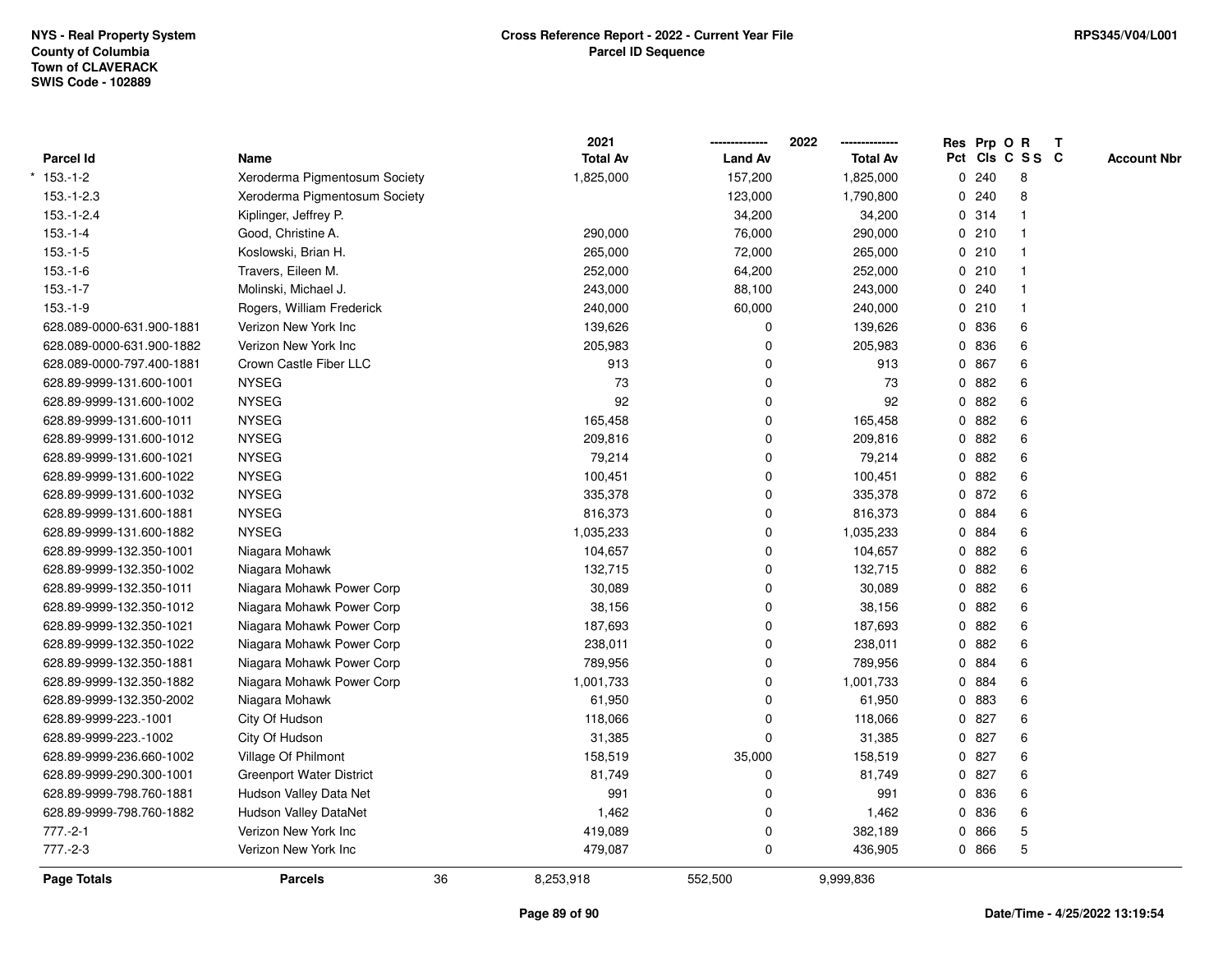NYS - Real Property System
County of Columbia
Town of CLAVERACK
SWIS Code - 102889

**Cross Reference Report - 2022 - Current Year File**
**Parcel ID Sequence**

RPS345/V04/L001

| Parcel Id | Name | 2021 Total Av | 2022 Land Av | 2022 Total Av | Res Pct | Prp Cls | O C | R S S | T C | Account Nbr |
|---|---|---|---|---|---|---|---|---|---|---|
| * 153.-1-2 | Xeroderma Pigmentosum Society | 1,825,000 | 157,200 | 1,825,000 | 0 | 240 | | 8 | | |
| 153.-1-2.3 | Xeroderma Pigmentosum Society | | 123,000 | 1,790,800 | 0 | 240 | | 8 | | |
| 153.-1-2.4 | Kiplinger, Jeffrey P. | | 34,200 | 34,200 | 0 | 314 | | 1 | | |
| 153.-1-4 | Good, Christine A. | 290,000 | 76,000 | 290,000 | 0 | 210 | | 1 | | |
| 153.-1-5 | Koslowski, Brian H. | 265,000 | 72,000 | 265,000 | 0 | 210 | | 1 | | |
| 153.-1-6 | Travers, Eileen M. | 252,000 | 64,200 | 252,000 | 0 | 210 | | 1 | | |
| 153.-1-7 | Molinski, Michael J. | 243,000 | 88,100 | 243,000 | 0 | 240 | | 1 | | |
| 153.-1-9 | Rogers, William Frederick | 240,000 | 60,000 | 240,000 | 0 | 210 | | 1 | | |
| 628.089-0000-631.900-1881 | Verizon New York Inc | 139,626 | 0 | 139,626 | 0 | 836 | | 6 | | |
| 628.089-0000-631.900-1882 | Verizon New York Inc | 205,983 | 0 | 205,983 | 0 | 836 | | 6 | | |
| 628.089-0000-797.400-1881 | Crown Castle Fiber LLC | 913 | 0 | 913 | 0 | 867 | | 6 | | |
| 628.89-9999-131.600-1001 | NYSEG | 73 | 0 | 73 | 0 | 882 | | 6 | | |
| 628.89-9999-131.600-1002 | NYSEG | 92 | 0 | 92 | 0 | 882 | | 6 | | |
| 628.89-9999-131.600-1011 | NYSEG | 165,458 | 0 | 165,458 | 0 | 882 | | 6 | | |
| 628.89-9999-131.600-1012 | NYSEG | 209,816 | 0 | 209,816 | 0 | 882 | | 6 | | |
| 628.89-9999-131.600-1021 | NYSEG | 79,214 | 0 | 79,214 | 0 | 882 | | 6 | | |
| 628.89-9999-131.600-1022 | NYSEG | 100,451 | 0 | 100,451 | 0 | 882 | | 6 | | |
| 628.89-9999-131.600-1032 | NYSEG | 335,378 | 0 | 335,378 | 0 | 872 | | 6 | | |
| 628.89-9999-131.600-1881 | NYSEG | 816,373 | 0 | 816,373 | 0 | 884 | | 6 | | |
| 628.89-9999-131.600-1882 | NYSEG | 1,035,233 | 0 | 1,035,233 | 0 | 884 | | 6 | | |
| 628.89-9999-132.350-1001 | Niagara Mohawk | 104,657 | 0 | 104,657 | 0 | 882 | | 6 | | |
| 628.89-9999-132.350-1002 | Niagara Mohawk | 132,715 | 0 | 132,715 | 0 | 882 | | 6 | | |
| 628.89-9999-132.350-1011 | Niagara Mohawk Power Corp | 30,089 | 0 | 30,089 | 0 | 882 | | 6 | | |
| 628.89-9999-132.350-1012 | Niagara Mohawk Power Corp | 38,156 | 0 | 38,156 | 0 | 882 | | 6 | | |
| 628.89-9999-132.350-1021 | Niagara Mohawk Power Corp | 187,693 | 0 | 187,693 | 0 | 882 | | 6 | | |
| 628.89-9999-132.350-1022 | Niagara Mohawk Power Corp | 238,011 | 0 | 238,011 | 0 | 882 | | 6 | | |
| 628.89-9999-132.350-1881 | Niagara Mohawk Power Corp | 789,956 | 0 | 789,956 | 0 | 884 | | 6 | | |
| 628.89-9999-132.350-1882 | Niagara Mohawk Power Corp | 1,001,733 | 0 | 1,001,733 | 0 | 884 | | 6 | | |
| 628.89-9999-132.350-2002 | Niagara Mohawk | 61,950 | 0 | 61,950 | 0 | 883 | | 6 | | |
| 628.89-9999-223.-1001 | City Of Hudson | 118,066 | 0 | 118,066 | 0 | 827 | | 6 | | |
| 628.89-9999-223.-1002 | City Of Hudson | 31,385 | 0 | 31,385 | 0 | 827 | | 6 | | |
| 628.89-9999-236.660-1002 | Village Of Philmont | 158,519 | 35,000 | 158,519 | 0 | 827 | | 6 | | |
| 628.89-9999-290.300-1001 | Greenport Water District | 81,749 | 0 | 81,749 | 0 | 827 | | 6 | | |
| 628.89-9999-798.760-1881 | Hudson Valley Data Net | 991 | 0 | 991 | 0 | 836 | | 6 | | |
| 628.89-9999-798.760-1882 | Hudson Valley DataNet | 1,462 | 0 | 1,462 | 0 | 836 | | 6 | | |
| 777.-2-1 | Verizon New York Inc | 419,089 | 0 | 382,189 | 0 | 866 | | 5 | | |
| 777.-2-3 | Verizon New York Inc | 479,087 | 0 | 436,905 | 0 | 866 | | 5 | | |
| **Page Totals** | **Parcels** 36 | 8,253,918 | 552,500 | 9,999,836 | | | | | | |

Date/Time - 4/25/2022 13:19:54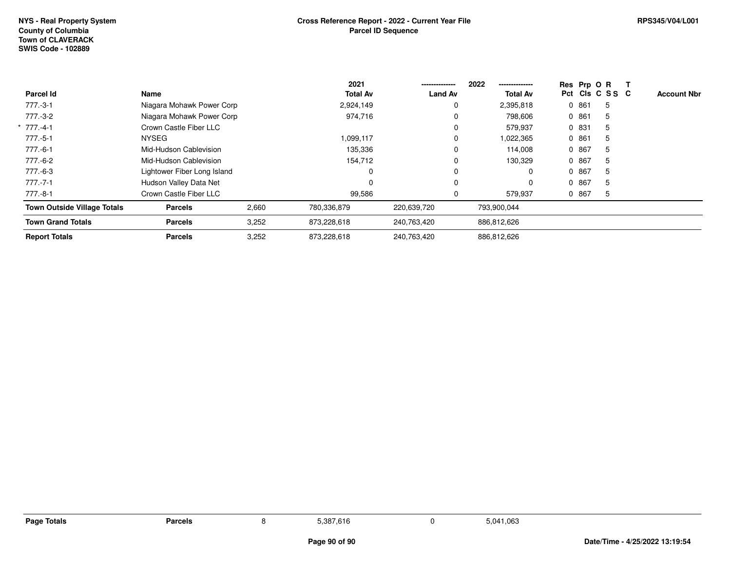**NYS - Real Property System**
**County of Columbia**
**Town of CLAVERACK**
**SWIS Code - 102889**

**Cross Reference Report - 2022 - Current Year File**
**Parcel ID Sequence**

**RPS345/V04/L001**

| Parcel Id | Name | | 2021 Total Av | 2022 Land Av | 2022 Total Av | Res Pct | Prp Cls | O C | R S S | T C | Account Nbr |
|---|---|---|---|---|---|---|---|---|---|---|---|
| 777.-3-1 | Niagara Mohawk Power Corp | | 2,924,149 | 0 | 2,395,818 | 0 | 861 | | 5 | | |
| 777.-3-2 | Niagara Mohawk Power Corp | | 974,716 | 0 | 798,606 | 0 | 861 | | 5 | | |
| * 777.-4-1 | Crown Castle Fiber LLC | | | 0 | 579,937 | 0 | 831 | | 5 | | |
| 777.-5-1 | NYSEG | | 1,099,117 | 0 | 1,022,365 | 0 | 861 | | 5 | | |
| 777.-6-1 | Mid-Hudson Cablevision | | 135,336 | 0 | 114,008 | 0 | 867 | | 5 | | |
| 777.-6-2 | Mid-Hudson Cablevision | | 154,712 | 0 | 130,329 | 0 | 867 | | 5 | | |
| 777.-6-3 | Lightower Fiber Long Island | | 0 | 0 | 0 | 0 | 867 | | 5 | | |
| 777.-7-1 | Hudson Valley Data Net | | 0 | 0 | 0 | 0 | 867 | | 5 | | |
| 777.-8-1 | Crown Castle Fiber LLC | | 99,586 | 0 | 579,937 | 0 | 867 | | 5 | | |
| **Town Outside Village Totals** | **Parcels** | 2,660 | 780,336,879 | 220,639,720 | 793,900,044 | | | | | | |
| **Town Grand Totals** | **Parcels** | 3,252 | 873,228,618 | 240,763,420 | 886,812,626 | | | | | | |
| **Report Totals** | **Parcels** | 3,252 | 873,228,618 | 240,763,420 | 886,812,626 | | | | | | |

| | | | | | |
|---|---|---|---|---|---|
| **Page Totals** | **Parcels** | 8 | 5,387,616 | 0 | 5,041,063 |

**Date/Time - 4/25/2022 13:19:54**